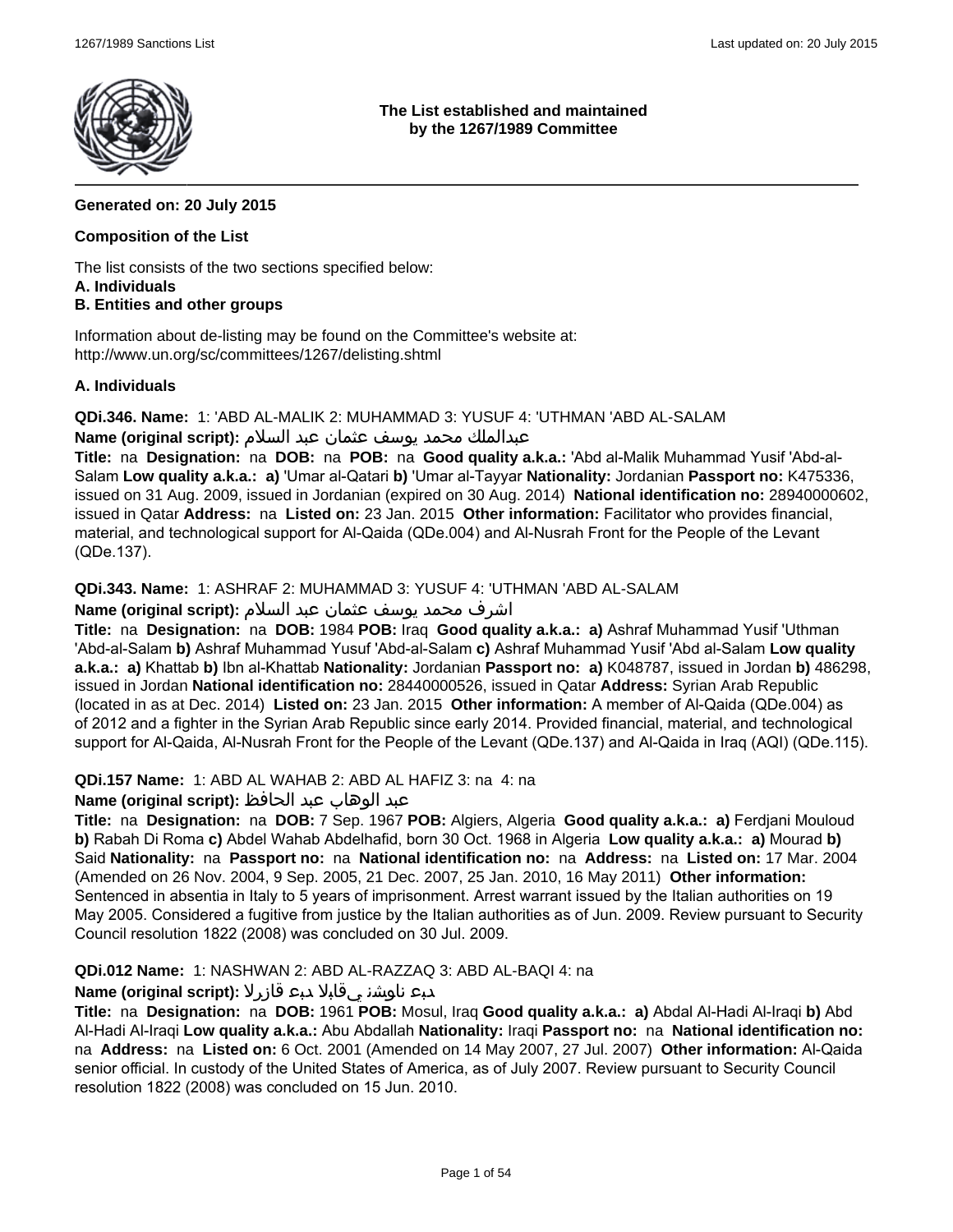**The List established and maintained by the 1267/1989 Committee**

**Generated on: 20 July 2015**

**Composition of the List**

The list consists of the two sections specified below:
**A. Individuals**
**B. Entities and other groups**

Information about de-listing may be found on the Committee's website at:
http://www.un.org/sc/committees/1267/delisting.shtml

**A. Individuals**

**QDi.346. Name:** 1: 'ABD AL-MALIK 2: MUHAMMAD 3: YUSUF 4: 'UTHMAN 'ABD AL-SALAM
**Name (original script):** عبدالملك محمد يوسف عثمان عبد السلام
**Title:** na **Designation:** na **DOB:** na **POB:** na **Good quality a.k.a.:** 'Abd al-Malik Muhammad Yusif 'Abd-al-Salam **Low quality a.k.a.: a)** 'Umar al-Qatari **b)** 'Umar al-Tayyar **Nationality:** Jordanian **Passport no:** K475336, issued on 31 Aug. 2009, issued in Jordanian (expired on 30 Aug. 2014) **National identification no:** 28940000602, issued in Qatar **Address:** na **Listed on:** 23 Jan. 2015 **Other information:** Facilitator who provides financial, material, and technological support for Al-Qaida (QDe.004) and Al-Nusrah Front for the People of the Levant (QDe.137).

**QDi.343. Name:** 1: ASHRAF 2: MUHAMMAD 3: YUSUF 4: 'UTHMAN 'ABD AL-SALAM
**Name (original script):** اشرف محمد يوسف عثمان عبد السلام
**Title:** na **Designation:** na **DOB:** 1984 **POB:** Iraq **Good quality a.k.a.: a)** Ashraf Muhammad Yusif 'Uthman 'Abd-al-Salam **b)** Ashraf Muhammad Yusuf 'Abd-al-Salam **c)** Ashraf Muhammad Yusif 'Abd al-Salam **Low quality a.k.a.: a)** Khattab **b)** Ibn al-Khattab **Nationality:** Jordanian **Passport no: a)** K048787, issued in Jordan **b)** 486298, issued in Jordan **National identification no:** 28440000526, issued in Qatar **Address:** Syrian Arab Republic (located in as at Dec. 2014) **Listed on:** 23 Jan. 2015 **Other information:** A member of Al-Qaida (QDe.004) as of 2012 and a fighter in the Syrian Arab Republic since early 2014. Provided financial, material, and technological support for Al-Qaida, Al-Nusrah Front for the People of the Levant (QDe.137) and Al-Qaida in Iraq (AQI) (QDe.115).

**QDi.157 Name:** 1: ABD AL WAHAB 2: ABD AL HAFIZ 3: na 4: na
**Name (original script):** عبد الوهاب عبد الحافظ
**Title:** na **Designation:** na **DOB:** 7 Sep. 1967 **POB:** Algiers, Algeria **Good quality a.k.a.: a)** Ferdjani Mouloud **b)** Rabah Di Roma **c)** Abdel Wahab Abdelhafid, born 30 Oct. 1968 in Algeria **Low quality a.k.a.: a)** Mourad **b)** Said **Nationality:** na **Passport no:** na **National identification no:** na **Address:** na **Listed on:** 17 Mar. 2004 (Amended on 26 Nov. 2004, 9 Sep. 2005, 21 Dec. 2007, 25 Jan. 2010, 16 May 2011) **Other information:** Sentenced in absentia in Italy to 5 years of imprisonment. Arrest warrant issued by the Italian authorities on 19 May 2005. Considered a fugitive from justice by the Italian authorities as of Jun. 2009. Review pursuant to Security Council resolution 1822 (2008) was concluded on 30 Jul. 2009.

**QDi.012 Name:** 1: NASHWAN 2: ABD AL-RAZZAQ 3: ABD AL-BAQI 4: na
**Name (original script):** دبع ناوشن يقابلا دبع قازرلا
**Title:** na **Designation:** na **DOB:** 1961 **POB:** Mosul, Iraq **Good quality a.k.a.: a)** Abdal Al-Hadi Al-Iraqi **b)** Abd Al-Hadi Al-Iraqi **Low quality a.k.a.:** Abu Abdallah **Nationality:** Iraqi **Passport no:** na **National identification no:** na **Address:** na **Listed on:** 6 Oct. 2001 (Amended on 14 May 2007, 27 Jul. 2007) **Other information:** Al-Qaida senior official. In custody of the United States of America, as of July 2007. Review pursuant to Security Council resolution 1822 (2008) was concluded on 15 Jun. 2010.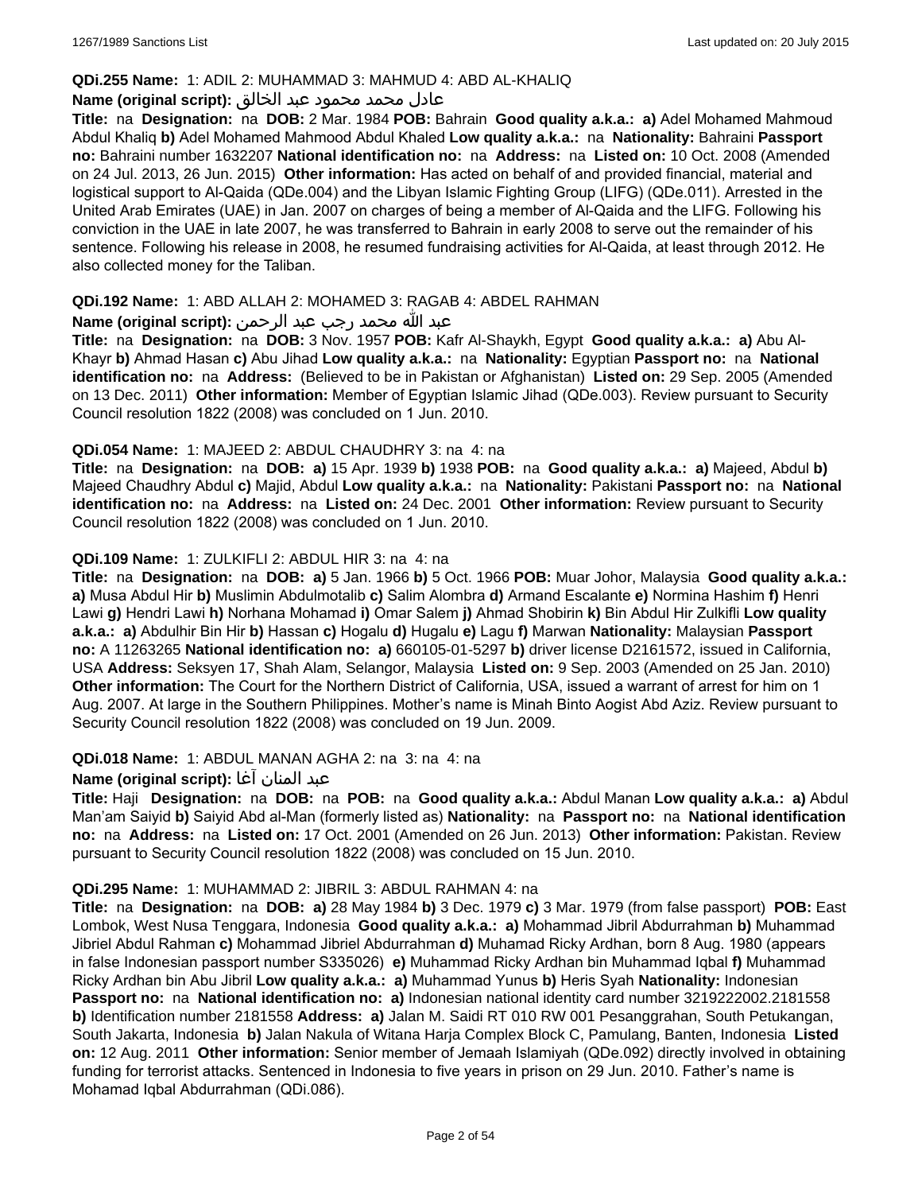**QDi.255 Name:** 1: ADIL 2: MUHAMMAD 3: MAHMUD 4: ABD AL-KHALIQ

**Name (original script):** عادل محمد محمود عبد الخالق

**Title:** na **Designation:** na **DOB:** 2 Mar. 1984 **POB:** Bahrain **Good quality a.k.a.:** **a)** Adel Mohamed Mahmoud Abdul Khaliq **b)** Adel Mohamed Mahmood Abdul Khaled **Low quality a.k.a.:** na **Nationality:** Bahraini **Passport no:** Bahraini number 1632207 **National identification no:** na **Address:** na **Listed on:** 10 Oct. 2008 (Amended on 24 Jul. 2013, 26 Jun. 2015) **Other information:** Has acted on behalf of and provided financial, material and logistical support to Al-Qaida (QDe.004) and the Libyan Islamic Fighting Group (LIFG) (QDe.011). Arrested in the United Arab Emirates (UAE) in Jan. 2007 on charges of being a member of Al-Qaida and the LIFG. Following his conviction in the UAE in late 2007, he was transferred to Bahrain in early 2008 to serve out the remainder of his sentence. Following his release in 2008, he resumed fundraising activities for Al-Qaida, at least through 2012. He also collected money for the Taliban.

**QDi.192 Name:** 1: ABD ALLAH 2: MOHAMED 3: RAGAB 4: ABDEL RAHMAN

**Name (original script):** عبد الله محمد رجب عبد الرحمن

**Title:** na **Designation:** na **DOB:** 3 Nov. 1957 **POB:** Kafr Al-Shaykh, Egypt **Good quality a.k.a.:** **a)** Abu Al-Khayr **b)** Ahmad Hasan **c)** Abu Jihad **Low quality a.k.a.:** na **Nationality:** Egyptian **Passport no:** na **National identification no:** na **Address:** (Believed to be in Pakistan or Afghanistan) **Listed on:** 29 Sep. 2005 (Amended on 13 Dec. 2011) **Other information:** Member of Egyptian Islamic Jihad (QDe.003). Review pursuant to Security Council resolution 1822 (2008) was concluded on 1 Jun. 2010.

**QDi.054 Name:** 1: MAJEED 2: ABDUL CHAUDHRY 3: na 4: na

**Title:** na **Designation:** na **DOB:** **a)** 15 Apr. 1939 **b)** 1938 **POB:** na **Good quality a.k.a.:** **a)** Majeed, Abdul **b)** Majeed Chaudhry Abdul **c)** Majid, Abdul **Low quality a.k.a.:** na **Nationality:** Pakistani **Passport no:** na **National identification no:** na **Address:** na **Listed on:** 24 Dec. 2001 **Other information:** Review pursuant to Security Council resolution 1822 (2008) was concluded on 1 Jun. 2010.

**QDi.109 Name:** 1: ZULKIFLI 2: ABDUL HIR 3: na 4: na

**Title:** na **Designation:** na **DOB:** **a)** 5 Jan. 1966 **b)** 5 Oct. 1966 **POB:** Muar Johor, Malaysia **Good quality a.k.a.:** **a)** Musa Abdul Hir **b)** Muslimin Abdulmotalib **c)** Salim Alombra **d)** Armand Escalante **e)** Normina Hashim **f)** Henri Lawi **g)** Hendri Lawi **h)** Norhana Mohamad **i)** Omar Salem **j)** Ahmad Shobirin **k)** Bin Abdul Hir Zulkifli **Low quality a.k.a.:** **a)** Abdulhir Bin Hir **b)** Hassan **c)** Hogalu **d)** Hugalu **e)** Lagu **f)** Marwan **Nationality:** Malaysian **Passport no:** A 11263265 **National identification no:** **a)** 660105-01-5297 **b)** driver license D2161572, issued in California, USA **Address:** Seksyen 17, Shah Alam, Selangor, Malaysia **Listed on:** 9 Sep. 2003 (Amended on 25 Jan. 2010) **Other information:** The Court for the Northern District of California, USA, issued a warrant of arrest for him on 1 Aug. 2007. At large in the Southern Philippines. Mother's name is Minah Binto Aogist Abd Aziz. Review pursuant to Security Council resolution 1822 (2008) was concluded on 19 Jun. 2009.

**QDi.018 Name:** 1: ABDUL MANAN AGHA 2: na 3: na 4: na

**Name (original script):** عبد المنان آغا

**Title:** Haji **Designation:** na **DOB:** na **POB:** na **Good quality a.k.a.:** Abdul Manan **Low quality a.k.a.:** **a)** Abdul Man'am Saiyid **b)** Saiyid Abd al-Man (formerly listed as) **Nationality:** na **Passport no:** na **National identification no:** na **Address:** na **Listed on:** 17 Oct. 2001 (Amended on 26 Jun. 2013) **Other information:** Pakistan. Review pursuant to Security Council resolution 1822 (2008) was concluded on 15 Jun. 2010.

**QDi.295 Name:** 1: MUHAMMAD 2: JIBRIL 3: ABDUL RAHMAN 4: na

**Title:** na **Designation:** na **DOB:** **a)** 28 May 1984 **b)** 3 Dec. 1979 **c)** 3 Mar. 1979 (from false passport) **POB:** East Lombok, West Nusa Tenggara, Indonesia **Good quality a.k.a.:** **a)** Mohammad Jibril Abdurrahman **b)** Muhammad Jibriel Abdul Rahman **c)** Mohammad Jibriel Abdurrahman **d)** Muhamad Ricky Ardhan, born 8 Aug. 1980 (appears in false Indonesian passport number S335026) **e)** Muhammad Ricky Ardhan bin Muhammad Iqbal **f)** Muhammad Ricky Ardhan bin Abu Jibril **Low quality a.k.a.:** **a)** Muhammad Yunus **b)** Heris Syah **Nationality:** Indonesian **Passport no:** na **National identification no:** **a)** Indonesian national identity card number 3219222002.2181558 **b)** Identification number 2181558 **Address:** **a)** Jalan M. Saidi RT 010 RW 001 Pesanggrahan, South Petukangan, South Jakarta, Indonesia **b)** Jalan Nakula of Witana Harja Complex Block C, Pamulang, Banten, Indonesia **Listed on:** 12 Aug. 2011 **Other information:** Senior member of Jemaah Islamiyah (QDe.092) directly involved in obtaining funding for terrorist attacks. Sentenced in Indonesia to five years in prison on 29 Jun. 2010. Father's name is Mohamad Iqbal Abdurrahman (QDi.086).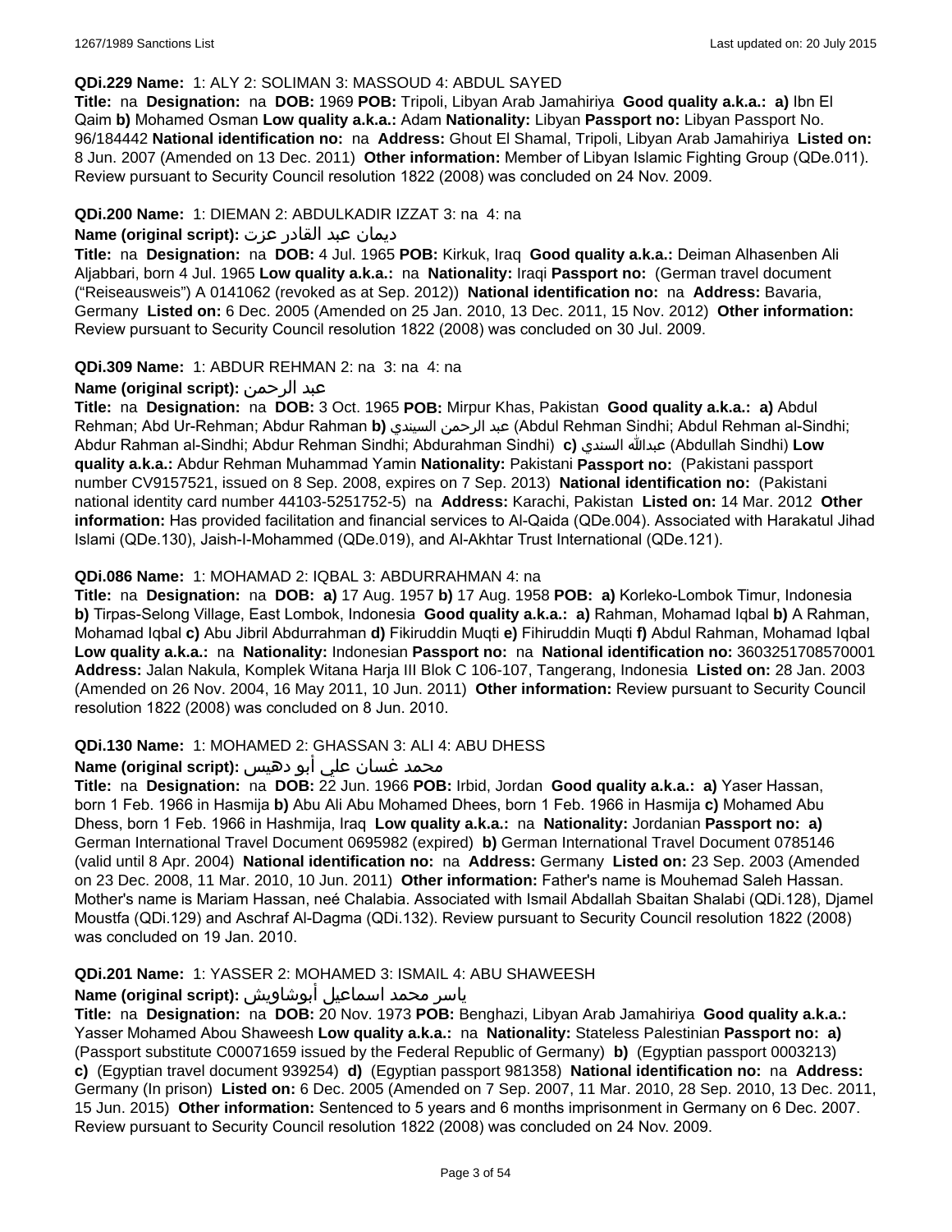**QDi.229 Name:** 1: ALY 2: SOLIMAN 3: MASSOUD 4: ABDUL SAYED

**Title:** na **Designation:** na **DOB:** 1969 **POB:** Tripoli, Libyan Arab Jamahiriya **Good quality a.k.a.:** **a)** Ibn El Qaim **b)** Mohamed Osman **Low quality a.k.a.:** Adam **Nationality:** Libyan **Passport no:** Libyan Passport No. 96/184442 **National identification no:** na **Address:** Ghout El Shamal, Tripoli, Libyan Arab Jamahiriya **Listed on:** 8 Jun. 2007 (Amended on 13 Dec. 2011) **Other information:** Member of Libyan Islamic Fighting Group (QDe.011). Review pursuant to Security Council resolution 1822 (2008) was concluded on 24 Nov. 2009.

**QDi.200 Name:** 1: DIEMAN 2: ABDULKADIR IZZAT 3: na 4: na

**Name (original script):** ديمان عبد القادر عزت

**Title:** na **Designation:** na **DOB:** 4 Jul. 1965 **POB:** Kirkuk, Iraq **Good quality a.k.a.:** Deiman Alhasenben Ali Aljabbari, born 4 Jul. 1965 **Low quality a.k.a.:** na **Nationality:** Iraqi **Passport no:** (German travel document ("Reiseausweis") A 0141062 (revoked as at Sep. 2012)) **National identification no:** na **Address:** Bavaria, Germany **Listed on:** 6 Dec. 2005 (Amended on 25 Jan. 2010, 13 Dec. 2011, 15 Nov. 2012) **Other information:** Review pursuant to Security Council resolution 1822 (2008) was concluded on 30 Jul. 2009.

**QDi.309 Name:** 1: ABDUR REHMAN 2: na 3: na 4: na

**Name (original script):** عبد الرحمن

**Title:** na **Designation:** na **DOB:** 3 Oct. 1965 **POB:** Mirpur Khas, Pakistan **Good quality a.k.a.:** **a)** Abdul Rehman; Abd Ur-Rehman; Abdur Rahman **b)** عبد الرحمن السيندي (Abdul Rehman Sindhi; Abdul Rehman al-Sindhi; Abdur Rahman al-Sindhi; Abdur Rehman Sindhi; Abdurahman Sindhi) **c)** عبدالله السندي (Abdullah Sindhi) **Low quality a.k.a.:** Abdur Rehman Muhammad Yamin **Nationality:** Pakistani **Passport no:** (Pakistani passport number CV9157521, issued on 8 Sep. 2008, expires on 7 Sep. 2013) **National identification no:** (Pakistani national identity card number 44103-5251752-5) na **Address:** Karachi, Pakistan **Listed on:** 14 Mar. 2012 **Other information:** Has provided facilitation and financial services to Al-Qaida (QDe.004). Associated with Harakatul Jihad Islami (QDe.130), Jaish-I-Mohammed (QDe.019), and Al-Akhtar Trust International (QDe.121).

**QDi.086 Name:** 1: MOHAMAD 2: IQBAL 3: ABDURRAHMAN 4: na

**Title:** na **Designation:** na **DOB:** **a)** 17 Aug. 1957 **b)** 17 Aug. 1958 **POB:** **a)** Korleko-Lombok Timur, Indonesia **b)** Tirpas-Selong Village, East Lombok, Indonesia **Good quality a.k.a.:** **a)** Rahman, Mohamad Iqbal **b)** A Rahman, Mohamad Iqbal **c)** Abu Jibril Abdurrahman **d)** Fikiruddin Muqti **e)** Fihiruddin Muqti **f)** Abdul Rahman, Mohamad Iqbal **Low quality a.k.a.:** na **Nationality:** Indonesian **Passport no:** na **National identification no:** 3603251708570001 **Address:** Jalan Nakula, Komplek Witana Harja III Blok C 106-107, Tangerang, Indonesia **Listed on:** 28 Jan. 2003 (Amended on 26 Nov. 2004, 16 May 2011, 10 Jun. 2011) **Other information:** Review pursuant to Security Council resolution 1822 (2008) was concluded on 8 Jun. 2010.

**QDi.130 Name:** 1: MOHAMED 2: GHASSAN 3: ALI 4: ABU DHESS

**Name (original script):** محمد غسان علي أبو دهيس

**Title:** na **Designation:** na **DOB:** 22 Jun. 1966 **POB:** Irbid, Jordan **Good quality a.k.a.:** **a)** Yaser Hassan, born 1 Feb. 1966 in Hasmija **b)** Abu Ali Abu Mohamed Dhees, born 1 Feb. 1966 in Hasmija **c)** Mohamed Abu Dhess, born 1 Feb. 1966 in Hashmija, Iraq **Low quality a.k.a.:** na **Nationality:** Jordanian **Passport no:** **a)** German International Travel Document 0695982 (expired) **b)** German International Travel Document 0785146 (valid until 8 Apr. 2004) **National identification no:** na **Address:** Germany **Listed on:** 23 Sep. 2003 (Amended on 23 Dec. 2008, 11 Mar. 2010, 10 Jun. 2011) **Other information:** Father's name is Mouhemad Saleh Hassan. Mother's name is Mariam Hassan, neé Chalabia. Associated with Ismail Abdallah Sbaitan Shalabi (QDi.128), Djamel Moustfa (QDi.129) and Aschraf Al-Dagma (QDi.132). Review pursuant to Security Council resolution 1822 (2008) was concluded on 19 Jan. 2010.

**QDi.201 Name:** 1: YASSER 2: MOHAMED 3: ISMAIL 4: ABU SHAWEESH

**Name (original script):** ياسر محمد اسماعيل أبوشاويش

**Title:** na **Designation:** na **DOB:** 20 Nov. 1973 **POB:** Benghazi, Libyan Arab Jamahiriya **Good quality a.k.a.:** Yasser Mohamed Abou Shaweesh **Low quality a.k.a.:** na **Nationality:** Stateless Palestinian **Passport no:** **a)** (Passport substitute C00071659 issued by the Federal Republic of Germany) **b)** (Egyptian passport 0003213) **c)** (Egyptian travel document 939254) **d)** (Egyptian passport 981358) **National identification no:** na **Address:** Germany (In prison) **Listed on:** 6 Dec. 2005 (Amended on 7 Sep. 2007, 11 Mar. 2010, 28 Sep. 2010, 13 Dec. 2011, 15 Jun. 2015) **Other information:** Sentenced to 5 years and 6 months imprisonment in Germany on 6 Dec. 2007. Review pursuant to Security Council resolution 1822 (2008) was concluded on 24 Nov. 2009.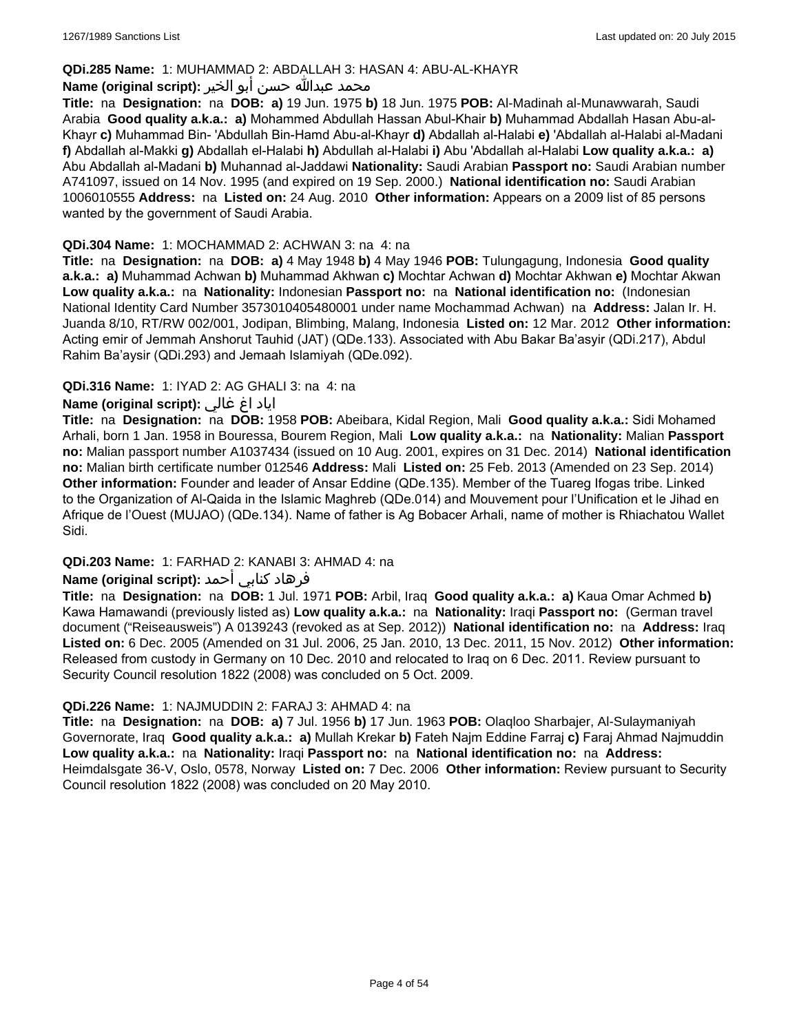**QDi.285 Name:** 1: MUHAMMAD 2: ABDALLAH 3: HASAN 4: ABU-AL-KHAYR

**Name (original script):** محمد عبدالله حسن أبو الخير

**Title:** na **Designation:** na **DOB:** **a)** 19 Jun. 1975 **b)** 18 Jun. 1975 **POB:** Al-Madinah al-Munawwarah, Saudi Arabia **Good quality a.k.a.:** **a)** Mohammed Abdullah Hassan Abul-Khair **b)** Muhammad Abdallah Hasan Abu-al-Khayr **c)** Muhammad Bin- 'Abdullah Bin-Hamd Abu-al-Khayr **d)** Abdallah al-Halabi **e)** 'Abdallah al-Halabi al-Madani **f)** Abdallah al-Makki **g)** Abdallah el-Halabi **h)** Abdullah al-Halabi **i)** Abu 'Abdallah al-Halabi **Low quality a.k.a.:** **a)** Abu Abdallah al-Madani **b)** Muhannad al-Jaddawi **Nationality:** Saudi Arabian **Passport no:** Saudi Arabian number A741097, issued on 14 Nov. 1995 (and expired on 19 Sep. 2000.) **National identification no:** Saudi Arabian 1006010555 **Address:** na **Listed on:** 24 Aug. 2010 **Other information:** Appears on a 2009 list of 85 persons wanted by the government of Saudi Arabia.

**QDi.304 Name:** 1: MOCHAMMAD 2: ACHWAN 3: na 4: na

**Title:** na **Designation:** na **DOB:** **a)** 4 May 1948 **b)** 4 May 1946 **POB:** Tulungagung, Indonesia **Good quality a.k.a.:** **a)** Muhammad Achwan **b)** Muhammad Akhwan **c)** Mochtar Achwan **d)** Mochtar Akhwan **e)** Mochtar Akwan **Low quality a.k.a.:** na **Nationality:** Indonesian **Passport no:** na **National identification no:** (Indonesian National Identity Card Number 3573010405480001 under name Mochammad Achwan) na **Address:** Jalan Ir. H. Juanda 8/10, RT/RW 002/001, Jodipan, Blimbing, Malang, Indonesia **Listed on:** 12 Mar. 2012 **Other information:** Acting emir of Jemmah Anshorut Tauhid (JAT) (QDe.133). Associated with Abu Bakar Ba'asyir (QDi.217), Abdul Rahim Ba'aysir (QDi.293) and Jemaah Islamiyah (QDe.092).

**QDi.316 Name:** 1: IYAD 2: AG GHALI 3: na 4: na

**Name (original script):** اياد اغ غالي

**Title:** na **Designation:** na **DOB:** 1958 **POB:** Abeibara, Kidal Region, Mali **Good quality a.k.a.:** Sidi Mohamed Arhali, born 1 Jan. 1958 in Bouressa, Bourem Region, Mali **Low quality a.k.a.:** na **Nationality:** Malian **Passport no:** Malian passport number A1037434 (issued on 10 Aug. 2001, expires on 31 Dec. 2014) **National identification no:** Malian birth certificate number 012546 **Address:** Mali **Listed on:** 25 Feb. 2013 (Amended on 23 Sep. 2014) **Other information:** Founder and leader of Ansar Eddine (QDe.135). Member of the Tuareg Ifogas tribe. Linked to the Organization of Al-Qaida in the Islamic Maghreb (QDe.014) and Mouvement pour l'Unification et le Jihad en Afrique de l'Ouest (MUJAO) (QDe.134). Name of father is Ag Bobacer Arhali, name of mother is Rhiachatou Wallet Sidi.

**QDi.203 Name:** 1: FARHAD 2: KANABI 3: AHMAD 4: na

**Name (original script):** فرهاد كنابي أحمد

**Title:** na **Designation:** na **DOB:** 1 Jul. 1971 **POB:** Arbil, Iraq **Good quality a.k.a.:** **a)** Kaua Omar Achmed **b)** Kawa Hamawandi (previously listed as) **Low quality a.k.a.:** na **Nationality:** Iraqi **Passport no:** (German travel document ("Reiseausweis") A 0139243 (revoked as at Sep. 2012)) **National identification no:** na **Address:** Iraq **Listed on:** 6 Dec. 2005 (Amended on 31 Jul. 2006, 25 Jan. 2010, 13 Dec. 2011, 15 Nov. 2012) **Other information:** Released from custody in Germany on 10 Dec. 2010 and relocated to Iraq on 6 Dec. 2011. Review pursuant to Security Council resolution 1822 (2008) was concluded on 5 Oct. 2009.

**QDi.226 Name:** 1: NAJMUDDIN 2: FARAJ 3: AHMAD 4: na

**Title:** na **Designation:** na **DOB:** **a)** 7 Jul. 1956 **b)** 17 Jun. 1963 **POB:** Olaqloo Sharbajer, Al-Sulaymaniyah Governorate, Iraq **Good quality a.k.a.:** **a)** Mullah Krekar **b)** Fateh Najm Eddine Farraj **c)** Faraj Ahmad Najmuddin **Low quality a.k.a.:** na **Nationality:** Iraqi **Passport no:** na **National identification no:** na **Address:** Heimdalsgate 36-V, Oslo, 0578, Norway **Listed on:** 7 Dec. 2006 **Other information:** Review pursuant to Security Council resolution 1822 (2008) was concluded on 20 May 2010.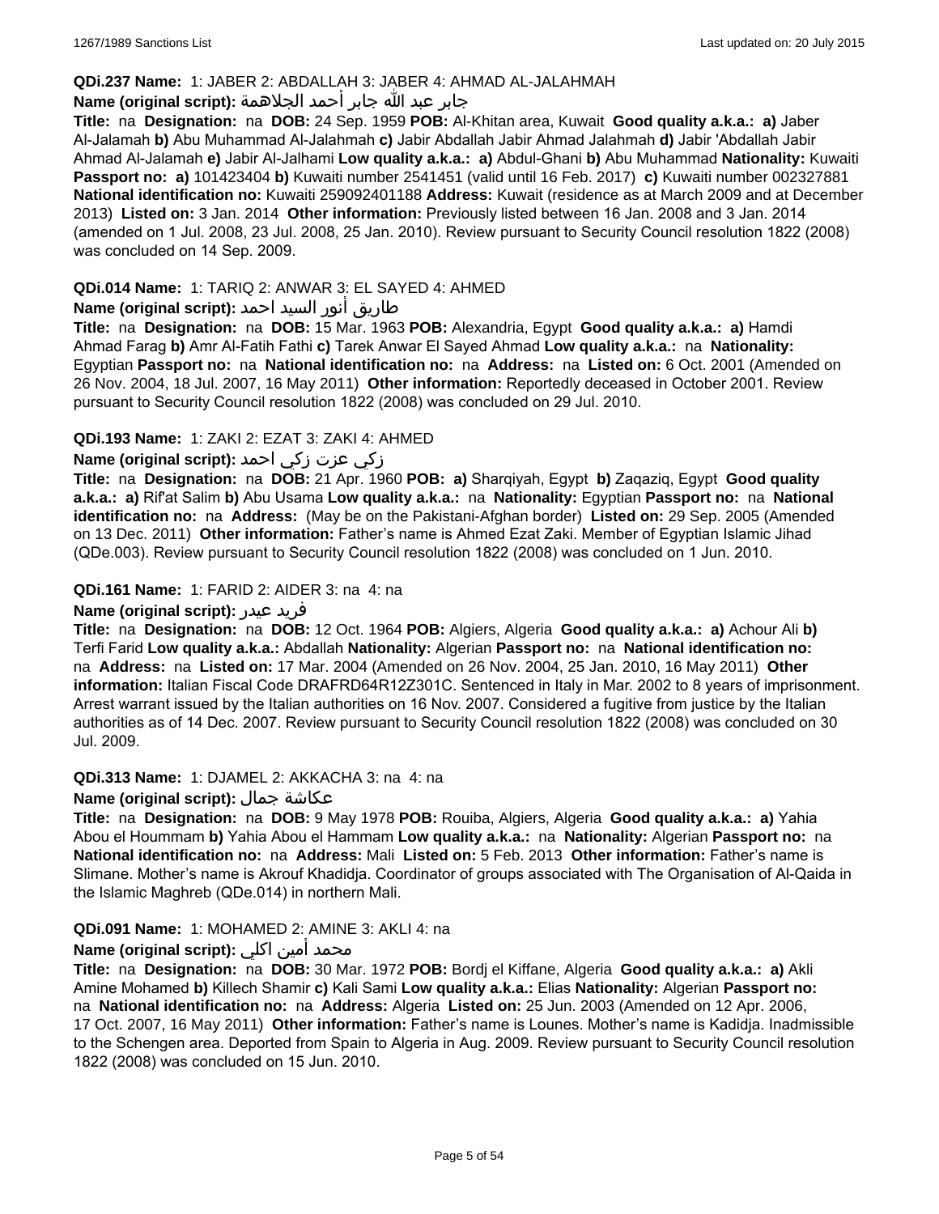**QDi.237 Name:** 1: JABER 2: ABDALLAH 3: JABER 4: AHMAD AL-JALAHMAH

**Name (original script):** جابر عبد الله جابر أحمد الجلاهمة

**Title:** na **Designation:** na **DOB:** 24 Sep. 1959 **POB:** Al-Khitan area, Kuwait **Good quality a.k.a.: a)** Jaber Al-Jalamah **b)** Abu Muhammad Al-Jalahmah **c)** Jabir Abdallah Jabir Ahmad Jalahmah **d)** Jabir 'Abdallah Jabir Ahmad Al-Jalamah **e)** Jabir Al-Jalhami **Low quality a.k.a.: a)** Abdul-Ghani **b)** Abu Muhammad **Nationality:** Kuwaiti **Passport no: a)** 101423404 **b)** Kuwaiti number 2541451 (valid until 16 Feb. 2017) **c)** Kuwaiti number 002327881 **National identification no:** Kuwaiti 259092401188 **Address:** Kuwait (residence as at March 2009 and at December 2013) **Listed on:** 3 Jan. 2014 **Other information:** Previously listed between 16 Jan. 2008 and 3 Jan. 2014 (amended on 1 Jul. 2008, 23 Jul. 2008, 25 Jan. 2010). Review pursuant to Security Council resolution 1822 (2008) was concluded on 14 Sep. 2009.

**QDi.014 Name:** 1: TARIQ 2: ANWAR 3: EL SAYED 4: AHMED

**Name (original script):** طاريق أنور السيد احمد

**Title:** na **Designation:** na **DOB:** 15 Mar. 1963 **POB:** Alexandria, Egypt **Good quality a.k.a.: a)** Hamdi Ahmad Farag **b)** Amr Al-Fatih Fathi **c)** Tarek Anwar El Sayed Ahmad **Low quality a.k.a.:** na **Nationality:** Egyptian **Passport no:** na **National identification no:** na **Address:** na **Listed on:** 6 Oct. 2001 (Amended on 26 Nov. 2004, 18 Jul. 2007, 16 May 2011) **Other information:** Reportedly deceased in October 2001. Review pursuant to Security Council resolution 1822 (2008) was concluded on 29 Jul. 2010.

**QDi.193 Name:** 1: ZAKI 2: EZAT 3: ZAKI 4: AHMED

**Name (original script):** زكي عزت زكي احمد

**Title:** na **Designation:** na **DOB:** 21 Apr. 1960 **POB: a)** Sharqiyah, Egypt **b)** Zaqaziq, Egypt **Good quality a.k.a.: a)** Rif'at Salim **b)** Abu Usama **Low quality a.k.a.:** na **Nationality:** Egyptian **Passport no:** na **National identification no:** na **Address:** (May be on the Pakistani-Afghan border) **Listed on:** 29 Sep. 2005 (Amended on 13 Dec. 2011) **Other information:** Father's name is Ahmed Ezat Zaki. Member of Egyptian Islamic Jihad (QDe.003). Review pursuant to Security Council resolution 1822 (2008) was concluded on 1 Jun. 2010.

**QDi.161 Name:** 1: FARID 2: AIDER 3: na 4: na

**Name (original script):** فريد عيدر

**Title:** na **Designation:** na **DOB:** 12 Oct. 1964 **POB:** Algiers, Algeria **Good quality a.k.a.: a)** Achour Ali **b)** Terfi Farid **Low quality a.k.a.:** Abdallah **Nationality:** Algerian **Passport no:** na **National identification no:** na **Address:** na **Listed on:** 17 Mar. 2004 (Amended on 26 Nov. 2004, 25 Jan. 2010, 16 May 2011) **Other information:** Italian Fiscal Code DRAFRD64R12Z301C. Sentenced in Italy in Mar. 2002 to 8 years of imprisonment. Arrest warrant issued by the Italian authorities on 16 Nov. 2007. Considered a fugitive from justice by the Italian authorities as of 14 Dec. 2007. Review pursuant to Security Council resolution 1822 (2008) was concluded on 30 Jul. 2009.

**QDi.313 Name:** 1: DJAMEL 2: AKKACHA 3: na 4: na

**Name (original script):** عكاشة جمال

**Title:** na **Designation:** na **DOB:** 9 May 1978 **POB:** Rouiba, Algiers, Algeria **Good quality a.k.a.: a)** Yahia Abou el Hoummam **b)** Yahia Abou el Hammam **Low quality a.k.a.:** na **Nationality:** Algerian **Passport no:** na **National identification no:** na **Address:** Mali **Listed on:** 5 Feb. 2013 **Other information:** Father's name is Slimane. Mother's name is Akrouf Khadidja. Coordinator of groups associated with The Organisation of Al-Qaida in the Islamic Maghreb (QDe.014) in northern Mali.

**QDi.091 Name:** 1: MOHAMED 2: AMINE 3: AKLI 4: na

**Name (original script):** محمد أمين اكلي

**Title:** na **Designation:** na **DOB:** 30 Mar. 1972 **POB:** Bordj el Kiffane, Algeria **Good quality a.k.a.: a)** Akli Amine Mohamed **b)** Killech Shamir **c)** Kali Sami **Low quality a.k.a.:** Elias **Nationality:** Algerian **Passport no:** na **National identification no:** na **Address:** Algeria **Listed on:** 25 Jun. 2003 (Amended on 12 Apr. 2006, 17 Oct. 2007, 16 May 2011) **Other information:** Father's name is Lounes. Mother's name is Kadidja. Inadmissible to the Schengen area. Deported from Spain to Algeria in Aug. 2009. Review pursuant to Security Council resolution 1822 (2008) was concluded on 15 Jun. 2010.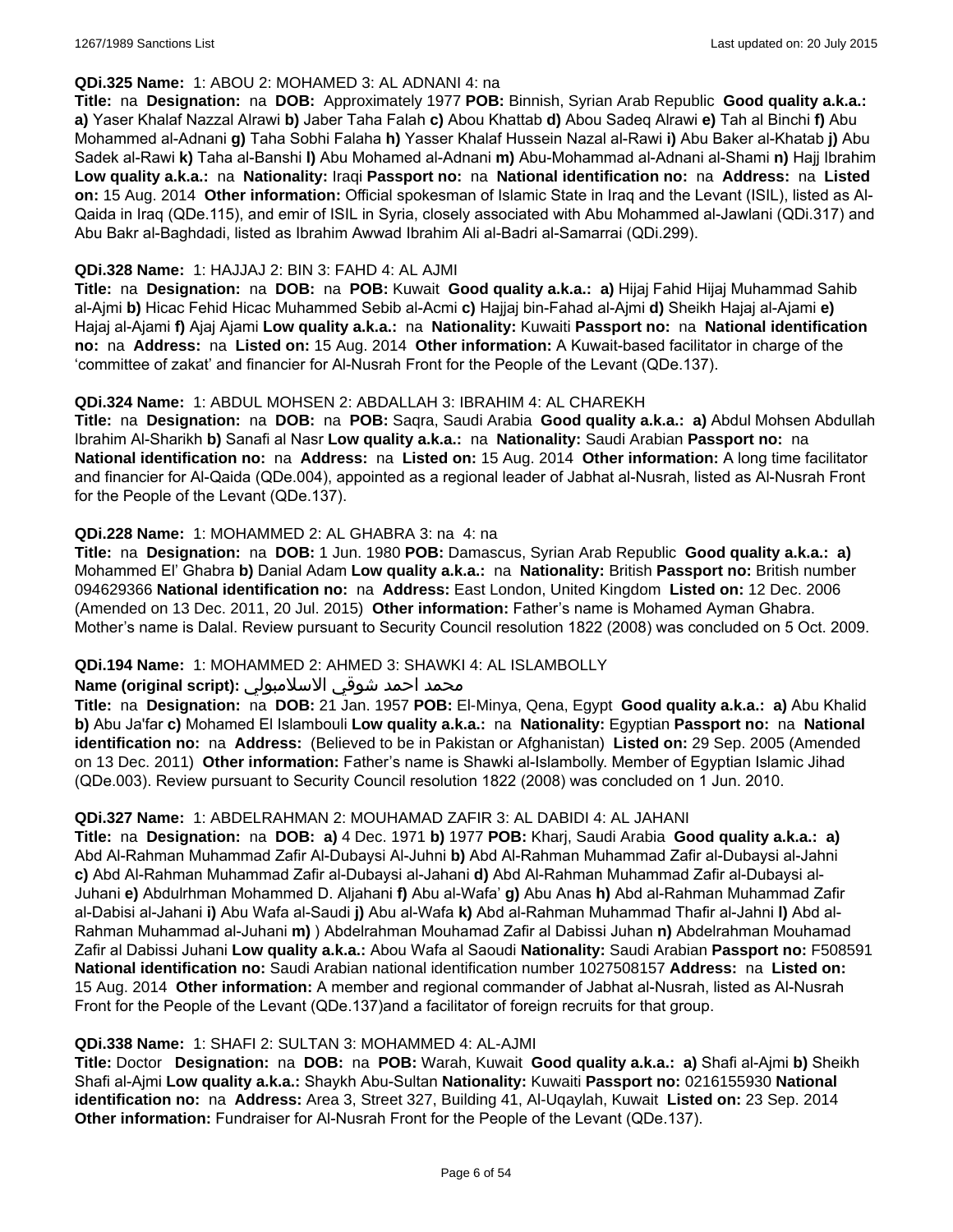**QDi.325 Name:** 1: ABOU 2: MOHAMED 3: AL ADNANI 4: na

**Title:** na **Designation:** na **DOB:** Approximately 1977 **POB:** Binnish, Syrian Arab Republic **Good quality a.k.a.: a)** Yaser Khalaf Nazzal Alrawi **b)** Jaber Taha Falah **c)** Abou Khattab **d)** Abou Sadeq Alrawi **e)** Tah al Binchi **f)** Abu Mohammed al-Adnani **g)** Taha Sobhi Falaha **h)** Yasser Khalaf Hussein Nazal al-Rawi **i)** Abu Baker al-Khatab **j)** Abu Sadek al-Rawi **k)** Taha al-Banshi **l)** Abu Mohamed al-Adnani **m)** Abu-Mohammad al-Adnani al-Shami **n)** Hajj Ibrahim **Low quality a.k.a.:** na **Nationality:** Iraqi **Passport no:** na **National identification no:** na **Address:** na **Listed on:** 15 Aug. 2014 **Other information:** Official spokesman of Islamic State in Iraq and the Levant (ISIL), listed as Al-Qaida in Iraq (QDe.115), and emir of ISIL in Syria, closely associated with Abu Mohammed al-Jawlani (QDi.317) and Abu Bakr al-Baghdadi, listed as Ibrahim Awwad Ibrahim Ali al-Badri al-Samarrai (QDi.299).

**QDi.328 Name:** 1: HAJJAJ 2: BIN 3: FAHD 4: AL AJMI

**Title:** na **Designation:** na **DOB:** na **POB:** Kuwait **Good quality a.k.a.: a)** Hijaj Fahid Hijaj Muhammad Sahib al-Ajmi **b)** Hicac Fehid Hicac Muhammed Sebib al-Acmi **c)** Hajjaj bin-Fahad al-Ajmi **d)** Sheikh Hajaj al-Ajami **e)** Hajaj al-Ajami **f)** Ajaj Ajami **Low quality a.k.a.:** na **Nationality:** Kuwaiti **Passport no:** na **National identification no:** na **Address:** na **Listed on:** 15 Aug. 2014 **Other information:** A Kuwait-based facilitator in charge of the 'committee of zakat' and financier for Al-Nusrah Front for the People of the Levant (QDe.137).

**QDi.324 Name:** 1: ABDUL MOHSEN 2: ABDALLAH 3: IBRAHIM 4: AL CHAREKH

**Title:** na **Designation:** na **DOB:** na **POB:** Saqra, Saudi Arabia **Good quality a.k.a.: a)** Abdul Mohsen Abdullah Ibrahim Al-Sharikh **b)** Sanafi al Nasr **Low quality a.k.a.:** na **Nationality:** Saudi Arabian **Passport no:** na **National identification no:** na **Address:** na **Listed on:** 15 Aug. 2014 **Other information:** A long time facilitator and financier for Al-Qaida (QDe.004), appointed as a regional leader of Jabhat al-Nusrah, listed as Al-Nusrah Front for the People of the Levant (QDe.137).

**QDi.228 Name:** 1: MOHAMMED 2: AL GHABRA 3: na 4: na

**Title:** na **Designation:** na **DOB:** 1 Jun. 1980 **POB:** Damascus, Syrian Arab Republic **Good quality a.k.a.: a)** Mohammed El' Ghabra **b)** Danial Adam **Low quality a.k.a.:** na **Nationality:** British **Passport no:** British number 094629366 **National identification no:** na **Address:** East London, United Kingdom **Listed on:** 12 Dec. 2006 (Amended on 13 Dec. 2011, 20 Jul. 2015) **Other information:** Father's name is Mohamed Ayman Ghabra. Mother's name is Dalal. Review pursuant to Security Council resolution 1822 (2008) was concluded on 5 Oct. 2009.

**QDi.194 Name:** 1: MOHAMMED 2: AHMED 3: SHAWKI 4: AL ISLAMBOLLY

**Name (original script):** محمد احمد شوقي الاسلامبولي

**Title:** na **Designation:** na **DOB:** 21 Jan. 1957 **POB:** El-Minya, Qena, Egypt **Good quality a.k.a.: a)** Abu Khalid **b)** Abu Ja'far **c)** Mohamed El Islambouli **Low quality a.k.a.:** na **Nationality:** Egyptian **Passport no:** na **National identification no:** na **Address:** (Believed to be in Pakistan or Afghanistan) **Listed on:** 29 Sep. 2005 (Amended on 13 Dec. 2011) **Other information:** Father's name is Shawki al-Islambolly. Member of Egyptian Islamic Jihad (QDe.003). Review pursuant to Security Council resolution 1822 (2008) was concluded on 1 Jun. 2010.

**QDi.327 Name:** 1: ABDELRAHMAN 2: MOUHAMAD ZAFIR 3: AL DABIDI 4: AL JAHANI

**Title:** na **Designation:** na **DOB: a)** 4 Dec. 1971 **b)** 1977 **POB:** Kharj, Saudi Arabia **Good quality a.k.a.: a)** Abd Al-Rahman Muhammad Zafir Al-Dubaysi Al-Juhni **b)** Abd Al-Rahman Muhammad Zafir al-Dubaysi al-Jahni **c)** Abd Al-Rahman Muhammad Zafir al-Dubaysi al-Jahani **d)** Abd Al-Rahman Muhammad Zafir al-Dubaysi al-Juhani **e)** Abdulrhman Mohammed D. Aljahani **f)** Abu al-Wafa' **g)** Abu Anas **h)** Abd al-Rahman Muhammad Zafir al-Dabisi al-Jahani **i)** Abu Wafa al-Saudi **j)** Abu al-Wafa **k)** Abd al-Rahman Muhammad Thafir al-Jahni **l)** Abd al-Rahman Muhammad al-Juhani **m)** ) Abdelrahman Mouhamad Zafir al Dabissi Juhan **n)** Abdelrahman Mouhamad Zafir al Dabissi Juhani **Low quality a.k.a.:** Abou Wafa al Saoudi **Nationality:** Saudi Arabian **Passport no:** F508591 **National identification no:** Saudi Arabian national identification number 1027508157 **Address:** na **Listed on:** 15 Aug. 2014 **Other information:** A member and regional commander of Jabhat al-Nusrah, listed as Al-Nusrah Front for the People of the Levant (QDe.137)and a facilitator of foreign recruits for that group.

**QDi.338 Name:** 1: SHAFI 2: SULTAN 3: MOHAMMED 4: AL-AJMI

**Title:** Doctor **Designation:** na **DOB:** na **POB:** Warah, Kuwait **Good quality a.k.a.: a)** Shafi al-Ajmi **b)** Sheikh Shafi al-Ajmi **Low quality a.k.a.:** Shaykh Abu-Sultan **Nationality:** Kuwaiti **Passport no:** 0216155930 **National identification no:** na **Address:** Area 3, Street 327, Building 41, Al-Uqaylah, Kuwait **Listed on:** 23 Sep. 2014 **Other information:** Fundraiser for Al-Nusrah Front for the People of the Levant (QDe.137).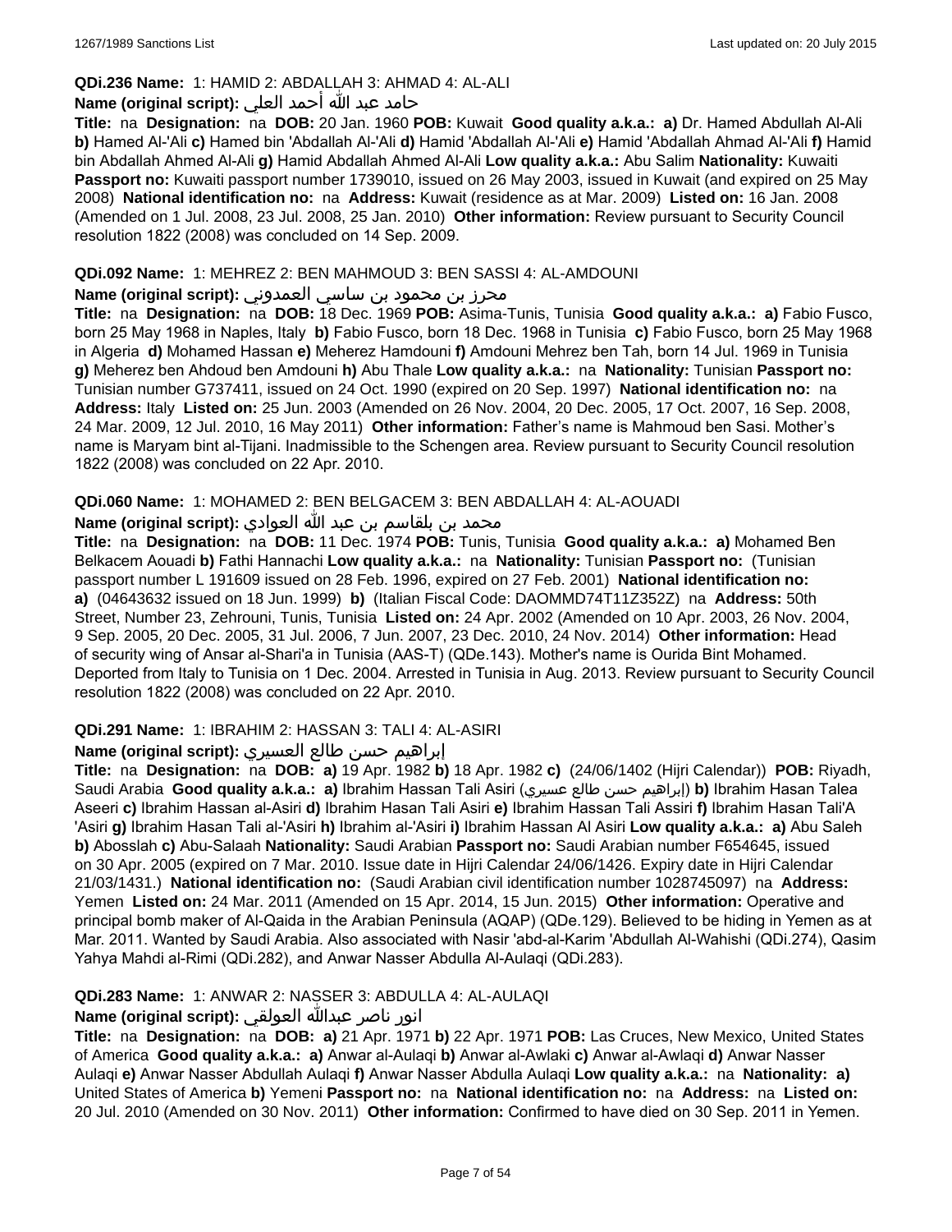**QDi.236 Name:** 1: HAMID 2: ABDALLAH 3: AHMAD 4: AL-ALI

**Name (original script):** حامد عبد الله أحمد العلي

**Title:** na **Designation:** na **DOB:** 20 Jan. 1960 **POB:** Kuwait **Good quality a.k.a.:** **a)** Dr. Hamed Abdullah Al-Ali **b)** Hamed Al-'Ali **c)** Hamed bin 'Abdallah Al-'Ali **d)** Hamid 'Abdallah Al-'Ali **e)** Hamid 'Abdallah Ahmad Al-'Ali **f)** Hamid bin Abdallah Ahmed Al-Ali **g)** Hamid Abdallah Ahmed Al-Ali **Low quality a.k.a.:** Abu Salim **Nationality:** Kuwaiti **Passport no:** Kuwaiti passport number 1739010, issued on 26 May 2003, issued in Kuwait (and expired on 25 May 2008) **National identification no:** na **Address:** Kuwait (residence as at Mar. 2009) **Listed on:** 16 Jan. 2008 (Amended on 1 Jul. 2008, 23 Jul. 2008, 25 Jan. 2010) **Other information:** Review pursuant to Security Council resolution 1822 (2008) was concluded on 14 Sep. 2009.

**QDi.092 Name:** 1: MEHREZ 2: BEN MAHMOUD 3: BEN SASSI 4: AL-AMDOUNI

**Name (original script):** محرز بن محمود بن ساسي العمدوني

**Title:** na **Designation:** na **DOB:** 18 Dec. 1969 **POB:** Asima-Tunis, Tunisia **Good quality a.k.a.:** **a)** Fabio Fusco, born 25 May 1968 in Naples, Italy **b)** Fabio Fusco, born 18 Dec. 1968 in Tunisia **c)** Fabio Fusco, born 25 May 1968 in Algeria **d)** Mohamed Hassan **e)** Meherez Hamdouni **f)** Amdouni Mehrez ben Tah, born 14 Jul. 1969 in Tunisia **g)** Meherez ben Ahdoud ben Amdouni **h)** Abu Thale **Low quality a.k.a.:** na **Nationality:** Tunisian **Passport no:** Tunisian number G737411, issued on 24 Oct. 1990 (expired on 20 Sep. 1997) **National identification no:** na **Address:** Italy **Listed on:** 25 Jun. 2003 (Amended on 26 Nov. 2004, 20 Dec. 2005, 17 Oct. 2007, 16 Sep. 2008, 24 Mar. 2009, 12 Jul. 2010, 16 May 2011) **Other information:** Father's name is Mahmoud ben Sasi. Mother's name is Maryam bint al-Tijani. Inadmissible to the Schengen area. Review pursuant to Security Council resolution 1822 (2008) was concluded on 22 Apr. 2010.

**QDi.060 Name:** 1: MOHAMED 2: BEN BELGACEM 3: BEN ABDALLAH 4: AL-AOUADI

**Name (original script):** محمد بن بلقاسم بن عبد الله العوادي

**Title:** na **Designation:** na **DOB:** 11 Dec. 1974 **POB:** Tunis, Tunisia **Good quality a.k.a.:** **a)** Mohamed Ben Belkacem Aouadi **b)** Fathi Hannachi **Low quality a.k.a.:** na **Nationality:** Tunisian **Passport no:** (Tunisian passport number L 191609 issued on 28 Feb. 1996, expired on 27 Feb. 2001) **National identification no:** **a)** (04643632 issued on 18 Jun. 1999) **b)** (Italian Fiscal Code: DAOMMD74T11Z352Z) na **Address:** 50th Street, Number 23, Zehrouni, Tunis, Tunisia **Listed on:** 24 Apr. 2002 (Amended on 10 Apr. 2003, 26 Nov. 2004, 9 Sep. 2005, 20 Dec. 2005, 31 Jul. 2006, 7 Jun. 2007, 23 Dec. 2010, 24 Nov. 2014) **Other information:** Head of security wing of Ansar al-Shari'a in Tunisia (AAS-T) (QDe.143). Mother's name is Ourida Bint Mohamed. Deported from Italy to Tunisia on 1 Dec. 2004. Arrested in Tunisia in Aug. 2013. Review pursuant to Security Council resolution 1822 (2008) was concluded on 22 Apr. 2010.

**QDi.291 Name:** 1: IBRAHIM 2: HASSAN 3: TALI 4: AL-ASIRI

**Name (original script):** إبراهيم حسن طالع العسيري

**Title:** na **Designation:** na **DOB:** **a)** 19 Apr. 1982 **b)** 18 Apr. 1982 **c)** (24/06/1402 (Hijri Calendar)) **POB:** Riyadh, Saudi Arabia **Good quality a.k.a.:** **a)** Ibrahim Hassan Tali Asiri (إبراهيم حسن طالع عسيري) **b)** Ibrahim Hasan Talea Aseeri **c)** Ibrahim Hassan al-Asiri **d)** Ibrahim Hasan Tali Asiri **e)** Ibrahim Hassan Tali Assiri **f)** Ibrahim Hasan Tali'A 'Asiri **g)** Ibrahim Hasan Tali al-'Asiri **h)** Ibrahim al-'Asiri **i)** Ibrahim Hassan Al Asiri **Low quality a.k.a.:** **a)** Abu Saleh **b)** Abosslah **c)** Abu-Salaah **Nationality:** Saudi Arabian **Passport no:** Saudi Arabian number F654645, issued on 30 Apr. 2005 (expired on 7 Mar. 2010. Issue date in Hijri Calendar 24/06/1426. Expiry date in Hijri Calendar 21/03/1431.) **National identification no:** (Saudi Arabian civil identification number 1028745097) na **Address:** Yemen **Listed on:** 24 Mar. 2011 (Amended on 15 Apr. 2014, 15 Jun. 2015) **Other information:** Operative and principal bomb maker of Al-Qaida in the Arabian Peninsula (AQAP) (QDe.129). Believed to be hiding in Yemen as at Mar. 2011. Wanted by Saudi Arabia. Also associated with Nasir 'abd-al-Karim 'Abdullah Al-Wahishi (QDi.274), Qasim Yahya Mahdi al-Rimi (QDi.282), and Anwar Nasser Abdulla Al-Aulaqi (QDi.283).

**QDi.283 Name:** 1: ANWAR 2: NASSER 3: ABDULLA 4: AL-AULAQI

**Name (original script):** انور ناصر عبدالله العولقي

**Title:** na **Designation:** na **DOB:** **a)** 21 Apr. 1971 **b)** 22 Apr. 1971 **POB:** Las Cruces, New Mexico, United States of America **Good quality a.k.a.:** **a)** Anwar al-Aulaqi **b)** Anwar al-Awlaki **c)** Anwar al-Awlaqi **d)** Anwar Nasser Aulaqi **e)** Anwar Nasser Abdullah Aulaqi **f)** Anwar Nasser Abdulla Aulaqi **Low quality a.k.a.:** na **Nationality:** **a)** United States of America **b)** Yemeni **Passport no:** na **National identification no:** na **Address:** na **Listed on:** 20 Jul. 2010 (Amended on 30 Nov. 2011) **Other information:** Confirmed to have died on 30 Sep. 2011 in Yemen.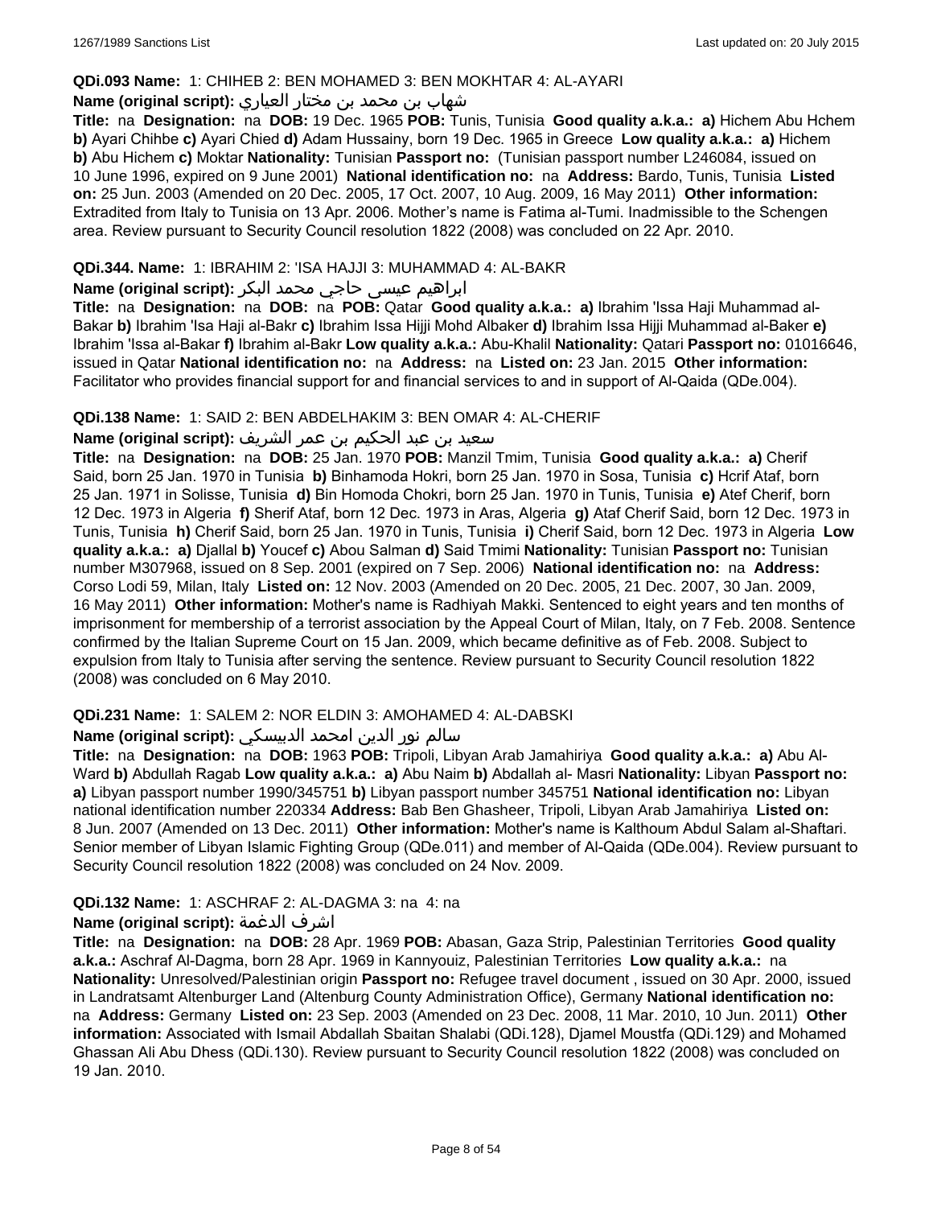**QDi.093 Name:** 1: CHIHEB 2: BEN MOHAMED 3: BEN MOKHTAR 4: AL-AYARI

**Name (original script):** شهاب بن محمد بن مختار العياري

**Title:** na **Designation:** na **DOB:** 19 Dec. 1965 **POB:** Tunis, Tunisia **Good quality a.k.a.:** **a)** Hichem Abu Hchem **b)** Ayari Chihbe **c)** Ayari Chied **d)** Adam Hussainy, born 19 Dec. 1965 in Greece **Low quality a.k.a.:** **a)** Hichem **b)** Abu Hichem **c)** Moktar **Nationality:** Tunisian **Passport no:** (Tunisian passport number L246084, issued on 10 June 1996, expired on 9 June 2001) **National identification no:** na **Address:** Bardo, Tunis, Tunisia **Listed on:** 25 Jun. 2003 (Amended on 20 Dec. 2005, 17 Oct. 2007, 10 Aug. 2009, 16 May 2011) **Other information:** Extradited from Italy to Tunisia on 13 Apr. 2006. Mother's name is Fatima al-Tumi. Inadmissible to the Schengen area. Review pursuant to Security Council resolution 1822 (2008) was concluded on 22 Apr. 2010.

**QDi.344. Name:** 1: IBRAHIM 2: 'ISA HAJJI 3: MUHAMMAD 4: AL-BAKR

**Name (original script):** ابراهيم عيسى حاجي محمد البكر

**Title:** na **Designation:** na **DOB:** na **POB:** Qatar **Good quality a.k.a.:** **a)** Ibrahim 'Issa Haji Muhammad al-Bakar **b)** Ibrahim 'Isa Haji al-Bakr **c)** Ibrahim Issa Hijji Mohd Albaker **d)** Ibrahim Issa Hijji Muhammad al-Baker **e)** Ibrahim 'Issa al-Bakar **f)** Ibrahim al-Bakr **Low quality a.k.a.:** Abu-Khalil **Nationality:** Qatari **Passport no:** 01016646, issued in Qatar **National identification no:** na **Address:** na **Listed on:** 23 Jan. 2015 **Other information:** Facilitator who provides financial support for and financial services to and in support of Al-Qaida (QDe.004).

**QDi.138 Name:** 1: SAID 2: BEN ABDELHAKIM 3: BEN OMAR 4: AL-CHERIF

**Name (original script):** سعيد بن عبد الحكيم بن عمر الشريف

**Title:** na **Designation:** na **DOB:** 25 Jan. 1970 **POB:** Manzil Tmim, Tunisia **Good quality a.k.a.:** **a)** Cherif Said, born 25 Jan. 1970 in Tunisia **b)** Binhamoda Hokri, born 25 Jan. 1970 in Sosa, Tunisia **c)** Hcrif Ataf, born 25 Jan. 1971 in Solisse, Tunisia **d)** Bin Homoda Chokri, born 25 Jan. 1970 in Tunis, Tunisia **e)** Atef Cherif, born 12 Dec. 1973 in Algeria **f)** Sherif Ataf, born 12 Dec. 1973 in Aras, Algeria **g)** Ataf Cherif Said, born 12 Dec. 1973 in Tunis, Tunisia **h)** Cherif Said, born 25 Jan. 1970 in Tunis, Tunisia **i)** Cherif Said, born 12 Dec. 1973 in Algeria **Low quality a.k.a.:** **a)** Djallal **b)** Youcef **c)** Abou Salman **d)** Said Tmimi **Nationality:** Tunisian **Passport no:** Tunisian number M307968, issued on 8 Sep. 2001 (expired on 7 Sep. 2006) **National identification no:** na **Address:** Corso Lodi 59, Milan, Italy **Listed on:** 12 Nov. 2003 (Amended on 20 Dec. 2005, 21 Dec. 2007, 30 Jan. 2009, 16 May 2011) **Other information:** Mother's name is Radhiyah Makki. Sentenced to eight years and ten months of imprisonment for membership of a terrorist association by the Appeal Court of Milan, Italy, on 7 Feb. 2008. Sentence confirmed by the Italian Supreme Court on 15 Jan. 2009, which became definitive as of Feb. 2008. Subject to expulsion from Italy to Tunisia after serving the sentence. Review pursuant to Security Council resolution 1822 (2008) was concluded on 6 May 2010.

**QDi.231 Name:** 1: SALEM 2: NOR ELDIN 3: AMOHAMED 4: AL-DABSKI

**Name (original script):** سالم نور الدين امحمد الدبيسكي

**Title:** na **Designation:** na **DOB:** 1963 **POB:** Tripoli, Libyan Arab Jamahiriya **Good quality a.k.a.:** **a)** Abu Al-Ward **b)** Abdullah Ragab **Low quality a.k.a.:** **a)** Abu Naim **b)** Abdallah al- Masri **Nationality:** Libyan **Passport no:** **a)** Libyan passport number 1990/345751 **b)** Libyan passport number 345751 **National identification no:** Libyan national identification number 220334 **Address:** Bab Ben Ghasheer, Tripoli, Libyan Arab Jamahiriya **Listed on:** 8 Jun. 2007 (Amended on 13 Dec. 2011) **Other information:** Mother's name is Kalthoum Abdul Salam al-Shaftari. Senior member of Libyan Islamic Fighting Group (QDe.011) and member of Al-Qaida (QDe.004). Review pursuant to Security Council resolution 1822 (2008) was concluded on 24 Nov. 2009.

**QDi.132 Name:** 1: ASCHRAF 2: AL-DAGMA 3: na 4: na

**Name (original script):** اشرف الدغمة

**Title:** na **Designation:** na **DOB:** 28 Apr. 1969 **POB:** Abasan, Gaza Strip, Palestinian Territories **Good quality a.k.a.:** Aschraf Al-Dagma, born 28 Apr. 1969 in Kannyouiz, Palestinian Territories **Low quality a.k.a.:** na **Nationality:** Unresolved/Palestinian origin **Passport no:** Refugee travel document , issued on 30 Apr. 2000, issued in Landratsamt Altenburger Land (Altenburg County Administration Office), Germany **National identification no:** na **Address:** Germany **Listed on:** 23 Sep. 2003 (Amended on 23 Dec. 2008, 11 Mar. 2010, 10 Jun. 2011) **Other information:** Associated with Ismail Abdallah Sbaitan Shalabi (QDi.128), Djamel Moustfa (QDi.129) and Mohamed Ghassan Ali Abu Dhess (QDi.130). Review pursuant to Security Council resolution 1822 (2008) was concluded on 19 Jan. 2010.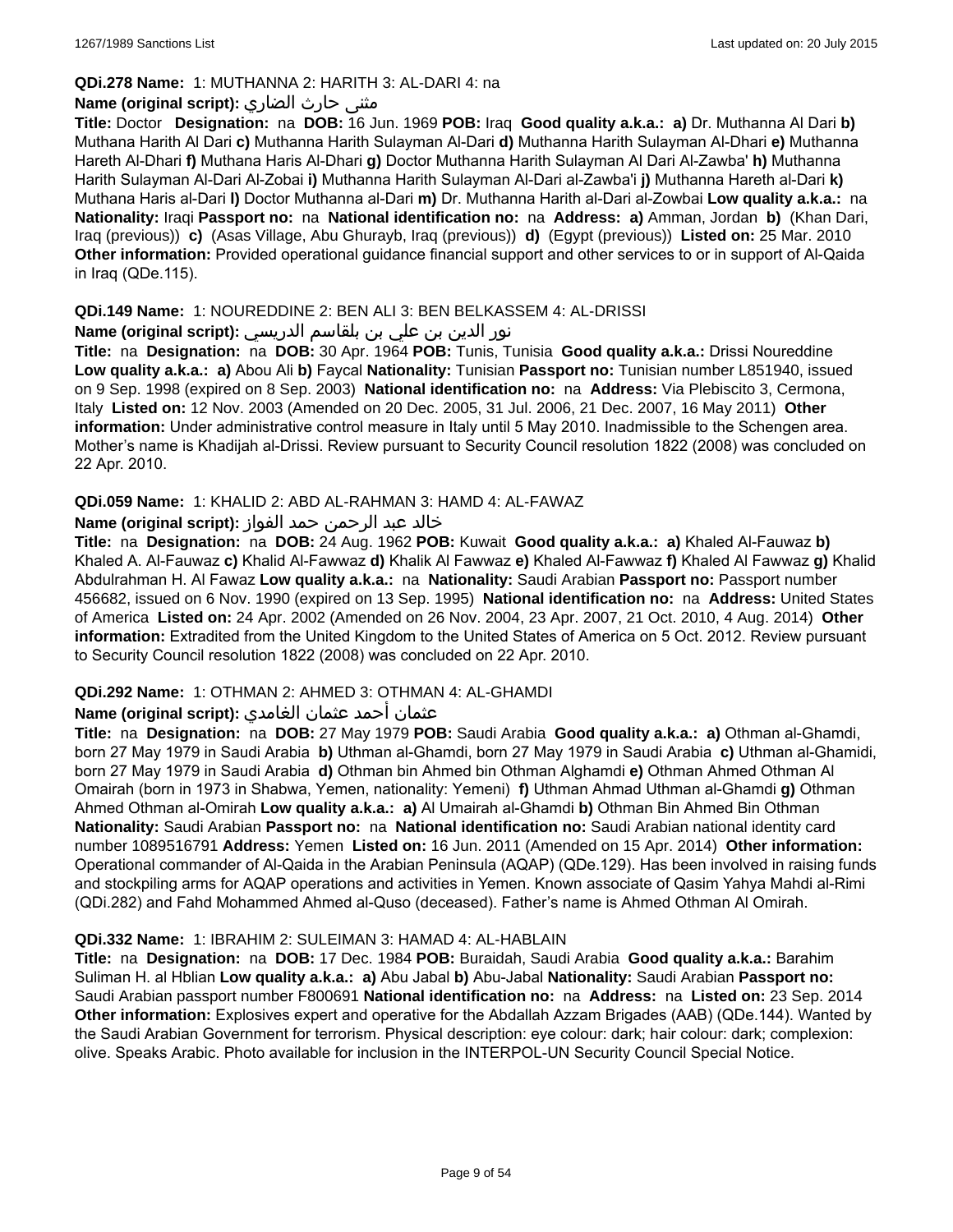**QDi.278 Name:** 1: MUTHANNA 2: HARITH 3: AL-DARI 4: na

**Name (original script):** مثنى حارث الضاري

**Title:** Doctor **Designation:** na **DOB:** 16 Jun. 1969 **POB:** Iraq **Good quality a.k.a.: a)** Dr. Muthanna Al Dari **b)** Muthana Harith Al Dari **c)** Muthanna Harith Sulayman Al-Dari **d)** Muthanna Harith Sulayman Al-Dhari **e)** Muthanna Hareth Al-Dhari **f)** Muthana Haris Al-Dhari **g)** Doctor Muthanna Harith Sulayman Al Dari Al-Zawba' **h)** Muthanna Harith Sulayman Al-Dari Al-Zobai **i)** Muthanna Harith Sulayman Al-Dari al-Zawba'i **j)** Muthanna Hareth al-Dari **k)** Muthana Haris al-Dari **l)** Doctor Muthanna al-Dari **m)** Dr. Muthanna Harith al-Dari al-Zowbai **Low quality a.k.a.:** na **Nationality:** Iraqi **Passport no:** na **National identification no:** na **Address: a)** Amman, Jordan **b)** (Khan Dari, Iraq (previous)) **c)** (Asas Village, Abu Ghurayb, Iraq (previous)) **d)** (Egypt (previous)) **Listed on:** 25 Mar. 2010 **Other information:** Provided operational guidance financial support and other services to or in support of Al-Qaida in Iraq (QDe.115).

**QDi.149 Name:** 1: NOUREDDINE 2: BEN ALI 3: BEN BELKASSEM 4: AL-DRISSI

**Name (original script):** نور الدين بن علي بن بلقاسم الدريسي

**Title:** na **Designation:** na **DOB:** 30 Apr. 1964 **POB:** Tunis, Tunisia **Good quality a.k.a.:** Drissi Noureddine **Low quality a.k.a.: a)** Abou Ali **b)** Faycal **Nationality:** Tunisian **Passport no:** Tunisian number L851940, issued on 9 Sep. 1998 (expired on 8 Sep. 2003) **National identification no:** na **Address:** Via Plebiscito 3, Cermona, Italy **Listed on:** 12 Nov. 2003 (Amended on 20 Dec. 2005, 31 Jul. 2006, 21 Dec. 2007, 16 May 2011) **Other information:** Under administrative control measure in Italy until 5 May 2010. Inadmissible to the Schengen area. Mother's name is Khadijah al-Drissi. Review pursuant to Security Council resolution 1822 (2008) was concluded on 22 Apr. 2010.

**QDi.059 Name:** 1: KHALID 2: ABD AL-RAHMAN 3: HAMD 4: AL-FAWAZ

**Name (original script):** خالد عبد الرحمن حمد الفواز

**Title:** na **Designation:** na **DOB:** 24 Aug. 1962 **POB:** Kuwait **Good quality a.k.a.: a)** Khaled Al-Fauwaz **b)** Khaled A. Al-Fauwaz **c)** Khalid Al-Fawwaz **d)** Khalik Al Fawwaz **e)** Khaled Al-Fawwaz **f)** Khaled Al Fawwaz **g)** Khalid Abdulrahman H. Al Fawaz **Low quality a.k.a.:** na **Nationality:** Saudi Arabian **Passport no:** Passport number 456682, issued on 6 Nov. 1990 (expired on 13 Sep. 1995) **National identification no:** na **Address:** United States of America **Listed on:** 24 Apr. 2002 (Amended on 26 Nov. 2004, 23 Apr. 2007, 21 Oct. 2010, 4 Aug. 2014) **Other information:** Extradited from the United Kingdom to the United States of America on 5 Oct. 2012. Review pursuant to Security Council resolution 1822 (2008) was concluded on 22 Apr. 2010.

**QDi.292 Name:** 1: OTHMAN 2: AHMED 3: OTHMAN 4: AL-GHAMDI

**Name (original script):** عثمان أحمد عثمان الغامدي

**Title:** na **Designation:** na **DOB:** 27 May 1979 **POB:** Saudi Arabia **Good quality a.k.a.: a)** Othman al-Ghamdi, born 27 May 1979 in Saudi Arabia **b)** Uthman al-Ghamdi, born 27 May 1979 in Saudi Arabia **c)** Uthman al-Ghamidi, born 27 May 1979 in Saudi Arabia **d)** Othman bin Ahmed bin Othman Alghamdi **e)** Othman Ahmed Othman Al Omairah (born in 1973 in Shabwa, Yemen, nationality: Yemeni) **f)** Uthman Ahmad Uthman al-Ghamdi **g)** Othman Ahmed Othman al-Omirah **Low quality a.k.a.: a)** Al Umairah al-Ghamdi **b)** Othman Bin Ahmed Bin Othman **Nationality:** Saudi Arabian **Passport no:** na **National identification no:** Saudi Arabian national identity card number 1089516791 **Address:** Yemen **Listed on:** 16 Jun. 2011 (Amended on 15 Apr. 2014) **Other information:** Operational commander of Al-Qaida in the Arabian Peninsula (AQAP) (QDe.129). Has been involved in raising funds and stockpiling arms for AQAP operations and activities in Yemen. Known associate of Qasim Yahya Mahdi al-Rimi (QDi.282) and Fahd Mohammed Ahmed al-Quso (deceased). Father's name is Ahmed Othman Al Omirah.

**QDi.332 Name:** 1: IBRAHIM 2: SULEIMAN 3: HAMAD 4: AL-HABLAIN

**Title:** na **Designation:** na **DOB:** 17 Dec. 1984 **POB:** Buraidah, Saudi Arabia **Good quality a.k.a.:** Barahim Suliman H. al Hblian **Low quality a.k.a.: a)** Abu Jabal **b)** Abu-Jabal **Nationality:** Saudi Arabian **Passport no:** Saudi Arabian passport number F800691 **National identification no:** na **Address:** na **Listed on:** 23 Sep. 2014 **Other information:** Explosives expert and operative for the Abdallah Azzam Brigades (AAB) (QDe.144). Wanted by the Saudi Arabian Government for terrorism. Physical description: eye colour: dark; hair colour: dark; complexion: olive. Speaks Arabic. Photo available for inclusion in the INTERPOL-UN Security Council Special Notice.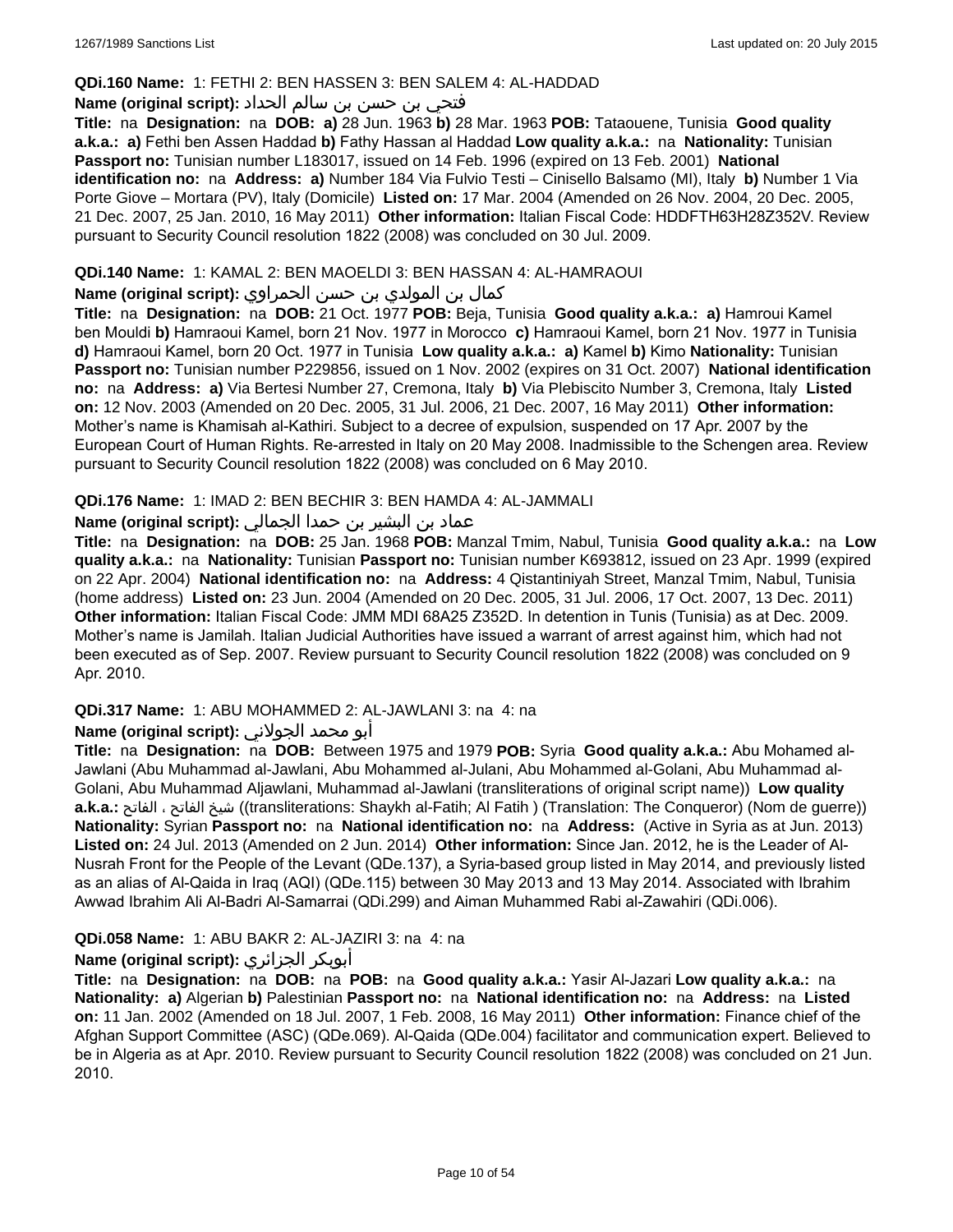**QDi.160 Name:** 1: FETHI 2: BEN HASSEN 3: BEN SALEM 4: AL-HADDAD

**Name (original script):** فتحي بن حسن بن سالم الحداد

**Title:** na **Designation:** na **DOB:** **a)** 28 Jun. 1963 **b)** 28 Mar. 1963 **POB:** Tataouene, Tunisia **Good quality a.k.a.:** **a)** Fethi ben Assen Haddad **b)** Fathy Hassan al Haddad **Low quality a.k.a.:** na **Nationality:** Tunisian **Passport no:** Tunisian number L183017, issued on 14 Feb. 1996 (expired on 13 Feb. 2001) **National identification no:** na **Address:** **a)** Number 184 Via Fulvio Testi – Cinisello Balsamo (MI), Italy **b)** Number 1 Via Porte Giove – Mortara (PV), Italy (Domicile) **Listed on:** 17 Mar. 2004 (Amended on 26 Nov. 2004, 20 Dec. 2005, 21 Dec. 2007, 25 Jan. 2010, 16 May 2011) **Other information:** Italian Fiscal Code: HDDFTH63H28Z352V. Review pursuant to Security Council resolution 1822 (2008) was concluded on 30 Jul. 2009.

**QDi.140 Name:** 1: KAMAL 2: BEN MAOELDI 3: BEN HASSAN 4: AL-HAMRAOUI

**Name (original script):** كمال بن المولدي بن حسن الحمراوي

**Title:** na **Designation:** na **DOB:** 21 Oct. 1977 **POB:** Beja, Tunisia **Good quality a.k.a.:** **a)** Hamroui Kamel ben Mouldi **b)** Hamraoui Kamel, born 21 Nov. 1977 in Morocco **c)** Hamraoui Kamel, born 21 Nov. 1977 in Tunisia **d)** Hamraoui Kamel, born 20 Oct. 1977 in Tunisia **Low quality a.k.a.:** **a)** Kamel **b)** Kimo **Nationality:** Tunisian **Passport no:** Tunisian number P229856, issued on 1 Nov. 2002 (expires on 31 Oct. 2007) **National identification no:** na **Address:** **a)** Via Bertesi Number 27, Cremona, Italy **b)** Via Plebiscito Number 3, Cremona, Italy **Listed on:** 12 Nov. 2003 (Amended on 20 Dec. 2005, 31 Jul. 2006, 21 Dec. 2007, 16 May 2011) **Other information:** Mother's name is Khamisah al-Kathiri. Subject to a decree of expulsion, suspended on 17 Apr. 2007 by the European Court of Human Rights. Re-arrested in Italy on 20 May 2008. Inadmissible to the Schengen area. Review pursuant to Security Council resolution 1822 (2008) was concluded on 6 May 2010.

**QDi.176 Name:** 1: IMAD 2: BEN BECHIR 3: BEN HAMDA 4: AL-JAMMALI

**Name (original script):** عماد بن البشير بن حمدا الجمالي

**Title:** na **Designation:** na **DOB:** 25 Jan. 1968 **POB:** Manzal Tmim, Nabul, Tunisia **Good quality a.k.a.:** na **Low quality a.k.a.:** na **Nationality:** Tunisian **Passport no:** Tunisian number K693812, issued on 23 Apr. 1999 (expired on 22 Apr. 2004) **National identification no:** na **Address:** 4 Qistantiniyah Street, Manzal Tmim, Nabul, Tunisia (home address) **Listed on:** 23 Jun. 2004 (Amended on 20 Dec. 2005, 31 Jul. 2006, 17 Oct. 2007, 13 Dec. 2011) **Other information:** Italian Fiscal Code: JMM MDI 68A25 Z352D. In detention in Tunis (Tunisia) as at Dec. 2009. Mother's name is Jamilah. Italian Judicial Authorities have issued a warrant of arrest against him, which had not been executed as of Sep. 2007. Review pursuant to Security Council resolution 1822 (2008) was concluded on 9 Apr. 2010.

**QDi.317 Name:** 1: ABU MOHAMMED 2: AL-JAWLANI 3: na 4: na

**Name (original script):** أبو محمد الجولاني

**Title:** na **Designation:** na **DOB:** Between 1975 and 1979 **POB:** Syria **Good quality a.k.a.:** Abu Mohamed al-Jawlani (Abu Muhammad al-Jawlani, Abu Mohammed al-Julani, Abu Mohammed al-Golani, Abu Muhammad al-Golani, Abu Muhammad Aljawlani, Muhammad al-Jawlani (transliterations of original script name)) **Low quality a.k.a.:** شيخ الفاتح ، الفاتح ((transliterations: Shaykh al-Fatih; Al Fatih ) (Translation: The Conqueror) (Nom de guerre)) **Nationality:** Syrian **Passport no:** na **National identification no:** na **Address:** (Active in Syria as at Jun. 2013) **Listed on:** 24 Jul. 2013 (Amended on 2 Jun. 2014) **Other information:** Since Jan. 2012, he is the Leader of Al-Nusrah Front for the People of the Levant (QDe.137), a Syria-based group listed in May 2014, and previously listed as an alias of Al-Qaida in Iraq (AQI) (QDe.115) between 30 May 2013 and 13 May 2014. Associated with Ibrahim Awwad Ibrahim Ali Al-Badri Al-Samarrai (QDi.299) and Aiman Muhammed Rabi al-Zawahiri (QDi.006).

**QDi.058 Name:** 1: ABU BAKR 2: AL-JAZIRI 3: na 4: na

**Name (original script):** أبوبكر الجزائري

**Title:** na **Designation:** na **DOB:** na **POB:** na **Good quality a.k.a.:** Yasir Al-Jazari **Low quality a.k.a.:** na **Nationality:** **a)** Algerian **b)** Palestinian **Passport no:** na **National identification no:** na **Address:** na **Listed on:** 11 Jan. 2002 (Amended on 18 Jul. 2007, 1 Feb. 2008, 16 May 2011) **Other information:** Finance chief of the Afghan Support Committee (ASC) (QDe.069). Al-Qaida (QDe.004) facilitator and communication expert. Believed to be in Algeria as at Apr. 2010. Review pursuant to Security Council resolution 1822 (2008) was concluded on 21 Jun. 2010.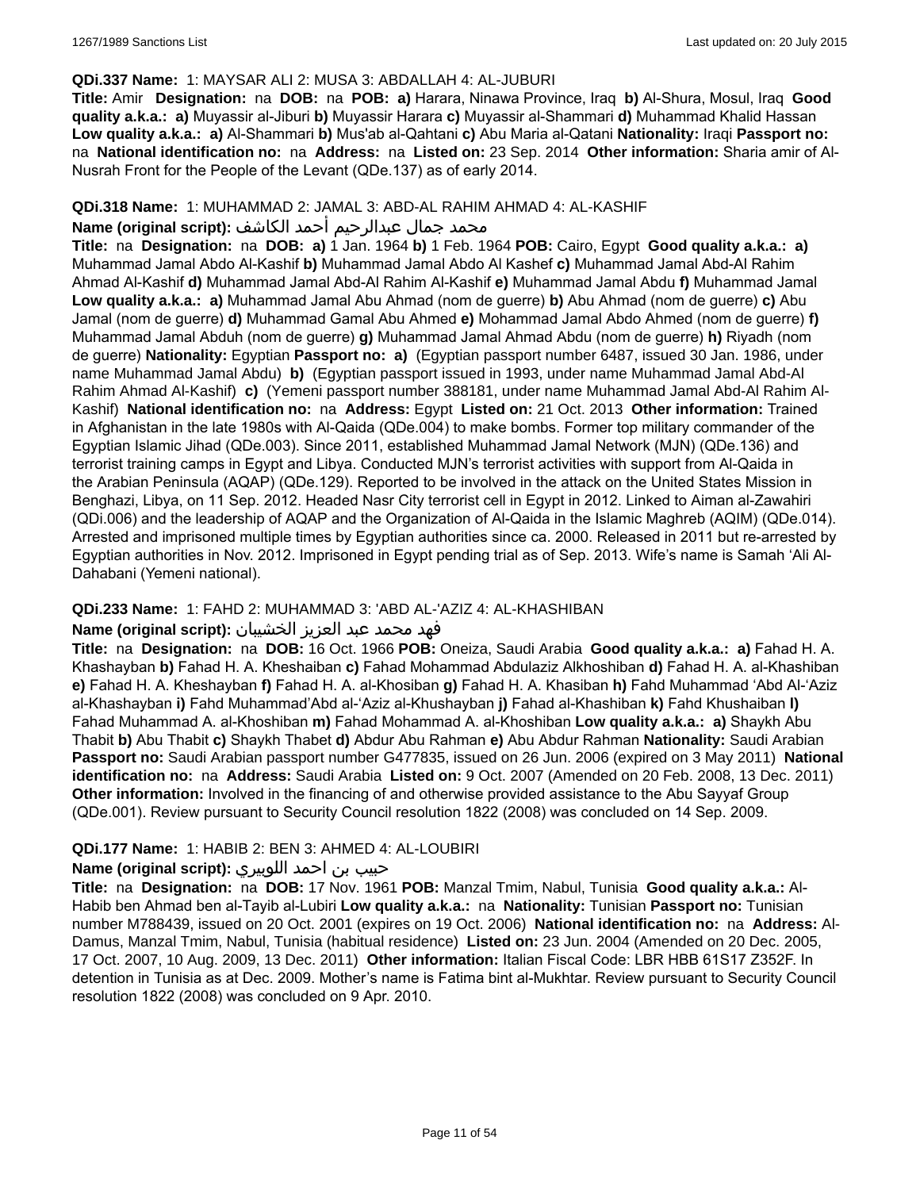**QDi.337 Name:** 1: MAYSAR ALI 2: MUSA 3: ABDALLAH 4: AL-JUBURI

**Title:** Amir **Designation:** na **DOB:** na **POB:** **a)** Harara, Ninawa Province, Iraq **b)** Al-Shura, Mosul, Iraq **Good quality a.k.a.:** **a)** Muyassir al-Jiburi **b)** Muyassir Harara **c)** Muyassir al-Shammari **d)** Muhammad Khalid Hassan **Low quality a.k.a.:** **a)** Al-Shammari **b)** Mus'ab al-Qahtani **c)** Abu Maria al-Qatani **Nationality:** Iraqi **Passport no:** na **National identification no:** na **Address:** na **Listed on:** 23 Sep. 2014 **Other information:** Sharia amir of Al-Nusrah Front for the People of the Levant (QDe.137) as of early 2014.

**QDi.318 Name:** 1: MUHAMMAD 2: JAMAL 3: ABD-AL RAHIM AHMAD 4: AL-KASHIF

**Name (original script):** محمد جمال عبدالرحيم أحمد الكاشف

**Title:** na **Designation:** na **DOB:** **a)** 1 Jan. 1964 **b)** 1 Feb. 1964 **POB:** Cairo, Egypt **Good quality a.k.a.:** **a)** Muhammad Jamal Abdo Al-Kashif **b)** Muhammad Jamal Abdo Al Kashef **c)** Muhammad Jamal Abd-Al Rahim Ahmad Al-Kashif **d)** Muhammad Jamal Abd-Al Rahim Al-Kashif **e)** Muhammad Jamal Abdu **f)** Muhammad Jamal **Low quality a.k.a.:** **a)** Muhammad Jamal Abu Ahmad (nom de guerre) **b)** Abu Ahmad (nom de guerre) **c)** Abu Jamal (nom de guerre) **d)** Muhammad Gamal Abu Ahmed **e)** Mohammad Jamal Abdo Ahmed (nom de guerre) **f)** Muhammad Jamal Abduh (nom de guerre) **g)** Muhammad Jamal Ahmad Abdu (nom de guerre) **h)** Riyadh (nom de guerre) **Nationality:** Egyptian **Passport no:** **a)** (Egyptian passport number 6487, issued 30 Jan. 1986, under name Muhammad Jamal Abdu) **b)** (Egyptian passport issued in 1993, under name Muhammad Jamal Abd-Al Rahim Ahmad Al-Kashif) **c)** (Yemeni passport number 388181, under name Muhammad Jamal Abd-Al Rahim Al-Kashif) **National identification no:** na **Address:** Egypt **Listed on:** 21 Oct. 2013 **Other information:** Trained in Afghanistan in the late 1980s with Al-Qaida (QDe.004) to make bombs. Former top military commander of the Egyptian Islamic Jihad (QDe.003). Since 2011, established Muhammad Jamal Network (MJN) (QDe.136) and terrorist training camps in Egypt and Libya. Conducted MJN's terrorist activities with support from Al-Qaida in the Arabian Peninsula (AQAP) (QDe.129). Reported to be involved in the attack on the United States Mission in Benghazi, Libya, on 11 Sep. 2012. Headed Nasr City terrorist cell in Egypt in 2012. Linked to Aiman al-Zawahiri (QDi.006) and the leadership of AQAP and the Organization of Al-Qaida in the Islamic Maghreb (AQIM) (QDe.014). Arrested and imprisoned multiple times by Egyptian authorities since ca. 2000. Released in 2011 but re-arrested by Egyptian authorities in Nov. 2012. Imprisoned in Egypt pending trial as of Sep. 2013. Wife's name is Samah 'Ali Al-Dahabani (Yemeni national).

**QDi.233 Name:** 1: FAHD 2: MUHAMMAD 3: 'ABD AL-'AZIZ 4: AL-KHASHIBAN

**Name (original script):** فهد محمد عبد العزيز الخشيبان

**Title:** na **Designation:** na **DOB:** 16 Oct. 1966 **POB:** Oneiza, Saudi Arabia **Good quality a.k.a.:** **a)** Fahad H. A. Khashayban **b)** Fahad H. A. Kheshaiban **c)** Fahad Mohammad Abdulaziz Alkhoshiban **d)** Fahad H. A. al-Khashiban **e)** Fahad H. A. Kheshayban **f)** Fahad H. A. al-Khosiban **g)** Fahad H. A. Khasiban **h)** Fahd Muhammad 'Abd Al-'Aziz al-Khashayban **i)** Fahd Muhammad'Abd al-'Aziz al-Khushayban **j)** Fahad al-Khashiban **k)** Fahd Khushaiban **l)** Fahad Muhammad A. al-Khoshiban **m)** Fahad Mohammad A. al-Khoshiban **Low quality a.k.a.:** **a)** Shaykh Abu Thabit **b)** Abu Thabit **c)** Shaykh Thabet **d)** Abdur Abu Rahman **e)** Abu Abdur Rahman **Nationality:** Saudi Arabian **Passport no:** Saudi Arabian passport number G477835, issued on 26 Jun. 2006 (expired on 3 May 2011) **National identification no:** na **Address:** Saudi Arabia **Listed on:** 9 Oct. 2007 (Amended on 20 Feb. 2008, 13 Dec. 2011) **Other information:** Involved in the financing of and otherwise provided assistance to the Abu Sayyaf Group (QDe.001). Review pursuant to Security Council resolution 1822 (2008) was concluded on 14 Sep. 2009.

**QDi.177 Name:** 1: HABIB 2: BEN 3: AHMED 4: AL-LOUBIRI

**Name (original script):** حبيب بن احمد اللوبيري

**Title:** na **Designation:** na **DOB:** 17 Nov. 1961 **POB:** Manzal Tmim, Nabul, Tunisia **Good quality a.k.a.:** Al-Habib ben Ahmad ben al-Tayib al-Lubiri **Low quality a.k.a.:** na **Nationality:** Tunisian **Passport no:** Tunisian number M788439, issued on 20 Oct. 2001 (expires on 19 Oct. 2006) **National identification no:** na **Address:** Al-Damus, Manzal Tmim, Nabul, Tunisia (habitual residence) **Listed on:** 23 Jun. 2004 (Amended on 20 Dec. 2005, 17 Oct. 2007, 10 Aug. 2009, 13 Dec. 2011) **Other information:** Italian Fiscal Code: LBR HBB 61S17 Z352F. In detention in Tunisia as at Dec. 2009. Mother's name is Fatima bint al-Mukhtar. Review pursuant to Security Council resolution 1822 (2008) was concluded on 9 Apr. 2010.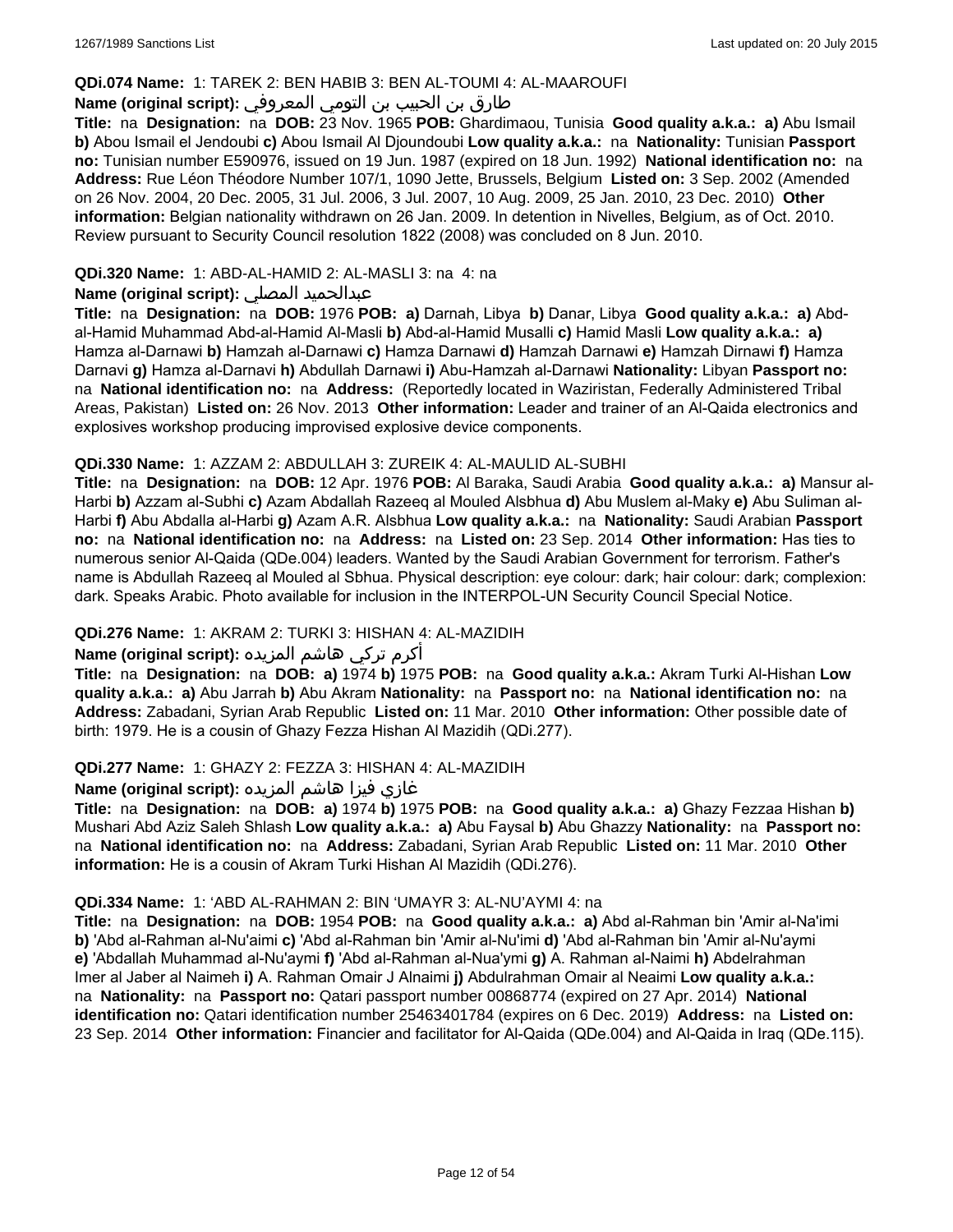**QDi.074 Name:** 1: TAREK 2: BEN HABIB 3: BEN AL-TOUMI 4: AL-MAAROUFI

**Name (original script):** طارق بن الحبيب بن التومي المعروفي

**Title:** na **Designation:** na **DOB:** 23 Nov. 1965 **POB:** Ghardimaou, Tunisia **Good quality a.k.a.:** **a)** Abu Ismail **b)** Abou Ismail el Jendoubi **c)** Abou Ismail Al Djoundoubi **Low quality a.k.a.:** na **Nationality:** Tunisian **Passport no:** Tunisian number E590976, issued on 19 Jun. 1987 (expired on 18 Jun. 1992) **National identification no:** na **Address:** Rue Léon Théodore Number 107/1, 1090 Jette, Brussels, Belgium **Listed on:** 3 Sep. 2002 (Amended on 26 Nov. 2004, 20 Dec. 2005, 31 Jul. 2006, 3 Jul. 2007, 10 Aug. 2009, 25 Jan. 2010, 23 Dec. 2010) **Other information:** Belgian nationality withdrawn on 26 Jan. 2009. In detention in Nivelles, Belgium, as of Oct. 2010. Review pursuant to Security Council resolution 1822 (2008) was concluded on 8 Jun. 2010.

**QDi.320 Name:** 1: ABD-AL-HAMID 2: AL-MASLI 3: na 4: na

**Name (original script):** عبدالحميد المصلي

**Title:** na **Designation:** na **DOB:** 1976 **POB:** **a)** Darnah, Libya **b)** Danar, Libya **Good quality a.k.a.:** **a)** Abd-al-Hamid Muhammad Abd-al-Hamid Al-Masli **b)** Abd-al-Hamid Musalli **c)** Hamid Masli **Low quality a.k.a.:** **a)** Hamza al-Darnawi **b)** Hamzah al-Darnawi **c)** Hamza Darnawi **d)** Hamzah Darnawi **e)** Hamzah Dirnawi **f)** Hamza Darnavi **g)** Hamza al-Darnavi **h)** Abdullah Darnawi **i)** Abu-Hamzah al-Darnawi **Nationality:** Libyan **Passport no:** na **National identification no:** na **Address:** (Reportedly located in Waziristan, Federally Administered Tribal Areas, Pakistan) **Listed on:** 26 Nov. 2013 **Other information:** Leader and trainer of an Al-Qaida electronics and explosives workshop producing improvised explosive device components.

**QDi.330 Name:** 1: AZZAM 2: ABDULLAH 3: ZUREIK 4: AL-MAULID AL-SUBHI

**Title:** na **Designation:** na **DOB:** 12 Apr. 1976 **POB:** Al Baraka, Saudi Arabia **Good quality a.k.a.:** **a)** Mansur al-Harbi **b)** Azzam al-Subhi **c)** Azam Abdallah Razeeq al Mouled Alsbhua **d)** Abu Muslem al-Maky **e)** Abu Suliman al-Harbi **f)** Abu Abdalla al-Harbi **g)** Azam A.R. Alsbhua **Low quality a.k.a.:** na **Nationality:** Saudi Arabian **Passport no:** na **National identification no:** na **Address:** na **Listed on:** 23 Sep. 2014 **Other information:** Has ties to numerous senior Al-Qaida (QDe.004) leaders. Wanted by the Saudi Arabian Government for terrorism. Father's name is Abdullah Razeeq al Mouled al Sbhua. Physical description: eye colour: dark; hair colour: dark; complexion: dark. Speaks Arabic. Photo available for inclusion in the INTERPOL-UN Security Council Special Notice.

**QDi.276 Name:** 1: AKRAM 2: TURKI 3: HISHAN 4: AL-MAZIDIH

**Name (original script):** أكرم تركي هاشم المزيده

**Title:** na **Designation:** na **DOB:** **a)** 1974 **b)** 1975 **POB:** na **Good quality a.k.a.:** Akram Turki Al-Hishan **Low quality a.k.a.:** **a)** Abu Jarrah **b)** Abu Akram **Nationality:** na **Passport no:** na **National identification no:** na **Address:** Zabadani, Syrian Arab Republic **Listed on:** 11 Mar. 2010 **Other information:** Other possible date of birth: 1979. He is a cousin of Ghazy Fezza Hishan Al Mazidih (QDi.277).

**QDi.277 Name:** 1: GHAZY 2: FEZZA 3: HISHAN 4: AL-MAZIDIH

**Name (original script):** غازي فيزا هاشم المزيده

**Title:** na **Designation:** na **DOB:** **a)** 1974 **b)** 1975 **POB:** na **Good quality a.k.a.:** **a)** Ghazy Fezzaa Hishan **b)** Mushari Abd Aziz Saleh Shlash **Low quality a.k.a.:** **a)** Abu Faysal **b)** Abu Ghazzy **Nationality:** na **Passport no:** na **National identification no:** na **Address:** Zabadani, Syrian Arab Republic **Listed on:** 11 Mar. 2010 **Other information:** He is a cousin of Akram Turki Hishan Al Mazidih (QDi.276).

**QDi.334 Name:** 1: ‘ABD AL-RAHMAN 2: BIN ‘UMAYR 3: AL-NU’AYMI 4: na

**Title:** na **Designation:** na **DOB:** 1954 **POB:** na **Good quality a.k.a.:** **a)** Abd al-Rahman bin 'Amir al-Na'imi **b)** 'Abd al-Rahman al-Nu'aimi **c)** 'Abd al-Rahman bin 'Amir al-Nu'imi **d)** 'Abd al-Rahman bin 'Amir al-Nu'aymi **e)** 'Abdallah Muhammad al-Nu'aymi **f)** 'Abd al-Rahman al-Nua'ymi **g)** A. Rahman al-Naimi **h)** Abdelrahman Imer al Jaber al Naimeh **i)** A. Rahman Omair J Alnaimi **j)** Abdulrahman Omair al Neaimi **Low quality a.k.a.:** na **Nationality:** na **Passport no:** Qatari passport number 00868774 (expired on 27 Apr. 2014) **National identification no:** Qatari identification number 25463401784 (expires on 6 Dec. 2019) **Address:** na **Listed on:** 23 Sep. 2014 **Other information:** Financier and facilitator for Al-Qaida (QDe.004) and Al-Qaida in Iraq (QDe.115).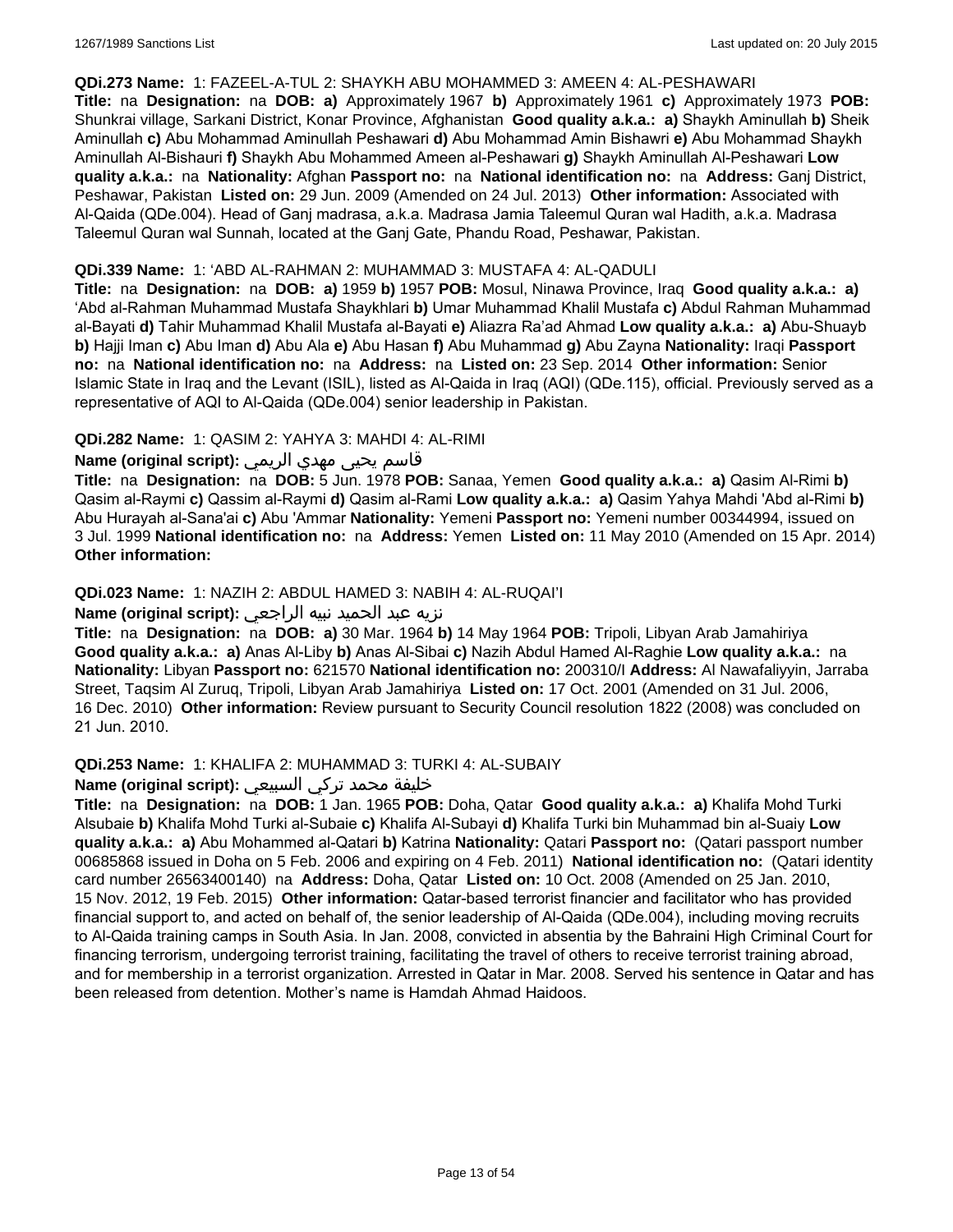**QDi.273 Name:** 1: FAZEEL-A-TUL 2: SHAYKH ABU MOHAMMED 3: AMEEN 4: AL-PESHAWARI

**Title:** na **Designation:** na **DOB:** **a)** Approximately 1967 **b)** Approximately 1961 **c)** Approximately 1973 **POB:** Shunkrai village, Sarkani District, Konar Province, Afghanistan **Good quality a.k.a.:** **a)** Shaykh Aminullah **b)** Sheik Aminullah **c)** Abu Mohammad Aminullah Peshawari **d)** Abu Mohammad Amin Bishawri **e)** Abu Mohammad Shaykh Aminullah Al-Bishauri **f)** Shaykh Abu Mohammed Ameen al-Peshawari **g)** Shaykh Aminullah Al-Peshawari **Low quality a.k.a.:** na **Nationality:** Afghan **Passport no:** na **National identification no:** na **Address:** Ganj District, Peshawar, Pakistan **Listed on:** 29 Jun. 2009 (Amended on 24 Jul. 2013) **Other information:** Associated with Al-Qaida (QDe.004). Head of Ganj madrasa, a.k.a. Madrasa Jamia Taleemul Quran wal Hadith, a.k.a. Madrasa Taleemul Quran wal Sunnah, located at the Ganj Gate, Phandu Road, Peshawar, Pakistan.

**QDi.339 Name:** 1: 'ABD AL-RAHMAN 2: MUHAMMAD 3: MUSTAFA 4: AL-QADULI

**Title:** na **Designation:** na **DOB:** **a)** 1959 **b)** 1957 **POB:** Mosul, Ninawa Province, Iraq **Good quality a.k.a.:** **a)** 'Abd al-Rahman Muhammad Mustafa Shaykhlari **b)** Umar Muhammad Khalil Mustafa **c)** Abdul Rahman Muhammad al-Bayati **d)** Tahir Muhammad Khalil Mustafa al-Bayati **e)** Aliazra Ra'ad Ahmad **Low quality a.k.a.:** **a)** Abu-Shuayb **b)** Hajji Iman **c)** Abu Iman **d)** Abu Ala **e)** Abu Hasan **f)** Abu Muhammad **g)** Abu Zayna **Nationality:** Iraqi **Passport no:** na **National identification no:** na **Address:** na **Listed on:** 23 Sep. 2014 **Other information:** Senior Islamic State in Iraq and the Levant (ISIL), listed as Al-Qaida in Iraq (AQI) (QDe.115), official. Previously served as a representative of AQI to Al-Qaida (QDe.004) senior leadership in Pakistan.

**QDi.282 Name:** 1: QASIM 2: YAHYA 3: MAHDI 4: AL-RIMI

**Name (original script):** قاسم يحيى مهدي الريمي

**Title:** na **Designation:** na **DOB:** 5 Jun. 1978 **POB:** Sanaa, Yemen **Good quality a.k.a.:** **a)** Qasim Al-Rimi **b)** Qasim al-Raymi **c)** Qassim al-Raymi **d)** Qasim al-Rami **Low quality a.k.a.:** **a)** Qasim Yahya Mahdi 'Abd al-Rimi **b)** Abu Hurayah al-Sana'ai **c)** Abu 'Ammar **Nationality:** Yemeni **Passport no:** Yemeni number 00344994, issued on 3 Jul. 1999 **National identification no:** na **Address:** Yemen **Listed on:** 11 May 2010 (Amended on 15 Apr. 2014) **Other information:**

**QDi.023 Name:** 1: NAZIH 2: ABDUL HAMED 3: NABIH 4: AL-RUQAI'I

**Name (original script):** نزيه عبد الحميد نبيه الراجعي

**Title:** na **Designation:** na **DOB:** **a)** 30 Mar. 1964 **b)** 14 May 1964 **POB:** Tripoli, Libyan Arab Jamahiriya **Good quality a.k.a.:** **a)** Anas Al-Liby **b)** Anas Al-Sibai **c)** Nazih Abdul Hamed Al-Raghie **Low quality a.k.a.:** na **Nationality:** Libyan **Passport no:** 621570 **National identification no:** 200310/I **Address:** Al Nawafaliyyin, Jarraba Street, Taqsim Al Zuruq, Tripoli, Libyan Arab Jamahiriya **Listed on:** 17 Oct. 2001 (Amended on 31 Jul. 2006, 16 Dec. 2010) **Other information:** Review pursuant to Security Council resolution 1822 (2008) was concluded on 21 Jun. 2010.

**QDi.253 Name:** 1: KHALIFA 2: MUHAMMAD 3: TURKI 4: AL-SUBAIY

**Name (original script):** خليفة محمد تركي السبيعي

**Title:** na **Designation:** na **DOB:** 1 Jan. 1965 **POB:** Doha, Qatar **Good quality a.k.a.:** **a)** Khalifa Mohd Turki Alsubaie **b)** Khalifa Mohd Turki al-Subaie **c)** Khalifa Al-Subayi **d)** Khalifa Turki bin Muhammad bin al-Suaiy **Low quality a.k.a.:** **a)** Abu Mohammed al-Qatari **b)** Katrina **Nationality:** Qatari **Passport no:** (Qatari passport number 00685868 issued in Doha on 5 Feb. 2006 and expiring on 4 Feb. 2011) **National identification no:** (Qatari identity card number 26563400140) na **Address:** Doha, Qatar **Listed on:** 10 Oct. 2008 (Amended on 25 Jan. 2010, 15 Nov. 2012, 19 Feb. 2015) **Other information:** Qatar-based terrorist financier and facilitator who has provided financial support to, and acted on behalf of, the senior leadership of Al-Qaida (QDe.004), including moving recruits to Al-Qaida training camps in South Asia. In Jan. 2008, convicted in absentia by the Bahraini High Criminal Court for financing terrorism, undergoing terrorist training, facilitating the travel of others to receive terrorist training abroad, and for membership in a terrorist organization. Arrested in Qatar in Mar. 2008. Served his sentence in Qatar and has been released from detention. Mother's name is Hamdah Ahmad Haidoos.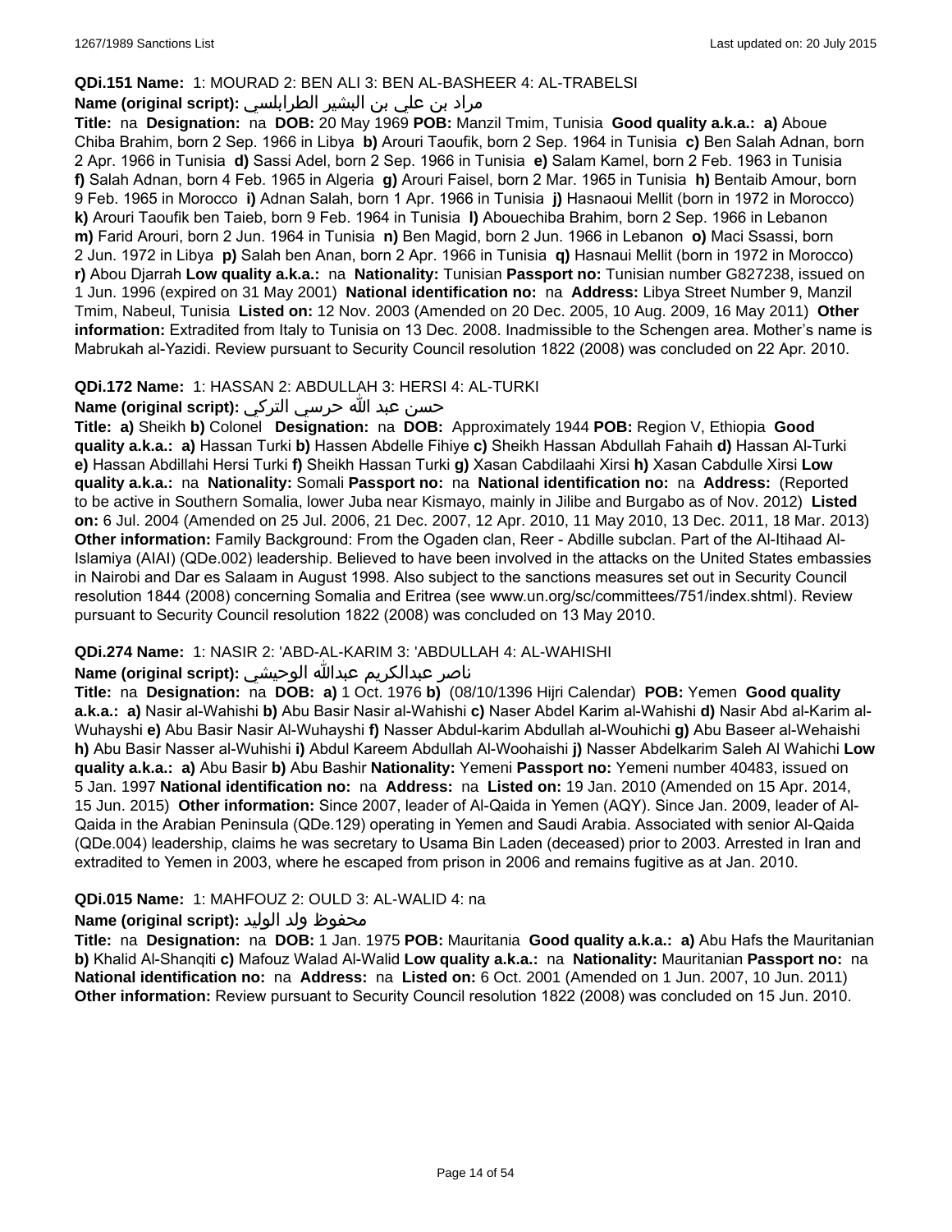**QDi.151 Name:** 1: MOURAD 2: BEN ALI 3: BEN AL-BASHEER 4: AL-TRABELSI

**Name (original script):** مراد بن علي بن البشير الطرابلسي

**Title:** na **Designation:** na **DOB:** 20 May 1969 **POB:** Manzil Tmim, Tunisia **Good quality a.k.a.:** **a)** Aboue Chiba Brahim, born 2 Sep. 1966 in Libya **b)** Arouri Taoufik, born 2 Sep. 1964 in Tunisia **c)** Ben Salah Adnan, born 2 Apr. 1966 in Tunisia **d)** Sassi Adel, born 2 Sep. 1966 in Tunisia **e)** Salam Kamel, born 2 Feb. 1963 in Tunisia **f)** Salah Adnan, born 4 Feb. 1965 in Algeria **g)** Arouri Faisel, born 2 Mar. 1965 in Tunisia **h)** Bentaib Amour, born 9 Feb. 1965 in Morocco **i)** Adnan Salah, born 1 Apr. 1966 in Tunisia **j)** Hasnaoui Mellit (born in 1972 in Morocco) **k)** Arouri Taoufik ben Taieb, born 9 Feb. 1964 in Tunisia **l)** Abouechiba Brahim, born 2 Sep. 1966 in Lebanon **m)** Farid Arouri, born 2 Jun. 1964 in Tunisia **n)** Ben Magid, born 2 Jun. 1966 in Lebanon **o)** Maci Ssassi, born 2 Jun. 1972 in Libya **p)** Salah ben Anan, born 2 Apr. 1966 in Tunisia **q)** Hasnaui Mellit (born in 1972 in Morocco) **r)** Abou Djarrah **Low quality a.k.a.:** na **Nationality:** Tunisian **Passport no:** Tunisian number G827238, issued on 1 Jun. 1996 (expired on 31 May 2001) **National identification no:** na **Address:** Libya Street Number 9, Manzil Tmim, Nabeul, Tunisia **Listed on:** 12 Nov. 2003 (Amended on 20 Dec. 2005, 10 Aug. 2009, 16 May 2011) **Other information:** Extradited from Italy to Tunisia on 13 Dec. 2008. Inadmissible to the Schengen area. Mother's name is Mabrukah al-Yazidi. Review pursuant to Security Council resolution 1822 (2008) was concluded on 22 Apr. 2010.

**QDi.172 Name:** 1: HASSAN 2: ABDULLAH 3: HERSI 4: AL-TURKI

**Name (original script):** حسن عبد الله حرسي التركي

**Title:** **a)** Sheikh **b)** Colonel **Designation:** na **DOB:** Approximately 1944 **POB:** Region V, Ethiopia **Good quality a.k.a.:** **a)** Hassan Turki **b)** Hassen Abdelle Fihiye **c)** Sheikh Hassan Abdullah Fahaih **d)** Hassan Al-Turki **e)** Hassan Abdillahi Hersi Turki **f)** Sheikh Hassan Turki **g)** Xasan Cabdilaahi Xirsi **h)** Xasan Cabdulle Xirsi **Low quality a.k.a.:** na **Nationality:** Somali **Passport no:** na **National identification no:** na **Address:** (Reported to be active in Southern Somalia, lower Juba near Kismayo, mainly in Jilibe and Burgabo as of Nov. 2012) **Listed on:** 6 Jul. 2004 (Amended on 25 Jul. 2006, 21 Dec. 2007, 12 Apr. 2010, 11 May 2010, 13 Dec. 2011, 18 Mar. 2013) **Other information:** Family Background: From the Ogaden clan, Reer - Abdille subclan. Part of the Al-Itihaad Al-Islamiya (AIAI) (QDe.002) leadership. Believed to have been involved in the attacks on the United States embassies in Nairobi and Dar es Salaam in August 1998. Also subject to the sanctions measures set out in Security Council resolution 1844 (2008) concerning Somalia and Eritrea (see www.un.org/sc/committees/751/index.shtml). Review pursuant to Security Council resolution 1822 (2008) was concluded on 13 May 2010.

**QDi.274 Name:** 1: NASIR 2: 'ABD-AL-KARIM 3: 'ABDULLAH 4: AL-WAHISHI

**Name (original script):** ناصر عبدالكريم عبدالله الوحيشي

**Title:** na **Designation:** na **DOB:** **a)** 1 Oct. 1976 **b)** (08/10/1396 Hijri Calendar) **POB:** Yemen **Good quality a.k.a.:** **a)** Nasir al-Wahishi **b)** Abu Basir Nasir al-Wahishi **c)** Naser Abdel Karim al-Wahishi **d)** Nasir Abd al-Karim al-Wuhayshi **e)** Abu Basir Nasir Al-Wuhayshi **f)** Nasser Abdul-karim Abdullah al-Wouhichi **g)** Abu Baseer al-Wehaishi **h)** Abu Basir Nasser al-Wuhishi **i)** Abdul Kareem Abdullah Al-Woohaishi **j)** Nasser Abdelkarim Saleh Al Wahichi **Low quality a.k.a.:** **a)** Abu Basir **b)** Abu Bashir **Nationality:** Yemeni **Passport no:** Yemeni number 40483, issued on 5 Jan. 1997 **National identification no:** na **Address:** na **Listed on:** 19 Jan. 2010 (Amended on 15 Apr. 2014, 15 Jun. 2015) **Other information:** Since 2007, leader of Al-Qaida in Yemen (AQY). Since Jan. 2009, leader of Al-Qaida in the Arabian Peninsula (QDe.129) operating in Yemen and Saudi Arabia. Associated with senior Al-Qaida (QDe.004) leadership, claims he was secretary to Usama Bin Laden (deceased) prior to 2003. Arrested in Iran and extradited to Yemen in 2003, where he escaped from prison in 2006 and remains fugitive as at Jan. 2010.

**QDi.015 Name:** 1: MAHFOUZ 2: OULD 3: AL-WALID 4: na

**Name (original script):** محفوظ ولد الوليد

**Title:** na **Designation:** na **DOB:** 1 Jan. 1975 **POB:** Mauritania **Good quality a.k.a.:** **a)** Abu Hafs the Mauritanian **b)** Khalid Al-Shanqiti **c)** Mafouz Walad Al-Walid **Low quality a.k.a.:** na **Nationality:** Mauritanian **Passport no:** na **National identification no:** na **Address:** na **Listed on:** 6 Oct. 2001 (Amended on 1 Jun. 2007, 10 Jun. 2011) **Other information:** Review pursuant to Security Council resolution 1822 (2008) was concluded on 15 Jun. 2010.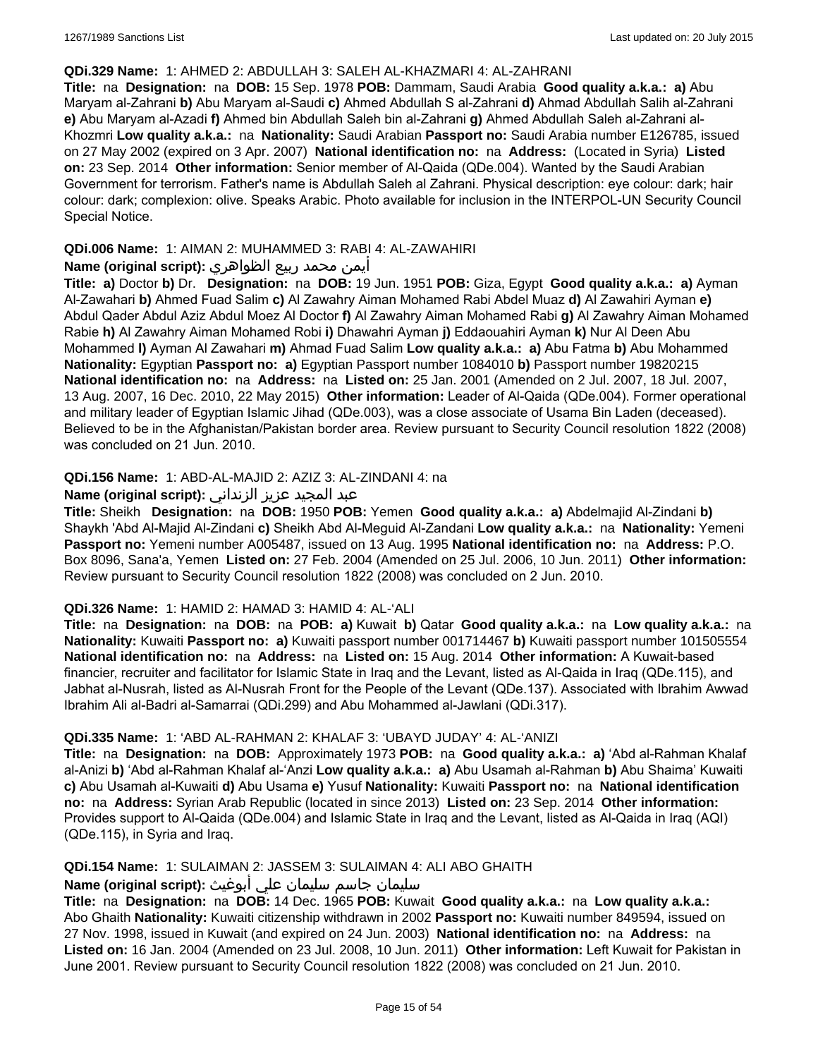**QDi.329 Name:** 1: AHMED 2: ABDULLAH 3: SALEH AL-KHAZMARI 4: AL-ZAHRANI

**Title:** na **Designation:** na **DOB:** 15 Sep. 1978 **POB:** Dammam, Saudi Arabia **Good quality a.k.a.:** **a)** Abu Maryam al-Zahrani **b)** Abu Maryam al-Saudi **c)** Ahmed Abdullah S al-Zahrani **d)** Ahmad Abdullah Salih al-Zahrani **e)** Abu Maryam al-Azadi **f)** Ahmed bin Abdullah Saleh bin al-Zahrani **g)** Ahmed Abdullah Saleh al-Zahrani al-Khozmri **Low quality a.k.a.:** na **Nationality:** Saudi Arabian **Passport no:** Saudi Arabia number E126785, issued on 27 May 2002 (expired on 3 Apr. 2007) **National identification no:** na **Address:** (Located in Syria) **Listed on:** 23 Sep. 2014 **Other information:** Senior member of Al-Qaida (QDe.004). Wanted by the Saudi Arabian Government for terrorism. Father's name is Abdullah Saleh al Zahrani. Physical description: eye colour: dark; hair colour: dark; complexion: olive. Speaks Arabic. Photo available for inclusion in the INTERPOL-UN Security Council Special Notice.

**QDi.006 Name:** 1: AIMAN 2: MUHAMMED 3: RABI 4: AL-ZAWAHIRI

**Name (original script):** أيمن محمد ربيع الظواهري

**Title:** **a)** Doctor **b)** Dr. **Designation:** na **DOB:** 19 Jun. 1951 **POB:** Giza, Egypt **Good quality a.k.a.:** **a)** Ayman Al-Zawahari **b)** Ahmed Fuad Salim **c)** Al Zawahry Aiman Mohamed Rabi Abdel Muaz **d)** Al Zawahiri Ayman **e)** Abdul Qader Abdul Aziz Abdul Moez Al Doctor **f)** Al Zawahry Aiman Mohamed Rabi **g)** Al Zawahry Aiman Mohamed Rabie **h)** Al Zawahry Aiman Mohamed Robi **i)** Dhawahri Ayman **j)** Eddaouahiri Ayman **k)** Nur Al Deen Abu Mohammed **l)** Ayman Al Zawahari **m)** Ahmad Fuad Salim **Low quality a.k.a.:** **a)** Abu Fatma **b)** Abu Mohammed **Nationality:** Egyptian **Passport no:** **a)** Egyptian Passport number 1084010 **b)** Passport number 19820215 **National identification no:** na **Address:** na **Listed on:** 25 Jan. 2001 (Amended on 2 Jul. 2007, 18 Jul. 2007, 13 Aug. 2007, 16 Dec. 2010, 22 May 2015) **Other information:** Leader of Al-Qaida (QDe.004). Former operational and military leader of Egyptian Islamic Jihad (QDe.003), was a close associate of Usama Bin Laden (deceased). Believed to be in the Afghanistan/Pakistan border area. Review pursuant to Security Council resolution 1822 (2008) was concluded on 21 Jun. 2010.

**QDi.156 Name:** 1: ABD-AL-MAJID 2: AZIZ 3: AL-ZINDANI 4: na

**Name (original script):** عبد المجيد عزيز الزنداني

**Title:** Sheikh **Designation:** na **DOB:** 1950 **POB:** Yemen **Good quality a.k.a.:** **a)** Abdelmajid Al-Zindani **b)** Shaykh 'Abd Al-Majid Al-Zindani **c)** Sheikh Abd Al-Meguid Al-Zandani **Low quality a.k.a.:** na **Nationality:** Yemeni **Passport no:** Yemeni number A005487, issued on 13 Aug. 1995 **National identification no:** na **Address:** P.O. Box 8096, Sana'a, Yemen **Listed on:** 27 Feb. 2004 (Amended on 25 Jul. 2006, 10 Jun. 2011) **Other information:** Review pursuant to Security Council resolution 1822 (2008) was concluded on 2 Jun. 2010.

**QDi.326 Name:** 1: HAMID 2: HAMAD 3: HAMID 4: AL-'ALI

**Title:** na **Designation:** na **DOB:** na **POB:** **a)** Kuwait **b)** Qatar **Good quality a.k.a.:** na **Low quality a.k.a.:** na **Nationality:** Kuwaiti **Passport no:** **a)** Kuwaiti passport number 001714467 **b)** Kuwaiti passport number 101505554 **National identification no:** na **Address:** na **Listed on:** 15 Aug. 2014 **Other information:** A Kuwait-based financier, recruiter and facilitator for Islamic State in Iraq and the Levant, listed as Al-Qaida in Iraq (QDe.115), and Jabhat al-Nusrah, listed as Al-Nusrah Front for the People of the Levant (QDe.137). Associated with Ibrahim Awwad Ibrahim Ali al-Badri al-Samarrai (QDi.299) and Abu Mohammed al-Jawlani (QDi.317).

**QDi.335 Name:** 1: 'ABD AL-RAHMAN 2: KHALAF 3: 'UBAYD JUDAY' 4: AL-'ANIZI

**Title:** na **Designation:** na **DOB:** Approximately 1973 **POB:** na **Good quality a.k.a.:** **a)** 'Abd al-Rahman Khalaf al-Anizi **b)** 'Abd al-Rahman Khalaf al-'Anzi **Low quality a.k.a.:** **a)** Abu Usamah al-Rahman **b)** Abu Shaima' Kuwaiti **c)** Abu Usamah al-Kuwaiti **d)** Abu Usama **e)** Yusuf **Nationality:** Kuwaiti **Passport no:** na **National identification no:** na **Address:** Syrian Arab Republic (located in since 2013) **Listed on:** 23 Sep. 2014 **Other information:** Provides support to Al-Qaida (QDe.004) and Islamic State in Iraq and the Levant, listed as Al-Qaida in Iraq (AQI) (QDe.115), in Syria and Iraq.

**QDi.154 Name:** 1: SULAIMAN 2: JASSEM 3: SULAIMAN 4: ALI ABO GHAITH

**Name (original script):** سليمان جاسم سليمان علي أبوغيث

**Title:** na **Designation:** na **DOB:** 14 Dec. 1965 **POB:** Kuwait **Good quality a.k.a.:** na **Low quality a.k.a.:** Abo Ghaith **Nationality:** Kuwaiti citizenship withdrawn in 2002 **Passport no:** Kuwaiti number 849594, issued on 27 Nov. 1998, issued in Kuwait (and expired on 24 Jun. 2003) **National identification no:** na **Address:** na **Listed on:** 16 Jan. 2004 (Amended on 23 Jul. 2008, 10 Jun. 2011) **Other information:** Left Kuwait for Pakistan in June 2001. Review pursuant to Security Council resolution 1822 (2008) was concluded on 21 Jun. 2010.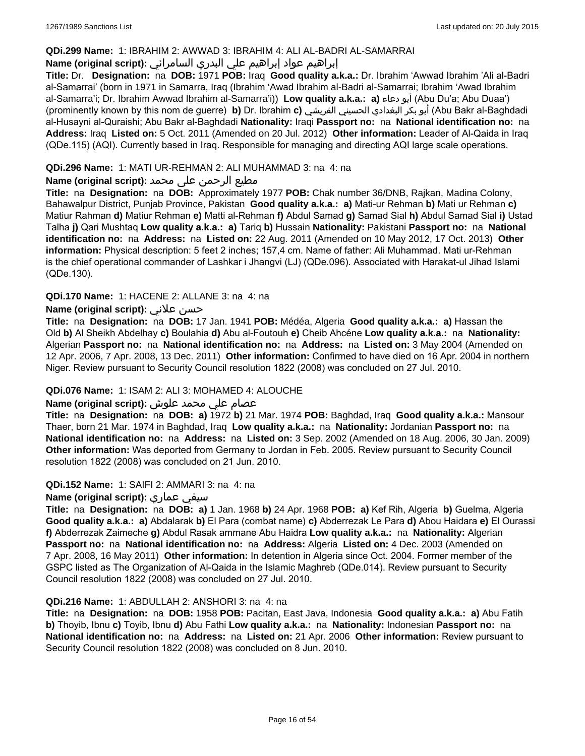**QDi.299 Name:** 1: IBRAHIM 2: AWWAD 3: IBRAHIM 4: ALI AL-BADRI AL-SAMARRAI

**Name (original script):** إبراهيم عواد إبراهيم علي البدري السامرائي

**Title:** Dr. **Designation:** na **DOB:** 1971 **POB:** Iraq **Good quality a.k.a.:** Dr. Ibrahim 'Awwad Ibrahim 'Ali al-Badri al-Samarrai' (born in 1971 in Samarra, Iraq (Ibrahim 'Awad Ibrahim al-Badri al-Samarrai; Ibrahim 'Awad Ibrahim al-Samarra'i; Dr. Ibrahim Awwad Ibrahim al-Samarra'i)) **Low quality a.k.a.: a)** أبو دعاء (Abu Du'a; Abu Duaa') (prominently known by this nom de guerre) **b)** Dr. Ibrahim **c)** أبو بكر البغدادي الحسيني القريشي (Abu Bakr al-Baghdadi al-Husayni al-Quraishi; Abu Bakr al-Baghdadi **Nationality:** Iraqi **Passport no:** na **National identification no:** na **Address:** Iraq **Listed on:** 5 Oct. 2011 (Amended on 20 Jul. 2012) **Other information:** Leader of Al-Qaida in Iraq (QDe.115) (AQI). Currently based in Iraq. Responsible for managing and directing AQI large scale operations.

**QDi.296 Name:** 1: MATI UR-REHMAN 2: ALI MUHAMMAD 3: na 4: na

**Name (original script):** مطيع الرحمن على محمد

**Title:** na **Designation:** na **DOB:** Approximately 1977 **POB:** Chak number 36/DNB, Rajkan, Madina Colony, Bahawalpur District, Punjab Province, Pakistan **Good quality a.k.a.: a)** Mati-ur Rehman **b)** Mati ur Rehman **c)** Matiur Rahman **d)** Matiur Rehman **e)** Matti al-Rehman **f)** Abdul Samad **g)** Samad Sial **h)** Abdul Samad Sial **i)** Ustad Talha **j)** Qari Mushtaq **Low quality a.k.a.: a)** Tariq **b)** Hussain **Nationality:** Pakistani **Passport no:** na **National identification no:** na **Address:** na **Listed on:** 22 Aug. 2011 (Amended on 10 May 2012, 17 Oct. 2013) **Other information:** Physical description: 5 feet 2 inches; 157,4 cm. Name of father: Ali Muhammad. Mati ur-Rehman is the chief operational commander of Lashkar i Jhangvi (LJ) (QDe.096). Associated with Harakat-ul Jihad Islami (QDe.130).

**QDi.170 Name:** 1: HACENE 2: ALLANE 3: na 4: na

**Name (original script):** حسن علاني

**Title:** na **Designation:** na **DOB:** 17 Jan. 1941 **POB:** Médéa, Algeria **Good quality a.k.a.: a)** Hassan the Old **b)** Al Sheikh Abdelhay **c)** Boulahia **d)** Abu al-Foutouh **e)** Cheib Ahcéne **Low quality a.k.a.:** na **Nationality:** Algerian **Passport no:** na **National identification no:** na **Address:** na **Listed on:** 3 May 2004 (Amended on 12 Apr. 2006, 7 Apr. 2008, 13 Dec. 2011) **Other information:** Confirmed to have died on 16 Apr. 2004 in northern Niger. Review pursuant to Security Council resolution 1822 (2008) was concluded on 27 Jul. 2010.

**QDi.076 Name:** 1: ISAM 2: ALI 3: MOHAMED 4: ALOUCHE

**Name (original script):** عصام علي محمد علوش

**Title:** na **Designation:** na **DOB: a)** 1972 **b)** 21 Mar. 1974 **POB:** Baghdad, Iraq **Good quality a.k.a.:** Mansour Thaer, born 21 Mar. 1974 in Baghdad, Iraq **Low quality a.k.a.:** na **Nationality:** Jordanian **Passport no:** na **National identification no:** na **Address:** na **Listed on:** 3 Sep. 2002 (Amended on 18 Aug. 2006, 30 Jan. 2009) **Other information:** Was deported from Germany to Jordan in Feb. 2005. Review pursuant to Security Council resolution 1822 (2008) was concluded on 21 Jun. 2010.

**QDi.152 Name:** 1: SAIFI 2: AMMARI 3: na 4: na

**Name (original script):** سيفي عماري

**Title:** na **Designation:** na **DOB: a)** 1 Jan. 1968 **b)** 24 Apr. 1968 **POB: a)** Kef Rih, Algeria **b)** Guelma, Algeria **Good quality a.k.a.: a)** Abdalarak **b)** El Para (combat name) **c)** Abderrezak Le Para **d)** Abou Haidara **e)** El Ourassi **f)** Abderrezak Zaimeche **g)** Abdul Rasak ammane Abu Haidra **Low quality a.k.a.:** na **Nationality:** Algerian **Passport no:** na **National identification no:** na **Address:** Algeria **Listed on:** 4 Dec. 2003 (Amended on 7 Apr. 2008, 16 May 2011) **Other information:** In detention in Algeria since Oct. 2004. Former member of the GSPC listed as The Organization of Al-Qaida in the Islamic Maghreb (QDe.014). Review pursuant to Security Council resolution 1822 (2008) was concluded on 27 Jul. 2010.

**QDi.216 Name:** 1: ABDULLAH 2: ANSHORI 3: na 4: na

**Title:** na **Designation:** na **DOB:** 1958 **POB:** Pacitan, East Java, Indonesia **Good quality a.k.a.: a)** Abu Fatih **b)** Thoyib, Ibnu **c)** Toyib, Ibnu **d)** Abu Fathi **Low quality a.k.a.:** na **Nationality:** Indonesian **Passport no:** na **National identification no:** na **Address:** na **Listed on:** 21 Apr. 2006 **Other information:** Review pursuant to Security Council resolution 1822 (2008) was concluded on 8 Jun. 2010.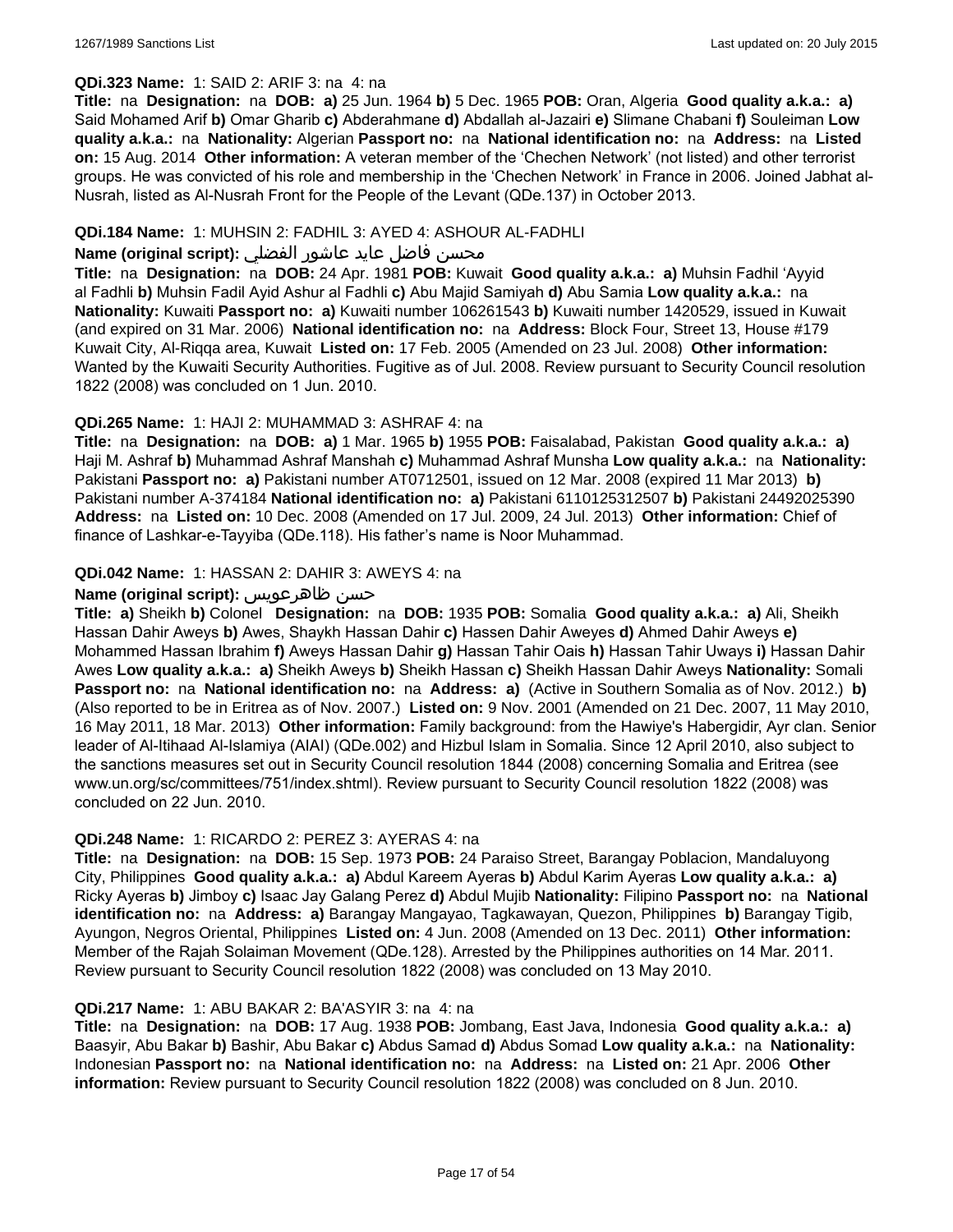**QDi.323 Name:** 1: SAID 2: ARIF 3: na 4: na

**Title:** na **Designation:** na **DOB:** **a)** 25 Jun. 1964 **b)** 5 Dec. 1965 **POB:** Oran, Algeria **Good quality a.k.a.:** **a)** Said Mohamed Arif **b)** Omar Gharib **c)** Abderahmane **d)** Abdallah al-Jazairi **e)** Slimane Chabani **f)** Souleiman **Low quality a.k.a.:** na **Nationality:** Algerian **Passport no:** na **National identification no:** na **Address:** na **Listed on:** 15 Aug. 2014 **Other information:** A veteran member of the 'Chechen Network' (not listed) and other terrorist groups. He was convicted of his role and membership in the 'Chechen Network' in France in 2006. Joined Jabhat al-Nusrah, listed as Al-Nusrah Front for the People of the Levant (QDe.137) in October 2013.

**QDi.184 Name:** 1: MUHSIN 2: FADHIL 3: AYED 4: ASHOUR AL-FADHLI

**Name (original script):** محسن فاضل عايد عاشور الفضلي

**Title:** na **Designation:** na **DOB:** 24 Apr. 1981 **POB:** Kuwait **Good quality a.k.a.:** **a)** Muhsin Fadhil 'Ayyid al Fadhli **b)** Muhsin Fadil Ayid Ashur al Fadhli **c)** Abu Majid Samiyah **d)** Abu Samia **Low quality a.k.a.:** na **Nationality:** Kuwaiti **Passport no:** **a)** Kuwaiti number 106261543 **b)** Kuwaiti number 1420529, issued in Kuwait (and expired on 31 Mar. 2006) **National identification no:** na **Address:** Block Four, Street 13, House #179 Kuwait City, Al-Riqqa area, Kuwait **Listed on:** 17 Feb. 2005 (Amended on 23 Jul. 2008) **Other information:** Wanted by the Kuwaiti Security Authorities. Fugitive as of Jul. 2008. Review pursuant to Security Council resolution 1822 (2008) was concluded on 1 Jun. 2010.

**QDi.265 Name:** 1: HAJI 2: MUHAMMAD 3: ASHRAF 4: na

**Title:** na **Designation:** na **DOB:** **a)** 1 Mar. 1965 **b)** 1955 **POB:** Faisalabad, Pakistan **Good quality a.k.a.:** **a)** Haji M. Ashraf **b)** Muhammad Ashraf Manshah **c)** Muhammad Ashraf Munsha **Low quality a.k.a.:** na **Nationality:** Pakistani **Passport no:** **a)** Pakistani number AT0712501, issued on 12 Mar. 2008 (expired 11 Mar 2013) **b)** Pakistani number A-374184 **National identification no:** **a)** Pakistani 6110125312507 **b)** Pakistani 24492025390 **Address:** na **Listed on:** 10 Dec. 2008 (Amended on 17 Jul. 2009, 24 Jul. 2013) **Other information:** Chief of finance of Lashkar-e-Tayyiba (QDe.118). His father's name is Noor Muhammad.

**QDi.042 Name:** 1: HASSAN 2: DAHIR 3: AWEYS 4: na

**Name (original script):** حسن ظاهرعويس

**Title:** **a)** Sheikh **b)** Colonel **Designation:** na **DOB:** 1935 **POB:** Somalia **Good quality a.k.a.:** **a)** Ali, Sheikh Hassan Dahir Aweys **b)** Awes, Shaykh Hassan Dahir **c)** Hassen Dahir Aweyes **d)** Ahmed Dahir Aweys **e)** Mohammed Hassan Ibrahim **f)** Aweys Hassan Dahir **g)** Hassan Tahir Oais **h)** Hassan Tahir Uways **i)** Hassan Dahir Awes **Low quality a.k.a.:** **a)** Sheikh Aweys **b)** Sheikh Hassan **c)** Sheikh Hassan Dahir Aweys **Nationality:** Somali **Passport no:** na **National identification no:** na **Address:** **a)** (Active in Southern Somalia as of Nov. 2012.) **b)** (Also reported to be in Eritrea as of Nov. 2007.) **Listed on:** 9 Nov. 2001 (Amended on 21 Dec. 2007, 11 May 2010, 16 May 2011, 18 Mar. 2013) **Other information:** Family background: from the Hawiye's Habergidir, Ayr clan. Senior leader of Al-Itihaad Al-Islamiya (AIAI) (QDe.002) and Hizbul Islam in Somalia. Since 12 April 2010, also subject to the sanctions measures set out in Security Council resolution 1844 (2008) concerning Somalia and Eritrea (see www.un.org/sc/committees/751/index.shtml). Review pursuant to Security Council resolution 1822 (2008) was concluded on 22 Jun. 2010.

**QDi.248 Name:** 1: RICARDO 2: PEREZ 3: AYERAS 4: na

**Title:** na **Designation:** na **DOB:** 15 Sep. 1973 **POB:** 24 Paraiso Street, Barangay Poblacion, Mandaluyong City, Philippines **Good quality a.k.a.:** **a)** Abdul Kareem Ayeras **b)** Abdul Karim Ayeras **Low quality a.k.a.:** **a)** Ricky Ayeras **b)** Jimboy **c)** Isaac Jay Galang Perez **d)** Abdul Mujib **Nationality:** Filipino **Passport no:** na **National identification no:** na **Address:** **a)** Barangay Mangayao, Tagkawayan, Quezon, Philippines **b)** Barangay Tigib, Ayungon, Negros Oriental, Philippines **Listed on:** 4 Jun. 2008 (Amended on 13 Dec. 2011) **Other information:** Member of the Rajah Solaiman Movement (QDe.128). Arrested by the Philippines authorities on 14 Mar. 2011. Review pursuant to Security Council resolution 1822 (2008) was concluded on 13 May 2010.

**QDi.217 Name:** 1: ABU BAKAR 2: BA'ASYIR 3: na 4: na

**Title:** na **Designation:** na **DOB:** 17 Aug. 1938 **POB:** Jombang, East Java, Indonesia **Good quality a.k.a.:** **a)** Baasyir, Abu Bakar **b)** Bashir, Abu Bakar **c)** Abdus Samad **d)** Abdus Somad **Low quality a.k.a.:** na **Nationality:** Indonesian **Passport no:** na **National identification no:** na **Address:** na **Listed on:** 21 Apr. 2006 **Other information:** Review pursuant to Security Council resolution 1822 (2008) was concluded on 8 Jun. 2010.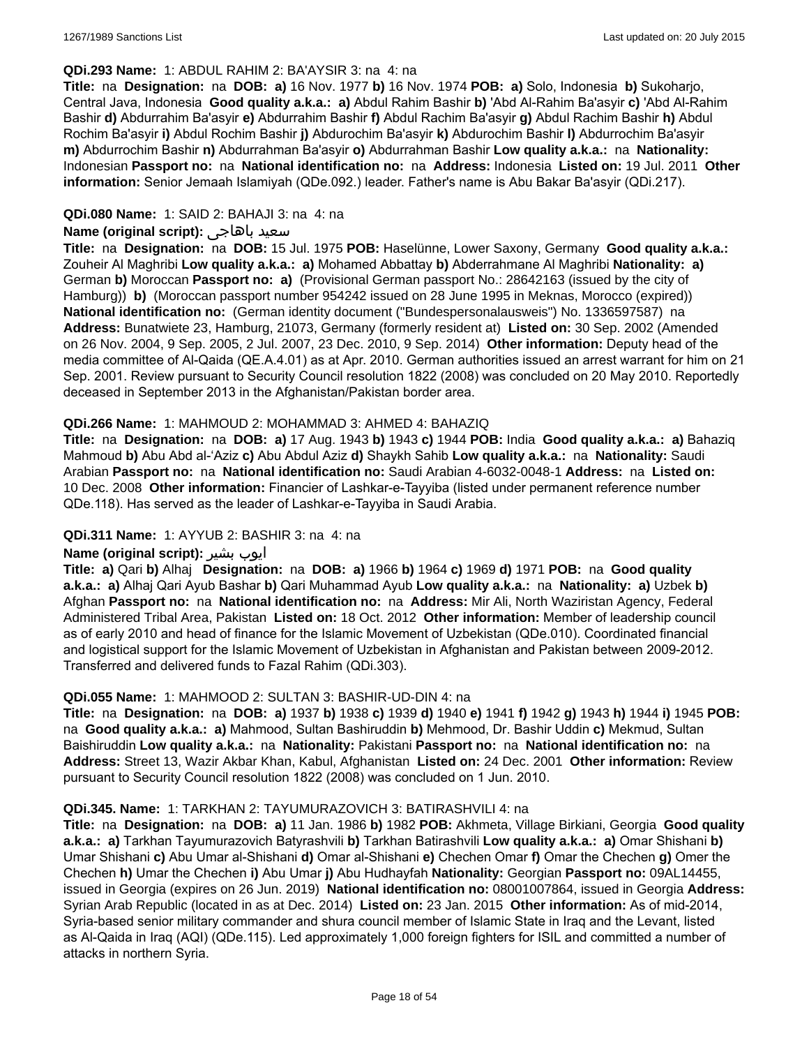**QDi.293 Name:** 1: ABDUL RAHIM 2: BA'AYSIR 3: na 4: na

**Title:** na **Designation:** na **DOB:** **a)** 16 Nov. 1977 **b)** 16 Nov. 1974 **POB:** **a)** Solo, Indonesia **b)** Sukoharjo, Central Java, Indonesia **Good quality a.k.a.:** **a)** Abdul Rahim Bashir **b)** 'Abd Al-Rahim Ba'asyir **c)** 'Abd Al-Rahim Bashir **d)** Abdurrahim Ba'asyir **e)** Abdurrahim Bashir **f)** Abdul Rachim Ba'asyir **g)** Abdul Rachim Bashir **h)** Abdul Rochim Ba'asyir **i)** Abdul Rochim Bashir **j)** Abdurochim Ba'asyir **k)** Abdurochim Bashir **l)** Abdurrochim Ba'asyir **m)** Abdurrochim Bashir **n)** Abdurrahman Ba'asyir **o)** Abdurrahman Bashir **Low quality a.k.a.:** na **Nationality:** Indonesian **Passport no:** na **National identification no:** na **Address:** Indonesia **Listed on:** 19 Jul. 2011 **Other information:** Senior Jemaah Islamiyah (QDe.092.) leader. Father's name is Abu Bakar Ba'asyir (QDi.217).

**QDi.080 Name:** 1: SAID 2: BAHAJI 3: na 4: na

**Name (original script):** سعيد باهاجى

**Title:** na **Designation:** na **DOB:** 15 Jul. 1975 **POB:** Haselünne, Lower Saxony, Germany **Good quality a.k.a.:** Zouheir Al Maghribi **Low quality a.k.a.:** **a)** Mohamed Abbattay **b)** Abderrahmane Al Maghribi **Nationality:** **a)** German **b)** Moroccan **Passport no:** **a)** (Provisional German passport No.: 28642163 (issued by the city of Hamburg)) **b)** (Moroccan passport number 954242 issued on 28 June 1995 in Meknas, Morocco (expired)) **National identification no:** (German identity document ("Bundespersonalausweis") No. 1336597587) na **Address:** Bunatwiete 23, Hamburg, 21073, Germany (formerly resident at) **Listed on:** 30 Sep. 2002 (Amended on 26 Nov. 2004, 9 Sep. 2005, 2 Jul. 2007, 23 Dec. 2010, 9 Sep. 2014) **Other information:** Deputy head of the media committee of Al-Qaida (QE.A.4.01) as at Apr. 2010. German authorities issued an arrest warrant for him on 21 Sep. 2001. Review pursuant to Security Council resolution 1822 (2008) was concluded on 20 May 2010. Reportedly deceased in September 2013 in the Afghanistan/Pakistan border area.

**QDi.266 Name:** 1: MAHMOUD 2: MOHAMMAD 3: AHMED 4: BAHAZIQ

**Title:** na **Designation:** na **DOB:** **a)** 17 Aug. 1943 **b)** 1943 **c)** 1944 **POB:** India **Good quality a.k.a.:** **a)** Bahaziq Mahmoud **b)** Abu Abd al-'Aziz **c)** Abu Abdul Aziz **d)** Shaykh Sahib **Low quality a.k.a.:** na **Nationality:** Saudi Arabian **Passport no:** na **National identification no:** Saudi Arabian 4-6032-0048-1 **Address:** na **Listed on:** 10 Dec. 2008 **Other information:** Financier of Lashkar-e-Tayyiba (listed under permanent reference number QDe.118). Has served as the leader of Lashkar-e-Tayyiba in Saudi Arabia.

**QDi.311 Name:** 1: AYYUB 2: BASHIR 3: na 4: na

**Name (original script):** ایوب بشیر

**Title:** **a)** Qari **b)** Alhaj **Designation:** na **DOB:** **a)** 1966 **b)** 1964 **c)** 1969 **d)** 1971 **POB:** na **Good quality a.k.a.:** **a)** Alhaj Qari Ayub Bashar **b)** Qari Muhammad Ayub **Low quality a.k.a.:** na **Nationality:** **a)** Uzbek **b)** Afghan **Passport no:** na **National identification no:** na **Address:** Mir Ali, North Waziristan Agency, Federal Administered Tribal Area, Pakistan **Listed on:** 18 Oct. 2012 **Other information:** Member of leadership council as of early 2010 and head of finance for the Islamic Movement of Uzbekistan (QDe.010). Coordinated financial and logistical support for the Islamic Movement of Uzbekistan in Afghanistan and Pakistan between 2009-2012. Transferred and delivered funds to Fazal Rahim (QDi.303).

**QDi.055 Name:** 1: MAHMOOD 2: SULTAN 3: BASHIR-UD-DIN 4: na

**Title:** na **Designation:** na **DOB:** **a)** 1937 **b)** 1938 **c)** 1939 **d)** 1940 **e)** 1941 **f)** 1942 **g)** 1943 **h)** 1944 **i)** 1945 **POB:** na **Good quality a.k.a.:** **a)** Mahmood, Sultan Bashiruddin **b)** Mehmood, Dr. Bashir Uddin **c)** Mekmud, Sultan Baishiruddin **Low quality a.k.a.:** na **Nationality:** Pakistani **Passport no:** na **National identification no:** na **Address:** Street 13, Wazir Akbar Khan, Kabul, Afghanistan **Listed on:** 24 Dec. 2001 **Other information:** Review pursuant to Security Council resolution 1822 (2008) was concluded on 1 Jun. 2010.

**QDi.345. Name:** 1: TARKHAN 2: TAYUMURAZOVICH 3: BATIRASHVILI 4: na

**Title:** na **Designation:** na **DOB:** **a)** 11 Jan. 1986 **b)** 1982 **POB:** Akhmeta, Village Birkiani, Georgia **Good quality a.k.a.:** **a)** Tarkhan Tayumurazovich Batyrashvili **b)** Tarkhan Batirashvili **Low quality a.k.a.:** **a)** Omar Shishani **b)** Umar Shishani **c)** Abu Umar al-Shishani **d)** Omar al-Shishani **e)** Chechen Omar **f)** Omar the Chechen **g)** Omer the Chechen **h)** Umar the Chechen **i)** Abu Umar **j)** Abu Hudhayfah **Nationality:** Georgian **Passport no:** 09AL14455, issued in Georgia (expires on 26 Jun. 2019) **National identification no:** 08001007864, issued in Georgia **Address:** Syrian Arab Republic (located in as at Dec. 2014) **Listed on:** 23 Jan. 2015 **Other information:** As of mid-2014, Syria-based senior military commander and shura council member of Islamic State in Iraq and the Levant, listed as Al-Qaida in Iraq (AQI) (QDe.115). Led approximately 1,000 foreign fighters for ISIL and committed a number of attacks in northern Syria.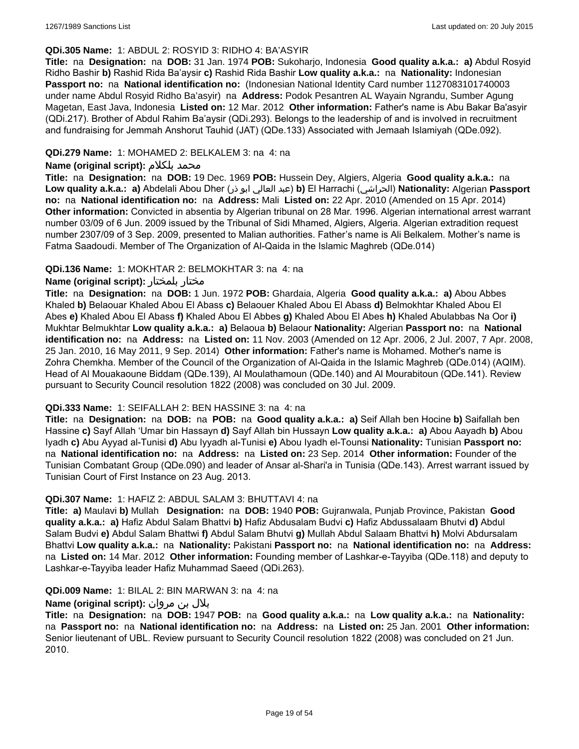**QDi.305 Name:** 1: ABDUL 2: ROSYID 3: RIDHO 4: BA'ASYIR

**Title:** na **Designation:** na **DOB:** 31 Jan. 1974 **POB:** Sukoharjo, Indonesia **Good quality a.k.a.: a)** Abdul Rosyid Ridho Bashir **b)** Rashid Rida Ba'aysir **c)** Rashid Rida Bashir **Low quality a.k.a.:** na **Nationality:** Indonesian **Passport no:** na **National identification no:** (Indonesian National Identity Card number 1127083101740003 under name Abdul Rosyid Ridho Ba'asyir) na **Address:** Podok Pesantren AL Wayain Ngrandu, Sumber Agung Magetan, East Java, Indonesia **Listed on:** 12 Mar. 2012 **Other information:** Father's name is Abu Bakar Ba'asyir (QDi.217). Brother of Abdul Rahim Ba'aysir (QDi.293). Belongs to the leadership of and is involved in recruitment and fundraising for Jemmah Anshorut Tauhid (JAT) (QDe.133) Associated with Jemaah Islamiyah (QDe.092).

**QDi.279 Name:** 1: MOHAMED 2: BELKALEM 3: na 4: na

**Name (original script):** محمد بلكلام

**Title:** na **Designation:** na **DOB:** 19 Dec. 1969 **POB:** Hussein Dey, Algiers, Algeria **Good quality a.k.a.:** na **Low quality a.k.a.: a)** Abdelali Abou Dher (عبد العالي ابو ذر) **b)** El Harrachi (الحراشي) **Nationality:** Algerian **Passport no:** na **National identification no:** na **Address:** Mali **Listed on:** 27 Apr. 2010 (Amended on 15 Apr. 2014) **Other information:** Convicted in absentia by Algerian tribunal on 28 Mar. 1996. Algerian international arrest warrant number 03/09 of 6 Jun. 2009 issued by the Tribunal of Sidi Mhamed, Algiers, Algeria. Algerian extradition request number 2307/09 of 3 Sep. 2009, presented to Malian authorities. Father's name is Ali Belkalem. Mother's name is Fatma Saadoudi. Member of The Organization of Al-Qaida in the Islamic Maghreb (QDe.014)

**QDi.136 Name:** 1: MOKHTAR 2: BELMOKHTAR 3: na 4: na

**Name (original script):** مختار بلمختار

**Title:** na **Designation:** na **DOB:** 1 Jun. 1972 **POB:** Ghardaia, Algeria **Good quality a.k.a.: a)** Abou Abbes Khaled **b)** Belaouar Khaled Abou El Abass **c)** Belaouer Khaled Abou El Abass **d)** Belmokhtar Khaled Abou El Abes **e)** Khaled Abou El Abass **f)** Khaled Abou El Abbes **g)** Khaled Abou El Abes **h)** Khaled Abulabbas Na Oor **i)** Mukhtar Belmukhtar **Low quality a.k.a.: a)** Belaoua **b)** Belaour **Nationality:** Algerian **Passport no:** na **National identification no:** na **Address:** na **Listed on:** 11 Nov. 2003 (Amended on 12 Apr. 2006, 2 Jul. 2007, 7 Apr. 2008, 25 Jan. 2010, 16 May 2011, 9 Sep. 2014) **Other information:** Father's name is Mohamed. Mother's name is Zohra Chemkha. Member of the Council of the Organization of Al-Qaida in the Islamic Maghreb (QDe.014) (AQIM). Head of Al Mouakaoune Biddam (QDe.139), Al Moulathamoun (QDe.140) and Al Mourabitoun (QDe.141). Review pursuant to Security Council resolution 1822 (2008) was concluded on 30 Jul. 2009.

**QDi.333 Name:** 1: SEIFALLAH 2: BEN HASSINE 3: na 4: na

**Title:** na **Designation:** na **DOB:** na **POB:** na **Good quality a.k.a.: a)** Seif Allah ben Hocine **b)** Saifallah ben Hassine **c)** Sayf Allah 'Umar bin Hassayn **d)** Sayf Allah bin Hussayn **Low quality a.k.a.: a)** Abou Aayadh **b)** Abou Iyadh **c)** Abu Ayyad al-Tunisi **d)** Abu Iyyadh al-Tunisi **e)** Abou Iyadh el-Tounsi **Nationality:** Tunisian **Passport no:** na **National identification no:** na **Address:** na **Listed on:** 23 Sep. 2014 **Other information:** Founder of the Tunisian Combatant Group (QDe.090) and leader of Ansar al-Shari'a in Tunisia (QDe.143). Arrest warrant issued by Tunisian Court of First Instance on 23 Aug. 2013.

**QDi.307 Name:** 1: HAFIZ 2: ABDUL SALAM 3: BHUTTAVI 4: na

**Title: a)** Maulavi **b)** Mullah **Designation:** na **DOB:** 1940 **POB:** Gujranwala, Punjab Province, Pakistan **Good quality a.k.a.: a)** Hafiz Abdul Salam Bhattvi **b)** Hafiz Abdusalam Budvi **c)** Hafiz Abdussalaam Bhutvi **d)** Abdul Salam Budvi **e)** Abdul Salam Bhattwi **f)** Abdul Salam Bhutvi **g)** Mullah Abdul Salaam Bhattvi **h)** Molvi Abdursalam Bhattvi **Low quality a.k.a.:** na **Nationality:** Pakistani **Passport no:** na **National identification no:** na **Address:** na **Listed on:** 14 Mar. 2012 **Other information:** Founding member of Lashkar-e-Tayyiba (QDe.118) and deputy to Lashkar-e-Tayyiba leader Hafiz Muhammad Saeed (QDi.263).

**QDi.009 Name:** 1: BILAL 2: BIN MARWAN 3: na 4: na

**Name (original script):** بلال بن مروان

**Title:** na **Designation:** na **DOB:** 1947 **POB:** na **Good quality a.k.a.:** na **Low quality a.k.a.:** na **Nationality:** na **Passport no:** na **National identification no:** na **Address:** na **Listed on:** 25 Jan. 2001 **Other information:** Senior lieutenant of UBL. Review pursuant to Security Council resolution 1822 (2008) was concluded on 21 Jun. 2010.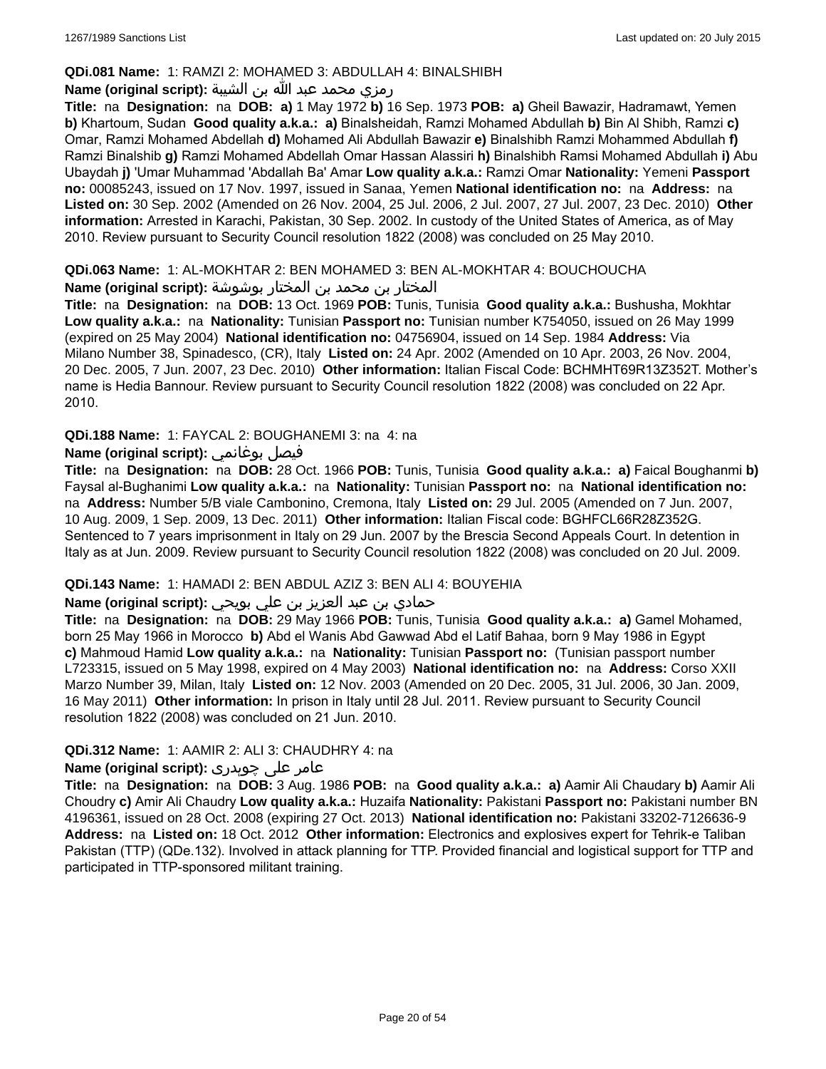**QDi.081 Name:** 1: RAMZI 2: MOHAMED 3: ABDULLAH 4: BINALSHIBH

**Name (original script):** رمزي محمد عبد الله بن الشيبة

**Title:** na **Designation:** na **DOB:** **a)** 1 May 1972 **b)** 16 Sep. 1973 **POB:** **a)** Gheil Bawazir, Hadramawt, Yemen **b)** Khartoum, Sudan **Good quality a.k.a.:** **a)** Binalsheidah, Ramzi Mohamed Abdullah **b)** Bin Al Shibh, Ramzi **c)** Omar, Ramzi Mohamed Abdellah **d)** Mohamed Ali Abdullah Bawazir **e)** Binalshibh Ramzi Mohammed Abdullah **f)** Ramzi Binalshib **g)** Ramzi Mohamed Abdellah Omar Hassan Alassiri **h)** Binalshibh Ramsi Mohamed Abdullah **i)** Abu Ubaydah **j)** 'Umar Muhammad 'Abdallah Ba' Amar **Low quality a.k.a.:** Ramzi Omar **Nationality:** Yemeni **Passport no:** 00085243, issued on 17 Nov. 1997, issued in Sanaa, Yemen **National identification no:** na **Address:** na **Listed on:** 30 Sep. 2002 (Amended on 26 Nov. 2004, 25 Jul. 2006, 2 Jul. 2007, 27 Jul. 2007, 23 Dec. 2010) **Other information:** Arrested in Karachi, Pakistan, 30 Sep. 2002. In custody of the United States of America, as of May 2010. Review pursuant to Security Council resolution 1822 (2008) was concluded on 25 May 2010.

**QDi.063 Name:** 1: AL-MOKHTAR 2: BEN MOHAMED 3: BEN AL-MOKHTAR 4: BOUCHOUCHA

**Name (original script):** المختار بن محمد بن المختار بوشوشة

**Title:** na **Designation:** na **DOB:** 13 Oct. 1969 **POB:** Tunis, Tunisia **Good quality a.k.a.:** Bushusha, Mokhtar **Low quality a.k.a.:** na **Nationality:** Tunisian **Passport no:** Tunisian number K754050, issued on 26 May 1999 (expired on 25 May 2004) **National identification no:** 04756904, issued on 14 Sep. 1984 **Address:** Via Milano Number 38, Spinadesco, (CR), Italy **Listed on:** 24 Apr. 2002 (Amended on 10 Apr. 2003, 26 Nov. 2004, 20 Dec. 2005, 7 Jun. 2007, 23 Dec. 2010) **Other information:** Italian Fiscal Code: BCHMHT69R13Z352T. Mother's name is Hedia Bannour. Review pursuant to Security Council resolution 1822 (2008) was concluded on 22 Apr. 2010.

**QDi.188 Name:** 1: FAYCAL 2: BOUGHANEMI 3: na 4: na

**Name (original script):** فيصل بوغانمي

**Title:** na **Designation:** na **DOB:** 28 Oct. 1966 **POB:** Tunis, Tunisia **Good quality a.k.a.:** **a)** Faical Boughanmi **b)** Faysal al-Bughanimi **Low quality a.k.a.:** na **Nationality:** Tunisian **Passport no:** na **National identification no:** na **Address:** Number 5/B viale Cambonino, Cremona, Italy **Listed on:** 29 Jul. 2005 (Amended on 7 Jun. 2007, 10 Aug. 2009, 1 Sep. 2009, 13 Dec. 2011) **Other information:** Italian Fiscal code: BGHFCL66R28Z352G. Sentenced to 7 years imprisonment in Italy on 29 Jun. 2007 by the Brescia Second Appeals Court. In detention in Italy as at Jun. 2009. Review pursuant to Security Council resolution 1822 (2008) was concluded on 20 Jul. 2009.

**QDi.143 Name:** 1: HAMADI 2: BEN ABDUL AZIZ 3: BEN ALI 4: BOUYEHIA

**Name (original script):** حمادي بن عبد العزيز بن علي بويحي

**Title:** na **Designation:** na **DOB:** 29 May 1966 **POB:** Tunis, Tunisia **Good quality a.k.a.:** **a)** Gamel Mohamed, born 25 May 1966 in Morocco **b)** Abd el Wanis Abd Gawwad Abd el Latif Bahaa, born 9 May 1986 in Egypt **c)** Mahmoud Hamid **Low quality a.k.a.:** na **Nationality:** Tunisian **Passport no:** (Tunisian passport number L723315, issued on 5 May 1998, expired on 4 May 2003) **National identification no:** na **Address:** Corso XXII Marzo Number 39, Milan, Italy **Listed on:** 12 Nov. 2003 (Amended on 20 Dec. 2005, 31 Jul. 2006, 30 Jan. 2009, 16 May 2011) **Other information:** In prison in Italy until 28 Jul. 2011. Review pursuant to Security Council resolution 1822 (2008) was concluded on 21 Jun. 2010.

**QDi.312 Name:** 1: AAMIR 2: ALI 3: CHAUDHRY 4: na

**Name (original script):** عامر علی چوہدری

**Title:** na **Designation:** na **DOB:** 3 Aug. 1986 **POB:** na **Good quality a.k.a.:** **a)** Aamir Ali Chaudary **b)** Aamir Ali Choudry **c)** Amir Ali Chaudry **Low quality a.k.a.:** Huzaifa **Nationality:** Pakistani **Passport no:** Pakistani number BN 4196361, issued on 28 Oct. 2008 (expiring 27 Oct. 2013) **National identification no:** Pakistani 33202-7126636-9 **Address:** na **Listed on:** 18 Oct. 2012 **Other information:** Electronics and explosives expert for Tehrik-e Taliban Pakistan (TTP) (QDe.132). Involved in attack planning for TTP. Provided financial and logistical support for TTP and participated in TTP-sponsored militant training.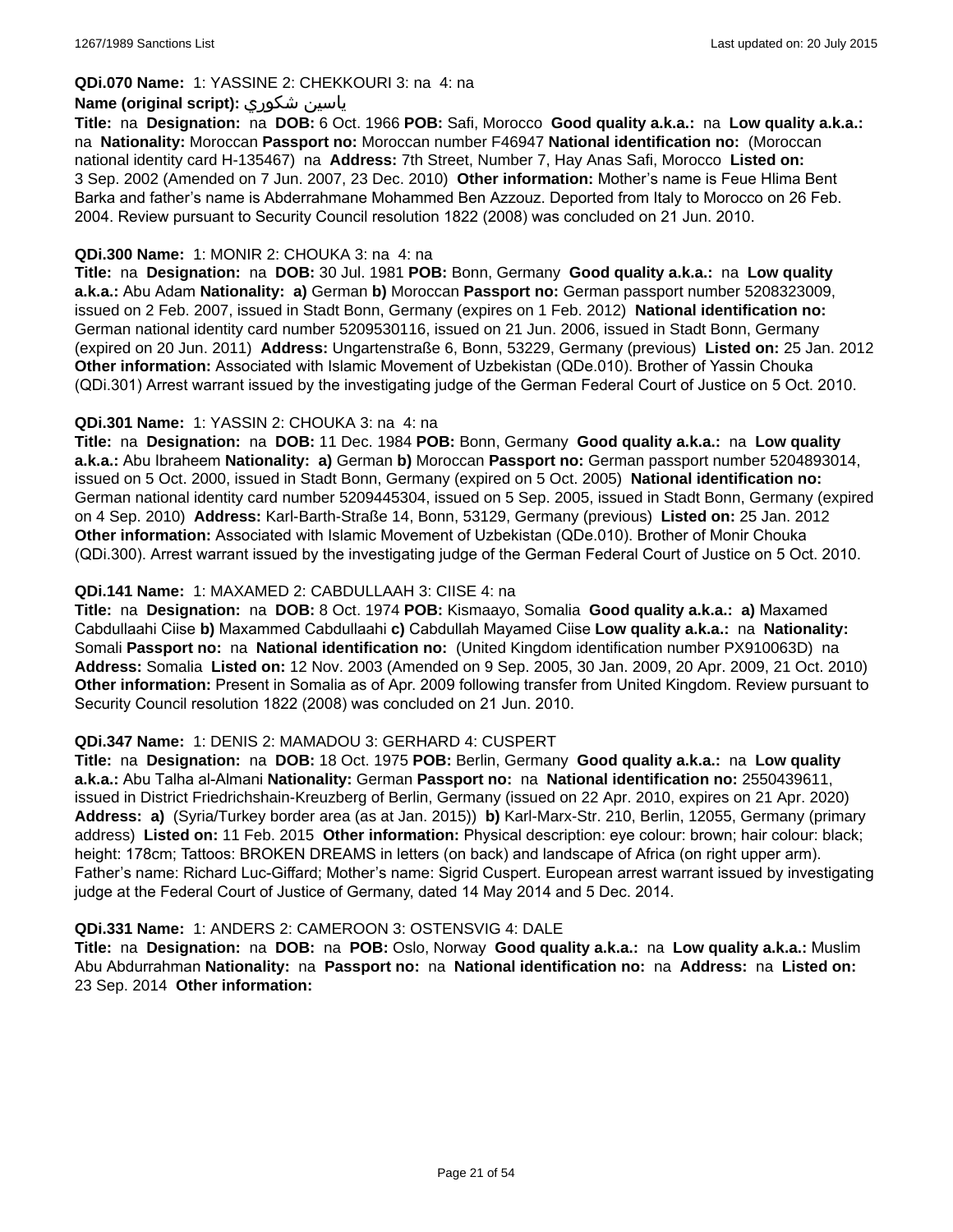**QDi.070 Name:** 1: YASSINE 2: CHEKKOURI 3: na 4: na

**Name (original script):** ياسين شكوري

**Title:** na **Designation:** na **DOB:** 6 Oct. 1966 **POB:** Safi, Morocco **Good quality a.k.a.:** na **Low quality a.k.a.:** na **Nationality:** Moroccan **Passport no:** Moroccan number F46947 **National identification no:** (Moroccan national identity card H-135467) na **Address:** 7th Street, Number 7, Hay Anas Safi, Morocco **Listed on:** 3 Sep. 2002 (Amended on 7 Jun. 2007, 23 Dec. 2010) **Other information:** Mother's name is Feue Hlima Bent Barka and father's name is Abderrahmane Mohammed Ben Azzouz. Deported from Italy to Morocco on 26 Feb. 2004. Review pursuant to Security Council resolution 1822 (2008) was concluded on 21 Jun. 2010.

**QDi.300 Name:** 1: MONIR 2: CHOUKA 3: na 4: na

**Title:** na **Designation:** na **DOB:** 30 Jul. 1981 **POB:** Bonn, Germany **Good quality a.k.a.:** na **Low quality a.k.a.:** Abu Adam **Nationality:** **a)** German **b)** Moroccan **Passport no:** German passport number 5208323009, issued on 2 Feb. 2007, issued in Stadt Bonn, Germany (expires on 1 Feb. 2012) **National identification no:** German national identity card number 5209530116, issued on 21 Jun. 2006, issued in Stadt Bonn, Germany (expired on 20 Jun. 2011) **Address:** Ungartenstraße 6, Bonn, 53229, Germany (previous) **Listed on:** 25 Jan. 2012 **Other information:** Associated with Islamic Movement of Uzbekistan (QDe.010). Brother of Yassin Chouka (QDi.301) Arrest warrant issued by the investigating judge of the German Federal Court of Justice on 5 Oct. 2010.

**QDi.301 Name:** 1: YASSIN 2: CHOUKA 3: na 4: na

**Title:** na **Designation:** na **DOB:** 11 Dec. 1984 **POB:** Bonn, Germany **Good quality a.k.a.:** na **Low quality a.k.a.:** Abu Ibraheem **Nationality:** **a)** German **b)** Moroccan **Passport no:** German passport number 5204893014, issued on 5 Oct. 2000, issued in Stadt Bonn, Germany (expired on 5 Oct. 2005) **National identification no:** German national identity card number 5209445304, issued on 5 Sep. 2005, issued in Stadt Bonn, Germany (expired on 4 Sep. 2010) **Address:** Karl-Barth-Straße 14, Bonn, 53129, Germany (previous) **Listed on:** 25 Jan. 2012 **Other information:** Associated with Islamic Movement of Uzbekistan (QDe.010). Brother of Monir Chouka (QDi.300). Arrest warrant issued by the investigating judge of the German Federal Court of Justice on 5 Oct. 2010.

**QDi.141 Name:** 1: MAXAMED 2: CABDULLAAH 3: CIISE 4: na

**Title:** na **Designation:** na **DOB:** 8 Oct. 1974 **POB:** Kismaayo, Somalia **Good quality a.k.a.:** **a)** Maxamed Cabdullaahi Ciise **b)** Maxammed Cabdullaahi **c)** Cabdullah Mayamed Ciise **Low quality a.k.a.:** na **Nationality:** Somali **Passport no:** na **National identification no:** (United Kingdom identification number PX910063D) na **Address:** Somalia **Listed on:** 12 Nov. 2003 (Amended on 9 Sep. 2005, 30 Jan. 2009, 20 Apr. 2009, 21 Oct. 2010) **Other information:** Present in Somalia as of Apr. 2009 following transfer from United Kingdom. Review pursuant to Security Council resolution 1822 (2008) was concluded on 21 Jun. 2010.

**QDi.347 Name:** 1: DENIS 2: MAMADOU 3: GERHARD 4: CUSPERT

**Title:** na **Designation:** na **DOB:** 18 Oct. 1975 **POB:** Berlin, Germany **Good quality a.k.a.:** na **Low quality a.k.a.:** Abu Talha al-Almani **Nationality:** German **Passport no:** na **National identification no:** 2550439611, issued in District Friedrichshain-Kreuzberg of Berlin, Germany (issued on 22 Apr. 2010, expires on 21 Apr. 2020) **Address:** **a)** (Syria/Turkey border area (as at Jan. 2015)) **b)** Karl-Marx-Str. 210, Berlin, 12055, Germany (primary address) **Listed on:** 11 Feb. 2015 **Other information:** Physical description: eye colour: brown; hair colour: black; height: 178cm; Tattoos: BROKEN DREAMS in letters (on back) and landscape of Africa (on right upper arm). Father's name: Richard Luc-Giffard; Mother's name: Sigrid Cuspert. European arrest warrant issued by investigating judge at the Federal Court of Justice of Germany, dated 14 May 2014 and 5 Dec. 2014.

**QDi.331 Name:** 1: ANDERS 2: CAMEROON 3: OSTENSVIG 4: DALE

**Title:** na **Designation:** na **DOB:** na **POB:** Oslo, Norway **Good quality a.k.a.:** na **Low quality a.k.a.:** Muslim Abu Abdurrahman **Nationality:** na **Passport no:** na **National identification no:** na **Address:** na **Listed on:** 23 Sep. 2014 **Other information:**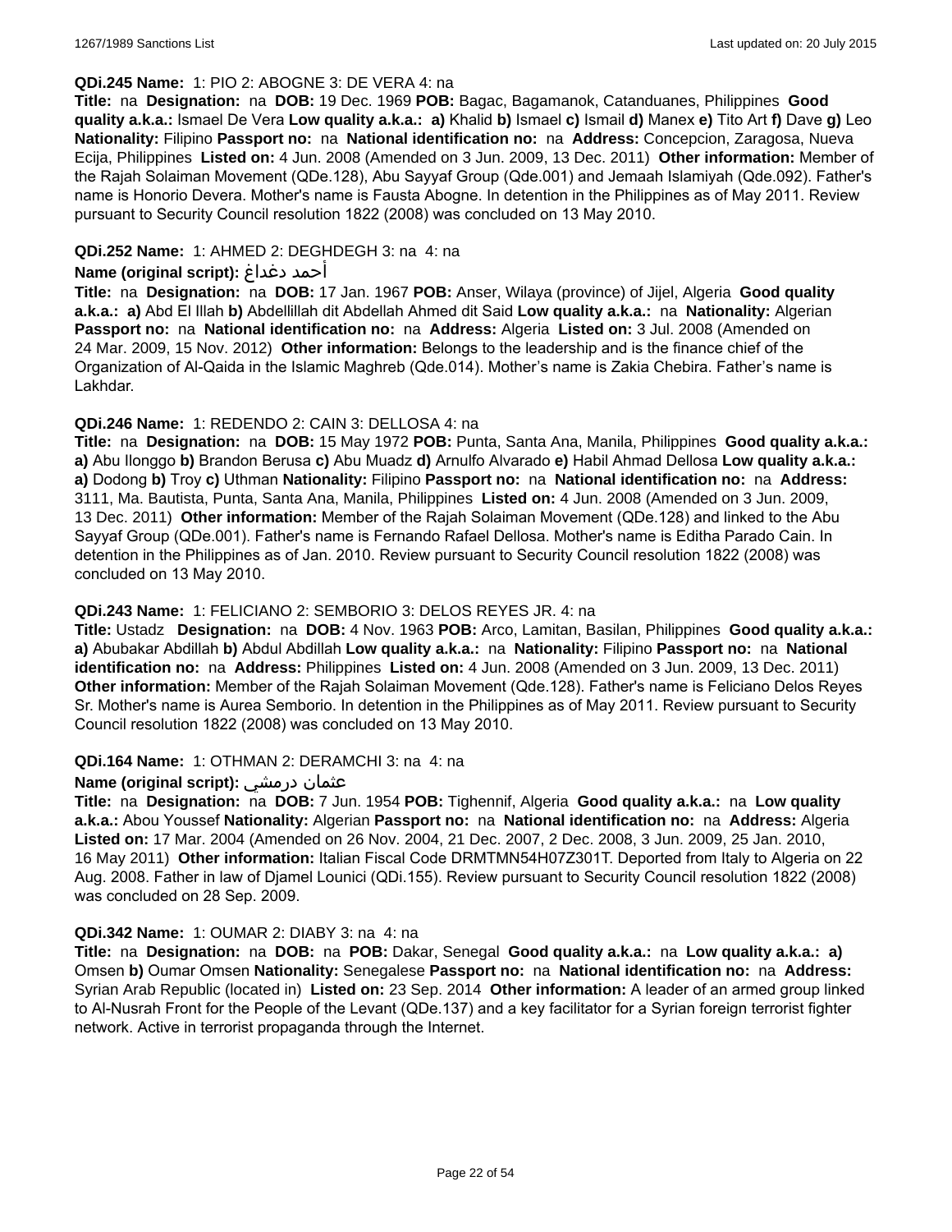**QDi.245 Name:** 1: PIO 2: ABOGNE 3: DE VERA 4: na

**Title:** na **Designation:** na **DOB:** 19 Dec. 1969 **POB:** Bagac, Bagamanok, Catanduanes, Philippines **Good quality a.k.a.:** Ismael De Vera **Low quality a.k.a.:** **a)** Khalid **b)** Ismael **c)** Ismail **d)** Manex **e)** Tito Art **f)** Dave **g)** Leo **Nationality:** Filipino **Passport no:** na **National identification no:** na **Address:** Concepcion, Zaragosa, Nueva Ecija, Philippines **Listed on:** 4 Jun. 2008 (Amended on 3 Jun. 2009, 13 Dec. 2011) **Other information:** Member of the Rajah Solaiman Movement (QDe.128), Abu Sayyaf Group (Qde.001) and Jemaah Islamiyah (Qde.092). Father's name is Honorio Devera. Mother's name is Fausta Abogne. In detention in the Philippines as of May 2011. Review pursuant to Security Council resolution 1822 (2008) was concluded on 13 May 2010.

**QDi.252 Name:** 1: AHMED 2: DEGHDEGH 3: na 4: na

**Name (original script):** أحمد دغداغ

**Title:** na **Designation:** na **DOB:** 17 Jan. 1967 **POB:** Anser, Wilaya (province) of Jijel, Algeria **Good quality a.k.a.:** **a)** Abd El Illah **b)** Abdellillah dit Abdellah Ahmed dit Said **Low quality a.k.a.:** na **Nationality:** Algerian **Passport no:** na **National identification no:** na **Address:** Algeria **Listed on:** 3 Jul. 2008 (Amended on 24 Mar. 2009, 15 Nov. 2012) **Other information:** Belongs to the leadership and is the finance chief of the Organization of Al-Qaida in the Islamic Maghreb (Qde.014). Mother's name is Zakia Chebira. Father's name is Lakhdar.

**QDi.246 Name:** 1: REDENDO 2: CAIN 3: DELLOSA 4: na

**Title:** na **Designation:** na **DOB:** 15 May 1972 **POB:** Punta, Santa Ana, Manila, Philippines **Good quality a.k.a.:** **a)** Abu Ilonggo **b)** Brandon Berusa **c)** Abu Muadz **d)** Arnulfo Alvarado **e)** Habil Ahmad Dellosa **Low quality a.k.a.:** **a)** Dodong **b)** Troy **c)** Uthman **Nationality:** Filipino **Passport no:** na **National identification no:** na **Address:** 3111, Ma. Bautista, Punta, Santa Ana, Manila, Philippines **Listed on:** 4 Jun. 2008 (Amended on 3 Jun. 2009, 13 Dec. 2011) **Other information:** Member of the Rajah Solaiman Movement (QDe.128) and linked to the Abu Sayyaf Group (QDe.001). Father's name is Fernando Rafael Dellosa. Mother's name is Editha Parado Cain. In detention in the Philippines as of Jan. 2010. Review pursuant to Security Council resolution 1822 (2008) was concluded on 13 May 2010.

**QDi.243 Name:** 1: FELICIANO 2: SEMBORIO 3: DELOS REYES JR. 4: na

**Title:** Ustadz **Designation:** na **DOB:** 4 Nov. 1963 **POB:** Arco, Lamitan, Basilan, Philippines **Good quality a.k.a.:** **a)** Abubakar Abdillah **b)** Abdul Abdillah **Low quality a.k.a.:** na **Nationality:** Filipino **Passport no:** na **National identification no:** na **Address:** Philippines **Listed on:** 4 Jun. 2008 (Amended on 3 Jun. 2009, 13 Dec. 2011) **Other information:** Member of the Rajah Solaiman Movement (Qde.128). Father's name is Feliciano Delos Reyes Sr. Mother's name is Aurea Semborio. In detention in the Philippines as of May 2011. Review pursuant to Security Council resolution 1822 (2008) was concluded on 13 May 2010.

**QDi.164 Name:** 1: OTHMAN 2: DERAMCHI 3: na 4: na

**Name (original script):** عثمان درمشي

**Title:** na **Designation:** na **DOB:** 7 Jun. 1954 **POB:** Tighennif, Algeria **Good quality a.k.a.:** na **Low quality a.k.a.:** Abou Youssef **Nationality:** Algerian **Passport no:** na **National identification no:** na **Address:** Algeria **Listed on:** 17 Mar. 2004 (Amended on 26 Nov. 2004, 21 Dec. 2007, 2 Dec. 2008, 3 Jun. 2009, 25 Jan. 2010, 16 May 2011) **Other information:** Italian Fiscal Code DRMTMN54H07Z301T. Deported from Italy to Algeria on 22 Aug. 2008. Father in law of Djamel Lounici (QDi.155). Review pursuant to Security Council resolution 1822 (2008) was concluded on 28 Sep. 2009.

**QDi.342 Name:** 1: OUMAR 2: DIABY 3: na 4: na

**Title:** na **Designation:** na **DOB:** na **POB:** Dakar, Senegal **Good quality a.k.a.:** na **Low quality a.k.a.:** **a)** Omsen **b)** Oumar Omsen **Nationality:** Senegalese **Passport no:** na **National identification no:** na **Address:** Syrian Arab Republic (located in) **Listed on:** 23 Sep. 2014 **Other information:** A leader of an armed group linked to Al-Nusrah Front for the People of the Levant (QDe.137) and a key facilitator for a Syrian foreign terrorist fighter network. Active in terrorist propaganda through the Internet.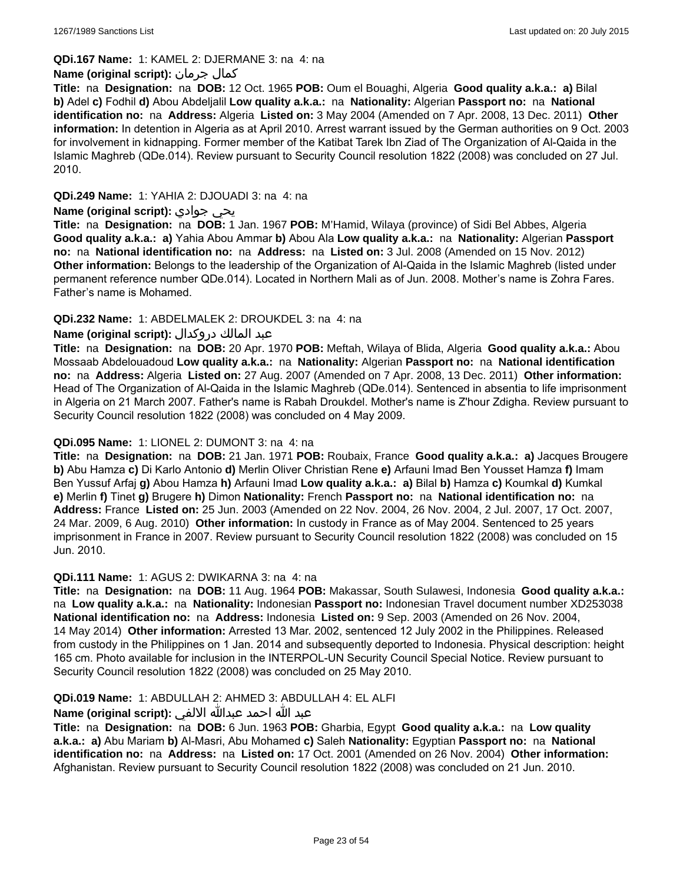**QDi.167 Name:** 1: KAMEL 2: DJERMANE 3: na 4: na

**Name (original script):** كمال جرمان

**Title:** na **Designation:** na **DOB:** 12 Oct. 1965 **POB:** Oum el Bouaghi, Algeria **Good quality a.k.a.:** **a)** Bilal **b)** Adel **c)** Fodhil **d)** Abou Abdeljalil **Low quality a.k.a.:** na **Nationality:** Algerian **Passport no:** na **National identification no:** na **Address:** Algeria **Listed on:** 3 May 2004 (Amended on 7 Apr. 2008, 13 Dec. 2011) **Other information:** In detention in Algeria as at April 2010. Arrest warrant issued by the German authorities on 9 Oct. 2003 for involvement in kidnapping. Former member of the Katibat Tarek Ibn Ziad of The Organization of Al-Qaida in the Islamic Maghreb (QDe.014). Review pursuant to Security Council resolution 1822 (2008) was concluded on 27 Jul. 2010.

**QDi.249 Name:** 1: YAHIA 2: DJOUADI 3: na 4: na

**Name (original script):** يحي جوادي

**Title:** na **Designation:** na **DOB:** 1 Jan. 1967 **POB:** M'Hamid, Wilaya (province) of Sidi Bel Abbes, Algeria **Good quality a.k.a.:** **a)** Yahia Abou Ammar **b)** Abou Ala **Low quality a.k.a.:** na **Nationality:** Algerian **Passport no:** na **National identification no:** na **Address:** na **Listed on:** 3 Jul. 2008 (Amended on 15 Nov. 2012) **Other information:** Belongs to the leadership of the Organization of Al-Qaida in the Islamic Maghreb (listed under permanent reference number QDe.014). Located in Northern Mali as of Jun. 2008. Mother's name is Zohra Fares. Father's name is Mohamed.

**QDi.232 Name:** 1: ABDELMALEK 2: DROUKDEL 3: na 4: na

**Name (original script):** عبد المالك دروكدال

**Title:** na **Designation:** na **DOB:** 20 Apr. 1970 **POB:** Meftah, Wilaya of Blida, Algeria **Good quality a.k.a.:** Abou Mossaab Abdelouadoud **Low quality a.k.a.:** na **Nationality:** Algerian **Passport no:** na **National identification no:** na **Address:** Algeria **Listed on:** 27 Aug. 2007 (Amended on 7 Apr. 2008, 13 Dec. 2011) **Other information:** Head of The Organization of Al-Qaida in the Islamic Maghreb (QDe.014). Sentenced in absentia to life imprisonment in Algeria on 21 March 2007. Father's name is Rabah Droukdel. Mother's name is Z'hour Zdigha. Review pursuant to Security Council resolution 1822 (2008) was concluded on 4 May 2009.

**QDi.095 Name:** 1: LIONEL 2: DUMONT 3: na 4: na

**Title:** na **Designation:** na **DOB:** 21 Jan. 1971 **POB:** Roubaix, France **Good quality a.k.a.:** **a)** Jacques Brougere **b)** Abu Hamza **c)** Di Karlo Antonio **d)** Merlin Oliver Christian Rene **e)** Arfauni Imad Ben Yousset Hamza **f)** Imam Ben Yussuf Arfaj **g)** Abou Hamza **h)** Arfauni Imad **Low quality a.k.a.:** **a)** Bilal **b)** Hamza **c)** Koumkal **d)** Kumkal **e)** Merlin **f)** Tinet **g)** Brugere **h)** Dimon **Nationality:** French **Passport no:** na **National identification no:** na **Address:** France **Listed on:** 25 Jun. 2003 (Amended on 22 Nov. 2004, 26 Nov. 2004, 2 Jul. 2007, 17 Oct. 2007, 24 Mar. 2009, 6 Aug. 2010) **Other information:** In custody in France as of May 2004. Sentenced to 25 years imprisonment in France in 2007. Review pursuant to Security Council resolution 1822 (2008) was concluded on 15 Jun. 2010.

**QDi.111 Name:** 1: AGUS 2: DWIKARNA 3: na 4: na

**Title:** na **Designation:** na **DOB:** 11 Aug. 1964 **POB:** Makassar, South Sulawesi, Indonesia **Good quality a.k.a.:** na **Low quality a.k.a.:** na **Nationality:** Indonesian **Passport no:** Indonesian Travel document number XD253038 **National identification no:** na **Address:** Indonesia **Listed on:** 9 Sep. 2003 (Amended on 26 Nov. 2004, 14 May 2014) **Other information:** Arrested 13 Mar. 2002, sentenced 12 July 2002 in the Philippines. Released from custody in the Philippines on 1 Jan. 2014 and subsequently deported to Indonesia. Physical description: height 165 cm. Photo available for inclusion in the INTERPOL-UN Security Council Special Notice. Review pursuant to Security Council resolution 1822 (2008) was concluded on 25 May 2010.

**QDi.019 Name:** 1: ABDULLAH 2: AHMED 3: ABDULLAH 4: EL ALFI

**Name (original script):** عبد الله احمد عبدالله الالفي

**Title:** na **Designation:** na **DOB:** 6 Jun. 1963 **POB:** Gharbia, Egypt **Good quality a.k.a.:** na **Low quality a.k.a.:** **a)** Abu Mariam **b)** Al-Masri, Abu Mohamed **c)** Saleh **Nationality:** Egyptian **Passport no:** na **National identification no:** na **Address:** na **Listed on:** 17 Oct. 2001 (Amended on 26 Nov. 2004) **Other information:** Afghanistan. Review pursuant to Security Council resolution 1822 (2008) was concluded on 21 Jun. 2010.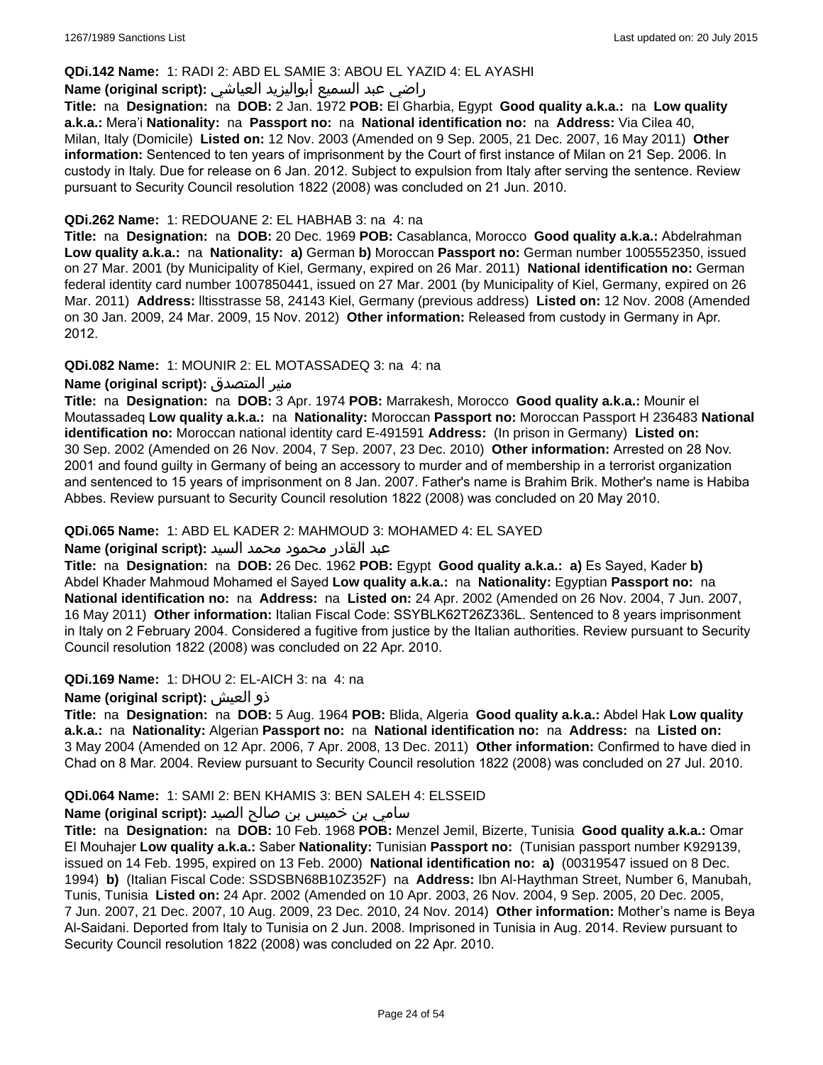**QDi.142 Name:** 1: RADI 2: ABD EL SAMIE 3: ABOU EL YAZID 4: EL AYASHI

**Name (original script):** راضي عبد السميع أبواليزيد العياشي

**Title:** na **Designation:** na **DOB:** 2 Jan. 1972 **POB:** El Gharbia, Egypt **Good quality a.k.a.:** na **Low quality a.k.a.:** Mera'i **Nationality:** na **Passport no:** na **National identification no:** na **Address:** Via Cilea 40, Milan, Italy (Domicile) **Listed on:** 12 Nov. 2003 (Amended on 9 Sep. 2005, 21 Dec. 2007, 16 May 2011) **Other information:** Sentenced to ten years of imprisonment by the Court of first instance of Milan on 21 Sep. 2006. In custody in Italy. Due for release on 6 Jan. 2012. Subject to expulsion from Italy after serving the sentence. Review pursuant to Security Council resolution 1822 (2008) was concluded on 21 Jun. 2010.

**QDi.262 Name:** 1: REDOUANE 2: EL HABHAB 3: na 4: na

**Title:** na **Designation:** na **DOB:** 20 Dec. 1969 **POB:** Casablanca, Morocco **Good quality a.k.a.:** Abdelrahman **Low quality a.k.a.:** na **Nationality:** **a)** German **b)** Moroccan **Passport no:** German number 1005552350, issued on 27 Mar. 2001 (by Municipality of Kiel, Germany, expired on 26 Mar. 2011) **National identification no:** German federal identity card number 1007850441, issued on 27 Mar. 2001 (by Municipality of Kiel, Germany, expired on 26 Mar. 2011) **Address:** lltisstrasse 58, 24143 Kiel, Germany (previous address) **Listed on:** 12 Nov. 2008 (Amended on 30 Jan. 2009, 24 Mar. 2009, 15 Nov. 2012) **Other information:** Released from custody in Germany in Apr. 2012.

**QDi.082 Name:** 1: MOUNIR 2: EL MOTASSADEQ 3: na 4: na

**Name (original script):** منير المتصدق

**Title:** na **Designation:** na **DOB:** 3 Apr. 1974 **POB:** Marrakesh, Morocco **Good quality a.k.a.:** Mounir el Moutassadeq **Low quality a.k.a.:** na **Nationality:** Moroccan **Passport no:** Moroccan Passport H 236483 **National identification no:** Moroccan national identity card E-491591 **Address:** (In prison in Germany) **Listed on:** 30 Sep. 2002 (Amended on 26 Nov. 2004, 7 Sep. 2007, 23 Dec. 2010) **Other information:** Arrested on 28 Nov. 2001 and found guilty in Germany of being an accessory to murder and of membership in a terrorist organization and sentenced to 15 years of imprisonment on 8 Jan. 2007. Father's name is Brahim Brik. Mother's name is Habiba Abbes. Review pursuant to Security Council resolution 1822 (2008) was concluded on 20 May 2010.

**QDi.065 Name:** 1: ABD EL KADER 2: MAHMOUD 3: MOHAMED 4: EL SAYED

**Name (original script):** عبد القادر محمود محمد السيد

**Title:** na **Designation:** na **DOB:** 26 Dec. 1962 **POB:** Egypt **Good quality a.k.a.:** **a)** Es Sayed, Kader **b)** Abdel Khader Mahmoud Mohamed el Sayed **Low quality a.k.a.:** na **Nationality:** Egyptian **Passport no:** na **National identification no:** na **Address:** na **Listed on:** 24 Apr. 2002 (Amended on 26 Nov. 2004, 7 Jun. 2007, 16 May 2011) **Other information:** Italian Fiscal Code: SSYBLK62T26Z336L. Sentenced to 8 years imprisonment in Italy on 2 February 2004. Considered a fugitive from justice by the Italian authorities. Review pursuant to Security Council resolution 1822 (2008) was concluded on 22 Apr. 2010.

**QDi.169 Name:** 1: DHOU 2: EL-AICH 3: na 4: na

**Name (original script):** ذو العيش

**Title:** na **Designation:** na **DOB:** 5 Aug. 1964 **POB:** Blida, Algeria **Good quality a.k.a.:** Abdel Hak **Low quality a.k.a.:** na **Nationality:** Algerian **Passport no:** na **National identification no:** na **Address:** na **Listed on:** 3 May 2004 (Amended on 12 Apr. 2006, 7 Apr. 2008, 13 Dec. 2011) **Other information:** Confirmed to have died in Chad on 8 Mar. 2004. Review pursuant to Security Council resolution 1822 (2008) was concluded on 27 Jul. 2010.

**QDi.064 Name:** 1: SAMI 2: BEN KHAMIS 3: BEN SALEH 4: ELSSEID

**Name (original script):** سامي بن خميس بن صالح الصيد

**Title:** na **Designation:** na **DOB:** 10 Feb. 1968 **POB:** Menzel Jemil, Bizerte, Tunisia **Good quality a.k.a.:** Omar El Mouhajer **Low quality a.k.a.:** Saber **Nationality:** Tunisian **Passport no:** (Tunisian passport number K929139, issued on 14 Feb. 1995, expired on 13 Feb. 2000) **National identification no:** **a)** (00319547 issued on 8 Dec. 1994) **b)** (Italian Fiscal Code: SSDSBN68B10Z352F) na **Address:** Ibn Al-Haythman Street, Number 6, Manubah, Tunis, Tunisia **Listed on:** 24 Apr. 2002 (Amended on 10 Apr. 2003, 26 Nov. 2004, 9 Sep. 2005, 20 Dec. 2005, 7 Jun. 2007, 21 Dec. 2007, 10 Aug. 2009, 23 Dec. 2010, 24 Nov. 2014) **Other information:** Mother's name is Beya Al-Saidani. Deported from Italy to Tunisia on 2 Jun. 2008. Imprisoned in Tunisia in Aug. 2014. Review pursuant to Security Council resolution 1822 (2008) was concluded on 22 Apr. 2010.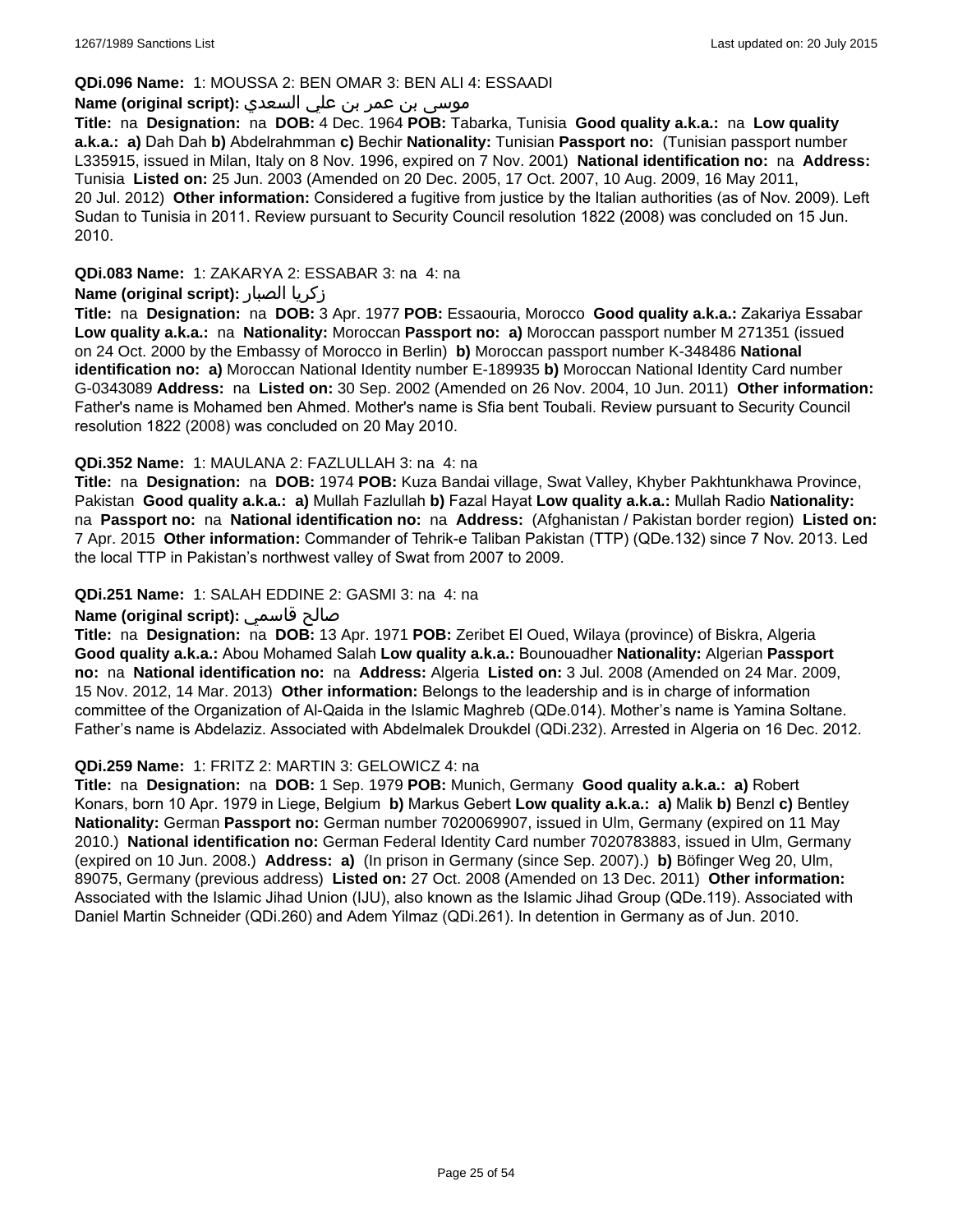**QDi.096 Name:** 1: MOUSSA 2: BEN OMAR 3: BEN ALI 4: ESSAADI

**Name (original script):** موسى بن عمر بن علي السعدي

**Title:** na **Designation:** na **DOB:** 4 Dec. 1964 **POB:** Tabarka, Tunisia **Good quality a.k.a.:** na **Low quality a.k.a.:** **a)** Dah Dah **b)** Abdelrahmman **c)** Bechir **Nationality:** Tunisian **Passport no:** (Tunisian passport number L335915, issued in Milan, Italy on 8 Nov. 1996, expired on 7 Nov. 2001) **National identification no:** na **Address:** Tunisia **Listed on:** 25 Jun. 2003 (Amended on 20 Dec. 2005, 17 Oct. 2007, 10 Aug. 2009, 16 May 2011, 20 Jul. 2012) **Other information:** Considered a fugitive from justice by the Italian authorities (as of Nov. 2009). Left Sudan to Tunisia in 2011. Review pursuant to Security Council resolution 1822 (2008) was concluded on 15 Jun. 2010.

**QDi.083 Name:** 1: ZAKARYA 2: ESSABAR 3: na 4: na

**Name (original script):** زكريا الصبار

**Title:** na **Designation:** na **DOB:** 3 Apr. 1977 **POB:** Essaouria, Morocco **Good quality a.k.a.:** Zakariya Essabar **Low quality a.k.a.:** na **Nationality:** Moroccan **Passport no:** **a)** Moroccan passport number M 271351 (issued on 24 Oct. 2000 by the Embassy of Morocco in Berlin) **b)** Moroccan passport number K-348486 **National identification no:** **a)** Moroccan National Identity number E-189935 **b)** Moroccan National Identity Card number G-0343089 **Address:** na **Listed on:** 30 Sep. 2002 (Amended on 26 Nov. 2004, 10 Jun. 2011) **Other information:** Father's name is Mohamed ben Ahmed. Mother's name is Sfia bent Toubali. Review pursuant to Security Council resolution 1822 (2008) was concluded on 20 May 2010.

**QDi.352 Name:** 1: MAULANA 2: FAZLULLAH 3: na 4: na

**Title:** na **Designation:** na **DOB:** 1974 **POB:** Kuza Bandai village, Swat Valley, Khyber Pakhtunkhawa Province, Pakistan **Good quality a.k.a.:** **a)** Mullah Fazlullah **b)** Fazal Hayat **Low quality a.k.a.:** Mullah Radio **Nationality:** na **Passport no:** na **National identification no:** na **Address:** (Afghanistan / Pakistan border region) **Listed on:** 7 Apr. 2015 **Other information:** Commander of Tehrik-e Taliban Pakistan (TTP) (QDe.132) since 7 Nov. 2013. Led the local TTP in Pakistan's northwest valley of Swat from 2007 to 2009.

**QDi.251 Name:** 1: SALAH EDDINE 2: GASMI 3: na 4: na

**Name (original script):** صالح قاسمي

**Title:** na **Designation:** na **DOB:** 13 Apr. 1971 **POB:** Zeribet El Oued, Wilaya (province) of Biskra, Algeria **Good quality a.k.a.:** Abou Mohamed Salah **Low quality a.k.a.:** Bounouadher **Nationality:** Algerian **Passport no:** na **National identification no:** na **Address:** Algeria **Listed on:** 3 Jul. 2008 (Amended on 24 Mar. 2009, 15 Nov. 2012, 14 Mar. 2013) **Other information:** Belongs to the leadership and is in charge of information committee of the Organization of Al-Qaida in the Islamic Maghreb (QDe.014). Mother's name is Yamina Soltane. Father's name is Abdelaziz. Associated with Abdelmalek Droukdel (QDi.232). Arrested in Algeria on 16 Dec. 2012.

**QDi.259 Name:** 1: FRITZ 2: MARTIN 3: GELOWICZ 4: na

**Title:** na **Designation:** na **DOB:** 1 Sep. 1979 **POB:** Munich, Germany **Good quality a.k.a.:** **a)** Robert Konars, born 10 Apr. 1979 in Liege, Belgium **b)** Markus Gebert **Low quality a.k.a.:** **a)** Malik **b)** Benzl **c)** Bentley **Nationality:** German **Passport no:** German number 7020069907, issued in Ulm, Germany (expired on 11 May 2010.) **National identification no:** German Federal Identity Card number 7020783883, issued in Ulm, Germany (expired on 10 Jun. 2008.) **Address:** **a)** (In prison in Germany (since Sep. 2007).) **b)** Böfinger Weg 20, Ulm, 89075, Germany (previous address) **Listed on:** 27 Oct. 2008 (Amended on 13 Dec. 2011) **Other information:** Associated with the Islamic Jihad Union (IJU), also known as the Islamic Jihad Group (QDe.119). Associated with Daniel Martin Schneider (QDi.260) and Adem Yilmaz (QDi.261). In detention in Germany as of Jun. 2010.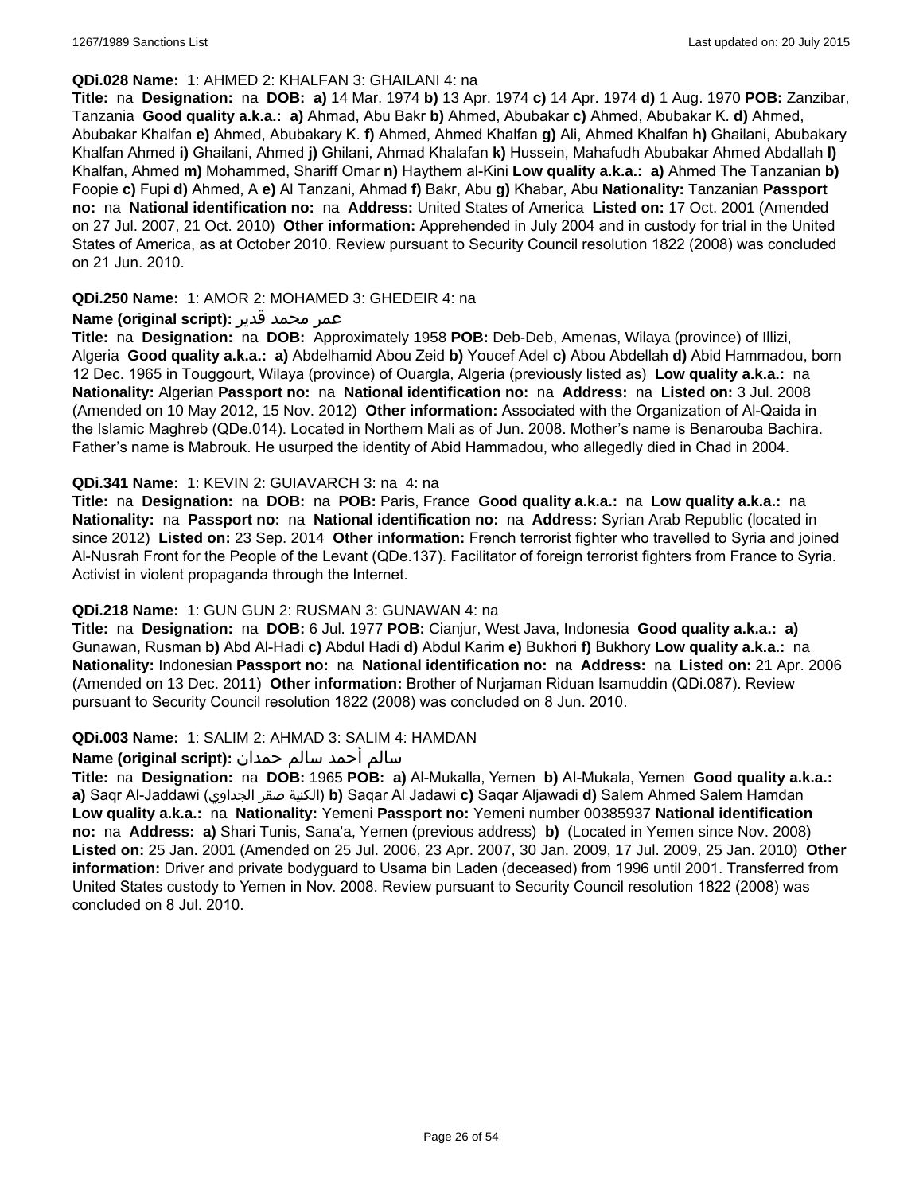**QDi.028 Name:** 1: AHMED 2: KHALFAN 3: GHAILANI 4: na

**Title:** na **Designation:** na **DOB:** **a)** 14 Mar. 1974 **b)** 13 Apr. 1974 **c)** 14 Apr. 1974 **d)** 1 Aug. 1970 **POB:** Zanzibar, Tanzania **Good quality a.k.a.:** **a)** Ahmad, Abu Bakr **b)** Ahmed, Abubakar **c)** Ahmed, Abubakar K. **d)** Ahmed, Abubakar Khalfan **e)** Ahmed, Abubakary K. **f)** Ahmed, Ahmed Khalfan **g)** Ali, Ahmed Khalfan **h)** Ghailani, Abubakary Khalfan Ahmed **i)** Ghailani, Ahmed **j)** Ghilani, Ahmad Khalafan **k)** Hussein, Mahafudh Abubakar Ahmed Abdallah **l)** Khalfan, Ahmed **m)** Mohammed, Shariff Omar **n)** Haythem al-Kini **Low quality a.k.a.:** **a)** Ahmed The Tanzanian **b)** Foopie **c)** Fupi **d)** Ahmed, A **e)** Al Tanzani, Ahmad **f)** Bakr, Abu **g)** Khabar, Abu **Nationality:** Tanzanian **Passport no:** na **National identification no:** na **Address:** United States of America **Listed on:** 17 Oct. 2001 (Amended on 27 Jul. 2007, 21 Oct. 2010) **Other information:** Apprehended in July 2004 and in custody for trial in the United States of America, as at October 2010. Review pursuant to Security Council resolution 1822 (2008) was concluded on 21 Jun. 2010.

**QDi.250 Name:** 1: AMOR 2: MOHAMED 3: GHEDEIR 4: na

**Name (original script):** عمر محمد قدير

**Title:** na **Designation:** na **DOB:** Approximately 1958 **POB:** Deb-Deb, Amenas, Wilaya (province) of Illizi, Algeria **Good quality a.k.a.:** **a)** Abdelhamid Abou Zeid **b)** Youcef Adel **c)** Abou Abdellah **d)** Abid Hammadou, born 12 Dec. 1965 in Touggourt, Wilaya (province) of Ouargla, Algeria (previously listed as) **Low quality a.k.a.:** na **Nationality:** Algerian **Passport no:** na **National identification no:** na **Address:** na **Listed on:** 3 Jul. 2008 (Amended on 10 May 2012, 15 Nov. 2012) **Other information:** Associated with the Organization of Al-Qaida in the Islamic Maghreb (QDe.014). Located in Northern Mali as of Jun. 2008. Mother's name is Benarouba Bachira. Father's name is Mabrouk. He usurped the identity of Abid Hammadou, who allegedly died in Chad in 2004.

**QDi.341 Name:** 1: KEVIN 2: GUIAVARCH 3: na 4: na

**Title:** na **Designation:** na **DOB:** na **POB:** Paris, France **Good quality a.k.a.:** na **Low quality a.k.a.:** na **Nationality:** na **Passport no:** na **National identification no:** na **Address:** Syrian Arab Republic (located in since 2012) **Listed on:** 23 Sep. 2014 **Other information:** French terrorist fighter who travelled to Syria and joined Al-Nusrah Front for the People of the Levant (QDe.137). Facilitator of foreign terrorist fighters from France to Syria. Activist in violent propaganda through the Internet.

**QDi.218 Name:** 1: GUN GUN 2: RUSMAN 3: GUNAWAN 4: na

**Title:** na **Designation:** na **DOB:** 6 Jul. 1977 **POB:** Cianjur, West Java, Indonesia **Good quality a.k.a.:** **a)** Gunawan, Rusman **b)** Abd Al-Hadi **c)** Abdul Hadi **d)** Abdul Karim **e)** Bukhori **f)** Bukhory **Low quality a.k.a.:** na **Nationality:** Indonesian **Passport no:** na **National identification no:** na **Address:** na **Listed on:** 21 Apr. 2006 (Amended on 13 Dec. 2011) **Other information:** Brother of Nurjaman Riduan Isamuddin (QDi.087). Review pursuant to Security Council resolution 1822 (2008) was concluded on 8 Jun. 2010.

**QDi.003 Name:** 1: SALIM 2: AHMAD 3: SALIM 4: HAMDAN

**Name (original script):** سالم أحمد سالم حمدان

**Title:** na **Designation:** na **DOB:** 1965 **POB:** **a)** Al-Mukalla, Yemen **b)** Al-Mukala, Yemen **Good quality a.k.a.:** **a)** Saqr Al-Jaddawi (الكنية صقر الجداوي) **b)** Saqar Al Jadawi **c)** Saqar Aljawadi **d)** Salem Ahmed Salem Hamdan **Low quality a.k.a.:** na **Nationality:** Yemeni **Passport no:** Yemeni number 00385937 **National identification no:** na **Address:** **a)** Shari Tunis, Sana'a, Yemen (previous address) **b)** (Located in Yemen since Nov. 2008) **Listed on:** 25 Jan. 2001 (Amended on 25 Jul. 2006, 23 Apr. 2007, 30 Jan. 2009, 17 Jul. 2009, 25 Jan. 2010) **Other information:** Driver and private bodyguard to Usama bin Laden (deceased) from 1996 until 2001. Transferred from United States custody to Yemen in Nov. 2008. Review pursuant to Security Council resolution 1822 (2008) was concluded on 8 Jul. 2010.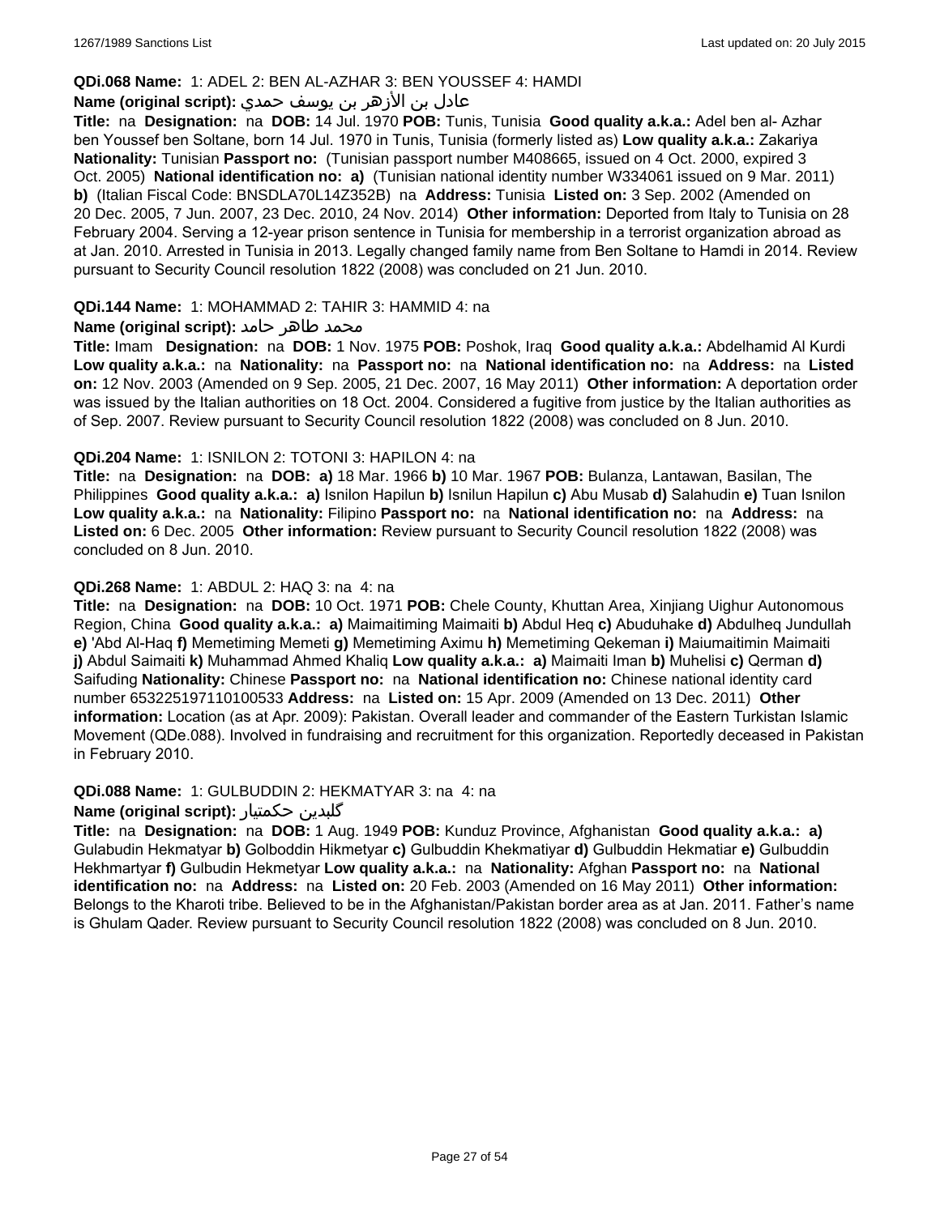**QDi.068 Name:** 1: ADEL 2: BEN AL-AZHAR 3: BEN YOUSSEF 4: HAMDI

**Name (original script):** عادل بن الأزهر بن يوسف حمدي

**Title:** na **Designation:** na **DOB:** 14 Jul. 1970 **POB:** Tunis, Tunisia **Good quality a.k.a.:** Adel ben al- Azhar ben Youssef ben Soltane, born 14 Jul. 1970 in Tunis, Tunisia (formerly listed as) **Low quality a.k.a.:** Zakariya **Nationality:** Tunisian **Passport no:** (Tunisian passport number M408665, issued on 4 Oct. 2000, expired 3 Oct. 2005) **National identification no:** **a)** (Tunisian national identity number W334061 issued on 9 Mar. 2011) **b)** (Italian Fiscal Code: BNSDLA70L14Z352B) na **Address:** Tunisia **Listed on:** 3 Sep. 2002 (Amended on 20 Dec. 2005, 7 Jun. 2007, 23 Dec. 2010, 24 Nov. 2014) **Other information:** Deported from Italy to Tunisia on 28 February 2004. Serving a 12-year prison sentence in Tunisia for membership in a terrorist organization abroad as at Jan. 2010. Arrested in Tunisia in 2013. Legally changed family name from Ben Soltane to Hamdi in 2014. Review pursuant to Security Council resolution 1822 (2008) was concluded on 21 Jun. 2010.

**QDi.144 Name:** 1: MOHAMMAD 2: TAHIR 3: HAMMID 4: na

**Name (original script):** محمد طاهر حامد

**Title:** Imam **Designation:** na **DOB:** 1 Nov. 1975 **POB:** Poshok, Iraq **Good quality a.k.a.:** Abdelhamid Al Kurdi **Low quality a.k.a.:** na **Nationality:** na **Passport no:** na **National identification no:** na **Address:** na **Listed on:** 12 Nov. 2003 (Amended on 9 Sep. 2005, 21 Dec. 2007, 16 May 2011) **Other information:** A deportation order was issued by the Italian authorities on 18 Oct. 2004. Considered a fugitive from justice by the Italian authorities as of Sep. 2007. Review pursuant to Security Council resolution 1822 (2008) was concluded on 8 Jun. 2010.

**QDi.204 Name:** 1: ISNILON 2: TOTONI 3: HAPILON 4: na

**Title:** na **Designation:** na **DOB:** **a)** 18 Mar. 1966 **b)** 10 Mar. 1967 **POB:** Bulanza, Lantawan, Basilan, The Philippines **Good quality a.k.a.:** **a)** Isnilon Hapilun **b)** Isnilun Hapilun **c)** Abu Musab **d)** Salahudin **e)** Tuan Isnilon **Low quality a.k.a.:** na **Nationality:** Filipino **Passport no:** na **National identification no:** na **Address:** na **Listed on:** 6 Dec. 2005 **Other information:** Review pursuant to Security Council resolution 1822 (2008) was concluded on 8 Jun. 2010.

**QDi.268 Name:** 1: ABDUL 2: HAQ 3: na 4: na

**Title:** na **Designation:** na **DOB:** 10 Oct. 1971 **POB:** Chele County, Khuttan Area, Xinjiang Uighur Autonomous Region, China **Good quality a.k.a.:** **a)** Maimaitiming Maimaiti **b)** Abdul Heq **c)** Abuduhake **d)** Abdulheq Jundullah **e)** 'Abd Al-Haq **f)** Memetiming Memeti **g)** Memetiming Aximu **h)** Memetiming Qekeman **i)** Maiumaitimin Maimaiti **j)** Abdul Saimaiti **k)** Muhammad Ahmed Khaliq **Low quality a.k.a.:** **a)** Maimaiti Iman **b)** Muhelisi **c)** Qerman **d)** Saifuding **Nationality:** Chinese **Passport no:** na **National identification no:** Chinese national identity card number 653225197110100533 **Address:** na **Listed on:** 15 Apr. 2009 (Amended on 13 Dec. 2011) **Other information:** Location (as at Apr. 2009): Pakistan. Overall leader and commander of the Eastern Turkistan Islamic Movement (QDe.088). Involved in fundraising and recruitment for this organization. Reportedly deceased in Pakistan in February 2010.

**QDi.088 Name:** 1: GULBUDDIN 2: HEKMATYAR 3: na 4: na

**Name (original script):** گلبدين حکمتيار

**Title:** na **Designation:** na **DOB:** 1 Aug. 1949 **POB:** Kunduz Province, Afghanistan **Good quality a.k.a.:** **a)** Gulabudin Hekmatyar **b)** Golboddin Hikmetyar **c)** Gulbuddin Khekmatiyar **d)** Gulbuddin Hekmatiar **e)** Gulbuddin Hekhmartyar **f)** Gulbudin Hekmetyar **Low quality a.k.a.:** na **Nationality:** Afghan **Passport no:** na **National identification no:** na **Address:** na **Listed on:** 20 Feb. 2003 (Amended on 16 May 2011) **Other information:** Belongs to the Kharoti tribe. Believed to be in the Afghanistan/Pakistan border area as at Jan. 2011. Father's name is Ghulam Qader. Review pursuant to Security Council resolution 1822 (2008) was concluded on 8 Jun. 2010.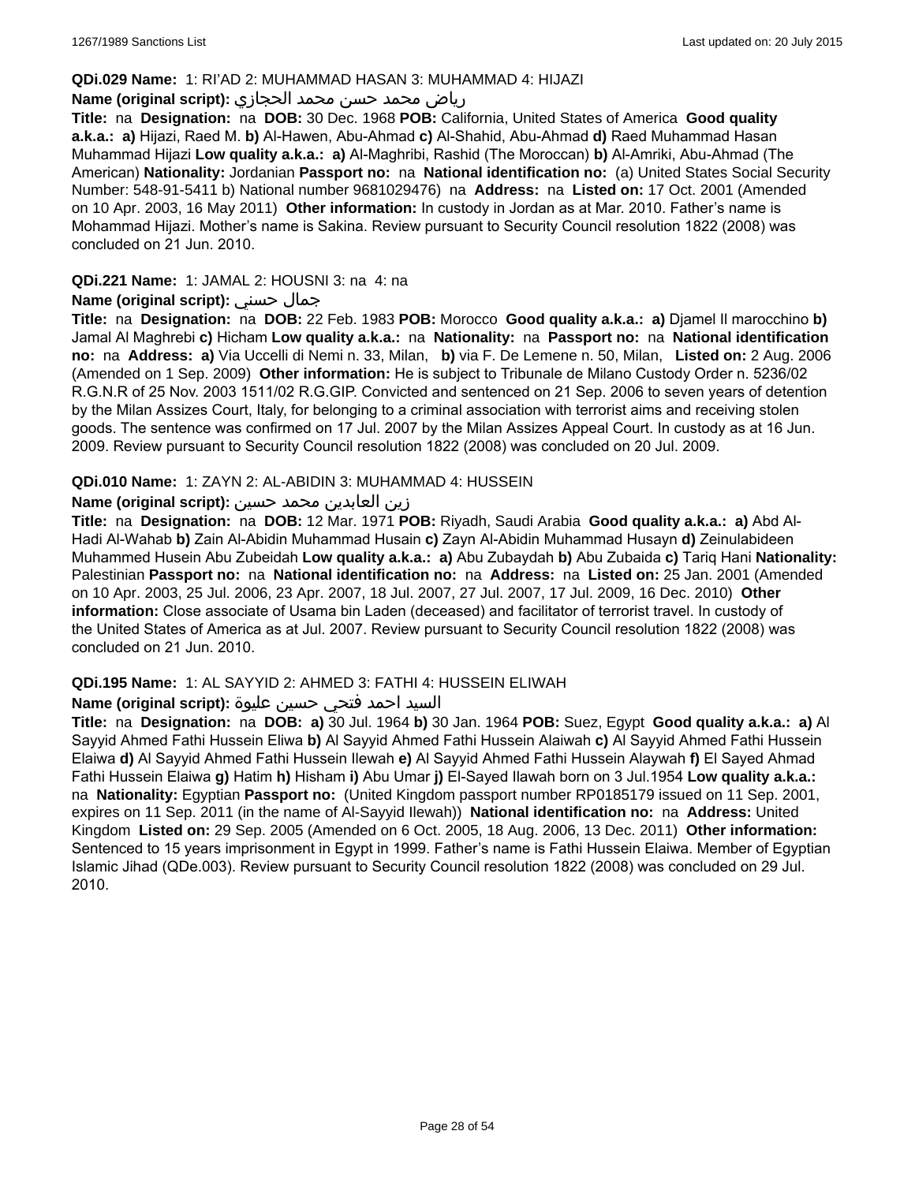**QDi.029 Name:** 1: RI'AD 2: MUHAMMAD HASAN 3: MUHAMMAD 4: HIJAZI

**Name (original script):** رياض محمد حسن محمد الحجازي

**Title:** na **Designation:** na **DOB:** 30 Dec. 1968 **POB:** California, United States of America **Good quality a.k.a.:** **a)** Hijazi, Raed M. **b)** Al-Hawen, Abu-Ahmad **c)** Al-Shahid, Abu-Ahmad **d)** Raed Muhammad Hasan Muhammad Hijazi **Low quality a.k.a.:** **a)** Al-Maghribi, Rashid (The Moroccan) **b)** Al-Amriki, Abu-Ahmad (The American) **Nationality:** Jordanian **Passport no:** na **National identification no:** (a) United States Social Security Number: 548-91-5411 b) National number 9681029476) na **Address:** na **Listed on:** 17 Oct. 2001 (Amended on 10 Apr. 2003, 16 May 2011) **Other information:** In custody in Jordan as at Mar. 2010. Father's name is Mohammad Hijazi. Mother's name is Sakina. Review pursuant to Security Council resolution 1822 (2008) was concluded on 21 Jun. 2010.

**QDi.221 Name:** 1: JAMAL 2: HOUSNI 3: na 4: na

**Name (original script):** جمال حسني

**Title:** na **Designation:** na **DOB:** 22 Feb. 1983 **POB:** Morocco **Good quality a.k.a.:** **a)** Djamel Il marocchino **b)** Jamal Al Maghrebi **c)** Hicham **Low quality a.k.a.:** na **Nationality:** na **Passport no:** na **National identification no:** na **Address:** **a)** Via Uccelli di Nemi n. 33, Milan, **b)** via F. De Lemene n. 50, Milan, **Listed on:** 2 Aug. 2006 (Amended on 1 Sep. 2009) **Other information:** He is subject to Tribunale de Milano Custody Order n. 5236/02 R.G.N.R of 25 Nov. 2003 1511/02 R.G.GIP. Convicted and sentenced on 21 Sep. 2006 to seven years of detention by the Milan Assizes Court, Italy, for belonging to a criminal association with terrorist aims and receiving stolen goods. The sentence was confirmed on 17 Jul. 2007 by the Milan Assizes Appeal Court. In custody as at 16 Jun. 2009. Review pursuant to Security Council resolution 1822 (2008) was concluded on 20 Jul. 2009.

**QDi.010 Name:** 1: ZAYN 2: AL-ABIDIN 3: MUHAMMAD 4: HUSSEIN

**Name (original script):** زين العابدين محمد حسين

**Title:** na **Designation:** na **DOB:** 12 Mar. 1971 **POB:** Riyadh, Saudi Arabia **Good quality a.k.a.:** **a)** Abd Al-Hadi Al-Wahab **b)** Zain Al-Abidin Muhammad Husain **c)** Zayn Al-Abidin Muhammad Husayn **d)** Zeinulabideen Muhammed Husein Abu Zubeidah **Low quality a.k.a.:** **a)** Abu Zubaydah **b)** Abu Zubaida **c)** Tariq Hani **Nationality:** Palestinian **Passport no:** na **National identification no:** na **Address:** na **Listed on:** 25 Jan. 2001 (Amended on 10 Apr. 2003, 25 Jul. 2006, 23 Apr. 2007, 18 Jul. 2007, 27 Jul. 2007, 17 Jul. 2009, 16 Dec. 2010) **Other information:** Close associate of Usama bin Laden (deceased) and facilitator of terrorist travel. In custody of the United States of America as at Jul. 2007. Review pursuant to Security Council resolution 1822 (2008) was concluded on 21 Jun. 2010.

**QDi.195 Name:** 1: AL SAYYID 2: AHMED 3: FATHI 4: HUSSEIN ELIWAH

**Name (original script):** السيد احمد فتحي حسين عليوة

**Title:** na **Designation:** na **DOB:** **a)** 30 Jul. 1964 **b)** 30 Jan. 1964 **POB:** Suez, Egypt **Good quality a.k.a.:** **a)** Al Sayyid Ahmed Fathi Hussein Eliwa **b)** Al Sayyid Ahmed Fathi Hussein Alaiwah **c)** Al Sayyid Ahmed Fathi Hussein Elaiwa **d)** Al Sayyid Ahmed Fathi Hussein Ilewah **e)** Al Sayyid Ahmed Fathi Hussein Alaywah **f)** El Sayed Ahmad Fathi Hussein Elaiwa **g)** Hatim **h)** Hisham **i)** Abu Umar **j)** El-Sayed Ilawah born on 3 Jul.1954 **Low quality a.k.a.:** na **Nationality:** Egyptian **Passport no:** (United Kingdom passport number RP0185179 issued on 11 Sep. 2001, expires on 11 Sep. 2011 (in the name of Al-Sayyid Ilewah)) **National identification no:** na **Address:** United Kingdom **Listed on:** 29 Sep. 2005 (Amended on 6 Oct. 2005, 18 Aug. 2006, 13 Dec. 2011) **Other information:** Sentenced to 15 years imprisonment in Egypt in 1999. Father's name is Fathi Hussein Elaiwa. Member of Egyptian Islamic Jihad (QDe.003). Review pursuant to Security Council resolution 1822 (2008) was concluded on 29 Jul. 2010.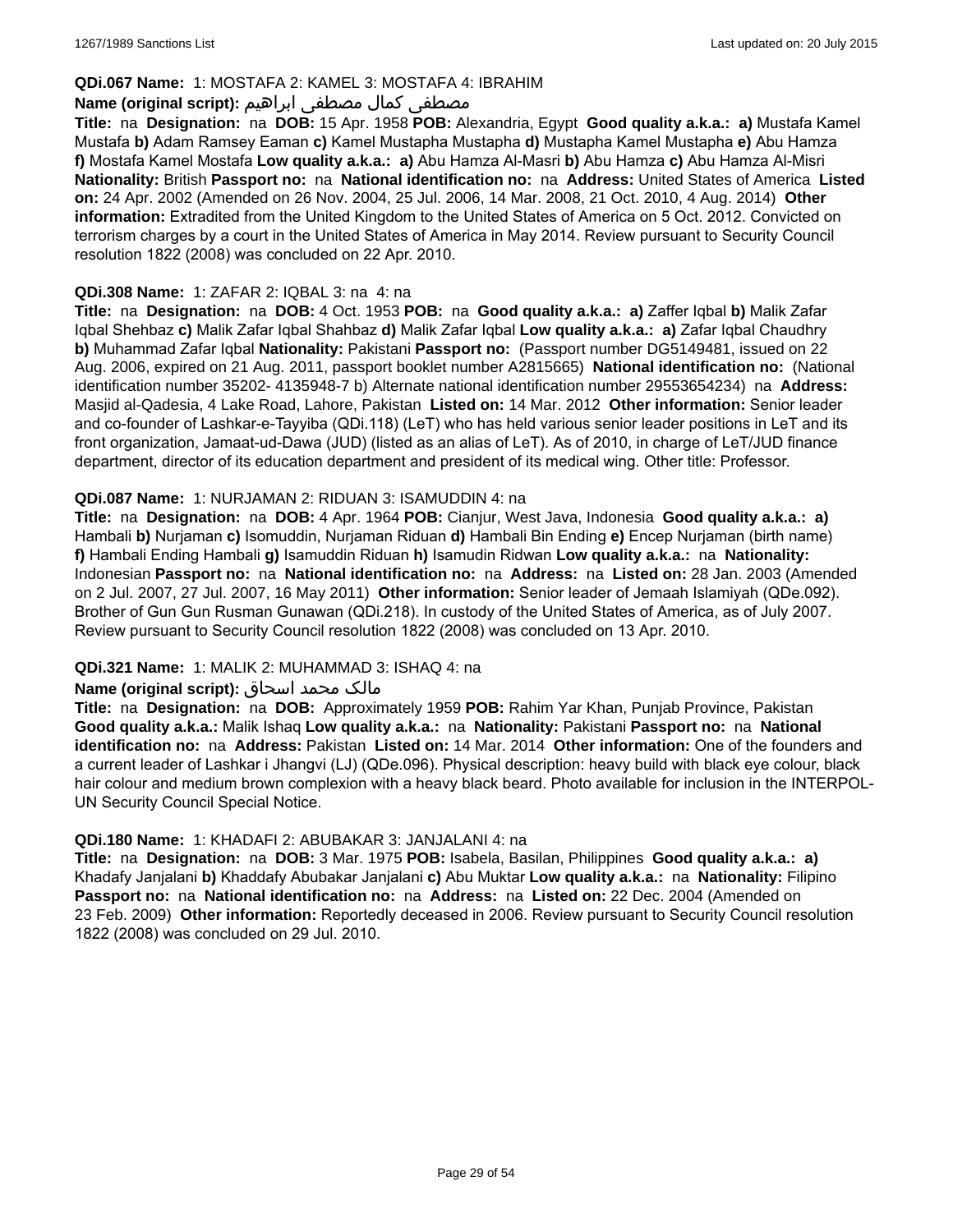**QDi.067 Name:** 1: MOSTAFA 2: KAMEL 3: MOSTAFA 4: IBRAHIM

**Name (original script):** مصطفى كمال مصطفى ابراهيم

**Title:** na **Designation:** na **DOB:** 15 Apr. 1958 **POB:** Alexandria, Egypt **Good quality a.k.a.:** **a)** Mustafa Kamel Mustafa **b)** Adam Ramsey Eaman **c)** Kamel Mustapha Mustapha **d)** Mustapha Kamel Mustapha **e)** Abu Hamza **f)** Mostafa Kamel Mostafa **Low quality a.k.a.:** **a)** Abu Hamza Al-Masri **b)** Abu Hamza **c)** Abu Hamza Al-Misri **Nationality:** British **Passport no:** na **National identification no:** na **Address:** United States of America **Listed on:** 24 Apr. 2002 (Amended on 26 Nov. 2004, 25 Jul. 2006, 14 Mar. 2008, 21 Oct. 2010, 4 Aug. 2014) **Other information:** Extradited from the United Kingdom to the United States of America on 5 Oct. 2012. Convicted on terrorism charges by a court in the United States of America in May 2014. Review pursuant to Security Council resolution 1822 (2008) was concluded on 22 Apr. 2010.

**QDi.308 Name:** 1: ZAFAR 2: IQBAL 3: na 4: na

**Title:** na **Designation:** na **DOB:** 4 Oct. 1953 **POB:** na **Good quality a.k.a.:** **a)** Zaffer Iqbal **b)** Malik Zafar Iqbal Shehbaz **c)** Malik Zafar Iqbal Shahbaz **d)** Malik Zafar Iqbal **Low quality a.k.a.:** **a)** Zafar Iqbal Chaudhry **b)** Muhammad Zafar Iqbal **Nationality:** Pakistani **Passport no:** (Passport number DG5149481, issued on 22 Aug. 2006, expired on 21 Aug. 2011, passport booklet number A2815665) **National identification no:** (National identification number 35202- 4135948-7 b) Alternate national identification number 29553654234) na **Address:** Masjid al-Qadesia, 4 Lake Road, Lahore, Pakistan **Listed on:** 14 Mar. 2012 **Other information:** Senior leader and co-founder of Lashkar-e-Tayyiba (QDi.118) (LeT) who has held various senior leader positions in LeT and its front organization, Jamaat-ud-Dawa (JUD) (listed as an alias of LeT). As of 2010, in charge of LeT/JUD finance department, director of its education department and president of its medical wing. Other title: Professor.

**QDi.087 Name:** 1: NURJAMAN 2: RIDUAN 3: ISAMUDDIN 4: na

**Title:** na **Designation:** na **DOB:** 4 Apr. 1964 **POB:** Cianjur, West Java, Indonesia **Good quality a.k.a.:** **a)** Hambali **b)** Nurjaman **c)** Isomuddin, Nurjaman Riduan **d)** Hambali Bin Ending **e)** Encep Nurjaman (birth name) **f)** Hambali Ending Hambali **g)** Isamuddin Riduan **h)** Isamudin Ridwan **Low quality a.k.a.:** na **Nationality:** Indonesian **Passport no:** na **National identification no:** na **Address:** na **Listed on:** 28 Jan. 2003 (Amended on 2 Jul. 2007, 27 Jul. 2007, 16 May 2011) **Other information:** Senior leader of Jemaah Islamiyah (QDe.092). Brother of Gun Gun Rusman Gunawan (QDi.218). In custody of the United States of America, as of July 2007. Review pursuant to Security Council resolution 1822 (2008) was concluded on 13 Apr. 2010.

**QDi.321 Name:** 1: MALIK 2: MUHAMMAD 3: ISHAQ 4: na

**Name (original script):** مالک محمد اسحاق

**Title:** na **Designation:** na **DOB:** Approximately 1959 **POB:** Rahim Yar Khan, Punjab Province, Pakistan **Good quality a.k.a.:** Malik Ishaq **Low quality a.k.a.:** na **Nationality:** Pakistani **Passport no:** na **National identification no:** na **Address:** Pakistan **Listed on:** 14 Mar. 2014 **Other information:** One of the founders and a current leader of Lashkar i Jhangvi (LJ) (QDe.096). Physical description: heavy build with black eye colour, black hair colour and medium brown complexion with a heavy black beard. Photo available for inclusion in the INTERPOL-UN Security Council Special Notice.

**QDi.180 Name:** 1: KHADAFI 2: ABUBAKAR 3: JANJALANI 4: na

**Title:** na **Designation:** na **DOB:** 3 Mar. 1975 **POB:** Isabela, Basilan, Philippines **Good quality a.k.a.:** **a)** Khadafy Janjalani **b)** Khaddafy Abubakar Janjalani **c)** Abu Muktar **Low quality a.k.a.:** na **Nationality:** Filipino **Passport no:** na **National identification no:** na **Address:** na **Listed on:** 22 Dec. 2004 (Amended on 23 Feb. 2009) **Other information:** Reportedly deceased in 2006. Review pursuant to Security Council resolution 1822 (2008) was concluded on 29 Jul. 2010.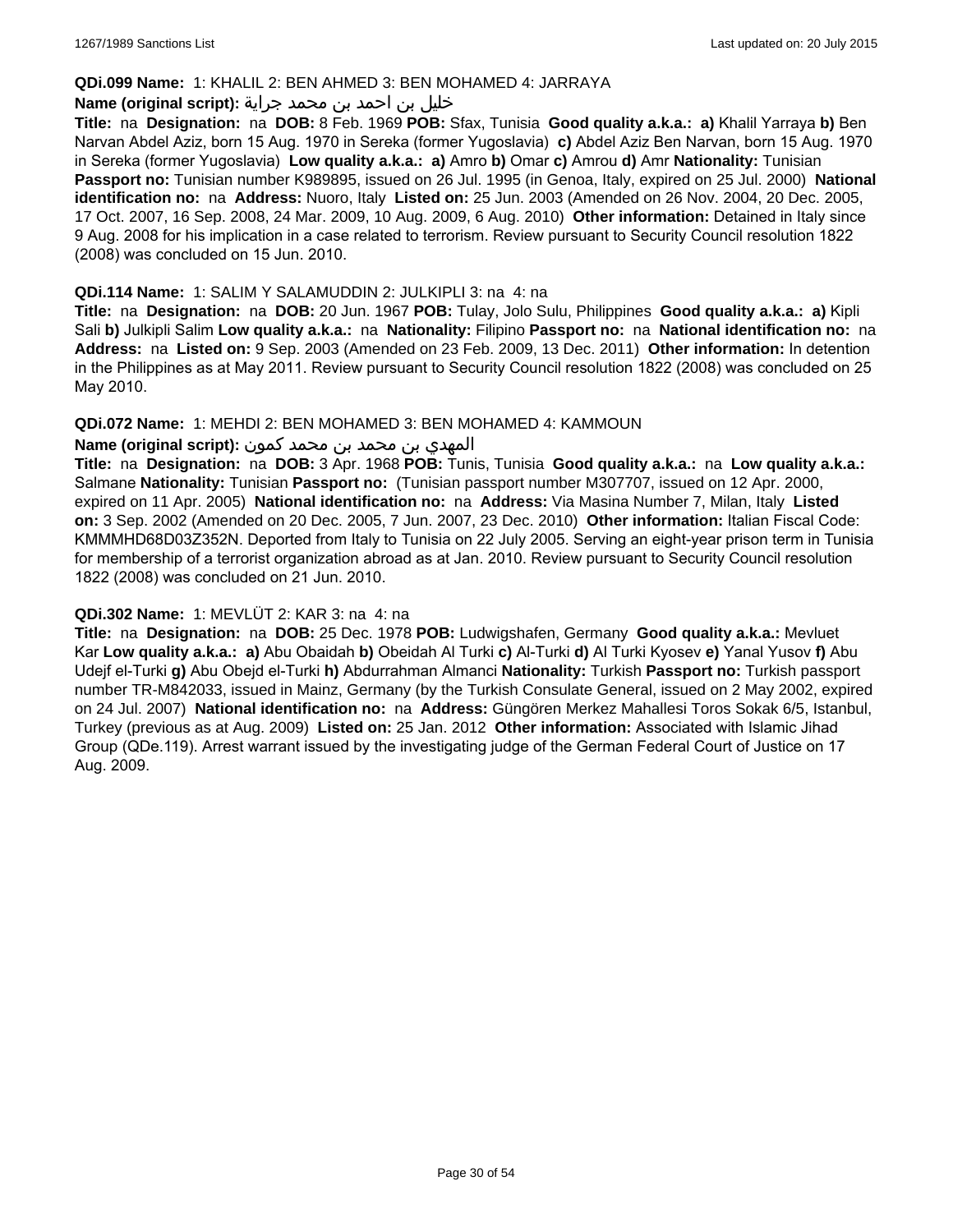**QDi.099 Name:** 1: KHALIL 2: BEN AHMED 3: BEN MOHAMED 4: JARRAYA

**Name (original script):** خليل بن احمد بن محمد جراية

**Title:** na **Designation:** na **DOB:** 8 Feb. 1969 **POB:** Sfax, Tunisia **Good quality a.k.a.:** **a)** Khalil Yarraya **b)** Ben Narvan Abdel Aziz, born 15 Aug. 1970 in Sereka (former Yugoslavia) **c)** Abdel Aziz Ben Narvan, born 15 Aug. 1970 in Sereka (former Yugoslavia) **Low quality a.k.a.:** **a)** Amro **b)** Omar **c)** Amrou **d)** Amr **Nationality:** Tunisian **Passport no:** Tunisian number K989895, issued on 26 Jul. 1995 (in Genoa, Italy, expired on 25 Jul. 2000) **National identification no:** na **Address:** Nuoro, Italy **Listed on:** 25 Jun. 2003 (Amended on 26 Nov. 2004, 20 Dec. 2005, 17 Oct. 2007, 16 Sep. 2008, 24 Mar. 2009, 10 Aug. 2009, 6 Aug. 2010) **Other information:** Detained in Italy since 9 Aug. 2008 for his implication in a case related to terrorism. Review pursuant to Security Council resolution 1822 (2008) was concluded on 15 Jun. 2010.

**QDi.114 Name:** 1: SALIM Y SALAMUDDIN 2: JULKIPLI 3: na 4: na

**Title:** na **Designation:** na **DOB:** 20 Jun. 1967 **POB:** Tulay, Jolo Sulu, Philippines **Good quality a.k.a.:** **a)** Kipli Sali **b)** Julkipli Salim **Low quality a.k.a.:** na **Nationality:** Filipino **Passport no:** na **National identification no:** na **Address:** na **Listed on:** 9 Sep. 2003 (Amended on 23 Feb. 2009, 13 Dec. 2011) **Other information:** In detention in the Philippines as at May 2011. Review pursuant to Security Council resolution 1822 (2008) was concluded on 25 May 2010.

**QDi.072 Name:** 1: MEHDI 2: BEN MOHAMED 3: BEN MOHAMED 4: KAMMOUN

**Name (original script):** المهدي بن محمد بن محمد كمون

**Title:** na **Designation:** na **DOB:** 3 Apr. 1968 **POB:** Tunis, Tunisia **Good quality a.k.a.:** na **Low quality a.k.a.:** Salmane **Nationality:** Tunisian **Passport no:** (Tunisian passport number M307707, issued on 12 Apr. 2000, expired on 11 Apr. 2005) **National identification no:** na **Address:** Via Masina Number 7, Milan, Italy **Listed on:** 3 Sep. 2002 (Amended on 20 Dec. 2005, 7 Jun. 2007, 23 Dec. 2010) **Other information:** Italian Fiscal Code: KMMMHD68D03Z352N. Deported from Italy to Tunisia on 22 July 2005. Serving an eight-year prison term in Tunisia for membership of a terrorist organization abroad as at Jan. 2010. Review pursuant to Security Council resolution 1822 (2008) was concluded on 21 Jun. 2010.

**QDi.302 Name:** 1: MEVLÜT 2: KAR 3: na 4: na

**Title:** na **Designation:** na **DOB:** 25 Dec. 1978 **POB:** Ludwigshafen, Germany **Good quality a.k.a.:** Mevluet Kar **Low quality a.k.a.:** **a)** Abu Obaidah **b)** Obeidah Al Turki **c)** Al-Turki **d)** Al Turki Kyosev **e)** Yanal Yusov **f)** Abu Udejf el-Turki **g)** Abu Obejd el-Turki **h)** Abdurrahman Almanci **Nationality:** Turkish **Passport no:** Turkish passport number TR-M842033, issued in Mainz, Germany (by the Turkish Consulate General, issued on 2 May 2002, expired on 24 Jul. 2007) **National identification no:** na **Address:** Güngören Merkez Mahallesi Toros Sokak 6/5, Istanbul, Turkey (previous as at Aug. 2009) **Listed on:** 25 Jan. 2012 **Other information:** Associated with Islamic Jihad Group (QDe.119). Arrest warrant issued by the investigating judge of the German Federal Court of Justice on 17 Aug. 2009.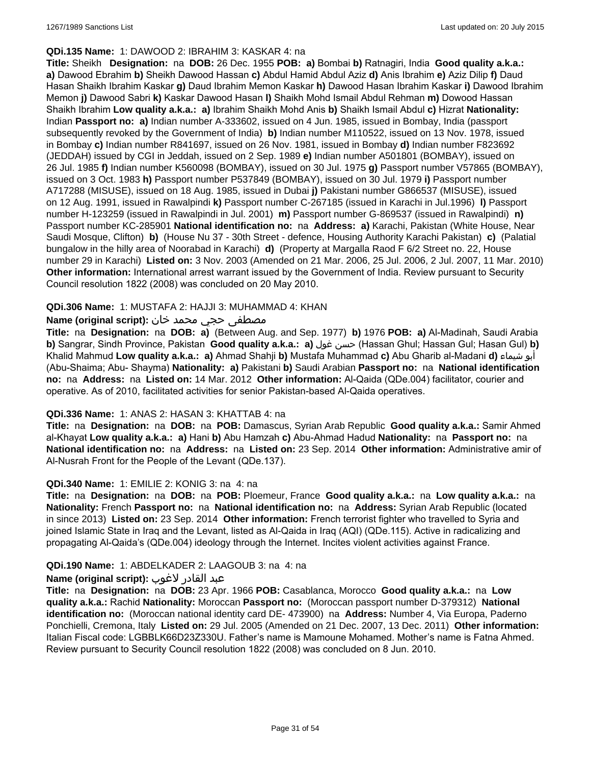**QDi.135 Name:** 1: DAWOOD 2: IBRAHIM 3: KASKAR 4: na

**Title:** Sheikh **Designation:** na **DOB:** 26 Dec. 1955 **POB:** **a)** Bombai **b)** Ratnagiri, India **Good quality a.k.a.:** **a)** Dawood Ebrahim **b)** Sheikh Dawood Hassan **c)** Abdul Hamid Abdul Aziz **d)** Anis Ibrahim **e)** Aziz Dilip **f)** Daud Hasan Shaikh Ibrahim Kaskar **g)** Daud Ibrahim Memon Kaskar **h)** Dawood Hasan Ibrahim Kaskar **i)** Dawood Ibrahim Memon **j)** Dawood Sabri **k)** Kaskar Dawood Hasan **l)** Shaikh Mohd Ismail Abdul Rehman **m)** Dowood Hassan Shaikh Ibrahim **Low quality a.k.a.:** **a)** Ibrahim Shaikh Mohd Anis **b)** Shaikh Ismail Abdul **c)** Hizrat **Nationality:** Indian **Passport no:** **a)** Indian number A-333602, issued on 4 Jun. 1985, issued in Bombay, India (passport subsequently revoked by the Government of India) **b)** Indian number M110522, issued on 13 Nov. 1978, issued in Bombay **c)** Indian number R841697, issued on 26 Nov. 1981, issued in Bombay **d)** Indian number F823692 (JEDDAH) issued by CGI in Jeddah, issued on 2 Sep. 1989 **e)** Indian number A501801 (BOMBAY), issued on 26 Jul. 1985 **f)** Indian number K560098 (BOMBAY), issued on 30 Jul. 1975 **g)** Passport number V57865 (BOMBAY), issued on 3 Oct. 1983 **h)** Passport number P537849 (BOMBAY), issued on 30 Jul. 1979 **i)** Passport number A717288 (MISUSE), issued on 18 Aug. 1985, issued in Dubai **j)** Pakistani number G866537 (MISUSE), issued on 12 Aug. 1991, issued in Rawalpindi **k)** Passport number C-267185 (issued in Karachi in Jul.1996) **l)** Passport number H-123259 (issued in Rawalpindi in Jul. 2001) **m)** Passport number G-869537 (issued in Rawalpindi) **n)** Passport number KC-285901 **National identification no:** na **Address:** **a)** Karachi, Pakistan (White House, Near Saudi Mosque, Clifton) **b)** (House Nu 37 - 30th Street - defence, Housing Authority Karachi Pakistan) **c)** (Palatial bungalow in the hilly area of Noorabad in Karachi) **d)** (Property at Margalla Raod F 6/2 Street no. 22, House number 29 in Karachi) **Listed on:** 3 Nov. 2003 (Amended on 21 Mar. 2006, 25 Jul. 2006, 2 Jul. 2007, 11 Mar. 2010) **Other information:** International arrest warrant issued by the Government of India. Review pursuant to Security Council resolution 1822 (2008) was concluded on 20 May 2010.

**QDi.306 Name:** 1: MUSTAFA 2: HAJJI 3: MUHAMMAD 4: KHAN

**Name (original script):** مصطفى حجي محمد خان

**Title:** na **Designation:** na **DOB:** **a)** (Between Aug. and Sep. 1977) **b)** 1976 **POB:** **a)** Al-Madinah, Saudi Arabia **b)** Sangrar, Sindh Province, Pakistan **Good quality a.k.a.:** **a)** حسن غول (Hassan Ghul; Hassan Gul; Hasan Gul) **b)** Khalid Mahmud **Low quality a.k.a.:** **a)** Ahmad Shahji **b)** Mustafa Muhammad **c)** Abu Gharib al-Madani **d)** أبو شيماء (Abu-Shaima; Abu- Shayma) **Nationality:** **a)** Pakistani **b)** Saudi Arabian **Passport no:** na **National identification no:** na **Address:** na **Listed on:** 14 Mar. 2012 **Other information:** Al-Qaida (QDe.004) facilitator, courier and operative. As of 2010, facilitated activities for senior Pakistan-based Al-Qaida operatives.

**QDi.336 Name:** 1: ANAS 2: HASAN 3: KHATTAB 4: na

**Title:** na **Designation:** na **DOB:** na **POB:** Damascus, Syrian Arab Republic **Good quality a.k.a.:** Samir Ahmed al-Khayat **Low quality a.k.a.:** **a)** Hani **b)** Abu Hamzah **c)** Abu-Ahmad Hadud **Nationality:** na **Passport no:** na **National identification no:** na **Address:** na **Listed on:** 23 Sep. 2014 **Other information:** Administrative amir of Al-Nusrah Front for the People of the Levant (QDe.137).

**QDi.340 Name:** 1: EMILIE 2: KONIG 3: na 4: na

**Title:** na **Designation:** na **DOB:** na **POB:** Ploemeur, France **Good quality a.k.a.:** na **Low quality a.k.a.:** na **Nationality:** French **Passport no:** na **National identification no:** na **Address:** Syrian Arab Republic (located in since 2013) **Listed on:** 23 Sep. 2014 **Other information:** French terrorist fighter who travelled to Syria and joined Islamic State in Iraq and the Levant, listed as Al-Qaida in Iraq (AQI) (QDe.115). Active in radicalizing and propagating Al-Qaida's (QDe.004) ideology through the Internet. Incites violent activities against France.

**QDi.190 Name:** 1: ABDELKADER 2: LAAGOUB 3: na 4: na

**Name (original script):** عبد القادر لاغوب

**Title:** na **Designation:** na **DOB:** 23 Apr. 1966 **POB:** Casablanca, Morocco **Good quality a.k.a.:** na **Low quality a.k.a.:** Rachid **Nationality:** Moroccan **Passport no:** (Moroccan passport number D-379312) **National identification no:** (Moroccan national identity card DE- 473900) na **Address:** Number 4, Via Europa, Paderno Ponchielli, Cremona, Italy **Listed on:** 29 Jul. 2005 (Amended on 21 Dec. 2007, 13 Dec. 2011) **Other information:** Italian Fiscal code: LGBBLK66D23Z330U. Father's name is Mamoune Mohamed. Mother's name is Fatna Ahmed. Review pursuant to Security Council resolution 1822 (2008) was concluded on 8 Jun. 2010.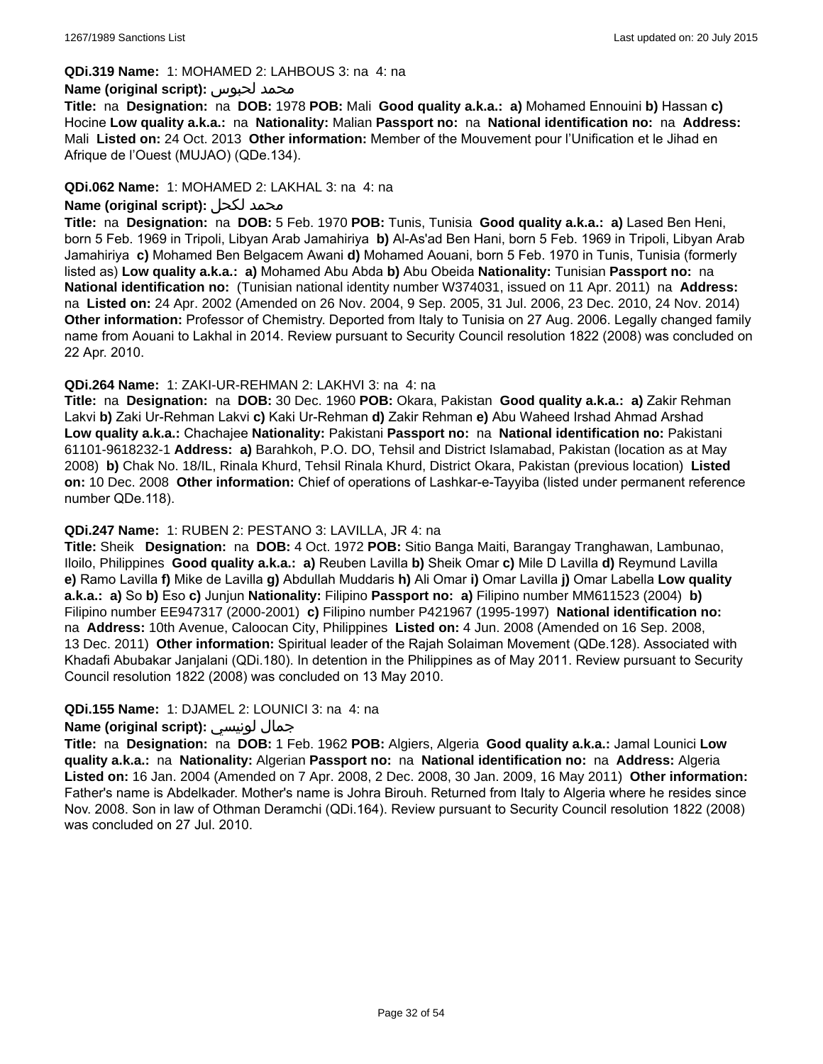**QDi.319 Name:** 1: MOHAMED 2: LAHBOUS 3: na 4: na

**Name (original script):** محمد لحبوس

**Title:** na **Designation:** na **DOB:** 1978 **POB:** Mali **Good quality a.k.a.:** **a)** Mohamed Ennouini **b)** Hassan **c)** Hocine **Low quality a.k.a.:** na **Nationality:** Malian **Passport no:** na **National identification no:** na **Address:** Mali **Listed on:** 24 Oct. 2013 **Other information:** Member of the Mouvement pour l'Unification et le Jihad en Afrique de l'Ouest (MUJAO) (QDe.134).

**QDi.062 Name:** 1: MOHAMED 2: LAKHAL 3: na 4: na

**Name (original script):** محمد لكحل

**Title:** na **Designation:** na **DOB:** 5 Feb. 1970 **POB:** Tunis, Tunisia **Good quality a.k.a.:** **a)** Lased Ben Heni, born 5 Feb. 1969 in Tripoli, Libyan Arab Jamahiriya **b)** Al-As'ad Ben Hani, born 5 Feb. 1969 in Tripoli, Libyan Arab Jamahiriya **c)** Mohamed Ben Belgacem Awani **d)** Mohamed Aouani, born 5 Feb. 1970 in Tunis, Tunisia (formerly listed as) **Low quality a.k.a.:** **a)** Mohamed Abu Abda **b)** Abu Obeida **Nationality:** Tunisian **Passport no:** na **National identification no:** (Tunisian national identity number W374031, issued on 11 Apr. 2011) na **Address:** na **Listed on:** 24 Apr. 2002 (Amended on 26 Nov. 2004, 9 Sep. 2005, 31 Jul. 2006, 23 Dec. 2010, 24 Nov. 2014) **Other information:** Professor of Chemistry. Deported from Italy to Tunisia on 27 Aug. 2006. Legally changed family name from Aouani to Lakhal in 2014. Review pursuant to Security Council resolution 1822 (2008) was concluded on 22 Apr. 2010.

**QDi.264 Name:** 1: ZAKI-UR-REHMAN 2: LAKHVI 3: na 4: na

**Title:** na **Designation:** na **DOB:** 30 Dec. 1960 **POB:** Okara, Pakistan **Good quality a.k.a.:** **a)** Zakir Rehman Lakvi **b)** Zaki Ur-Rehman Lakvi **c)** Kaki Ur-Rehman **d)** Zakir Rehman **e)** Abu Waheed Irshad Ahmad Arshad **Low quality a.k.a.:** Chachajee **Nationality:** Pakistani **Passport no:** na **National identification no:** Pakistani 61101-9618232-1 **Address:** **a)** Barahkoh, P.O. DO, Tehsil and District Islamabad, Pakistan (location as at May 2008) **b)** Chak No. 18/IL, Rinala Khurd, Tehsil Rinala Khurd, District Okara, Pakistan (previous location) **Listed on:** 10 Dec. 2008 **Other information:** Chief of operations of Lashkar-e-Tayyiba (listed under permanent reference number QDe.118).

**QDi.247 Name:** 1: RUBEN 2: PESTANO 3: LAVILLA, JR 4: na

**Title:** Sheik **Designation:** na **DOB:** 4 Oct. 1972 **POB:** Sitio Banga Maiti, Barangay Tranghawan, Lambunao, Iloilo, Philippines **Good quality a.k.a.:** **a)** Reuben Lavilla **b)** Sheik Omar **c)** Mile D Lavilla **d)** Reymund Lavilla **e)** Ramo Lavilla **f)** Mike de Lavilla **g)** Abdullah Muddaris **h)** Ali Omar **i)** Omar Lavilla **j)** Omar Labella **Low quality a.k.a.:** **a)** So **b)** Eso **c)** Junjun **Nationality:** Filipino **Passport no:** **a)** Filipino number MM611523 (2004) **b)** Filipino number EE947317 (2000-2001) **c)** Filipino number P421967 (1995-1997) **National identification no:** na **Address:** 10th Avenue, Caloocan City, Philippines **Listed on:** 4 Jun. 2008 (Amended on 16 Sep. 2008, 13 Dec. 2011) **Other information:** Spiritual leader of the Rajah Solaiman Movement (QDe.128). Associated with Khadafi Abubakar Janjalani (QDi.180). In detention in the Philippines as of May 2011. Review pursuant to Security Council resolution 1822 (2008) was concluded on 13 May 2010.

**QDi.155 Name:** 1: DJAMEL 2: LOUNICI 3: na 4: na

**Name (original script):** جمال لونيسي

**Title:** na **Designation:** na **DOB:** 1 Feb. 1962 **POB:** Algiers, Algeria **Good quality a.k.a.:** Jamal Lounici **Low quality a.k.a.:** na **Nationality:** Algerian **Passport no:** na **National identification no:** na **Address:** Algeria **Listed on:** 16 Jan. 2004 (Amended on 7 Apr. 2008, 2 Dec. 2008, 30 Jan. 2009, 16 May 2011) **Other information:** Father's name is Abdelkader. Mother's name is Johra Birouh. Returned from Italy to Algeria where he resides since Nov. 2008. Son in law of Othman Deramchi (QDi.164). Review pursuant to Security Council resolution 1822 (2008) was concluded on 27 Jul. 2010.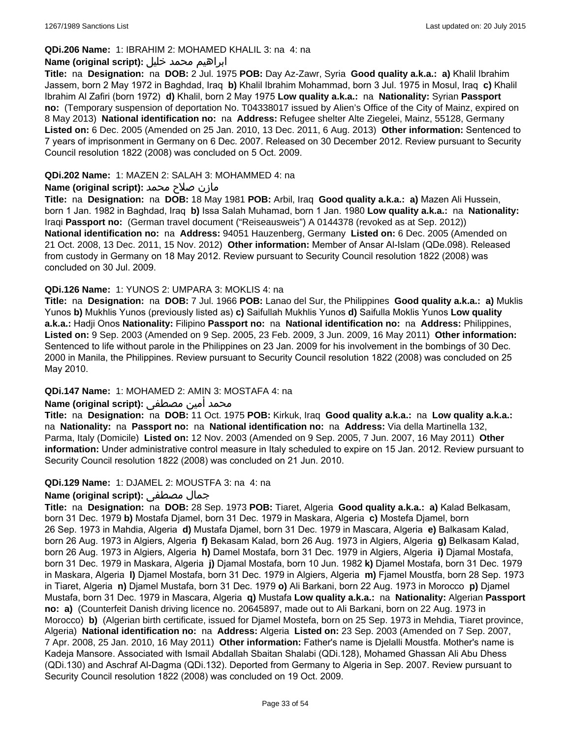**QDi.206 Name:** 1: IBRAHIM 2: MOHAMED KHALIL 3: na 4: na

**Name (original script):** ابراهيم محمد خليل

**Title:** na **Designation:** na **DOB:** 2 Jul. 1975 **POB:** Day Az-Zawr, Syria **Good quality a.k.a.: a)** Khalil Ibrahim Jassem, born 2 May 1972 in Baghdad, Iraq **b)** Khalil Ibrahim Mohammad, born 3 Jul. 1975 in Mosul, Iraq **c)** Khalil Ibrahim Al Zafiri (born 1972) **d)** Khalil, born 2 May 1975 **Low quality a.k.a.:** na **Nationality:** Syrian **Passport no:** (Temporary suspension of deportation No. T04338017 issued by Alien's Office of the City of Mainz, expired on 8 May 2013) **National identification no:** na **Address:** Refugee shelter Alte Ziegelei, Mainz, 55128, Germany **Listed on:** 6 Dec. 2005 (Amended on 25 Jan. 2010, 13 Dec. 2011, 6 Aug. 2013) **Other information:** Sentenced to 7 years of imprisonment in Germany on 6 Dec. 2007. Released on 30 December 2012. Review pursuant to Security Council resolution 1822 (2008) was concluded on 5 Oct. 2009.

**QDi.202 Name:** 1: MAZEN 2: SALAH 3: MOHAMMED 4: na

**Name (original script):** مازن صلاح محمد

**Title:** na **Designation:** na **DOB:** 18 May 1981 **POB:** Arbil, Iraq **Good quality a.k.a.: a)** Mazen Ali Hussein, born 1 Jan. 1982 in Baghdad, Iraq **b)** Issa Salah Muhamad, born 1 Jan. 1980 **Low quality a.k.a.:** na **Nationality:** Iraqi **Passport no:** (German travel document ("Reiseausweis") A 0144378 (revoked as at Sep. 2012)) **National identification no:** na **Address:** 94051 Hauzenberg, Germany **Listed on:** 6 Dec. 2005 (Amended on 21 Oct. 2008, 13 Dec. 2011, 15 Nov. 2012) **Other information:** Member of Ansar Al-Islam (QDe.098). Released from custody in Germany on 18 May 2012. Review pursuant to Security Council resolution 1822 (2008) was concluded on 30 Jul. 2009.

**QDi.126 Name:** 1: YUNOS 2: UMPARA 3: MOKLIS 4: na

**Title:** na **Designation:** na **DOB:** 7 Jul. 1966 **POB:** Lanao del Sur, the Philippines **Good quality a.k.a.: a)** Muklis Yunos **b)** Mukhlis Yunos (previously listed as) **c)** Saifullah Mukhlis Yunos **d)** Saifulla Moklis Yunos **Low quality a.k.a.:** Hadji Onos **Nationality:** Filipino **Passport no:** na **National identification no:** na **Address:** Philippines, **Listed on:** 9 Sep. 2003 (Amended on 9 Sep. 2005, 23 Feb. 2009, 3 Jun. 2009, 16 May 2011) **Other information:** Sentenced to life without parole in the Philippines on 23 Jan. 2009 for his involvement in the bombings of 30 Dec. 2000 in Manila, the Philippines. Review pursuant to Security Council resolution 1822 (2008) was concluded on 25 May 2010.

**QDi.147 Name:** 1: MOHAMED 2: AMIN 3: MOSTAFA 4: na

**Name (original script):** محمد أمين مصطفى

**Title:** na **Designation:** na **DOB:** 11 Oct. 1975 **POB:** Kirkuk, Iraq **Good quality a.k.a.:** na **Low quality a.k.a.:** na **Nationality:** na **Passport no:** na **National identification no:** na **Address:** Via della Martinella 132, Parma, Italy (Domicile) **Listed on:** 12 Nov. 2003 (Amended on 9 Sep. 2005, 7 Jun. 2007, 16 May 2011) **Other information:** Under administrative control measure in Italy scheduled to expire on 15 Jan. 2012. Review pursuant to Security Council resolution 1822 (2008) was concluded on 21 Jun. 2010.

**QDi.129 Name:** 1: DJAMEL 2: MOUSTFA 3: na 4: na

**Name (original script):** جمال مصطفى

**Title:** na **Designation:** na **DOB:** 28 Sep. 1973 **POB:** Tiaret, Algeria **Good quality a.k.a.: a)** Kalad Belkasam, born 31 Dec. 1979 **b)** Mostafa Djamel, born 31 Dec. 1979 in Maskara, Algeria **c)** Mostefa Djamel, born 26 Sep. 1973 in Mahdia, Algeria **d)** Mustafa Djamel, born 31 Dec. 1979 in Mascara, Algeria **e)** Balkasam Kalad, born 26 Aug. 1973 in Algiers, Algeria **f)** Bekasam Kalad, born 26 Aug. 1973 in Algiers, Algeria **g)** Belkasam Kalad, born 26 Aug. 1973 in Algiers, Algeria **h)** Damel Mostafa, born 31 Dec. 1979 in Algiers, Algeria **i)** Djamal Mostafa, born 31 Dec. 1979 in Maskara, Algeria **j)** Djamal Mostafa, born 10 Jun. 1982 **k)** Djamel Mostafa, born 31 Dec. 1979 in Maskara, Algeria **l)** Djamel Mostafa, born 31 Dec. 1979 in Algiers, Algeria **m)** Fjamel Moustfa, born 28 Sep. 1973 in Tiaret, Algeria **n)** Djamel Mustafa, born 31 Dec. 1979 **o)** Ali Barkani, born 22 Aug. 1973 in Morocco **p)** Djamel Mustafa, born 31 Dec. 1979 in Mascara, Algeria **q)** Mustafa **Low quality a.k.a.:** na **Nationality:** Algerian **Passport no: a)** (Counterfeit Danish driving licence no. 20645897, made out to Ali Barkani, born on 22 Aug. 1973 in Morocco) **b)** (Algerian birth certificate, issued for Djamel Mostefa, born on 25 Sep. 1973 in Mehdia, Tiaret province, Algeria) **National identification no:** na **Address:** Algeria **Listed on:** 23 Sep. 2003 (Amended on 7 Sep. 2007, 7 Apr. 2008, 25 Jan. 2010, 16 May 2011) **Other information:** Father's name is Djelalli Moustfa. Mother's name is Kadeja Mansore. Associated with Ismail Abdallah Sbaitan Shalabi (QDi.128), Mohamed Ghassan Ali Abu Dhess (QDi.130) and Aschraf Al-Dagma (QDi.132). Deported from Germany to Algeria in Sep. 2007. Review pursuant to Security Council resolution 1822 (2008) was concluded on 19 Oct. 2009.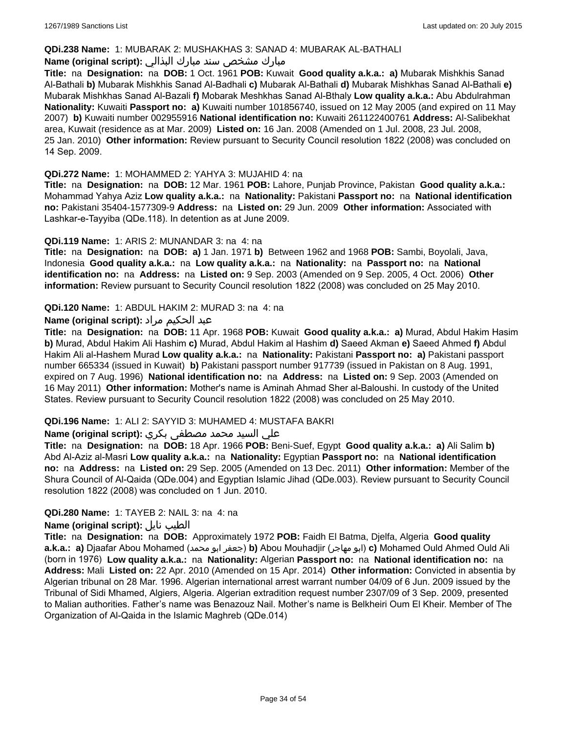**QDi.238 Name:** 1: MUBARAK 2: MUSHAKHAS 3: SANAD 4: MUBARAK AL-BATHALI

**Name (original script):** مبارك مشخص سند مبارك البذالي

**Title:** na **Designation:** na **DOB:** 1 Oct. 1961 **POB:** Kuwait **Good quality a.k.a.:** **a)** Mubarak Mishkhis Sanad Al-Bathali **b)** Mubarak Mishkhis Sanad Al-Badhali **c)** Mubarak Al-Bathali **d)** Mubarak Mishkhas Sanad Al-Bathali **e)** Mubarak Mishkhas Sanad Al-Bazali **f)** Mobarak Meshkhas Sanad Al-Bthaly **Low quality a.k.a.:** Abu Abdulrahman **Nationality:** Kuwaiti **Passport no:** **a)** Kuwaiti number 101856740, issued on 12 May 2005 (and expired on 11 May 2007) **b)** Kuwaiti number 002955916 **National identification no:** Kuwaiti 261122400761 **Address:** Al-Salibekhat area, Kuwait (residence as at Mar. 2009) **Listed on:** 16 Jan. 2008 (Amended on 1 Jul. 2008, 23 Jul. 2008, 25 Jan. 2010) **Other information:** Review pursuant to Security Council resolution 1822 (2008) was concluded on 14 Sep. 2009.

**QDi.272 Name:** 1: MOHAMMED 2: YAHYA 3: MUJAHID 4: na

**Title:** na **Designation:** na **DOB:** 12 Mar. 1961 **POB:** Lahore, Punjab Province, Pakistan **Good quality a.k.a.:** Mohammad Yahya Aziz **Low quality a.k.a.:** na **Nationality:** Pakistani **Passport no:** na **National identification no:** Pakistani 35404-1577309-9 **Address:** na **Listed on:** 29 Jun. 2009 **Other information:** Associated with Lashkar-e-Tayyiba (QDe.118). In detention as at June 2009.

**QDi.119 Name:** 1: ARIS 2: MUNANDAR 3: na 4: na

**Title:** na **Designation:** na **DOB:** **a)** 1 Jan. 1971 **b)** Between 1962 and 1968 **POB:** Sambi, Boyolali, Java, Indonesia **Good quality a.k.a.:** na **Low quality a.k.a.:** na **Nationality:** na **Passport no:** na **National identification no:** na **Address:** na **Listed on:** 9 Sep. 2003 (Amended on 9 Sep. 2005, 4 Oct. 2006) **Other information:** Review pursuant to Security Council resolution 1822 (2008) was concluded on 25 May 2010.

**QDi.120 Name:** 1: ABDUL HAKIM 2: MURAD 3: na 4: na

**Name (original script):** عبد الحكيم مراد

**Title:** na **Designation:** na **DOB:** 11 Apr. 1968 **POB:** Kuwait **Good quality a.k.a.:** **a)** Murad, Abdul Hakim Hasim **b)** Murad, Abdul Hakim Ali Hashim **c)** Murad, Abdul Hakim al Hashim **d)** Saeed Akman **e)** Saeed Ahmed **f)** Abdul Hakim Ali al-Hashem Murad **Low quality a.k.a.:** na **Nationality:** Pakistani **Passport no:** **a)** Pakistani passport number 665334 (issued in Kuwait) **b)** Pakistani passport number 917739 (issued in Pakistan on 8 Aug. 1991, expired on 7 Aug. 1996) **National identification no:** na **Address:** na **Listed on:** 9 Sep. 2003 (Amended on 16 May 2011) **Other information:** Mother's name is Aminah Ahmad Sher al-Baloushi. In custody of the United States. Review pursuant to Security Council resolution 1822 (2008) was concluded on 25 May 2010.

**QDi.196 Name:** 1: ALI 2: SAYYID 3: MUHAMED 4: MUSTAFA BAKRI

**Name (original script):** علي السيد محمد مصطفى بكري

**Title:** na **Designation:** na **DOB:** 18 Apr. 1966 **POB:** Beni-Suef, Egypt **Good quality a.k.a.:** **a)** Ali Salim **b)** Abd Al-Aziz al-Masri **Low quality a.k.a.:** na **Nationality:** Egyptian **Passport no:** na **National identification no:** na **Address:** na **Listed on:** 29 Sep. 2005 (Amended on 13 Dec. 2011) **Other information:** Member of the Shura Council of Al-Qaida (QDe.004) and Egyptian Islamic Jihad (QDe.003). Review pursuant to Security Council resolution 1822 (2008) was concluded on 1 Jun. 2010.

**QDi.280 Name:** 1: TAYEB 2: NAIL 3: na 4: na

**Name (original script):** الطيب نايل

**Title:** na **Designation:** na **DOB:** Approximately 1972 **POB:** Faidh El Batma, Djelfa, Algeria **Good quality a.k.a.:** **a)** Djaafar Abou Mohamed (جعفر ابو محمد) **b)** Abou Mouhadjir (ابو مهاجر) **c)** Mohamed Ould Ahmed Ould Ali (born in 1976) **Low quality a.k.a.:** na **Nationality:** Algerian **Passport no:** na **National identification no:** na **Address:** Mali **Listed on:** 22 Apr. 2010 (Amended on 15 Apr. 2014) **Other information:** Convicted in absentia by Algerian tribunal on 28 Mar. 1996. Algerian international arrest warrant number 04/09 of 6 Jun. 2009 issued by the Tribunal of Sidi Mhamed, Algiers, Algeria. Algerian extradition request number 2307/09 of 3 Sep. 2009, presented to Malian authorities. Father's name was Benazouz Nail. Mother's name is Belkheiri Oum El Kheir. Member of The Organization of Al-Qaida in the Islamic Maghreb (QDe.014)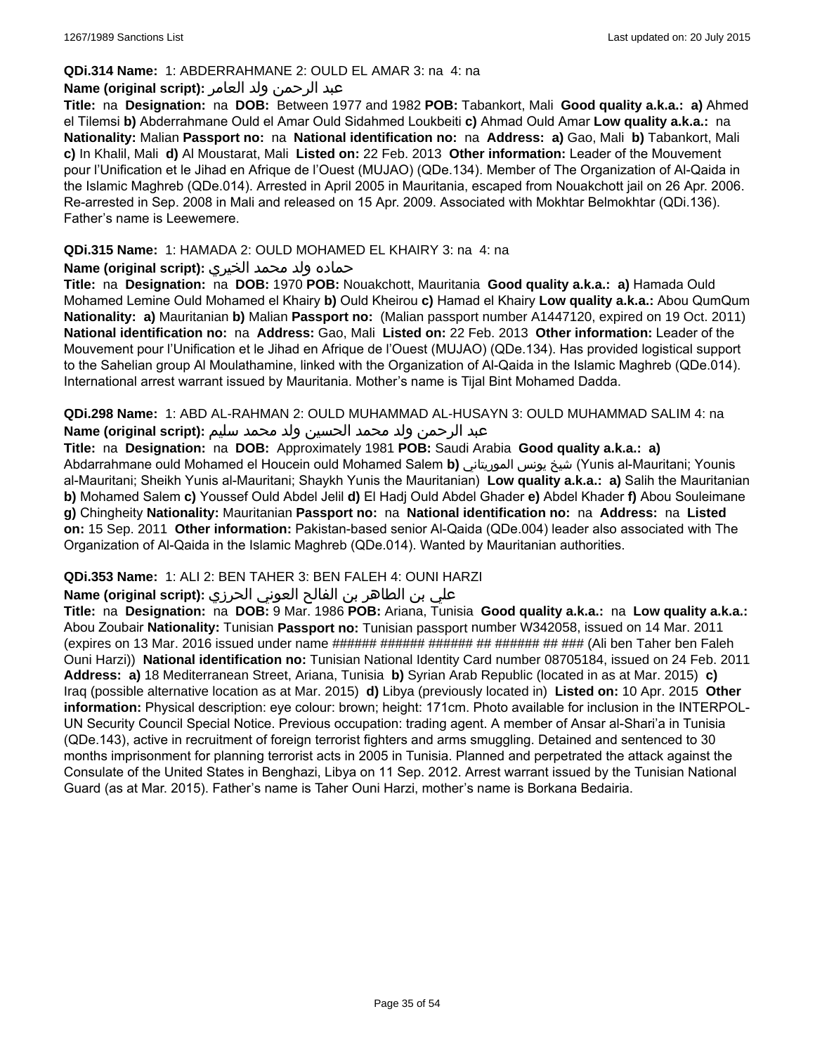**QDi.314 Name:** 1: ABDERRAHMANE 2: OULD EL AMAR 3: na 4: na

**Name (original script):** عبد الرحمن ولد العامر

**Title:** na **Designation:** na **DOB:** Between 1977 and 1982 **POB:** Tabankort, Mali **Good quality a.k.a.:** **a)** Ahmed el Tilemsi **b)** Abderrahmane Ould el Amar Ould Sidahmed Loukbeiti **c)** Ahmad Ould Amar **Low quality a.k.a.:** na **Nationality:** Malian **Passport no:** na **National identification no:** na **Address:** **a)** Gao, Mali **b)** Tabankort, Mali **c)** In Khalil, Mali **d)** Al Moustarat, Mali **Listed on:** 22 Feb. 2013 **Other information:** Leader of the Mouvement pour l'Unification et le Jihad en Afrique de l'Ouest (MUJAO) (QDe.134). Member of The Organization of Al-Qaida in the Islamic Maghreb (QDe.014). Arrested in April 2005 in Mauritania, escaped from Nouakchott jail on 26 Apr. 2006. Re-arrested in Sep. 2008 in Mali and released on 15 Apr. 2009. Associated with Mokhtar Belmokhtar (QDi.136). Father's name is Leewemere.

**QDi.315 Name:** 1: HAMADA 2: OULD MOHAMED EL KHAIRY 3: na 4: na

**Name (original script):** حماده ولد محمد الخيري

**Title:** na **Designation:** na **DOB:** 1970 **POB:** Nouakchott, Mauritania **Good quality a.k.a.:** **a)** Hamada Ould Mohamed Lemine Ould Mohamed el Khairy **b)** Ould Kheirou **c)** Hamad el Khairy **Low quality a.k.a.:** Abou QumQum **Nationality:** **a)** Mauritanian **b)** Malian **Passport no:** (Malian passport number A1447120, expired on 19 Oct. 2011) **National identification no:** na **Address:** Gao, Mali **Listed on:** 22 Feb. 2013 **Other information:** Leader of the Mouvement pour l'Unification et le Jihad en Afrique de l'Ouest (MUJAO) (QDe.134). Has provided logistical support to the Sahelian group Al Moulathamine, linked with the Organization of Al-Qaida in the Islamic Maghreb (QDe.014). International arrest warrant issued by Mauritania. Mother's name is Tijal Bint Mohamed Dadda.

**QDi.298 Name:** 1: ABD AL-RAHMAN 2: OULD MUHAMMAD AL-HUSAYN 3: OULD MUHAMMAD SALIM 4: na

**Name (original script):** عبد الرحمن ولد محمد الحسين ولد محمد سليم

**Title:** na **Designation:** na **DOB:** Approximately 1981 **POB:** Saudi Arabia **Good quality a.k.a.:** **a)** Abdarrahmane ould Mohamed el Houcein ould Mohamed Salem **b)** شيخ يونس الموريتاني (Yunis al-Mauritani; Younis al-Mauritani; Sheikh Yunis al-Mauritani; Shaykh Yunis the Mauritanian) **Low quality a.k.a.:** **a)** Salih the Mauritanian **b)** Mohamed Salem **c)** Youssef Ould Abdel Jelil **d)** El Hadj Ould Abdel Ghader **e)** Abdel Khader **f)** Abou Souleimane **g)** Chingheity **Nationality:** Mauritanian **Passport no:** na **National identification no:** na **Address:** na **Listed on:** 15 Sep. 2011 **Other information:** Pakistan-based senior Al-Qaida (QDe.004) leader also associated with The Organization of Al-Qaida in the Islamic Maghreb (QDe.014). Wanted by Mauritanian authorities.

**QDi.353 Name:** 1: ALI 2: BEN TAHER 3: BEN FALEH 4: OUNI HARZI

**Name (original script):** علي بن الطاهر بن الفالح العوني الحرزي

**Title:** na **Designation:** na **DOB:** 9 Mar. 1986 **POB:** Ariana, Tunisia **Good quality a.k.a.:** na **Low quality a.k.a.:** Abou Zoubair **Nationality:** Tunisian **Passport no:** Tunisian passport number W342058, issued on 14 Mar. 2011 (expires on 13 Mar. 2016 issued under name ###### ###### ###### ## ###### ## ### (Ali ben Taher ben Faleh Ouni Harzi)) **National identification no:** Tunisian National Identity Card number 08705184, issued on 24 Feb. 2011 **Address:** **a)** 18 Mediterranean Street, Ariana, Tunisia **b)** Syrian Arab Republic (located in as at Mar. 2015) **c)** Iraq (possible alternative location as at Mar. 2015) **d)** Libya (previously located in) **Listed on:** 10 Apr. 2015 **Other information:** Physical description: eye colour: brown; height: 171cm. Photo available for inclusion in the INTERPOL-UN Security Council Special Notice. Previous occupation: trading agent. A member of Ansar al-Shari'a in Tunisia (QDe.143), active in recruitment of foreign terrorist fighters and arms smuggling. Detained and sentenced to 30 months imprisonment for planning terrorist acts in 2005 in Tunisia. Planned and perpetrated the attack against the Consulate of the United States in Benghazi, Libya on 11 Sep. 2012. Arrest warrant issued by the Tunisian National Guard (as at Mar. 2015). Father's name is Taher Ouni Harzi, mother's name is Borkana Bedairia.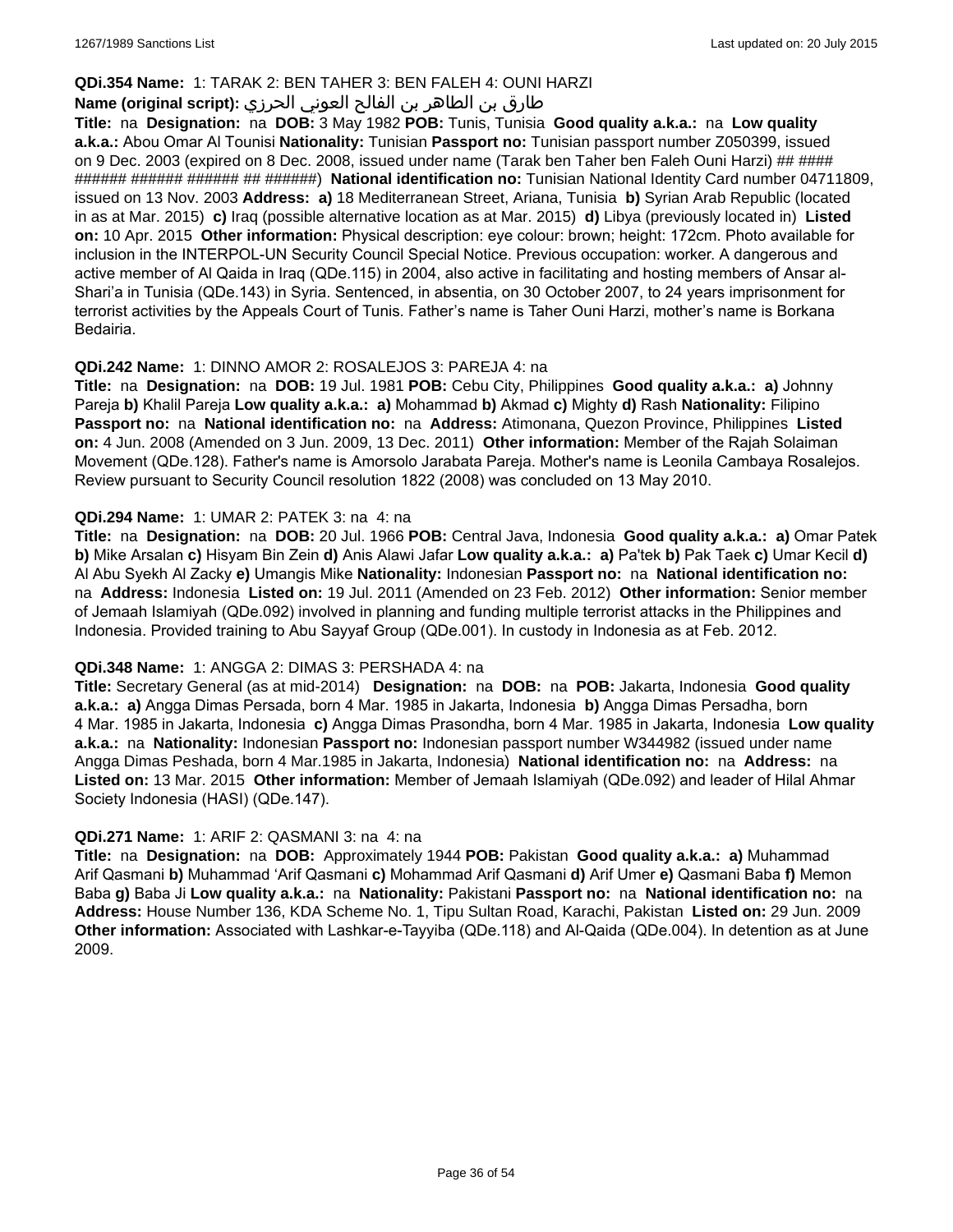**QDi.354 Name:** 1: TARAK 2: BEN TAHER 3: BEN FALEH 4: OUNI HARZI

**Name (original script):** طارق بن الطاهر بن الفالح العوني الحرزي

**Title:** na **Designation:** na **DOB:** 3 May 1982 **POB:** Tunis, Tunisia **Good quality a.k.a.:** na **Low quality a.k.a.:** Abou Omar Al Tounisi **Nationality:** Tunisian **Passport no:** Tunisian passport number Z050399, issued on 9 Dec. 2003 (expired on 8 Dec. 2008, issued under name (Tarak ben Taher ben Faleh Ouni Harzi) ## #### ###### ###### ###### ## ######) **National identification no:** Tunisian National Identity Card number 04711809, issued on 13 Nov. 2003 **Address:** **a)** 18 Mediterranean Street, Ariana, Tunisia **b)** Syrian Arab Republic (located in as at Mar. 2015) **c)** Iraq (possible alternative location as at Mar. 2015) **d)** Libya (previously located in) **Listed on:** 10 Apr. 2015 **Other information:** Physical description: eye colour: brown; height: 172cm. Photo available for inclusion in the INTERPOL-UN Security Council Special Notice. Previous occupation: worker. A dangerous and active member of Al Qaida in Iraq (QDe.115) in 2004, also active in facilitating and hosting members of Ansar al-Shari'a in Tunisia (QDe.143) in Syria. Sentenced, in absentia, on 30 October 2007, to 24 years imprisonment for terrorist activities by the Appeals Court of Tunis. Father's name is Taher Ouni Harzi, mother's name is Borkana Bedairia.

**QDi.242 Name:** 1: DINNO AMOR 2: ROSALEJOS 3: PAREJA 4: na

**Title:** na **Designation:** na **DOB:** 19 Jul. 1981 **POB:** Cebu City, Philippines **Good quality a.k.a.:** **a)** Johnny Pareja **b)** Khalil Pareja **Low quality a.k.a.:** **a)** Mohammad **b)** Akmad **c)** Mighty **d)** Rash **Nationality:** Filipino **Passport no:** na **National identification no:** na **Address:** Atimonana, Quezon Province, Philippines **Listed on:** 4 Jun. 2008 (Amended on 3 Jun. 2009, 13 Dec. 2011) **Other information:** Member of the Rajah Solaiman Movement (QDe.128). Father's name is Amorsolo Jarabata Pareja. Mother's name is Leonila Cambaya Rosalejos. Review pursuant to Security Council resolution 1822 (2008) was concluded on 13 May 2010.

**QDi.294 Name:** 1: UMAR 2: PATEK 3: na 4: na

**Title:** na **Designation:** na **DOB:** 20 Jul. 1966 **POB:** Central Java, Indonesia **Good quality a.k.a.:** **a)** Omar Patek **b)** Mike Arsalan **c)** Hisyam Bin Zein **d)** Anis Alawi Jafar **Low quality a.k.a.:** **a)** Pa'tek **b)** Pak Taek **c)** Umar Kecil **d)** Al Abu Syekh Al Zacky **e)** Umangis Mike **Nationality:** Indonesian **Passport no:** na **National identification no:** na **Address:** Indonesia **Listed on:** 19 Jul. 2011 (Amended on 23 Feb. 2012) **Other information:** Senior member of Jemaah Islamiyah (QDe.092) involved in planning and funding multiple terrorist attacks in the Philippines and Indonesia. Provided training to Abu Sayyaf Group (QDe.001). In custody in Indonesia as at Feb. 2012.

**QDi.348 Name:** 1: ANGGA 2: DIMAS 3: PERSHADA 4: na

**Title:** Secretary General (as at mid-2014) **Designation:** na **DOB:** na **POB:** Jakarta, Indonesia **Good quality a.k.a.:** **a)** Angga Dimas Persada, born 4 Mar. 1985 in Jakarta, Indonesia **b)** Angga Dimas Persadha, born 4 Mar. 1985 in Jakarta, Indonesia **c)** Angga Dimas Prasondha, born 4 Mar. 1985 in Jakarta, Indonesia **Low quality a.k.a.:** na **Nationality:** Indonesian **Passport no:** Indonesian passport number W344982 (issued under name Angga Dimas Peshada, born 4 Mar.1985 in Jakarta, Indonesia) **National identification no:** na **Address:** na **Listed on:** 13 Mar. 2015 **Other information:** Member of Jemaah Islamiyah (QDe.092) and leader of Hilal Ahmar Society Indonesia (HASI) (QDe.147).

**QDi.271 Name:** 1: ARIF 2: QASMANI 3: na 4: na

**Title:** na **Designation:** na **DOB:** Approximately 1944 **POB:** Pakistan **Good quality a.k.a.:** **a)** Muhammad Arif Qasmani **b)** Muhammad 'Arif Qasmani **c)** Mohammad Arif Qasmani **d)** Arif Umer **e)** Qasmani Baba **f)** Memon Baba **g)** Baba Ji **Low quality a.k.a.:** na **Nationality:** Pakistani **Passport no:** na **National identification no:** na **Address:** House Number 136, KDA Scheme No. 1, Tipu Sultan Road, Karachi, Pakistan **Listed on:** 29 Jun. 2009 **Other information:** Associated with Lashkar-e-Tayyiba (QDe.118) and Al-Qaida (QDe.004). In detention as at June 2009.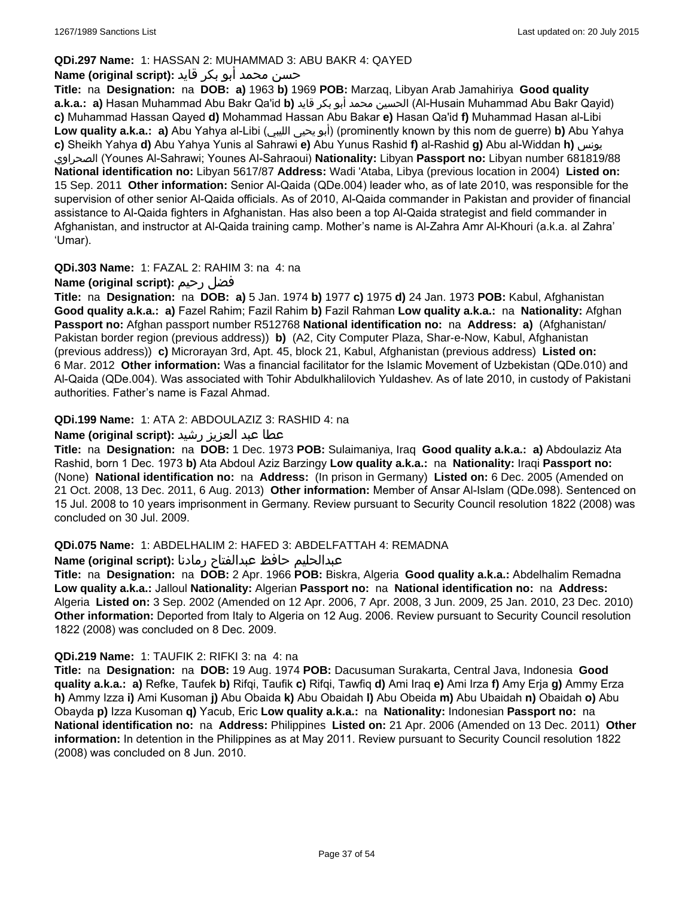**QDi.297 Name:** 1: HASSAN 2: MUHAMMAD 3: ABU BAKR 4: QAYED

**Name (original script):** حسن محمد أبو بكر قايد

**Title:** na **Designation:** na **DOB:** **a)** 1963 **b)** 1969 **POB:** Marzaq, Libyan Arab Jamahiriya **Good quality a.k.a.:** **a)** Hasan Muhammad Abu Bakr Qa'id **b)** الحسين محمد أبو بكر قايد (Al-Husain Muhammad Abu Bakr Qayid) **c)** Muhammad Hassan Qayed **d)** Mohammad Hassan Abu Bakar **e)** Hasan Qa'id **f)** Muhammad Hasan al-Libi **Low quality a.k.a.:** **a)** Abu Yahya al-Libi (أبو يحيى الليبي) (prominently known by this nom de guerre) **b)** Abu Yahya **c)** Sheikh Yahya **d)** Abu Yahya Yunis al Sahrawi **e)** Abu Yunus Rashid **f)** al-Rashid **g)** Abu al-Widdan **h)** يونس الصحراوي (Younes Al-Sahrawi; Younes Al-Sahraoui) **Nationality:** Libyan **Passport no:** Libyan number 681819/88 **National identification no:** Libyan 5617/87 **Address:** Wadi 'Ataba, Libya (previous location in 2004) **Listed on:** 15 Sep. 2011 **Other information:** Senior Al-Qaida (QDe.004) leader who, as of late 2010, was responsible for the supervision of other senior Al-Qaida officials. As of 2010, Al-Qaida commander in Pakistan and provider of financial assistance to Al-Qaida fighters in Afghanistan. Has also been a top Al-Qaida strategist and field commander in Afghanistan, and instructor at Al-Qaida training camp. Mother's name is Al-Zahra Amr Al-Khouri (a.k.a. al Zahra' 'Umar).

**QDi.303 Name:** 1: FAZAL 2: RAHIM 3: na 4: na

**Name (original script):** فضل رحيم

**Title:** na **Designation:** na **DOB:** **a)** 5 Jan. 1974 **b)** 1977 **c)** 1975 **d)** 24 Jan. 1973 **POB:** Kabul, Afghanistan **Good quality a.k.a.:** **a)** Fazel Rahim; Fazil Rahim **b)** Fazil Rahman **Low quality a.k.a.:** na **Nationality:** Afghan **Passport no:** Afghan passport number R512768 **National identification no:** na **Address:** **a)** (Afghanistan/ Pakistan border region (previous address)) **b)** (A2, City Computer Plaza, Shar-e-Now, Kabul, Afghanistan (previous address)) **c)** Microrayan 3rd, Apt. 45, block 21, Kabul, Afghanistan (previous address) **Listed on:** 6 Mar. 2012 **Other information:** Was a financial facilitator for the Islamic Movement of Uzbekistan (QDe.010) and Al-Qaida (QDe.004). Was associated with Tohir Abdulkhalilovich Yuldashev. As of late 2010, in custody of Pakistani authorities. Father's name is Fazal Ahmad.

**QDi.199 Name:** 1: ATA 2: ABDOULAZIZ 3: RASHID 4: na

**Name (original script):** عطا عبد العزيز رشيد

**Title:** na **Designation:** na **DOB:** 1 Dec. 1973 **POB:** Sulaimaniya, Iraq **Good quality a.k.a.:** **a)** Abdoulaziz Ata Rashid, born 1 Dec. 1973 **b)** Ata Abdoul Aziz Barzingy **Low quality a.k.a.:** na **Nationality:** Iraqi **Passport no:** (None) **National identification no:** na **Address:** (In prison in Germany) **Listed on:** 6 Dec. 2005 (Amended on 21 Oct. 2008, 13 Dec. 2011, 6 Aug. 2013) **Other information:** Member of Ansar Al-Islam (QDe.098). Sentenced on 15 Jul. 2008 to 10 years imprisonment in Germany. Review pursuant to Security Council resolution 1822 (2008) was concluded on 30 Jul. 2009.

**QDi.075 Name:** 1: ABDELHALIM 2: HAFED 3: ABDELFATTAH 4: REMADNA

**Name (original script):** عبدالحليم حافظ عبدالفتاح رمادنا

**Title:** na **Designation:** na **DOB:** 2 Apr. 1966 **POB:** Biskra, Algeria **Good quality a.k.a.:** Abdelhalim Remadna **Low quality a.k.a.:** Jalloul **Nationality:** Algerian **Passport no:** na **National identification no:** na **Address:** Algeria **Listed on:** 3 Sep. 2002 (Amended on 12 Apr. 2006, 7 Apr. 2008, 3 Jun. 2009, 25 Jan. 2010, 23 Dec. 2010) **Other information:** Deported from Italy to Algeria on 12 Aug. 2006. Review pursuant to Security Council resolution 1822 (2008) was concluded on 8 Dec. 2009.

**QDi.219 Name:** 1: TAUFIK 2: RIFKI 3: na 4: na

**Title:** na **Designation:** na **DOB:** 19 Aug. 1974 **POB:** Dacusuman Surakarta, Central Java, Indonesia **Good quality a.k.a.:** **a)** Refke, Taufek **b)** Rifqi, Taufik **c)** Rifqi, Tawfiq **d)** Ami Iraq **e)** Ami Irza **f)** Amy Erja **g)** Ammy Erza **h)** Ammy Izza **i)** Ami Kusoman **j)** Abu Obaida **k)** Abu Obaidah **l)** Abu Obeida **m)** Abu Ubaidah **n)** Obaidah **o)** Abu Obayda **p)** Izza Kusoman **q)** Yacub, Eric **Low quality a.k.a.:** na **Nationality:** Indonesian **Passport no:** na **National identification no:** na **Address:** Philippines **Listed on:** 21 Apr. 2006 (Amended on 13 Dec. 2011) **Other information:** In detention in the Philippines as at May 2011. Review pursuant to Security Council resolution 1822 (2008) was concluded on 8 Jun. 2010.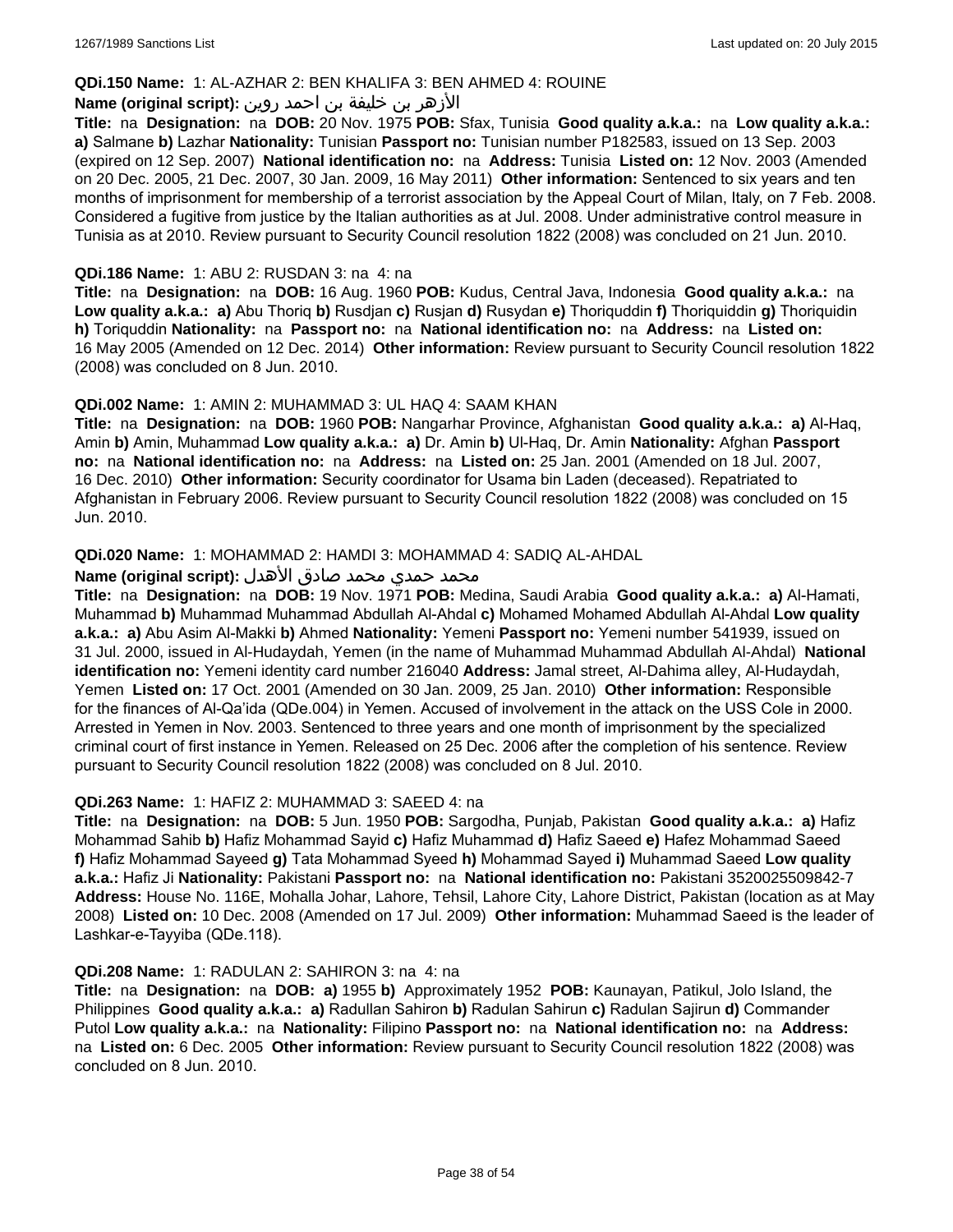**QDi.150 Name:** 1: AL-AZHAR 2: BEN KHALIFA 3: BEN AHMED 4: ROUINE

**Name (original script):** الأزهر بن خليفة بن احمد روين

**Title:** na **Designation:** na **DOB:** 20 Nov. 1975 **POB:** Sfax, Tunisia **Good quality a.k.a.:** na **Low quality a.k.a.:** **a)** Salmane **b)** Lazhar **Nationality:** Tunisian **Passport no:** Tunisian number P182583, issued on 13 Sep. 2003 (expired on 12 Sep. 2007) **National identification no:** na **Address:** Tunisia **Listed on:** 12 Nov. 2003 (Amended on 20 Dec. 2005, 21 Dec. 2007, 30 Jan. 2009, 16 May 2011) **Other information:** Sentenced to six years and ten months of imprisonment for membership of a terrorist association by the Appeal Court of Milan, Italy, on 7 Feb. 2008. Considered a fugitive from justice by the Italian authorities as at Jul. 2008. Under administrative control measure in Tunisia as at 2010. Review pursuant to Security Council resolution 1822 (2008) was concluded on 21 Jun. 2010.

**QDi.186 Name:** 1: ABU 2: RUSDAN 3: na 4: na

**Title:** na **Designation:** na **DOB:** 16 Aug. 1960 **POB:** Kudus, Central Java, Indonesia **Good quality a.k.a.:** na **Low quality a.k.a.:** **a)** Abu Thoriq **b)** Rusdjan **c)** Rusjan **d)** Rusydan **e)** Thoriquddin **f)** Thoriquiddin **g)** Thoriquidin **h)** Toriquddin **Nationality:** na **Passport no:** na **National identification no:** na **Address:** na **Listed on:** 16 May 2005 (Amended on 12 Dec. 2014) **Other information:** Review pursuant to Security Council resolution 1822 (2008) was concluded on 8 Jun. 2010.

**QDi.002 Name:** 1: AMIN 2: MUHAMMAD 3: UL HAQ 4: SAAM KHAN

**Title:** na **Designation:** na **DOB:** 1960 **POB:** Nangarhar Province, Afghanistan **Good quality a.k.a.:** **a)** Al-Haq, Amin **b)** Amin, Muhammad **Low quality a.k.a.:** **a)** Dr. Amin **b)** Ul-Haq, Dr. Amin **Nationality:** Afghan **Passport no:** na **National identification no:** na **Address:** na **Listed on:** 25 Jan. 2001 (Amended on 18 Jul. 2007, 16 Dec. 2010) **Other information:** Security coordinator for Usama bin Laden (deceased). Repatriated to Afghanistan in February 2006. Review pursuant to Security Council resolution 1822 (2008) was concluded on 15 Jun. 2010.

**QDi.020 Name:** 1: MOHAMMAD 2: HAMDI 3: MOHAMMAD 4: SADIQ AL-AHDAL

**Name (original script):** محمد حمدي محمد صادق الأهدل

**Title:** na **Designation:** na **DOB:** 19 Nov. 1971 **POB:** Medina, Saudi Arabia **Good quality a.k.a.:** **a)** Al-Hamati, Muhammad **b)** Muhammad Muhammad Abdullah Al-Ahdal **c)** Mohamed Mohamed Abdullah Al-Ahdal **Low quality a.k.a.:** **a)** Abu Asim Al-Makki **b)** Ahmed **Nationality:** Yemeni **Passport no:** Yemeni number 541939, issued on 31 Jul. 2000, issued in Al-Hudaydah, Yemen (in the name of Muhammad Muhammad Abdullah Al-Ahdal) **National identification no:** Yemeni identity card number 216040 **Address:** Jamal street, Al-Dahima alley, Al-Hudaydah, Yemen **Listed on:** 17 Oct. 2001 (Amended on 30 Jan. 2009, 25 Jan. 2010) **Other information:** Responsible for the finances of Al-Qa'ida (QDe.004) in Yemen. Accused of involvement in the attack on the USS Cole in 2000. Arrested in Yemen in Nov. 2003. Sentenced to three years and one month of imprisonment by the specialized criminal court of first instance in Yemen. Released on 25 Dec. 2006 after the completion of his sentence. Review pursuant to Security Council resolution 1822 (2008) was concluded on 8 Jul. 2010.

**QDi.263 Name:** 1: HAFIZ 2: MUHAMMAD 3: SAEED 4: na

**Title:** na **Designation:** na **DOB:** 5 Jun. 1950 **POB:** Sargodha, Punjab, Pakistan **Good quality a.k.a.:** **a)** Hafiz Mohammad Sahib **b)** Hafiz Mohammad Sayid **c)** Hafiz Muhammad **d)** Hafiz Saeed **e)** Hafez Mohammad Saeed **f)** Hafiz Mohammad Sayeed **g)** Tata Mohammad Syeed **h)** Mohammad Sayed **i)** Muhammad Saeed **Low quality a.k.a.:** Hafiz Ji **Nationality:** Pakistani **Passport no:** na **National identification no:** Pakistani 3520025509842-7 **Address:** House No. 116E, Mohalla Johar, Lahore, Tehsil, Lahore City, Lahore District, Pakistan (location as at May 2008) **Listed on:** 10 Dec. 2008 (Amended on 17 Jul. 2009) **Other information:** Muhammad Saeed is the leader of Lashkar-e-Tayyiba (QDe.118).

**QDi.208 Name:** 1: RADULAN 2: SAHIRON 3: na 4: na

**Title:** na **Designation:** na **DOB:** **a)** 1955 **b)** Approximately 1952 **POB:** Kaunayan, Patikul, Jolo Island, the Philippines **Good quality a.k.a.:** **a)** Radullan Sahiron **b)** Radulan Sahirun **c)** Radulan Sajirun **d)** Commander Putol **Low quality a.k.a.:** na **Nationality:** Filipino **Passport no:** na **National identification no:** na **Address:** na **Listed on:** 6 Dec. 2005 **Other information:** Review pursuant to Security Council resolution 1822 (2008) was concluded on 8 Jun. 2010.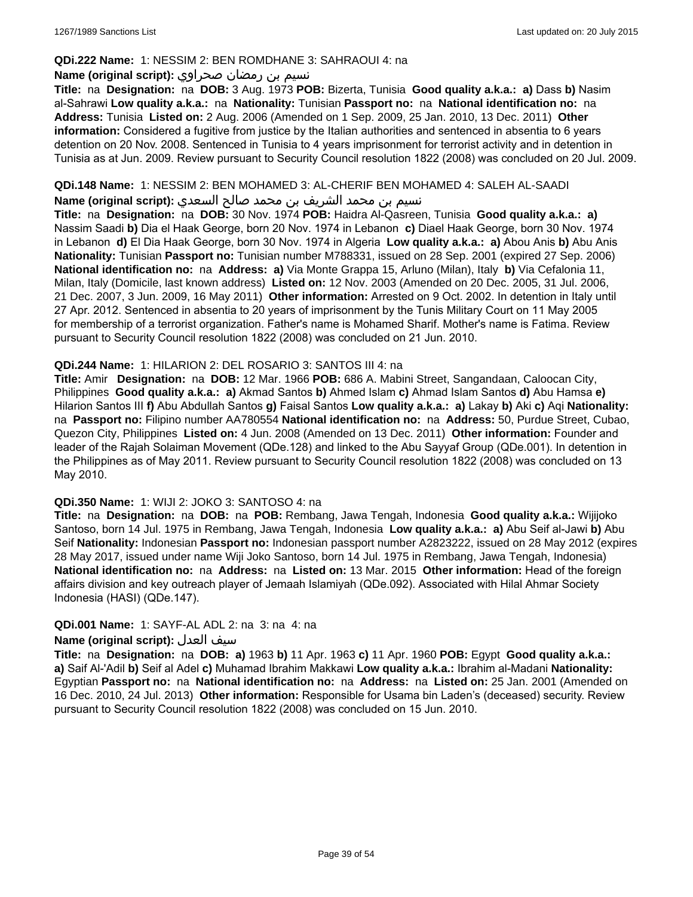**QDi.222 Name:** 1: NESSIM 2: BEN ROMDHANE 3: SAHRAOUI 4: na

**Name (original script):** نسيم بن رمضان صحراوي

**Title:** na **Designation:** na **DOB:** 3 Aug. 1973 **POB:** Bizerta, Tunisia **Good quality a.k.a.: a)** Dass **b)** Nasim al-Sahrawi **Low quality a.k.a.:** na **Nationality:** Tunisian **Passport no:** na **National identification no:** na **Address:** Tunisia **Listed on:** 2 Aug. 2006 (Amended on 1 Sep. 2009, 25 Jan. 2010, 13 Dec. 2011) **Other information:** Considered a fugitive from justice by the Italian authorities and sentenced in absentia to 6 years detention on 20 Nov. 2008. Sentenced in Tunisia to 4 years imprisonment for terrorist activity and in detention in Tunisia as at Jun. 2009. Review pursuant to Security Council resolution 1822 (2008) was concluded on 20 Jul. 2009.

**QDi.148 Name:** 1: NESSIM 2: BEN MOHAMED 3: AL-CHERIF BEN MOHAMED 4: SALEH AL-SAADI

**Name (original script):** نسيم بن محمد الشريف بن محمد صالح السعدي

**Title:** na **Designation:** na **DOB:** 30 Nov. 1974 **POB:** Haidra Al-Qasreen, Tunisia **Good quality a.k.a.: a)** Nassim Saadi **b)** Dia el Haak George, born 20 Nov. 1974 in Lebanon **c)** Diael Haak George, born 30 Nov. 1974 in Lebanon **d)** El Dia Haak George, born 30 Nov. 1974 in Algeria **Low quality a.k.a.: a)** Abou Anis **b)** Abu Anis **Nationality:** Tunisian **Passport no:** Tunisian number M788331, issued on 28 Sep. 2001 (expired 27 Sep. 2006) **National identification no:** na **Address: a)** Via Monte Grappa 15, Arluno (Milan), Italy **b)** Via Cefalonia 11, Milan, Italy (Domicile, last known address) **Listed on:** 12 Nov. 2003 (Amended on 20 Dec. 2005, 31 Jul. 2006, 21 Dec. 2007, 3 Jun. 2009, 16 May 2011) **Other information:** Arrested on 9 Oct. 2002. In detention in Italy until 27 Apr. 2012. Sentenced in absentia to 20 years of imprisonment by the Tunis Military Court on 11 May 2005 for membership of a terrorist organization. Father's name is Mohamed Sharif. Mother's name is Fatima. Review pursuant to Security Council resolution 1822 (2008) was concluded on 21 Jun. 2010.

**QDi.244 Name:** 1: HILARION 2: DEL ROSARIO 3: SANTOS III 4: na

**Title:** Amir **Designation:** na **DOB:** 12 Mar. 1966 **POB:** 686 A. Mabini Street, Sangandaan, Caloocan City, Philippines **Good quality a.k.a.: a)** Akmad Santos **b)** Ahmed Islam **c)** Ahmad Islam Santos **d)** Abu Hamsa **e)** Hilarion Santos III **f)** Abu Abdullah Santos **g)** Faisal Santos **Low quality a.k.a.: a)** Lakay **b)** Aki **c)** Aqi **Nationality:** na **Passport no:** Filipino number AA780554 **National identification no:** na **Address:** 50, Purdue Street, Cubao, Quezon City, Philippines **Listed on:** 4 Jun. 2008 (Amended on 13 Dec. 2011) **Other information:** Founder and leader of the Rajah Solaiman Movement (QDe.128) and linked to the Abu Sayyaf Group (QDe.001). In detention in the Philippines as of May 2011. Review pursuant to Security Council resolution 1822 (2008) was concluded on 13 May 2010.

**QDi.350 Name:** 1: WIJI 2: JOKO 3: SANTOSO 4: na

**Title:** na **Designation:** na **DOB:** na **POB:** Rembang, Jawa Tengah, Indonesia **Good quality a.k.a.:** Wijijoko Santoso, born 14 Jul. 1975 in Rembang, Jawa Tengah, Indonesia **Low quality a.k.a.: a)** Abu Seif al-Jawi **b)** Abu Seif **Nationality:** Indonesian **Passport no:** Indonesian passport number A2823222, issued on 28 May 2012 (expires 28 May 2017, issued under name Wiji Joko Santoso, born 14 Jul. 1975 in Rembang, Jawa Tengah, Indonesia) **National identification no:** na **Address:** na **Listed on:** 13 Mar. 2015 **Other information:** Head of the foreign affairs division and key outreach player of Jemaah Islamiyah (QDe.092). Associated with Hilal Ahmar Society Indonesia (HASI) (QDe.147).

**QDi.001 Name:** 1: SAYF-AL ADL 2: na 3: na 4: na

**Name (original script):** سيف العدل

**Title:** na **Designation:** na **DOB: a)** 1963 **b)** 11 Apr. 1963 **c)** 11 Apr. 1960 **POB:** Egypt **Good quality a.k.a.: a)** Saif Al-'Adil **b)** Seif al Adel **c)** Muhamad Ibrahim Makkawi **Low quality a.k.a.:** Ibrahim al-Madani **Nationality:** Egyptian **Passport no:** na **National identification no:** na **Address:** na **Listed on:** 25 Jan. 2001 (Amended on 16 Dec. 2010, 24 Jul. 2013) **Other information:** Responsible for Usama bin Laden's (deceased) security. Review pursuant to Security Council resolution 1822 (2008) was concluded on 15 Jun. 2010.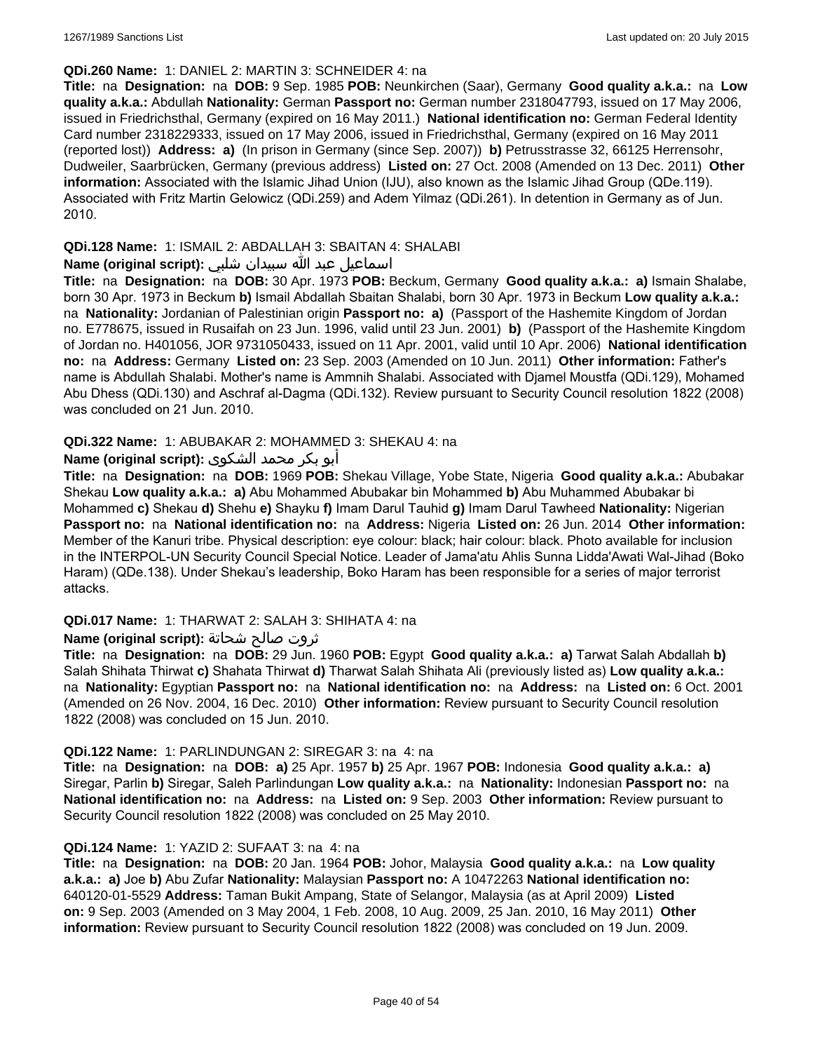**QDi.260 Name:** 1: DANIEL 2: MARTIN 3: SCHNEIDER 4: na

**Title:** na **Designation:** na **DOB:** 9 Sep. 1985 **POB:** Neunkirchen (Saar), Germany **Good quality a.k.a.:** na **Low quality a.k.a.:** Abdullah **Nationality:** German **Passport no:** German number 2318047793, issued on 17 May 2006, issued in Friedrichsthal, Germany (expired on 16 May 2011.) **National identification no:** German Federal Identity Card number 2318229333, issued on 17 May 2006, issued in Friedrichsthal, Germany (expired on 16 May 2011 (reported lost)) **Address:** **a)** (In prison in Germany (since Sep. 2007)) **b)** Petrusstrasse 32, 66125 Herrensohr, Dudweiler, Saarbrücken, Germany (previous address) **Listed on:** 27 Oct. 2008 (Amended on 13 Dec. 2011) **Other information:** Associated with the Islamic Jihad Union (IJU), also known as the Islamic Jihad Group (QDe.119). Associated with Fritz Martin Gelowicz (QDi.259) and Adem Yilmaz (QDi.261). In detention in Germany as of Jun. 2010.

**QDi.128 Name:** 1: ISMAIL 2: ABDALLAH 3: SBAITAN 4: SHALABI

**Name (original script):** اسماعيل عبد الله سبيدان شلبي

**Title:** na **Designation:** na **DOB:** 30 Apr. 1973 **POB:** Beckum, Germany **Good quality a.k.a.:** **a)** Ismain Shalabe, born 30 Apr. 1973 in Beckum **b)** Ismail Abdallah Sbaitan Shalabi, born 30 Apr. 1973 in Beckum **Low quality a.k.a.:** na **Nationality:** Jordanian of Palestinian origin **Passport no:** **a)** (Passport of the Hashemite Kingdom of Jordan no. E778675, issued in Rusaifah on 23 Jun. 1996, valid until 23 Jun. 2001) **b)** (Passport of the Hashemite Kingdom of Jordan no. H401056, JOR 9731050433, issued on 11 Apr. 2001, valid until 10 Apr. 2006) **National identification no:** na **Address:** Germany **Listed on:** 23 Sep. 2003 (Amended on 10 Jun. 2011) **Other information:** Father's name is Abdullah Shalabi. Mother's name is Ammnih Shalabi. Associated with Djamel Moustfa (QDi.129), Mohamed Abu Dhess (QDi.130) and Aschraf al-Dagma (QDi.132). Review pursuant to Security Council resolution 1822 (2008) was concluded on 21 Jun. 2010.

**QDi.322 Name:** 1: ABUBAKAR 2: MOHAMMED 3: SHEKAU 4: na

**Name (original script):** أبو بكر محمد الشكوى

**Title:** na **Designation:** na **DOB:** 1969 **POB:** Shekau Village, Yobe State, Nigeria **Good quality a.k.a.:** Abubakar Shekau **Low quality a.k.a.:** **a)** Abu Mohammed Abubakar bin Mohammed **b)** Abu Muhammed Abubakar bi Mohammed **c)** Shekau **d)** Shehu **e)** Shayku **f)** Imam Darul Tauhid **g)** Imam Darul Tawheed **Nationality:** Nigerian **Passport no:** na **National identification no:** na **Address:** Nigeria **Listed on:** 26 Jun. 2014 **Other information:** Member of the Kanuri tribe. Physical description: eye colour: black; hair colour: black. Photo available for inclusion in the INTERPOL-UN Security Council Special Notice. Leader of Jama'atu Ahlis Sunna Lidda'Awati Wal-Jihad (Boko Haram) (QDe.138). Under Shekau's leadership, Boko Haram has been responsible for a series of major terrorist attacks.

**QDi.017 Name:** 1: THARWAT 2: SALAH 3: SHIHATA 4: na

**Name (original script):** ثروت صالح شحاتة

**Title:** na **Designation:** na **DOB:** 29 Jun. 1960 **POB:** Egypt **Good quality a.k.a.:** **a)** Tarwat Salah Abdallah **b)** Salah Shihata Thirwat **c)** Shahata Thirwat **d)** Tharwat Salah Shihata Ali (previously listed as) **Low quality a.k.a.:** na **Nationality:** Egyptian **Passport no:** na **National identification no:** na **Address:** na **Listed on:** 6 Oct. 2001 (Amended on 26 Nov. 2004, 16 Dec. 2010) **Other information:** Review pursuant to Security Council resolution 1822 (2008) was concluded on 15 Jun. 2010.

**QDi.122 Name:** 1: PARLINDUNGAN 2: SIREGAR 3: na 4: na

**Title:** na **Designation:** na **DOB:** **a)** 25 Apr. 1957 **b)** 25 Apr. 1967 **POB:** Indonesia **Good quality a.k.a.:** **a)** Siregar, Parlin **b)** Siregar, Saleh Parlindungan **Low quality a.k.a.:** na **Nationality:** Indonesian **Passport no:** na **National identification no:** na **Address:** na **Listed on:** 9 Sep. 2003 **Other information:** Review pursuant to Security Council resolution 1822 (2008) was concluded on 25 May 2010.

**QDi.124 Name:** 1: YAZID 2: SUFAAT 3: na 4: na

**Title:** na **Designation:** na **DOB:** 20 Jan. 1964 **POB:** Johor, Malaysia **Good quality a.k.a.:** na **Low quality a.k.a.:** **a)** Joe **b)** Abu Zufar **Nationality:** Malaysian **Passport no:** A 10472263 **National identification no:** 640120-01-5529 **Address:** Taman Bukit Ampang, State of Selangor, Malaysia (as at April 2009) **Listed on:** 9 Sep. 2003 (Amended on 3 May 2004, 1 Feb. 2008, 10 Aug. 2009, 25 Jan. 2010, 16 May 2011) **Other information:** Review pursuant to Security Council resolution 1822 (2008) was concluded on 19 Jun. 2009.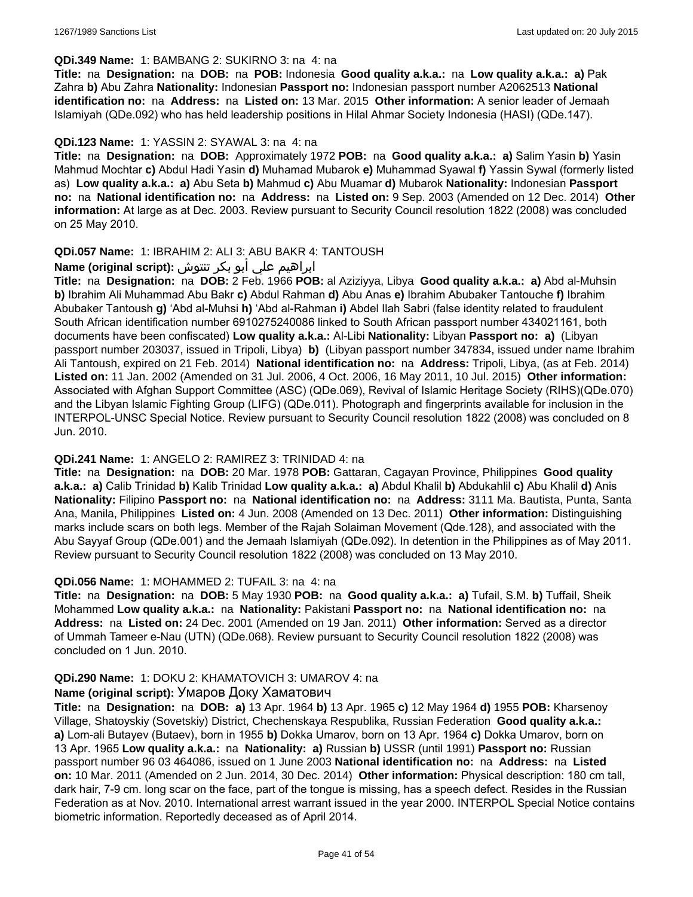**QDi.349 Name:** 1: BAMBANG 2: SUKIRNO 3: na 4: na

**Title:** na **Designation:** na **DOB:** na **POB:** Indonesia **Good quality a.k.a.:** na **Low quality a.k.a.:** **a)** Pak Zahra **b)** Abu Zahra **Nationality:** Indonesian **Passport no:** Indonesian passport number A2062513 **National identification no:** na **Address:** na **Listed on:** 13 Mar. 2015 **Other information:** A senior leader of Jemaah Islamiyah (QDe.092) who has held leadership positions in Hilal Ahmar Society Indonesia (HASI) (QDe.147).

**QDi.123 Name:** 1: YASSIN 2: SYAWAL 3: na 4: na

**Title:** na **Designation:** na **DOB:** Approximately 1972 **POB:** na **Good quality a.k.a.:** **a)** Salim Yasin **b)** Yasin Mahmud Mochtar **c)** Abdul Hadi Yasin **d)** Muhamad Mubarok **e)** Muhammad Syawal **f)** Yassin Sywal (formerly listed as) **Low quality a.k.a.:** **a)** Abu Seta **b)** Mahmud **c)** Abu Muamar **d)** Mubarok **Nationality:** Indonesian **Passport no:** na **National identification no:** na **Address:** na **Listed on:** 9 Sep. 2003 (Amended on 12 Dec. 2014) **Other information:** At large as at Dec. 2003. Review pursuant to Security Council resolution 1822 (2008) was concluded on 25 May 2010.

**QDi.057 Name:** 1: IBRAHIM 2: ALI 3: ABU BAKR 4: TANTOUSH

**Name (original script):** ابراهيم علي أبو بكر تنتوش

**Title:** na **Designation:** na **DOB:** 2 Feb. 1966 **POB:** al Aziziyya, Libya **Good quality a.k.a.:** **a)** Abd al-Muhsin **b)** Ibrahim Ali Muhammad Abu Bakr **c)** Abdul Rahman **d)** Abu Anas **e)** Ibrahim Abubaker Tantouche **f)** Ibrahim Abubaker Tantoush **g)** 'Abd al-Muhsi **h)** 'Abd al-Rahman **i)** Abdel Ilah Sabri (false identity related to fraudulent South African identification number 6910275240086 linked to South African passport number 434021161, both documents have been confiscated) **Low quality a.k.a.:** Al-Libi **Nationality:** Libyan **Passport no:** **a)** (Libyan passport number 203037, issued in Tripoli, Libya) **b)** (Libyan passport number 347834, issued under name Ibrahim Ali Tantoush, expired on 21 Feb. 2014) **National identification no:** na **Address:** Tripoli, Libya, (as at Feb. 2014) **Listed on:** 11 Jan. 2002 (Amended on 31 Jul. 2006, 4 Oct. 2006, 16 May 2011, 10 Jul. 2015) **Other information:** Associated with Afghan Support Committee (ASC) (QDe.069), Revival of Islamic Heritage Society (RIHS)(QDe.070) and the Libyan Islamic Fighting Group (LIFG) (QDe.011). Photograph and fingerprints available for inclusion in the INTERPOL-UNSC Special Notice. Review pursuant to Security Council resolution 1822 (2008) was concluded on 8 Jun. 2010.

**QDi.241 Name:** 1: ANGELO 2: RAMIREZ 3: TRINIDAD 4: na

**Title:** na **Designation:** na **DOB:** 20 Mar. 1978 **POB:** Gattaran, Cagayan Province, Philippines **Good quality a.k.a.:** **a)** Calib Trinidad **b)** Kalib Trinidad **Low quality a.k.a.:** **a)** Abdul Khalil **b)** Abdukahlil **c)** Abu Khalil **d)** Anis **Nationality:** Filipino **Passport no:** na **National identification no:** na **Address:** 3111 Ma. Bautista, Punta, Santa Ana, Manila, Philippines **Listed on:** 4 Jun. 2008 (Amended on 13 Dec. 2011) **Other information:** Distinguishing marks include scars on both legs. Member of the Rajah Solaiman Movement (Qde.128), and associated with the Abu Sayyaf Group (QDe.001) and the Jemaah Islamiyah (QDe.092). In detention in the Philippines as of May 2011. Review pursuant to Security Council resolution 1822 (2008) was concluded on 13 May 2010.

**QDi.056 Name:** 1: MOHAMMED 2: TUFAIL 3: na 4: na

**Title:** na **Designation:** na **DOB:** 5 May 1930 **POB:** na **Good quality a.k.a.:** **a)** Tufail, S.M. **b)** Tuffail, Sheik Mohammed **Low quality a.k.a.:** na **Nationality:** Pakistani **Passport no:** na **National identification no:** na **Address:** na **Listed on:** 24 Dec. 2001 (Amended on 19 Jan. 2011) **Other information:** Served as a director of Ummah Tameer e-Nau (UTN) (QDe.068). Review pursuant to Security Council resolution 1822 (2008) was concluded on 1 Jun. 2010.

**QDi.290 Name:** 1: DOKU 2: KHAMATOVICH 3: UMAROV 4: na

**Name (original script):** Умаров Доку Хаматович

**Title:** na **Designation:** na **DOB:** **a)** 13 Apr. 1964 **b)** 13 Apr. 1965 **c)** 12 May 1964 **d)** 1955 **POB:** Kharsenoy Village, Shatoyskiy (Sovetskiy) District, Chechenskaya Respublika, Russian Federation **Good quality a.k.a.:** **a)** Lom-ali Butayev (Butaev), born in 1955 **b)** Dokka Umarov, born on 13 Apr. 1964 **c)** Dokka Umarov, born on 13 Apr. 1965 **Low quality a.k.a.:** na **Nationality:** **a)** Russian **b)** USSR (until 1991) **Passport no:** Russian passport number 96 03 464086, issued on 1 June 2003 **National identification no:** na **Address:** na **Listed on:** 10 Mar. 2011 (Amended on 2 Jun. 2014, 30 Dec. 2014) **Other information:** Physical description: 180 cm tall, dark hair, 7-9 cm. long scar on the face, part of the tongue is missing, has a speech defect. Resides in the Russian Federation as at Nov. 2010. International arrest warrant issued in the year 2000. INTERPOL Special Notice contains biometric information. Reportedly deceased as of April 2014.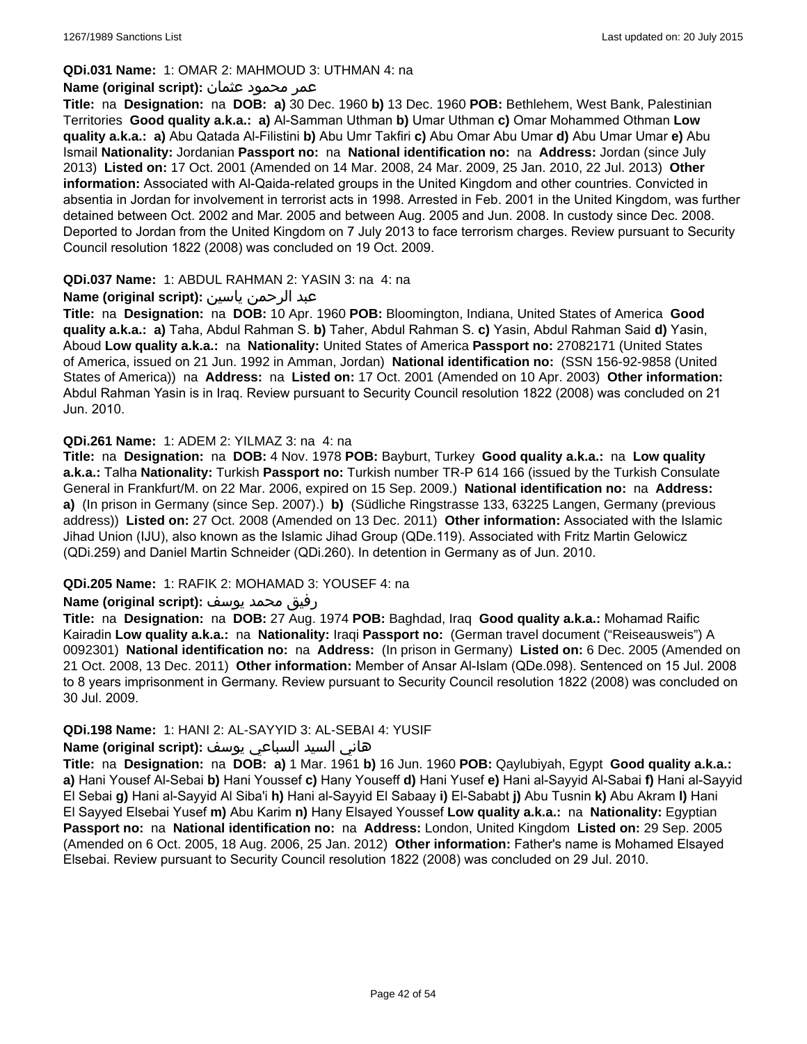**QDi.031 Name:** 1: OMAR 2: MAHMOUD 3: UTHMAN 4: na

**Name (original script):** عمر محمود عثمان

**Title:** na **Designation:** na **DOB:** **a)** 30 Dec. 1960 **b)** 13 Dec. 1960 **POB:** Bethlehem, West Bank, Palestinian Territories **Good quality a.k.a.:** **a)** Al-Samman Uthman **b)** Umar Uthman **c)** Omar Mohammed Othman **Low quality a.k.a.:** **a)** Abu Qatada Al-Filistini **b)** Abu Umr Takfiri **c)** Abu Omar Abu Umar **d)** Abu Umar Umar **e)** Abu Ismail **Nationality:** Jordanian **Passport no:** na **National identification no:** na **Address:** Jordan (since July 2013) **Listed on:** 17 Oct. 2001 (Amended on 14 Mar. 2008, 24 Mar. 2009, 25 Jan. 2010, 22 Jul. 2013) **Other information:** Associated with Al-Qaida-related groups in the United Kingdom and other countries. Convicted in absentia in Jordan for involvement in terrorist acts in 1998. Arrested in Feb. 2001 in the United Kingdom, was further detained between Oct. 2002 and Mar. 2005 and between Aug. 2005 and Jun. 2008. In custody since Dec. 2008. Deported to Jordan from the United Kingdom on 7 July 2013 to face terrorism charges. Review pursuant to Security Council resolution 1822 (2008) was concluded on 19 Oct. 2009.

**QDi.037 Name:** 1: ABDUL RAHMAN 2: YASIN 3: na 4: na

**Name (original script):** عبد الرحمن ياسين

**Title:** na **Designation:** na **DOB:** 10 Apr. 1960 **POB:** Bloomington, Indiana, United States of America **Good quality a.k.a.:** **a)** Taha, Abdul Rahman S. **b)** Taher, Abdul Rahman S. **c)** Yasin, Abdul Rahman Said **d)** Yasin, Aboud **Low quality a.k.a.:** na **Nationality:** United States of America **Passport no:** 27082171 (United States of America, issued on 21 Jun. 1992 in Amman, Jordan) **National identification no:** (SSN 156-92-9858 (United States of America)) na **Address:** na **Listed on:** 17 Oct. 2001 (Amended on 10 Apr. 2003) **Other information:** Abdul Rahman Yasin is in Iraq. Review pursuant to Security Council resolution 1822 (2008) was concluded on 21 Jun. 2010.

**QDi.261 Name:** 1: ADEM 2: YILMAZ 3: na 4: na

**Title:** na **Designation:** na **DOB:** 4 Nov. 1978 **POB:** Bayburt, Turkey **Good quality a.k.a.:** na **Low quality a.k.a.:** Talha **Nationality:** Turkish **Passport no:** Turkish number TR-P 614 166 (issued by the Turkish Consulate General in Frankfurt/M. on 22 Mar. 2006, expired on 15 Sep. 2009.) **National identification no:** na **Address:** **a)** (In prison in Germany (since Sep. 2007).) **b)** (Südliche Ringstrasse 133, 63225 Langen, Germany (previous address)) **Listed on:** 27 Oct. 2008 (Amended on 13 Dec. 2011) **Other information:** Associated with the Islamic Jihad Union (IJU), also known as the Islamic Jihad Group (QDe.119). Associated with Fritz Martin Gelowicz (QDi.259) and Daniel Martin Schneider (QDi.260). In detention in Germany as of Jun. 2010.

**QDi.205 Name:** 1: RAFIK 2: MOHAMAD 3: YOUSEF 4: na

**Name (original script):** رفيق محمد يوسف

**Title:** na **Designation:** na **DOB:** 27 Aug. 1974 **POB:** Baghdad, Iraq **Good quality a.k.a.:** Mohamad Raific Kairadin **Low quality a.k.a.:** na **Nationality:** Iraqi **Passport no:** (German travel document ("Reiseausweis") A 0092301) **National identification no:** na **Address:** (In prison in Germany) **Listed on:** 6 Dec. 2005 (Amended on 21 Oct. 2008, 13 Dec. 2011) **Other information:** Member of Ansar Al-Islam (QDe.098). Sentenced on 15 Jul. 2008 to 8 years imprisonment in Germany. Review pursuant to Security Council resolution 1822 (2008) was concluded on 30 Jul. 2009.

**QDi.198 Name:** 1: HANI 2: AL-SAYYID 3: AL-SEBAI 4: YUSIF

**Name (original script):** هاني السيد السباعي يوسف

**Title:** na **Designation:** na **DOB:** **a)** 1 Mar. 1961 **b)** 16 Jun. 1960 **POB:** Qaylubiyah, Egypt **Good quality a.k.a.:** **a)** Hani Yousef Al-Sebai **b)** Hani Youssef **c)** Hany Youseff **d)** Hani Yusef **e)** Hani al-Sayyid Al-Sabai **f)** Hani al-Sayyid El Sebai **g)** Hani al-Sayyid Al Siba'i **h)** Hani al-Sayyid El Sabaay **i)** El-Sababt **j)** Abu Tusnin **k)** Abu Akram **l)** Hani El Sayyed Elsebai Yusef **m)** Abu Karim **n)** Hany Elsayed Youssef **Low quality a.k.a.:** na **Nationality:** Egyptian **Passport no:** na **National identification no:** na **Address:** London, United Kingdom **Listed on:** 29 Sep. 2005 (Amended on 6 Oct. 2005, 18 Aug. 2006, 25 Jan. 2012) **Other information:** Father's name is Mohamed Elsayed Elsebai. Review pursuant to Security Council resolution 1822 (2008) was concluded on 29 Jul. 2010.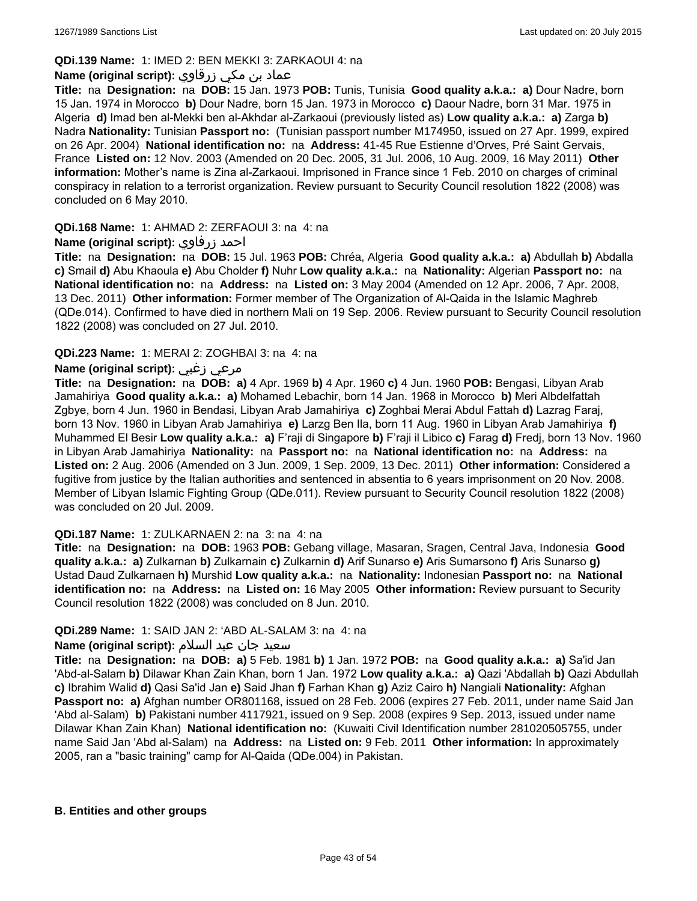**QDi.139 Name:** 1: IMED 2: BEN MEKKI 3: ZARKAOUI 4: na

**Name (original script):** عماد بن مكي زرقاوي

**Title:** na **Designation:** na **DOB:** 15 Jan. 1973 **POB:** Tunis, Tunisia **Good quality a.k.a.: a)** Dour Nadre, born 15 Jan. 1974 in Morocco **b)** Dour Nadre, born 15 Jan. 1973 in Morocco **c)** Daour Nadre, born 31 Mar. 1975 in Algeria **d)** Imad ben al-Mekki ben al-Akhdar al-Zarkaoui (previously listed as) **Low quality a.k.a.: a)** Zarga **b)** Nadra **Nationality:** Tunisian **Passport no:** (Tunisian passport number M174950, issued on 27 Apr. 1999, expired on 26 Apr. 2004) **National identification no:** na **Address:** 41-45 Rue Estienne d'Orves, Pré Saint Gervais, France **Listed on:** 12 Nov. 2003 (Amended on 20 Dec. 2005, 31 Jul. 2006, 10 Aug. 2009, 16 May 2011) **Other information:** Mother's name is Zina al-Zarkaoui. Imprisoned in France since 1 Feb. 2010 on charges of criminal conspiracy in relation to a terrorist organization. Review pursuant to Security Council resolution 1822 (2008) was concluded on 6 May 2010.

**QDi.168 Name:** 1: AHMAD 2: ZERFAOUI 3: na 4: na

**Name (original script):** احمد زرفاوي

**Title:** na **Designation:** na **DOB:** 15 Jul. 1963 **POB:** Chréa, Algeria **Good quality a.k.a.: a)** Abdullah **b)** Abdalla **c)** Smail **d)** Abu Khaoula **e)** Abu Cholder **f)** Nuhr **Low quality a.k.a.:** na **Nationality:** Algerian **Passport no:** na **National identification no:** na **Address:** na **Listed on:** 3 May 2004 (Amended on 12 Apr. 2006, 7 Apr. 2008, 13 Dec. 2011) **Other information:** Former member of The Organization of Al-Qaida in the Islamic Maghreb (QDe.014). Confirmed to have died in northern Mali on 19 Sep. 2006. Review pursuant to Security Council resolution 1822 (2008) was concluded on 27 Jul. 2010.

**QDi.223 Name:** 1: MERAI 2: ZOGHBAI 3: na 4: na

**Name (original script):** مرعي زغبي

**Title:** na **Designation:** na **DOB: a)** 4 Apr. 1969 **b)** 4 Apr. 1960 **c)** 4 Jun. 1960 **POB:** Bengasi, Libyan Arab Jamahiriya **Good quality a.k.a.: a)** Mohamed Lebachir, born 14 Jan. 1968 in Morocco **b)** Meri Albdelfattah Zgbye, born 4 Jun. 1960 in Bendasi, Libyan Arab Jamahiriya **c)** Zoghbai Merai Abdul Fattah **d)** Lazrag Faraj, born 13 Nov. 1960 in Libyan Arab Jamahiriya **e)** Larzg Ben Ila, born 11 Aug. 1960 in Libyan Arab Jamahiriya **f)** Muhammed El Besir **Low quality a.k.a.: a)** F'raji di Singapore **b)** F'raji il Libico **c)** Farag **d)** Fredj, born 13 Nov. 1960 in Libyan Arab Jamahiriya **Nationality:** na **Passport no:** na **National identification no:** na **Address:** na **Listed on:** 2 Aug. 2006 (Amended on 3 Jun. 2009, 1 Sep. 2009, 13 Dec. 2011) **Other information:** Considered a fugitive from justice by the Italian authorities and sentenced in absentia to 6 years imprisonment on 20 Nov. 2008. Member of Libyan Islamic Fighting Group (QDe.011). Review pursuant to Security Council resolution 1822 (2008) was concluded on 20 Jul. 2009.

**QDi.187 Name:** 1: ZULKARNAEN 2: na 3: na 4: na

**Title:** na **Designation:** na **DOB:** 1963 **POB:** Gebang village, Masaran, Sragen, Central Java, Indonesia **Good quality a.k.a.: a)** Zulkarnan **b)** Zulkarnain **c)** Zulkarnin **d)** Arif Sunarso **e)** Aris Sumarsono **f)** Aris Sunarso **g)** Ustad Daud Zulkarnaen **h)** Murshid **Low quality a.k.a.:** na **Nationality:** Indonesian **Passport no:** na **National identification no:** na **Address:** na **Listed on:** 16 May 2005 **Other information:** Review pursuant to Security Council resolution 1822 (2008) was concluded on 8 Jun. 2010.

**QDi.289 Name:** 1: SAID JAN 2: 'ABD AL-SALAM 3: na 4: na

**Name (original script):** سعيد جان عبد السلام

**Title:** na **Designation:** na **DOB: a)** 5 Feb. 1981 **b)** 1 Jan. 1972 **POB:** na **Good quality a.k.a.: a)** Sa'id Jan 'Abd-al-Salam **b)** Dilawar Khan Zain Khan, born 1 Jan. 1972 **Low quality a.k.a.: a)** Qazi 'Abdallah **b)** Qazi Abdullah **c)** Ibrahim Walid **d)** Qasi Sa'id Jan **e)** Said Jhan **f)** Farhan Khan **g)** Aziz Cairo **h)** Nangiali **Nationality:** Afghan **Passport no: a)** Afghan number OR801168, issued on 28 Feb. 2006 (expires 27 Feb. 2011, under name Said Jan 'Abd al-Salam) **b)** Pakistani number 4117921, issued on 9 Sep. 2008 (expires 9 Sep. 2013, issued under name Dilawar Khan Zain Khan) **National identification no:** (Kuwaiti Civil Identification number 281020505755, under name Said Jan 'Abd al-Salam) na **Address:** na **Listed on:** 9 Feb. 2011 **Other information:** In approximately 2005, ran a "basic training" camp for Al-Qaida (QDe.004) in Pakistan.

## B. Entities and other groups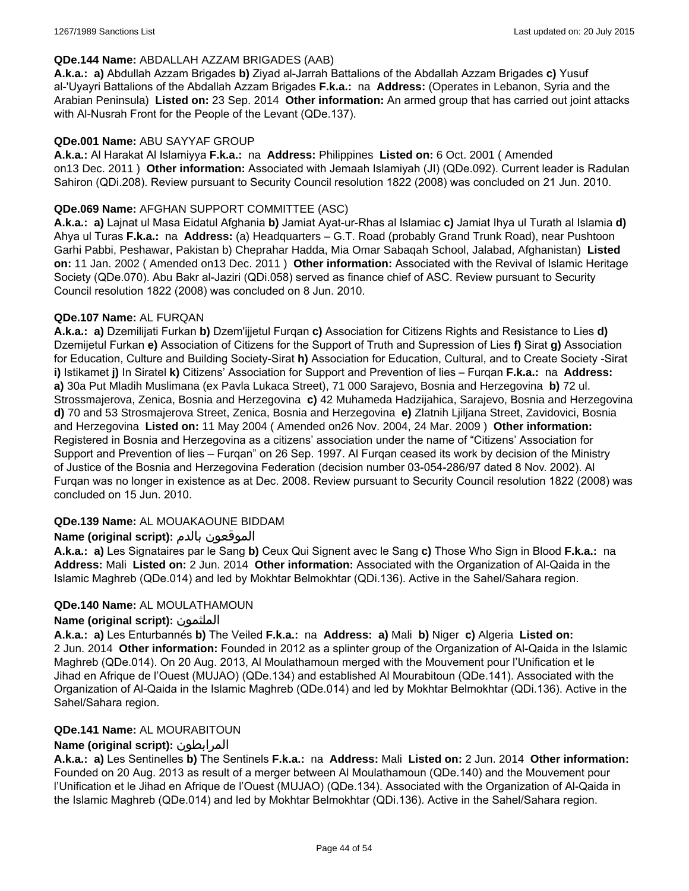**QDe.144 Name:** ABDALLAH AZZAM BRIGADES (AAB)

**A.k.a.:** **a)** Abdullah Azzam Brigades **b)** Ziyad al-Jarrah Battalions of the Abdallah Azzam Brigades **c)** Yusuf al-'Uyayri Battalions of the Abdallah Azzam Brigades **F.k.a.:** na **Address:** (Operates in Lebanon, Syria and the Arabian Peninsula) **Listed on:** 23 Sep. 2014 **Other information:** An armed group that has carried out joint attacks with Al-Nusrah Front for the People of the Levant (QDe.137).

**QDe.001 Name:** ABU SAYYAF GROUP

**A.k.a.:** Al Harakat Al Islamiyya **F.k.a.:** na **Address:** Philippines **Listed on:** 6 Oct. 2001 ( Amended on13 Dec. 2011 ) **Other information:** Associated with Jemaah Islamiyah (JI) (QDe.092). Current leader is Radulan Sahiron (QDi.208). Review pursuant to Security Council resolution 1822 (2008) was concluded on 21 Jun. 2010.

**QDe.069 Name:** AFGHAN SUPPORT COMMITTEE (ASC)

**A.k.a.:** **a)** Lajnat ul Masa Eidatul Afghania **b)** Jamiat Ayat-ur-Rhas al Islamiac **c)** Jamiat Ihya ul Turath al Islamia **d)** Ahya ul Turas **F.k.a.:** na **Address:** (a) Headquarters – G.T. Road (probably Grand Trunk Road), near Pushtoon Garhi Pabbi, Peshawar, Pakistan b) Cheprahar Hadda, Mia Omar Sabaqah School, Jalabad, Afghanistan) **Listed on:** 11 Jan. 2002 ( Amended on13 Dec. 2011 ) **Other information:** Associated with the Revival of Islamic Heritage Society (QDe.070). Abu Bakr al-Jaziri (QDi.058) served as finance chief of ASC. Review pursuant to Security Council resolution 1822 (2008) was concluded on 8 Jun. 2010.

**QDe.107 Name:** AL FURQAN

**A.k.a.:** **a)** Dzemilijati Furkan **b)** Dzem'ijjetul Furqan **c)** Association for Citizens Rights and Resistance to Lies **d)** Dzemijetul Furkan **e)** Association of Citizens for the Support of Truth and Supression of Lies **f)** Sirat **g)** Association for Education, Culture and Building Society-Sirat **h)** Association for Education, Cultural, and to Create Society -Sirat **i)** Istikamet **j)** In Siratel **k)** Citizens' Association for Support and Prevention of lies – Furqan **F.k.a.:** na **Address:** **a)** 30a Put Mladih Muslimana (ex Pavla Lukaca Street), 71 000 Sarajevo, Bosnia and Herzegovina **b)** 72 ul. Strossmajerova, Zenica, Bosnia and Herzegovina **c)** 42 Muhameda Hadzijahica, Sarajevo, Bosnia and Herzegovina **d)** 70 and 53 Strosmajerova Street, Zenica, Bosnia and Herzegovina **e)** Zlatnih Ljiljana Street, Zavidovici, Bosnia and Herzegovina **Listed on:** 11 May 2004 ( Amended on26 Nov. 2004, 24 Mar. 2009 ) **Other information:** Registered in Bosnia and Herzegovina as a citizens' association under the name of "Citizens' Association for Support and Prevention of lies – Furqan" on 26 Sep. 1997. Al Furqan ceased its work by decision of the Ministry of Justice of the Bosnia and Herzegovina Federation (decision number 03-054-286/97 dated 8 Nov. 2002). Al Furqan was no longer in existence as at Dec. 2008. Review pursuant to Security Council resolution 1822 (2008) was concluded on 15 Jun. 2010.

**QDe.139 Name:** AL MOUAKAOUNE BIDDAM

**Name (original script):** الموقعون بالدم

**A.k.a.:** **a)** Les Signataires par le Sang **b)** Ceux Qui Signent avec le Sang **c)** Those Who Sign in Blood **F.k.a.:** na **Address:** Mali **Listed on:** 2 Jun. 2014 **Other information:** Associated with the Organization of Al-Qaida in the Islamic Maghreb (QDe.014) and led by Mokhtar Belmokhtar (QDi.136). Active in the Sahel/Sahara region.

**QDe.140 Name:** AL MOULATHAMOUN

**Name (original script):** الملثمون

**A.k.a.:** **a)** Les Enturbannés **b)** The Veiled **F.k.a.:** na **Address:** **a)** Mali **b)** Niger **c)** Algeria **Listed on:** 2 Jun. 2014 **Other information:** Founded in 2012 as a splinter group of the Organization of Al-Qaida in the Islamic Maghreb (QDe.014). On 20 Aug. 2013, Al Moulathamoun merged with the Mouvement pour l'Unification et le Jihad en Afrique de l'Ouest (MUJAO) (QDe.134) and established Al Mourabitoun (QDe.141). Associated with the Organization of Al-Qaida in the Islamic Maghreb (QDe.014) and led by Mokhtar Belmokhtar (QDi.136). Active in the Sahel/Sahara region.

**QDe.141 Name:** AL MOURABITOUN

**Name (original script):** المرابطون

**A.k.a.:** **a)** Les Sentinelles **b)** The Sentinels **F.k.a.:** na **Address:** Mali **Listed on:** 2 Jun. 2014 **Other information:** Founded on 20 Aug. 2013 as result of a merger between Al Moulathamoun (QDe.140) and the Mouvement pour l'Unification et le Jihad en Afrique de l'Ouest (MUJAO) (QDe.134). Associated with the Organization of Al-Qaida in the Islamic Maghreb (QDe.014) and led by Mokhtar Belmokhtar (QDi.136). Active in the Sahel/Sahara region.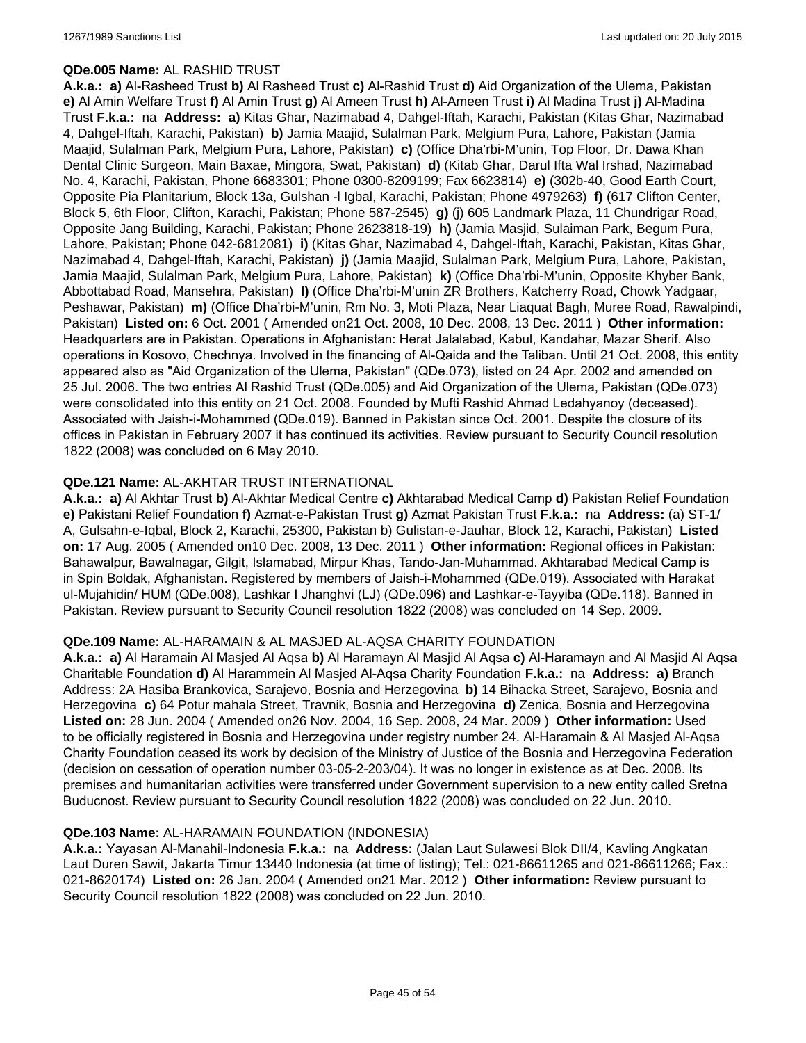**QDe.005 Name:** AL RASHID TRUST

**A.k.a.: a)** Al-Rasheed Trust **b)** Al Rasheed Trust **c)** Al-Rashid Trust **d)** Aid Organization of the Ulema, Pakistan **e)** Al Amin Welfare Trust **f)** Al Amin Trust **g)** Al Ameen Trust **h)** Al-Ameen Trust **i)** Al Madina Trust **j)** Al-Madina Trust **F.k.a.:** na **Address: a)** Kitas Ghar, Nazimabad 4, Dahgel-Iftah, Karachi, Pakistan (Kitas Ghar, Nazimabad 4, Dahgel-Iftah, Karachi, Pakistan) **b)** Jamia Maajid, Sulalman Park, Melgium Pura, Lahore, Pakistan (Jamia Maajid, Sulalman Park, Melgium Pura, Lahore, Pakistan) **c)** (Office Dha'rbi-M'unin, Top Floor, Dr. Dawa Khan Dental Clinic Surgeon, Main Baxae, Mingora, Swat, Pakistan) **d)** (Kitab Ghar, Darul Ifta Wal Irshad, Nazimabad No. 4, Karachi, Pakistan, Phone 6683301; Phone 0300-8209199; Fax 6623814) **e)** (302b-40, Good Earth Court, Opposite Pia Planitarium, Block 13a, Gulshan -l Igbal, Karachi, Pakistan; Phone 4979263) **f)** (617 Clifton Center, Block 5, 6th Floor, Clifton, Karachi, Pakistan; Phone 587-2545) **g)** (j) 605 Landmark Plaza, 11 Chundrigar Road, Opposite Jang Building, Karachi, Pakistan; Phone 2623818-19) **h)** (Jamia Masjid, Sulaiman Park, Begum Pura, Lahore, Pakistan; Phone 042-6812081) **i)** (Kitas Ghar, Nazimabad 4, Dahgel-Iftah, Karachi, Pakistan, Kitas Ghar, Nazimabad 4, Dahgel-Iftah, Karachi, Pakistan) **j)** (Jamia Maajid, Sulalman Park, Melgium Pura, Lahore, Pakistan, Jamia Maajid, Sulalman Park, Melgium Pura, Lahore, Pakistan) **k)** (Office Dha'rbi-M'unin, Opposite Khyber Bank, Abbottabad Road, Mansehra, Pakistan) **l)** (Office Dha'rbi-M'unin ZR Brothers, Katcherry Road, Chowk Yadgaar, Peshawar, Pakistan) **m)** (Office Dha'rbi-M'unin, Rm No. 3, Moti Plaza, Near Liaquat Bagh, Muree Road, Rawalpindi, Pakistan) **Listed on:** 6 Oct. 2001 ( Amended on21 Oct. 2008, 10 Dec. 2008, 13 Dec. 2011 ) **Other information:** Headquarters are in Pakistan. Operations in Afghanistan: Herat Jalalabad, Kabul, Kandahar, Mazar Sherif. Also operations in Kosovo, Chechnya. Involved in the financing of Al-Qaida and the Taliban. Until 21 Oct. 2008, this entity appeared also as "Aid Organization of the Ulema, Pakistan" (QDe.073), listed on 24 Apr. 2002 and amended on 25 Jul. 2006. The two entries Al Rashid Trust (QDe.005) and Aid Organization of the Ulema, Pakistan (QDe.073) were consolidated into this entity on 21 Oct. 2008. Founded by Mufti Rashid Ahmad Ledahyanoy (deceased). Associated with Jaish-i-Mohammed (QDe.019). Banned in Pakistan since Oct. 2001. Despite the closure of its offices in Pakistan in February 2007 it has continued its activities. Review pursuant to Security Council resolution 1822 (2008) was concluded on 6 May 2010.

**QDe.121 Name:** AL-AKHTAR TRUST INTERNATIONAL

**A.k.a.: a)** Al Akhtar Trust **b)** Al-Akhtar Medical Centre **c)** Akhtarabad Medical Camp **d)** Pakistan Relief Foundation **e)** Pakistani Relief Foundation **f)** Azmat-e-Pakistan Trust **g)** Azmat Pakistan Trust **F.k.a.:** na **Address:** (a) ST-1/ A, Gulsahn-e-Iqbal, Block 2, Karachi, 25300, Pakistan b) Gulistan-e-Jauhar, Block 12, Karachi, Pakistan) **Listed on:** 17 Aug. 2005 ( Amended on10 Dec. 2008, 13 Dec. 2011 ) **Other information:** Regional offices in Pakistan: Bahawalpur, Bawalnagar, Gilgit, Islamabad, Mirpur Khas, Tando-Jan-Muhammad. Akhtarabad Medical Camp is in Spin Boldak, Afghanistan. Registered by members of Jaish-i-Mohammed (QDe.019). Associated with Harakat ul-Mujahidin/ HUM (QDe.008), Lashkar I Jhanghvi (LJ) (QDe.096) and Lashkar-e-Tayyiba (QDe.118). Banned in Pakistan. Review pursuant to Security Council resolution 1822 (2008) was concluded on 14 Sep. 2009.

**QDe.109 Name:** AL-HARAMAIN & AL MASJED AL-AQSA CHARITY FOUNDATION

**A.k.a.: a)** Al Haramain Al Masjed Al Aqsa **b)** Al Haramayn Al Masjid Al Aqsa **c)** Al-Haramayn and Al Masjid Al Aqsa Charitable Foundation **d)** Al Harammein Al Masjed Al-Aqsa Charity Foundation **F.k.a.:** na **Address: a)** Branch Address: 2A Hasiba Brankovica, Sarajevo, Bosnia and Herzegovina **b)** 14 Bihacka Street, Sarajevo, Bosnia and Herzegovina **c)** 64 Potur mahala Street, Travnik, Bosnia and Herzegovina **d)** Zenica, Bosnia and Herzegovina **Listed on:** 28 Jun. 2004 ( Amended on26 Nov. 2004, 16 Sep. 2008, 24 Mar. 2009 ) **Other information:** Used to be officially registered in Bosnia and Herzegovina under registry number 24. Al-Haramain & Al Masjed Al-Aqsa Charity Foundation ceased its work by decision of the Ministry of Justice of the Bosnia and Herzegovina Federation (decision on cessation of operation number 03-05-2-203/04). It was no longer in existence as at Dec. 2008. Its premises and humanitarian activities were transferred under Government supervision to a new entity called Sretna Buducnost. Review pursuant to Security Council resolution 1822 (2008) was concluded on 22 Jun. 2010.

**QDe.103 Name:** AL-HARAMAIN FOUNDATION (INDONESIA)

**A.k.a.:** Yayasan Al-Manahil-Indonesia **F.k.a.:** na **Address:** (Jalan Laut Sulawesi Blok DII/4, Kavling Angkatan Laut Duren Sawit, Jakarta Timur 13440 Indonesia (at time of listing); Tel.: 021-86611265 and 021-86611266; Fax.: 021-8620174) **Listed on:** 26 Jan. 2004 ( Amended on21 Mar. 2012 ) **Other information:** Review pursuant to Security Council resolution 1822 (2008) was concluded on 22 Jun. 2010.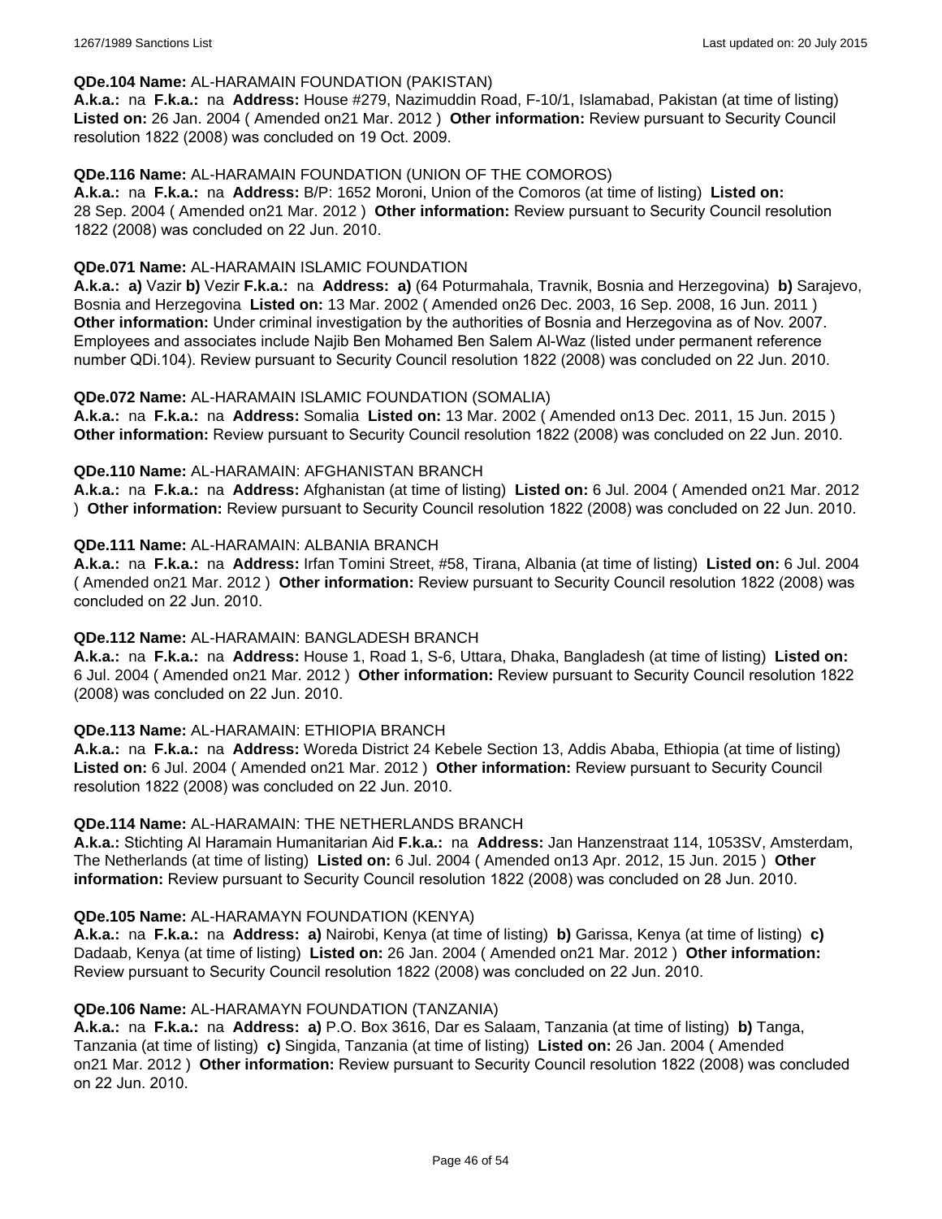**QDe.104 Name:** AL-HARAMAIN FOUNDATION (PAKISTAN)
**A.k.a.:** na **F.k.a.:** na **Address:** House #279, Nazimuddin Road, F-10/1, Islamabad, Pakistan (at time of listing) **Listed on:** 26 Jan. 2004 ( Amended on21 Mar. 2012 ) **Other information:** Review pursuant to Security Council resolution 1822 (2008) was concluded on 19 Oct. 2009.

**QDe.116 Name:** AL-HARAMAIN FOUNDATION (UNION OF THE COMOROS)
**A.k.a.:** na **F.k.a.:** na **Address:** B/P: 1652 Moroni, Union of the Comoros (at time of listing) **Listed on:** 28 Sep. 2004 ( Amended on21 Mar. 2012 ) **Other information:** Review pursuant to Security Council resolution 1822 (2008) was concluded on 22 Jun. 2010.

**QDe.071 Name:** AL-HARAMAIN ISLAMIC FOUNDATION
**A.k.a.:** **a)** Vazir **b)** Vezir **F.k.a.:** na **Address:** **a)** (64 Poturmahala, Travnik, Bosnia and Herzegovina) **b)** Sarajevo, Bosnia and Herzegovina **Listed on:** 13 Mar. 2002 ( Amended on26 Dec. 2003, 16 Sep. 2008, 16 Jun. 2011 ) **Other information:** Under criminal investigation by the authorities of Bosnia and Herzegovina as of Nov. 2007. Employees and associates include Najib Ben Mohamed Ben Salem Al-Waz (listed under permanent reference number QDi.104). Review pursuant to Security Council resolution 1822 (2008) was concluded on 22 Jun. 2010.

**QDe.072 Name:** AL-HARAMAIN ISLAMIC FOUNDATION (SOMALIA)
**A.k.a.:** na **F.k.a.:** na **Address:** Somalia **Listed on:** 13 Mar. 2002 ( Amended on13 Dec. 2011, 15 Jun. 2015 ) **Other information:** Review pursuant to Security Council resolution 1822 (2008) was concluded on 22 Jun. 2010.

**QDe.110 Name:** AL-HARAMAIN: AFGHANISTAN BRANCH
**A.k.a.:** na **F.k.a.:** na **Address:** Afghanistan (at time of listing) **Listed on:** 6 Jul. 2004 ( Amended on21 Mar. 2012 ) **Other information:** Review pursuant to Security Council resolution 1822 (2008) was concluded on 22 Jun. 2010.

**QDe.111 Name:** AL-HARAMAIN: ALBANIA BRANCH
**A.k.a.:** na **F.k.a.:** na **Address:** Irfan Tomini Street, #58, Tirana, Albania (at time of listing) **Listed on:** 6 Jul. 2004 ( Amended on21 Mar. 2012 ) **Other information:** Review pursuant to Security Council resolution 1822 (2008) was concluded on 22 Jun. 2010.

**QDe.112 Name:** AL-HARAMAIN: BANGLADESH BRANCH
**A.k.a.:** na **F.k.a.:** na **Address:** House 1, Road 1, S-6, Uttara, Dhaka, Bangladesh (at time of listing) **Listed on:** 6 Jul. 2004 ( Amended on21 Mar. 2012 ) **Other information:** Review pursuant to Security Council resolution 1822 (2008) was concluded on 22 Jun. 2010.

**QDe.113 Name:** AL-HARAMAIN: ETHIOPIA BRANCH
**A.k.a.:** na **F.k.a.:** na **Address:** Woreda District 24 Kebele Section 13, Addis Ababa, Ethiopia (at time of listing) **Listed on:** 6 Jul. 2004 ( Amended on21 Mar. 2012 ) **Other information:** Review pursuant to Security Council resolution 1822 (2008) was concluded on 22 Jun. 2010.

**QDe.114 Name:** AL-HARAMAIN: THE NETHERLANDS BRANCH
**A.k.a.:** Stichting Al Haramain Humanitarian Aid **F.k.a.:** na **Address:** Jan Hanzenstraat 114, 1053SV, Amsterdam, The Netherlands (at time of listing) **Listed on:** 6 Jul. 2004 ( Amended on13 Apr. 2012, 15 Jun. 2015 ) **Other information:** Review pursuant to Security Council resolution 1822 (2008) was concluded on 28 Jun. 2010.

**QDe.105 Name:** AL-HARAMAYN FOUNDATION (KENYA)
**A.k.a.:** na **F.k.a.:** na **Address:** **a)** Nairobi, Kenya (at time of listing) **b)** Garissa, Kenya (at time of listing) **c)** Dadaab, Kenya (at time of listing) **Listed on:** 26 Jan. 2004 ( Amended on21 Mar. 2012 ) **Other information:** Review pursuant to Security Council resolution 1822 (2008) was concluded on 22 Jun. 2010.

**QDe.106 Name:** AL-HARAMAYN FOUNDATION (TANZANIA)
**A.k.a.:** na **F.k.a.:** na **Address:** **a)** P.O. Box 3616, Dar es Salaam, Tanzania (at time of listing) **b)** Tanga, Tanzania (at time of listing) **c)** Singida, Tanzania (at time of listing) **Listed on:** 26 Jan. 2004 ( Amended on21 Mar. 2012 ) **Other information:** Review pursuant to Security Council resolution 1822 (2008) was concluded on 22 Jun. 2010.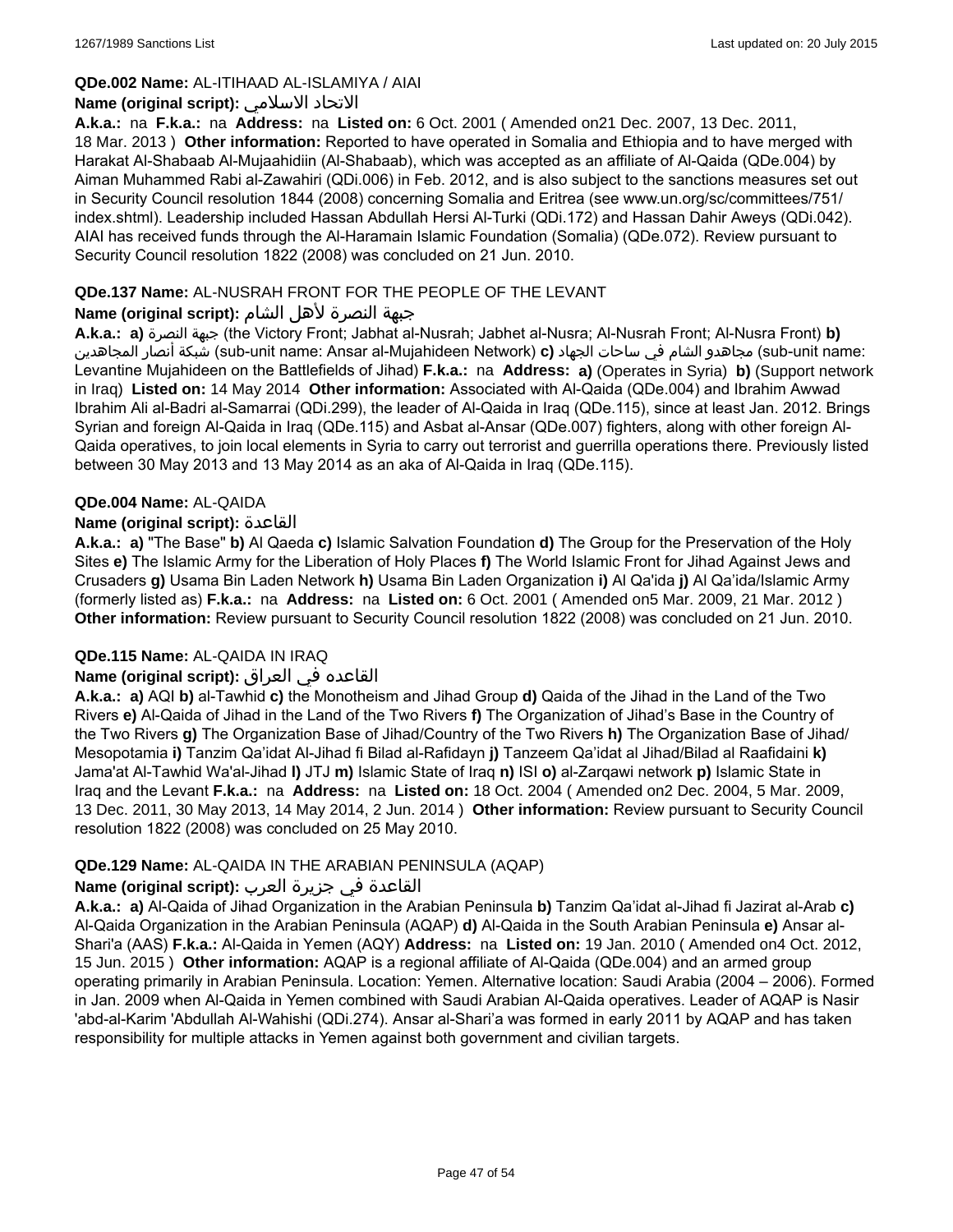**QDe.002 Name:** AL-ITIHAAD AL-ISLAMIYA / AIAI

**Name (original script):** الاتحاد الاسلامي

**A.k.a.:** na **F.k.a.:** na **Address:** na **Listed on:** 6 Oct. 2001 ( Amended on21 Dec. 2007, 13 Dec. 2011, 18 Mar. 2013 ) **Other information:** Reported to have operated in Somalia and Ethiopia and to have merged with Harakat Al-Shabaab Al-Mujaahidiin (Al-Shabaab), which was accepted as an affiliate of Al-Qaida (QDe.004) by Aiman Muhammed Rabi al-Zawahiri (QDi.006) in Feb. 2012, and is also subject to the sanctions measures set out in Security Council resolution 1844 (2008) concerning Somalia and Eritrea (see www.un.org/sc/committees/751/index.shtml). Leadership included Hassan Abdullah Hersi Al-Turki (QDi.172) and Hassan Dahir Aweys (QDi.042). AIAI has received funds through the Al-Haramain Islamic Foundation (Somalia) (QDe.072). Review pursuant to Security Council resolution 1822 (2008) was concluded on 21 Jun. 2010.

**QDe.137 Name:** AL-NUSRAH FRONT FOR THE PEOPLE OF THE LEVANT

**Name (original script):** جبهة النصرة لأهل الشام

**A.k.a.:** **a)** جبهة النصرة (the Victory Front; Jabhat al-Nusrah; Jabhet al-Nusra; Al-Nusrah Front; Al-Nusra Front) **b)** شبكة أنصار المجاهدين (sub-unit name: Ansar al-Mujahideen Network) **c)** مجاهدو الشام في ساحات الجهاد (sub-unit name: Levantine Mujahideen on the Battlefields of Jihad) **F.k.a.:** na **Address:** **a)** (Operates in Syria) **b)** (Support network in Iraq) **Listed on:** 14 May 2014 **Other information:** Associated with Al-Qaida (QDe.004) and Ibrahim Awwad Ibrahim Ali al-Badri al-Samarrai (QDi.299), the leader of Al-Qaida in Iraq (QDe.115), since at least Jan. 2012. Brings Syrian and foreign Al-Qaida in Iraq (QDe.115) and Asbat al-Ansar (QDe.007) fighters, along with other foreign Al-Qaida operatives, to join local elements in Syria to carry out terrorist and guerrilla operations there. Previously listed between 30 May 2013 and 13 May 2014 as an aka of Al-Qaida in Iraq (QDe.115).

**QDe.004 Name:** AL-QAIDA

**Name (original script):** القاعدة

**A.k.a.:** **a)** "The Base" **b)** Al Qaeda **c)** Islamic Salvation Foundation **d)** The Group for the Preservation of the Holy Sites **e)** The Islamic Army for the Liberation of Holy Places **f)** The World Islamic Front for Jihad Against Jews and Crusaders **g)** Usama Bin Laden Network **h)** Usama Bin Laden Organization **i)** Al Qa'ida **j)** Al Qa'ida/Islamic Army (formerly listed as) **F.k.a.:** na **Address:** na **Listed on:** 6 Oct. 2001 ( Amended on5 Mar. 2009, 21 Mar. 2012 ) **Other information:** Review pursuant to Security Council resolution 1822 (2008) was concluded on 21 Jun. 2010.

**QDe.115 Name:** AL-QAIDA IN IRAQ

**Name (original script):** القاعده في العراق

**A.k.a.:** **a)** AQI **b)** al-Tawhid **c)** the Monotheism and Jihad Group **d)** Qaida of the Jihad in the Land of the Two Rivers **e)** Al-Qaida of Jihad in the Land of the Two Rivers **f)** The Organization of Jihad's Base in the Country of the Two Rivers **g)** The Organization Base of Jihad/Country of the Two Rivers **h)** The Organization Base of Jihad/Mesopotamia **i)** Tanzim Qa'idat Al-Jihad fi Bilad al-Rafidayn **j)** Tanzeem Qa'idat al Jihad/Bilad al Raafidaini **k)** Jama'at Al-Tawhid Wa'al-Jihad **l)** JTJ **m)** Islamic State of Iraq **n)** ISI **o)** al-Zarqawi network **p)** Islamic State in Iraq and the Levant **F.k.a.:** na **Address:** na **Listed on:** 18 Oct. 2004 ( Amended on2 Dec. 2004, 5 Mar. 2009, 13 Dec. 2011, 30 May 2013, 14 May 2014, 2 Jun. 2014 ) **Other information:** Review pursuant to Security Council resolution 1822 (2008) was concluded on 25 May 2010.

**QDe.129 Name:** AL-QAIDA IN THE ARABIAN PENINSULA (AQAP)

**Name (original script):** القاعدة في جزيرة العرب

**A.k.a.:** **a)** Al-Qaida of Jihad Organization in the Arabian Peninsula **b)** Tanzim Qa'idat al-Jihad fi Jazirat al-Arab **c)** Al-Qaida Organization in the Arabian Peninsula (AQAP) **d)** Al-Qaida in the South Arabian Peninsula **e)** Ansar al-Shari'a (AAS) **F.k.a.:** Al-Qaida in Yemen (AQY) **Address:** na **Listed on:** 19 Jan. 2010 ( Amended on4 Oct. 2012, 15 Jun. 2015 ) **Other information:** AQAP is a regional affiliate of Al-Qaida (QDe.004) and an armed group operating primarily in Arabian Peninsula. Location: Yemen. Alternative location: Saudi Arabia (2004 – 2006). Formed in Jan. 2009 when Al-Qaida in Yemen combined with Saudi Arabian Al-Qaida operatives. Leader of AQAP is Nasir 'abd-al-Karim 'Abdullah Al-Wahishi (QDi.274). Ansar al-Shari'a was formed in early 2011 by AQAP and has taken responsibility for multiple attacks in Yemen against both government and civilian targets.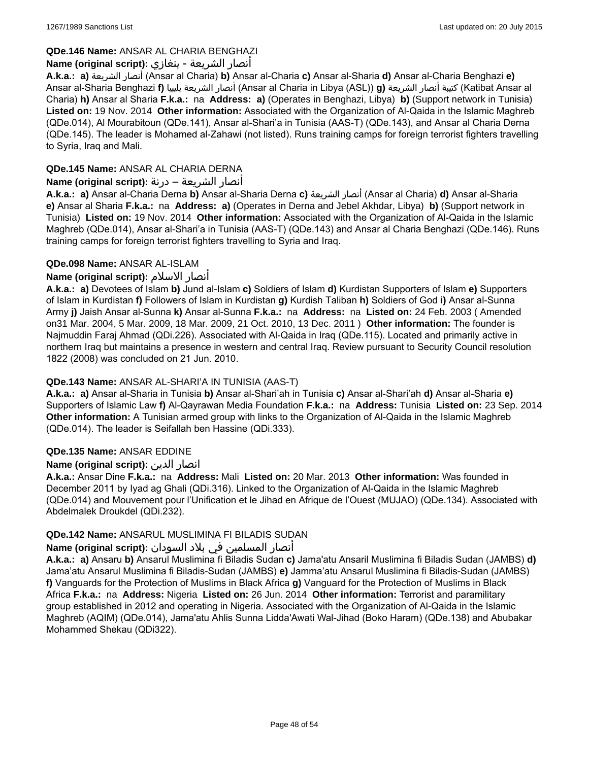**QDe.146 Name:** ANSAR AL CHARIA BENGHAZI

**Name (original script):** أنصار الشريعة - بنغازي

**A.k.a.: a)** أنصار الشريعة (Ansar al Charia) **b)** Ansar al-Charia **c)** Ansar al-Sharia **d)** Ansar al-Charia Benghazi **e)** Ansar al-Sharia Benghazi **f)** أنصار الشريعة بليبيا (Ansar al Charia in Libya (ASL)) **g)** كتيبة أنصار الشريعة (Katibat Ansar al Charia) **h)** Ansar al Sharia **F.k.a.:** na **Address: a)** (Operates in Benghazi, Libya) **b)** (Support network in Tunisia) **Listed on:** 19 Nov. 2014 **Other information:** Associated with the Organization of Al-Qaida in the Islamic Maghreb (QDe.014), Al Mourabitoun (QDe.141), Ansar al-Shari'a in Tunisia (AAS-T) (QDe.143), and Ansar al Charia Derna (QDe.145). The leader is Mohamed al-Zahawi (not listed). Runs training camps for foreign terrorist fighters travelling to Syria, Iraq and Mali.

**QDe.145 Name:** ANSAR AL CHARIA DERNA

**Name (original script):** أنصار الشريعة – درنة

**A.k.a.: a)** Ansar al-Charia Derna **b)** Ansar al-Sharia Derna **c)** أنصار الشريعة (Ansar al Charia) **d)** Ansar al-Sharia **e)** Ansar al Sharia **F.k.a.:** na **Address: a)** (Operates in Derna and Jebel Akhdar, Libya) **b)** (Support network in Tunisia) **Listed on:** 19 Nov. 2014 **Other information:** Associated with the Organization of Al-Qaida in the Islamic Maghreb (QDe.014), Ansar al-Shari'a in Tunisia (AAS-T) (QDe.143) and Ansar al Charia Benghazi (QDe.146). Runs training camps for foreign terrorist fighters travelling to Syria and Iraq.

**QDe.098 Name:** ANSAR AL-ISLAM

**Name (original script):** أنصار الاسلام

**A.k.a.: a)** Devotees of Islam **b)** Jund al-Islam **c)** Soldiers of Islam **d)** Kurdistan Supporters of Islam **e)** Supporters of Islam in Kurdistan **f)** Followers of Islam in Kurdistan **g)** Kurdish Taliban **h)** Soldiers of God **i)** Ansar al-Sunna Army **j)** Jaish Ansar al-Sunna **k)** Ansar al-Sunna **F.k.a.:** na **Address:** na **Listed on:** 24 Feb. 2003 ( Amended on31 Mar. 2004, 5 Mar. 2009, 18 Mar. 2009, 21 Oct. 2010, 13 Dec. 2011 ) **Other information:** The founder is Najmuddin Faraj Ahmad (QDi.226). Associated with Al-Qaida in Iraq (QDe.115). Located and primarily active in northern Iraq but maintains a presence in western and central Iraq. Review pursuant to Security Council resolution 1822 (2008) was concluded on 21 Jun. 2010.

**QDe.143 Name:** ANSAR AL-SHARI'A IN TUNISIA (AAS-T)

**A.k.a.: a)** Ansar al-Sharia in Tunisia **b)** Ansar al-Shari'ah in Tunisia **c)** Ansar al-Shari'ah **d)** Ansar al-Sharia **e)** Supporters of Islamic Law **f)** Al-Qayrawan Media Foundation **F.k.a.:** na **Address:** Tunisia **Listed on:** 23 Sep. 2014 **Other information:** A Tunisian armed group with links to the Organization of Al-Qaida in the Islamic Maghreb (QDe.014). The leader is Seifallah ben Hassine (QDi.333).

**QDe.135 Name:** ANSAR EDDINE

**Name (original script):** انصار الدين

**A.k.a.:** Ansar Dine **F.k.a.:** na **Address:** Mali **Listed on:** 20 Mar. 2013 **Other information:** Was founded in December 2011 by Iyad ag Ghali (QDi.316). Linked to the Organization of Al-Qaida in the Islamic Maghreb (QDe.014) and Mouvement pour l'Unification et le Jihad en Afrique de l'Ouest (MUJAO) (QDe.134). Associated with Abdelmalek Droukdel (QDi.232).

**QDe.142 Name:** ANSARUL MUSLIMINA FI BILADIS SUDAN

**Name (original script):** أنصار المسلمين في بلاد السودان

**A.k.a.: a)** Ansaru **b)** Ansarul Muslimina fi Biladis Sudan **c)** Jama'atu Ansaril Muslimina fi Biladis Sudan (JAMBS) **d)** Jama'atu Ansarul Muslimina fi Biladis-Sudan (JAMBS) **e)** Jamma'atu Ansarul Muslimina fi Biladis-Sudan (JAMBS) **f)** Vanguards for the Protection of Muslims in Black Africa **g)** Vanguard for the Protection of Muslims in Black Africa **F.k.a.:** na **Address:** Nigeria **Listed on:** 26 Jun. 2014 **Other information:** Terrorist and paramilitary group established in 2012 and operating in Nigeria. Associated with the Organization of Al-Qaida in the Islamic Maghreb (AQIM) (QDe.014), Jama'atu Ahlis Sunna Lidda'Awati Wal-Jihad (Boko Haram) (QDe.138) and Abubakar Mohammed Shekau (QDi322).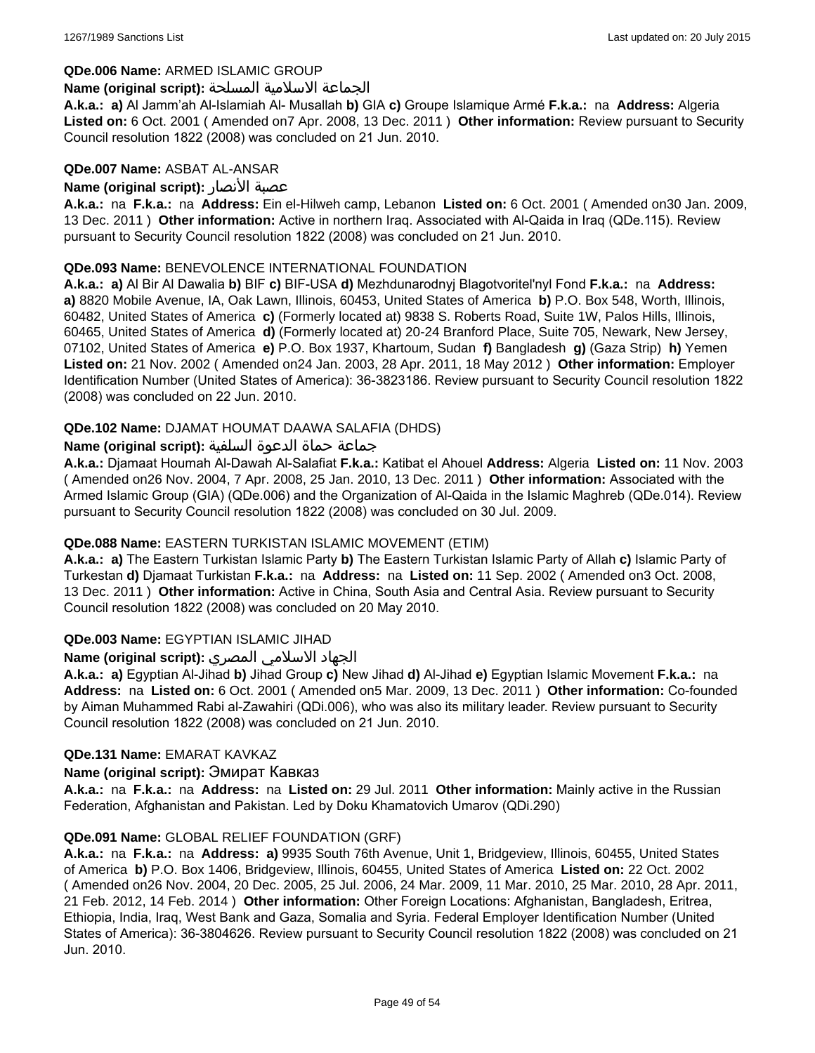**QDe.006 Name:** ARMED ISLAMIC GROUP

**Name (original script):** الجماعة الاسلامية المسلحة

**A.k.a.:** **a)** Al Jamm'ah Al-Islamiah Al- Musallah **b)** GIA **c)** Groupe Islamique Armé **F.k.a.:** na **Address:** Algeria **Listed on:** 6 Oct. 2001 ( Amended on7 Apr. 2008, 13 Dec. 2011 ) **Other information:** Review pursuant to Security Council resolution 1822 (2008) was concluded on 21 Jun. 2010.

**QDe.007 Name:** ASBAT AL-ANSAR

**Name (original script):** عصبة الأنصار

**A.k.a.:** na **F.k.a.:** na **Address:** Ein el-Hilweh camp, Lebanon **Listed on:** 6 Oct. 2001 ( Amended on30 Jan. 2009, 13 Dec. 2011 ) **Other information:** Active in northern Iraq. Associated with Al-Qaida in Iraq (QDe.115). Review pursuant to Security Council resolution 1822 (2008) was concluded on 21 Jun. 2010.

**QDe.093 Name:** BENEVOLENCE INTERNATIONAL FOUNDATION

**A.k.a.:** **a)** Al Bir Al Dawalia **b)** BIF **c)** BIF-USA **d)** Mezhdunarodnyj Blagotvoritel'nyl Fond **F.k.a.:** na **Address:** **a)** 8820 Mobile Avenue, IA, Oak Lawn, Illinois, 60453, United States of America **b)** P.O. Box 548, Worth, Illinois, 60482, United States of America **c)** (Formerly located at) 9838 S. Roberts Road, Suite 1W, Palos Hills, Illinois, 60465, United States of America **d)** (Formerly located at) 20-24 Branford Place, Suite 705, Newark, New Jersey, 07102, United States of America **e)** P.O. Box 1937, Khartoum, Sudan **f)** Bangladesh **g)** (Gaza Strip) **h)** Yemen **Listed on:** 21 Nov. 2002 ( Amended on24 Jan. 2003, 28 Apr. 2011, 18 May 2012 ) **Other information:** Employer Identification Number (United States of America): 36-3823186. Review pursuant to Security Council resolution 1822 (2008) was concluded on 22 Jun. 2010.

**QDe.102 Name:** DJAMAT HOUMAT DAAWA SALAFIA (DHDS)

**Name (original script):** جماعة حماة الدعوة السلفية

**A.k.a.:** Djamaat Houmah Al-Dawah Al-Salafiat **F.k.a.:** Katibat el Ahouel **Address:** Algeria **Listed on:** 11 Nov. 2003 ( Amended on26 Nov. 2004, 7 Apr. 2008, 25 Jan. 2010, 13 Dec. 2011 ) **Other information:** Associated with the Armed Islamic Group (GIA) (QDe.006) and the Organization of Al-Qaida in the Islamic Maghreb (QDe.014). Review pursuant to Security Council resolution 1822 (2008) was concluded on 30 Jul. 2009.

**QDe.088 Name:** EASTERN TURKISTAN ISLAMIC MOVEMENT (ETIM)

**A.k.a.:** **a)** The Eastern Turkistan Islamic Party **b)** The Eastern Turkistan Islamic Party of Allah **c)** Islamic Party of Turkestan **d)** Djamaat Turkistan **F.k.a.:** na **Address:** na **Listed on:** 11 Sep. 2002 ( Amended on3 Oct. 2008, 13 Dec. 2011 ) **Other information:** Active in China, South Asia and Central Asia. Review pursuant to Security Council resolution 1822 (2008) was concluded on 20 May 2010.

**QDe.003 Name:** EGYPTIAN ISLAMIC JIHAD

**Name (original script):** الجهاد الاسلامي المصري

**A.k.a.:** **a)** Egyptian Al-Jihad **b)** Jihad Group **c)** New Jihad **d)** Al-Jihad **e)** Egyptian Islamic Movement **F.k.a.:** na **Address:** na **Listed on:** 6 Oct. 2001 ( Amended on5 Mar. 2009, 13 Dec. 2011 ) **Other information:** Co-founded by Aiman Muhammed Rabi al-Zawahiri (QDi.006), who was also its military leader. Review pursuant to Security Council resolution 1822 (2008) was concluded on 21 Jun. 2010.

**QDe.131 Name:** EMARAT KAVKAZ

**Name (original script):** Эмират Кавказ

**A.k.a.:** na **F.k.a.:** na **Address:** na **Listed on:** 29 Jul. 2011 **Other information:** Mainly active in the Russian Federation, Afghanistan and Pakistan. Led by Doku Khamatovich Umarov (QDi.290)

**QDe.091 Name:** GLOBAL RELIEF FOUNDATION (GRF)

**A.k.a.:** na **F.k.a.:** na **Address:** **a)** 9935 South 76th Avenue, Unit 1, Bridgeview, Illinois, 60455, United States of America **b)** P.O. Box 1406, Bridgeview, Illinois, 60455, United States of America **Listed on:** 22 Oct. 2002 ( Amended on26 Nov. 2004, 20 Dec. 2005, 25 Jul. 2006, 24 Mar. 2009, 11 Mar. 2010, 25 Mar. 2010, 28 Apr. 2011, 21 Feb. 2012, 14 Feb. 2014 ) **Other information:** Other Foreign Locations: Afghanistan, Bangladesh, Eritrea, Ethiopia, India, Iraq, West Bank and Gaza, Somalia and Syria. Federal Employer Identification Number (United States of America): 36-3804626. Review pursuant to Security Council resolution 1822 (2008) was concluded on 21 Jun. 2010.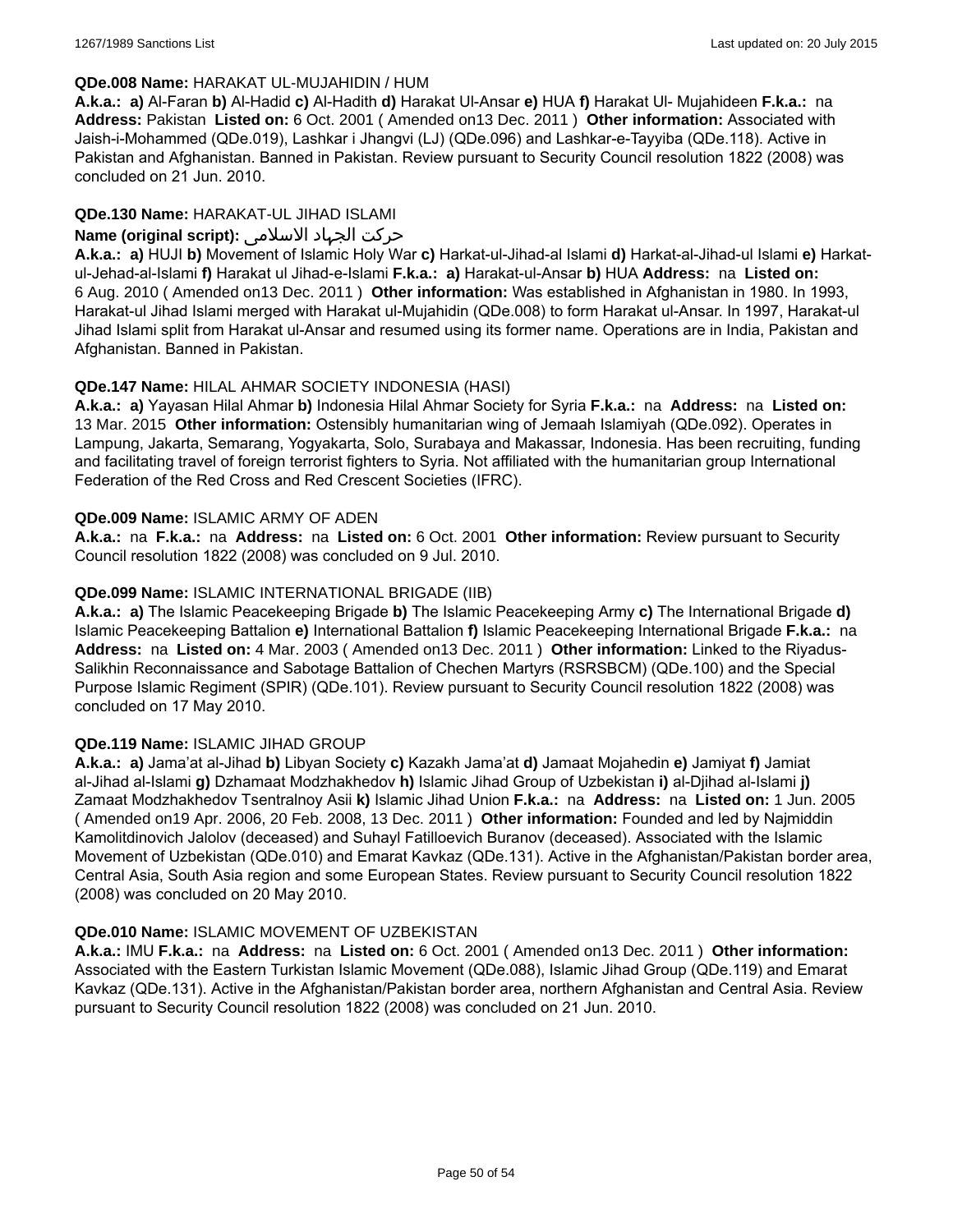**QDe.008 Name:** HARAKAT UL-MUJAHIDIN / HUM

**A.k.a.:** **a)** Al-Faran **b)** Al-Hadid **c)** Al-Hadith **d)** Harakat Ul-Ansar **e)** HUA **f)** Harakat Ul- Mujahideen **F.k.a.:** na **Address:** Pakistan **Listed on:** 6 Oct. 2001 ( Amended on13 Dec. 2011 ) **Other information:** Associated with Jaish-i-Mohammed (QDe.019), Lashkar i Jhangvi (LJ) (QDe.096) and Lashkar-e-Tayyiba (QDe.118). Active in Pakistan and Afghanistan. Banned in Pakistan. Review pursuant to Security Council resolution 1822 (2008) was concluded on 21 Jun. 2010.

**QDe.130 Name:** HARAKAT-UL JIHAD ISLAMI

**Name (original script):** حرکت الجهاد الاسلامی

**A.k.a.:** **a)** HUJI **b)** Movement of Islamic Holy War **c)** Harkat-ul-Jihad-al Islami **d)** Harkat-al-Jihad-ul Islami **e)** Harkat-ul-Jehad-al-Islami **f)** Harakat ul Jihad-e-Islami **F.k.a.:** **a)** Harakat-ul-Ansar **b)** HUA **Address:** na **Listed on:** 6 Aug. 2010 ( Amended on13 Dec. 2011 ) **Other information:** Was established in Afghanistan in 1980. In 1993, Harakat-ul Jihad Islami merged with Harakat ul-Mujahidin (QDe.008) to form Harakat ul-Ansar. In 1997, Harakat-ul Jihad Islami split from Harakat ul-Ansar and resumed using its former name. Operations are in India, Pakistan and Afghanistan. Banned in Pakistan.

**QDe.147 Name:** HILAL AHMAR SOCIETY INDONESIA (HASI)

**A.k.a.:** **a)** Yayasan Hilal Ahmar **b)** Indonesia Hilal Ahmar Society for Syria **F.k.a.:** na **Address:** na **Listed on:** 13 Mar. 2015 **Other information:** Ostensibly humanitarian wing of Jemaah Islamiyah (QDe.092). Operates in Lampung, Jakarta, Semarang, Yogyakarta, Solo, Surabaya and Makassar, Indonesia. Has been recruiting, funding and facilitating travel of foreign terrorist fighters to Syria. Not affiliated with the humanitarian group International Federation of the Red Cross and Red Crescent Societies (IFRC).

**QDe.009 Name:** ISLAMIC ARMY OF ADEN

**A.k.a.:** na **F.k.a.:** na **Address:** na **Listed on:** 6 Oct. 2001 **Other information:** Review pursuant to Security Council resolution 1822 (2008) was concluded on 9 Jul. 2010.

**QDe.099 Name:** ISLAMIC INTERNATIONAL BRIGADE (IIB)

**A.k.a.:** **a)** The Islamic Peacekeeping Brigade **b)** The Islamic Peacekeeping Army **c)** The International Brigade **d)** Islamic Peacekeeping Battalion **e)** International Battalion **f)** Islamic Peacekeeping International Brigade **F.k.a.:** na **Address:** na **Listed on:** 4 Mar. 2003 ( Amended on13 Dec. 2011 ) **Other information:** Linked to the Riyadus-Salikhin Reconnaissance and Sabotage Battalion of Chechen Martyrs (RSRSBCM) (QDe.100) and the Special Purpose Islamic Regiment (SPIR) (QDe.101). Review pursuant to Security Council resolution 1822 (2008) was concluded on 17 May 2010.

**QDe.119 Name:** ISLAMIC JIHAD GROUP

**A.k.a.:** **a)** Jama'at al-Jihad **b)** Libyan Society **c)** Kazakh Jama'at **d)** Jamaat Mojahedin **e)** Jamiyat **f)** Jamiat al-Jihad al-Islami **g)** Dzhamaat Modzhakhedov **h)** Islamic Jihad Group of Uzbekistan **i)** al-Djihad al-Islami **j)** Zamaat Modzhakhedov Tsentralnoy Asii **k)** Islamic Jihad Union **F.k.a.:** na **Address:** na **Listed on:** 1 Jun. 2005 ( Amended on19 Apr. 2006, 20 Feb. 2008, 13 Dec. 2011 ) **Other information:** Founded and led by Najmiddin Kamolitdinovich Jalolov (deceased) and Suhayl Fatilloevich Buranov (deceased). Associated with the Islamic Movement of Uzbekistan (QDe.010) and Emarat Kavkaz (QDe.131). Active in the Afghanistan/Pakistan border area, Central Asia, South Asia region and some European States. Review pursuant to Security Council resolution 1822 (2008) was concluded on 20 May 2010.

**QDe.010 Name:** ISLAMIC MOVEMENT OF UZBEKISTAN

**A.k.a.:** IMU **F.k.a.:** na **Address:** na **Listed on:** 6 Oct. 2001 ( Amended on13 Dec. 2011 ) **Other information:** Associated with the Eastern Turkistan Islamic Movement (QDe.088), Islamic Jihad Group (QDe.119) and Emarat Kavkaz (QDe.131). Active in the Afghanistan/Pakistan border area, northern Afghanistan and Central Asia. Review pursuant to Security Council resolution 1822 (2008) was concluded on 21 Jun. 2010.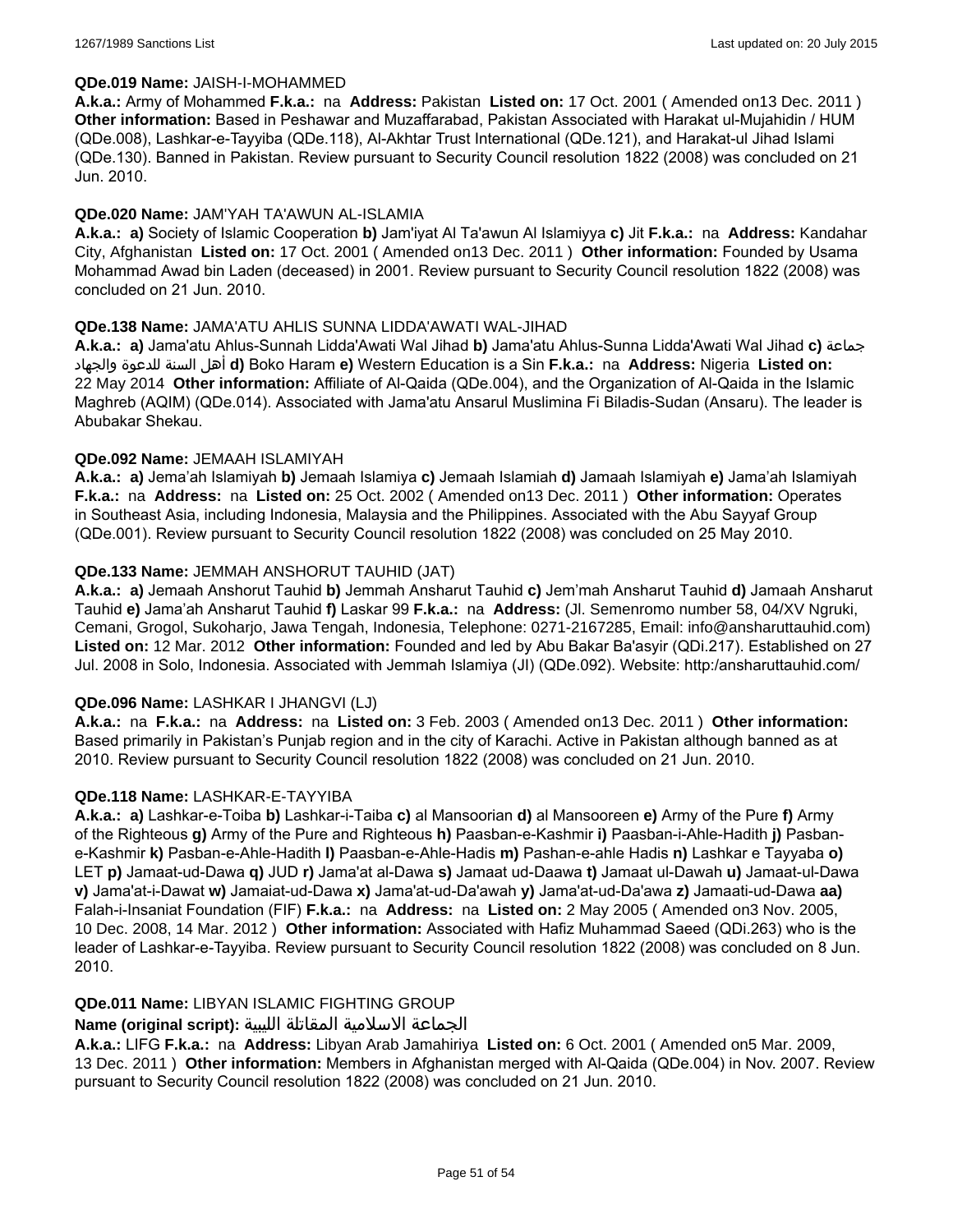**QDe.019 Name:** JAISH-I-MOHAMMED

**A.k.a.:** Army of Mohammed **F.k.a.:** na **Address:** Pakistan **Listed on:** 17 Oct. 2001 ( Amended on13 Dec. 2011 ) **Other information:** Based in Peshawar and Muzaffarabad, Pakistan Associated with Harakat ul-Mujahidin / HUM (QDe.008), Lashkar-e-Tayyiba (QDe.118), Al-Akhtar Trust International (QDe.121), and Harakat-ul Jihad Islami (QDe.130). Banned in Pakistan. Review pursuant to Security Council resolution 1822 (2008) was concluded on 21 Jun. 2010.

**QDe.020 Name:** JAM'YAH TA'AWUN AL-ISLAMIA

**A.k.a.:** **a)** Society of Islamic Cooperation **b)** Jam'iyat Al Ta'awun Al Islamiyya **c)** Jit **F.k.a.:** na **Address:** Kandahar City, Afghanistan **Listed on:** 17 Oct. 2001 ( Amended on13 Dec. 2011 ) **Other information:** Founded by Usama Mohammad Awad bin Laden (deceased) in 2001. Review pursuant to Security Council resolution 1822 (2008) was concluded on 21 Jun. 2010.

**QDe.138 Name:** JAMA'ATU AHLIS SUNNA LIDDA'AWATI WAL-JIHAD

**A.k.a.:** **a)** Jama'atu Ahlus-Sunnah Lidda'Awati Wal Jihad **b)** Jama'atu Ahlus-Sunna Lidda'Awati Wal Jihad **c)** جماعة أهل السنة للدعوة والجهاد **d)** Boko Haram **e)** Western Education is a Sin **F.k.a.:** na **Address:** Nigeria **Listed on:** 22 May 2014 **Other information:** Affiliate of Al-Qaida (QDe.004), and the Organization of Al-Qaida in the Islamic Maghreb (AQIM) (QDe.014). Associated with Jama'atu Ansarul Muslimina Fi Biladis-Sudan (Ansaru). The leader is Abubakar Shekau.

**QDe.092 Name:** JEMAAH ISLAMIYAH

**A.k.a.:** **a)** Jema’ah Islamiyah **b)** Jemaah Islamiya **c)** Jemaah Islamiah **d)** Jamaah Islamiyah **e)** Jama’ah Islamiyah **F.k.a.:** na **Address:** na **Listed on:** 25 Oct. 2002 ( Amended on13 Dec. 2011 ) **Other information:** Operates in Southeast Asia, including Indonesia, Malaysia and the Philippines. Associated with the Abu Sayyaf Group (QDe.001). Review pursuant to Security Council resolution 1822 (2008) was concluded on 25 May 2010.

**QDe.133 Name:** JEMMAH ANSHORUT TAUHID (JAT)

**A.k.a.:** **a)** Jemaah Anshorut Tauhid **b)** Jemmah Ansharut Tauhid **c)** Jem’mah Ansharut Tauhid **d)** Jamaah Ansharut Tauhid **e)** Jama’ah Ansharut Tauhid **f)** Laskar 99 **F.k.a.:** na **Address:** (Jl. Semenromo number 58, 04/XV Ngruki, Cemani, Grogol, Sukoharjo, Jawa Tengah, Indonesia, Telephone: 0271-2167285, Email: info@ansharuttauhid.com) **Listed on:** 12 Mar. 2012 **Other information:** Founded and led by Abu Bakar Ba'asyir (QDi.217). Established on 27 Jul. 2008 in Solo, Indonesia. Associated with Jemmah Islamiya (JI) (QDe.092). Website: http:/ansharuttauhid.com/

**QDe.096 Name:** LASHKAR I JHANGVI (LJ)

**A.k.a.:** na **F.k.a.:** na **Address:** na **Listed on:** 3 Feb. 2003 ( Amended on13 Dec. 2011 ) **Other information:** Based primarily in Pakistan’s Punjab region and in the city of Karachi. Active in Pakistan although banned as at 2010. Review pursuant to Security Council resolution 1822 (2008) was concluded on 21 Jun. 2010.

**QDe.118 Name:** LASHKAR-E-TAYYIBA

**A.k.a.:** **a)** Lashkar-e-Toiba **b)** Lashkar-i-Taiba **c)** al Mansoorian **d)** al Mansooreen **e)** Army of the Pure **f)** Army of the Righteous **g)** Army of the Pure and Righteous **h)** Paasban-e-Kashmir **i)** Paasban-i-Ahle-Hadith **j)** Pasban-e-Kashmir **k)** Pasban-e-Ahle-Hadith **l)** Paasban-e-Ahle-Hadis **m)** Pashan-e-ahle Hadis **n)** Lashkar e Tayyaba **o)** LET **p)** Jamaat-ud-Dawa **q)** JUD **r)** Jama'at al-Dawa **s)** Jamaat ud-Daawa **t)** Jamaat ul-Dawah **u)** Jamaat-ul-Dawa **v)** Jama'at-i-Dawat **w)** Jamaiat-ud-Dawa **x)** Jama'at-ud-Da'awah **y)** Jama'at-ud-Da'awa **z)** Jamaati-ud-Dawa **aa)** Falah-i-Insaniat Foundation (FIF) **F.k.a.:** na **Address:** na **Listed on:** 2 May 2005 ( Amended on3 Nov. 2005, 10 Dec. 2008, 14 Mar. 2012 ) **Other information:** Associated with Hafiz Muhammad Saeed (QDi.263) who is the leader of Lashkar-e-Tayyiba. Review pursuant to Security Council resolution 1822 (2008) was concluded on 8 Jun. 2010.

**QDe.011 Name:** LIBYAN ISLAMIC FIGHTING GROUP

**Name (original script):** الجماعة الاسلامية المقاتلة الليبية

**A.k.a.:** LIFG **F.k.a.:** na **Address:** Libyan Arab Jamahiriya **Listed on:** 6 Oct. 2001 ( Amended on5 Mar. 2009, 13 Dec. 2011 ) **Other information:** Members in Afghanistan merged with Al-Qaida (QDe.004) in Nov. 2007. Review pursuant to Security Council resolution 1822 (2008) was concluded on 21 Jun. 2010.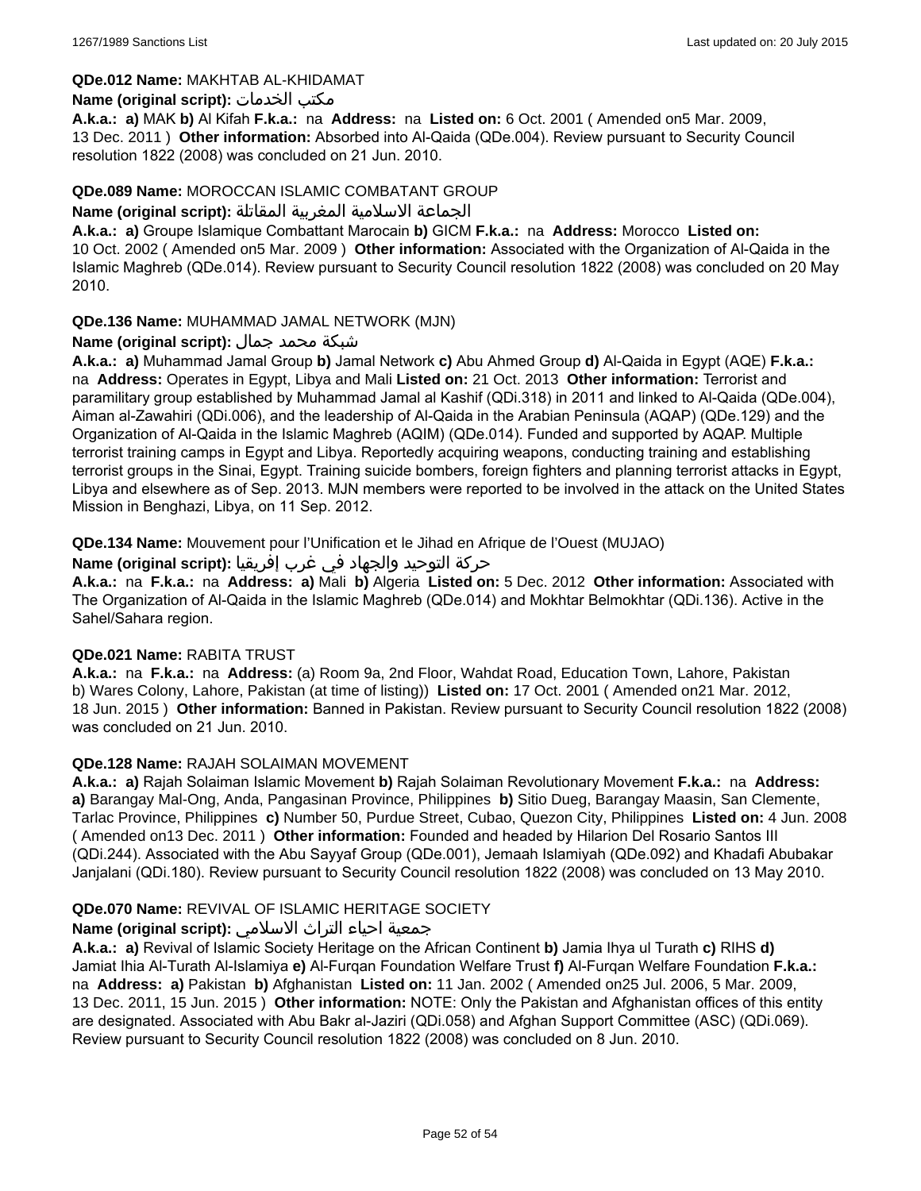**QDe.012 Name:** MAKHTAB AL-KHIDAMAT

**Name (original script):** مكتب الخدمات

**A.k.a.:** **a)** MAK **b)** Al Kifah **F.k.a.:** na **Address:** na **Listed on:** 6 Oct. 2001 ( Amended on5 Mar. 2009, 13 Dec. 2011 ) **Other information:** Absorbed into Al-Qaida (QDe.004). Review pursuant to Security Council resolution 1822 (2008) was concluded on 21 Jun. 2010.

**QDe.089 Name:** MOROCCAN ISLAMIC COMBATANT GROUP

**Name (original script):** الجماعة الاسلامية المغربية المقاتلة

**A.k.a.:** **a)** Groupe Islamique Combattant Marocain **b)** GICM **F.k.a.:** na **Address:** Morocco **Listed on:** 10 Oct. 2002 ( Amended on5 Mar. 2009 ) **Other information:** Associated with the Organization of Al-Qaida in the Islamic Maghreb (QDe.014). Review pursuant to Security Council resolution 1822 (2008) was concluded on 20 May 2010.

**QDe.136 Name:** MUHAMMAD JAMAL NETWORK (MJN)

**Name (original script):** شبكة محمد جمال

**A.k.a.:** **a)** Muhammad Jamal Group **b)** Jamal Network **c)** Abu Ahmed Group **d)** Al-Qaida in Egypt (AQE) **F.k.a.:** na **Address:** Operates in Egypt, Libya and Mali **Listed on:** 21 Oct. 2013 **Other information:** Terrorist and paramilitary group established by Muhammad Jamal al Kashif (QDi.318) in 2011 and linked to Al-Qaida (QDe.004), Aiman al-Zawahiri (QDi.006), and the leadership of Al-Qaida in the Arabian Peninsula (AQAP) (QDe.129) and the Organization of Al-Qaida in the Islamic Maghreb (AQIM) (QDe.014). Funded and supported by AQAP. Multiple terrorist training camps in Egypt and Libya. Reportedly acquiring weapons, conducting training and establishing terrorist groups in the Sinai, Egypt. Training suicide bombers, foreign fighters and planning terrorist attacks in Egypt, Libya and elsewhere as of Sep. 2013. MJN members were reported to be involved in the attack on the United States Mission in Benghazi, Libya, on 11 Sep. 2012.

**QDe.134 Name:** Mouvement pour l'Unification et le Jihad en Afrique de l'Ouest (MUJAO)

**Name (original script):** حركة التوحيد والجهاد في غرب إفريقيا

**A.k.a.:** na **F.k.a.:** na **Address:** **a)** Mali **b)** Algeria **Listed on:** 5 Dec. 2012 **Other information:** Associated with The Organization of Al-Qaida in the Islamic Maghreb (QDe.014) and Mokhtar Belmokhtar (QDi.136). Active in the Sahel/Sahara region.

**QDe.021 Name:** RABITA TRUST

**A.k.a.:** na **F.k.a.:** na **Address:** (a) Room 9a, 2nd Floor, Wahdat Road, Education Town, Lahore, Pakistan b) Wares Colony, Lahore, Pakistan (at time of listing)) **Listed on:** 17 Oct. 2001 ( Amended on21 Mar. 2012, 18 Jun. 2015 ) **Other information:** Banned in Pakistan. Review pursuant to Security Council resolution 1822 (2008) was concluded on 21 Jun. 2010.

**QDe.128 Name:** RAJAH SOLAIMAN MOVEMENT

**A.k.a.:** **a)** Rajah Solaiman Islamic Movement **b)** Rajah Solaiman Revolutionary Movement **F.k.a.:** na **Address:** **a)** Barangay Mal-Ong, Anda, Pangasinan Province, Philippines **b)** Sitio Dueg, Barangay Maasin, San Clemente, Tarlac Province, Philippines **c)** Number 50, Purdue Street, Cubao, Quezon City, Philippines **Listed on:** 4 Jun. 2008 ( Amended on13 Dec. 2011 ) **Other information:** Founded and headed by Hilarion Del Rosario Santos III (QDi.244). Associated with the Abu Sayyaf Group (QDe.001), Jemaah Islamiyah (QDe.092) and Khadafi Abubakar Janjalani (QDi.180). Review pursuant to Security Council resolution 1822 (2008) was concluded on 13 May 2010.

**QDe.070 Name:** REVIVAL OF ISLAMIC HERITAGE SOCIETY

**Name (original script):** جمعية احياء التراث الاسلامي

**A.k.a.:** **a)** Revival of Islamic Society Heritage on the African Continent **b)** Jamia Ihya ul Turath **c)** RIHS **d)** Jamiat Ihia Al-Turath Al-Islamiya **e)** Al-Furqan Foundation Welfare Trust **f)** Al-Furqan Welfare Foundation **F.k.a.:** na **Address:** **a)** Pakistan **b)** Afghanistan **Listed on:** 11 Jan. 2002 ( Amended on25 Jul. 2006, 5 Mar. 2009, 13 Dec. 2011, 15 Jun. 2015 ) **Other information:** NOTE: Only the Pakistan and Afghanistan offices of this entity are designated. Associated with Abu Bakr al-Jaziri (QDi.058) and Afghan Support Committee (ASC) (QDi.069). Review pursuant to Security Council resolution 1822 (2008) was concluded on 8 Jun. 2010.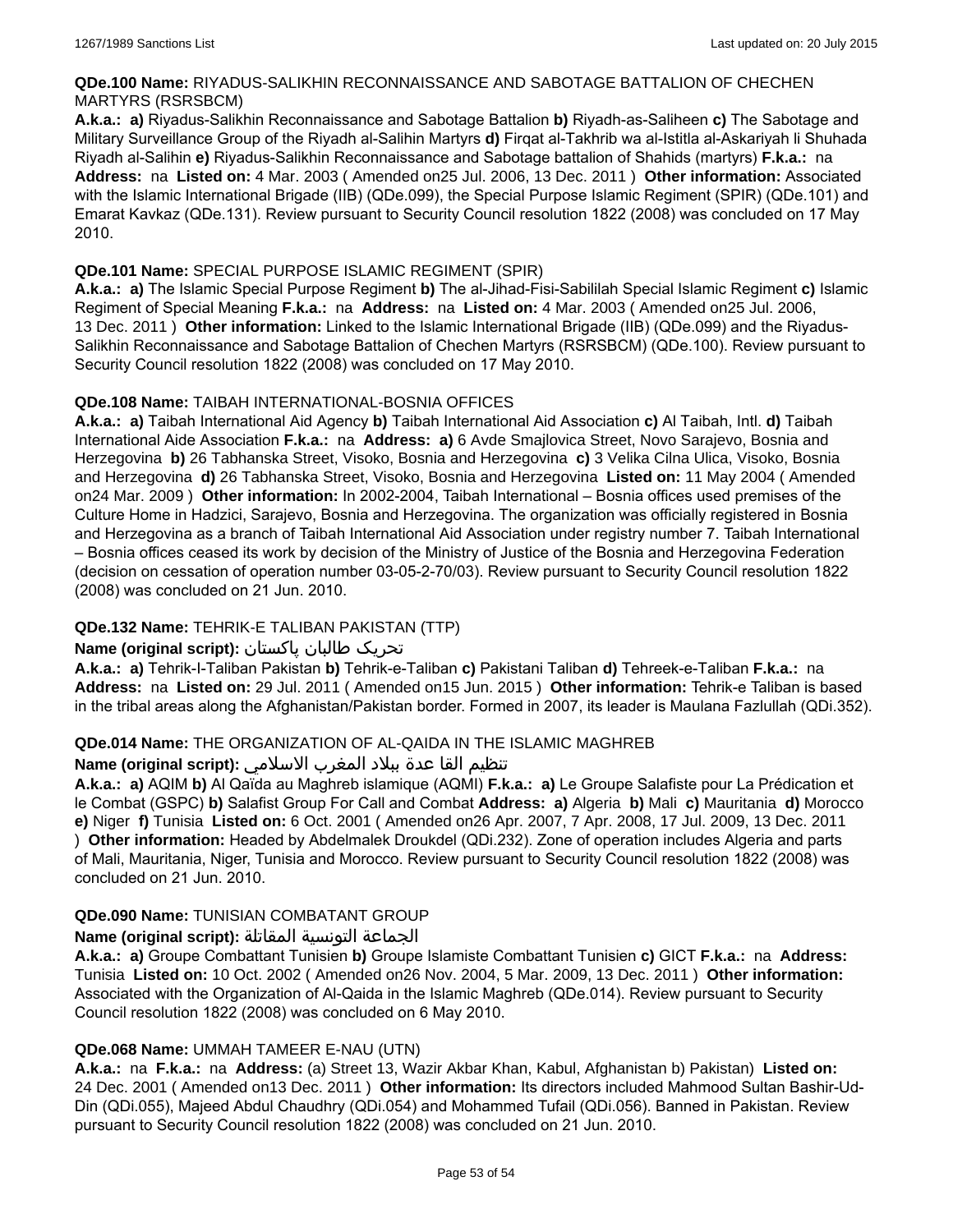**QDe.100 Name:** RIYADUS-SALIKHIN RECONNAISSANCE AND SABOTAGE BATTALION OF CHECHEN MARTYRS (RSRSBCM)

**A.k.a.:** **a)** Riyadus-Salikhin Reconnaissance and Sabotage Battalion **b)** Riyadh-as-Saliheen **c)** The Sabotage and Military Surveillance Group of the Riyadh al-Salihin Martyrs **d)** Firqat al-Takhrib wa al-Istitla al-Askariyah li Shuhada Riyadh al-Salihin **e)** Riyadus-Salikhin Reconnaissance and Sabotage battalion of Shahids (martyrs) **F.k.a.:** na **Address:** na **Listed on:** 4 Mar. 2003 ( Amended on25 Jul. 2006, 13 Dec. 2011 ) **Other information:** Associated with the Islamic International Brigade (IIB) (QDe.099), the Special Purpose Islamic Regiment (SPIR) (QDe.101) and Emarat Kavkaz (QDe.131). Review pursuant to Security Council resolution 1822 (2008) was concluded on 17 May 2010.

**QDe.101 Name:** SPECIAL PURPOSE ISLAMIC REGIMENT (SPIR)

**A.k.a.:** **a)** The Islamic Special Purpose Regiment **b)** The al-Jihad-Fisi-Sabililah Special Islamic Regiment **c)** Islamic Regiment of Special Meaning **F.k.a.:** na **Address:** na **Listed on:** 4 Mar. 2003 ( Amended on25 Jul. 2006, 13 Dec. 2011 ) **Other information:** Linked to the Islamic International Brigade (IIB) (QDe.099) and the Riyadus-Salikhin Reconnaissance and Sabotage Battalion of Chechen Martyrs (RSRSBCM) (QDe.100). Review pursuant to Security Council resolution 1822 (2008) was concluded on 17 May 2010.

**QDe.108 Name:** TAIBAH INTERNATIONAL-BOSNIA OFFICES

**A.k.a.:** **a)** Taibah International Aid Agency **b)** Taibah International Aid Association **c)** Al Taibah, Intl. **d)** Taibah International Aide Association **F.k.a.:** na **Address:** **a)** 6 Avde Smajlovica Street, Novo Sarajevo, Bosnia and Herzegovina **b)** 26 Tabhanska Street, Visoko, Bosnia and Herzegovina **c)** 3 Velika Cilna Ulica, Visoko, Bosnia and Herzegovina **d)** 26 Tabhanska Street, Visoko, Bosnia and Herzegovina **Listed on:** 11 May 2004 ( Amended on24 Mar. 2009 ) **Other information:** In 2002-2004, Taibah International – Bosnia offices used premises of the Culture Home in Hadzici, Sarajevo, Bosnia and Herzegovina. The organization was officially registered in Bosnia and Herzegovina as a branch of Taibah International Aid Association under registry number 7. Taibah International – Bosnia offices ceased its work by decision of the Ministry of Justice of the Bosnia and Herzegovina Federation (decision on cessation of operation number 03-05-2-70/03). Review pursuant to Security Council resolution 1822 (2008) was concluded on 21 Jun. 2010.

**QDe.132 Name:** TEHRIK-E TALIBAN PAKISTAN (TTP)

**Name (original script):** تحریک طالبان پاکستان

**A.k.a.:** **a)** Tehrik-I-Taliban Pakistan **b)** Tehrik-e-Taliban **c)** Pakistani Taliban **d)** Tehreek-e-Taliban **F.k.a.:** na **Address:** na **Listed on:** 29 Jul. 2011 ( Amended on15 Jun. 2015 ) **Other information:** Tehrik-e Taliban is based in the tribal areas along the Afghanistan/Pakistan border. Formed in 2007, its leader is Maulana Fazlullah (QDi.352).

**QDe.014 Name:** THE ORGANIZATION OF AL-QAIDA IN THE ISLAMIC MAGHREB

**Name (original script):** تنظيم القا عدة ببلاد المغرب الاسلامي

**A.k.a.:** **a)** AQIM **b)** Al Qaïda au Maghreb islamique (AQMI) **F.k.a.:** **a)** Le Groupe Salafiste pour La Prédication et le Combat (GSPC) **b)** Salafist Group For Call and Combat **Address:** **a)** Algeria **b)** Mali **c)** Mauritania **d)** Morocco **e)** Niger **f)** Tunisia **Listed on:** 6 Oct. 2001 ( Amended on26 Apr. 2007, 7 Apr. 2008, 17 Jul. 2009, 13 Dec. 2011 ) **Other information:** Headed by Abdelmalek Droukdel (QDi.232). Zone of operation includes Algeria and parts of Mali, Mauritania, Niger, Tunisia and Morocco. Review pursuant to Security Council resolution 1822 (2008) was concluded on 21 Jun. 2010.

**QDe.090 Name:** TUNISIAN COMBATANT GROUP

**Name (original script):** الجماعة التونسية المقاتلة

**A.k.a.:** **a)** Groupe Combattant Tunisien **b)** Groupe Islamiste Combattant Tunisien **c)** GICT **F.k.a.:** na **Address:** Tunisia **Listed on:** 10 Oct. 2002 ( Amended on26 Nov. 2004, 5 Mar. 2009, 13 Dec. 2011 ) **Other information:** Associated with the Organization of Al-Qaida in the Islamic Maghreb (QDe.014). Review pursuant to Security Council resolution 1822 (2008) was concluded on 6 May 2010.

**QDe.068 Name:** UMMAH TAMEER E-NAU (UTN)

**A.k.a.:** na **F.k.a.:** na **Address:** (a) Street 13, Wazir Akbar Khan, Kabul, Afghanistan b) Pakistan) **Listed on:** 24 Dec. 2001 ( Amended on13 Dec. 2011 ) **Other information:** Its directors included Mahmood Sultan Bashir-Ud-Din (QDi.055), Majeed Abdul Chaudhry (QDi.054) and Mohammed Tufail (QDi.056). Banned in Pakistan. Review pursuant to Security Council resolution 1822 (2008) was concluded on 21 Jun. 2010.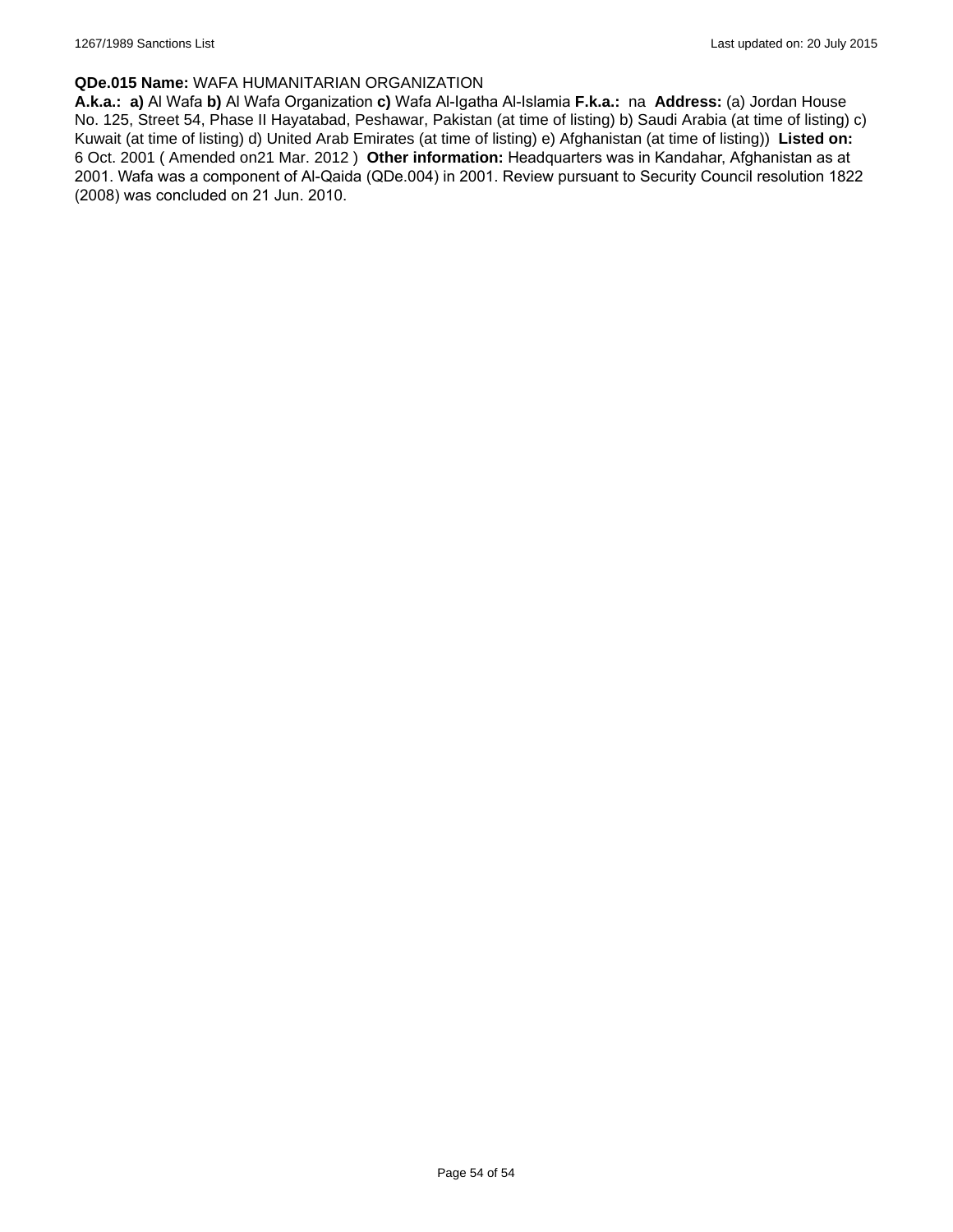**QDe.015 Name:** WAFA HUMANITARIAN ORGANIZATION

**A.k.a.:** **a)** Al Wafa **b)** Al Wafa Organization **c)** Wafa Al-Igatha Al-Islamia **F.k.a.:** na **Address:** (a) Jordan House No. 125, Street 54, Phase II Hayatabad, Peshawar, Pakistan (at time of listing) b) Saudi Arabia (at time of listing) c) Kuwait (at time of listing) d) United Arab Emirates (at time of listing) e) Afghanistan (at time of listing)) **Listed on:** 6 Oct. 2001 ( Amended on21 Mar. 2012 ) **Other information:** Headquarters was in Kandahar, Afghanistan as at 2001. Wafa was a component of Al-Qaida (QDe.004) in 2001. Review pursuant to Security Council resolution 1822 (2008) was concluded on 21 Jun. 2010.